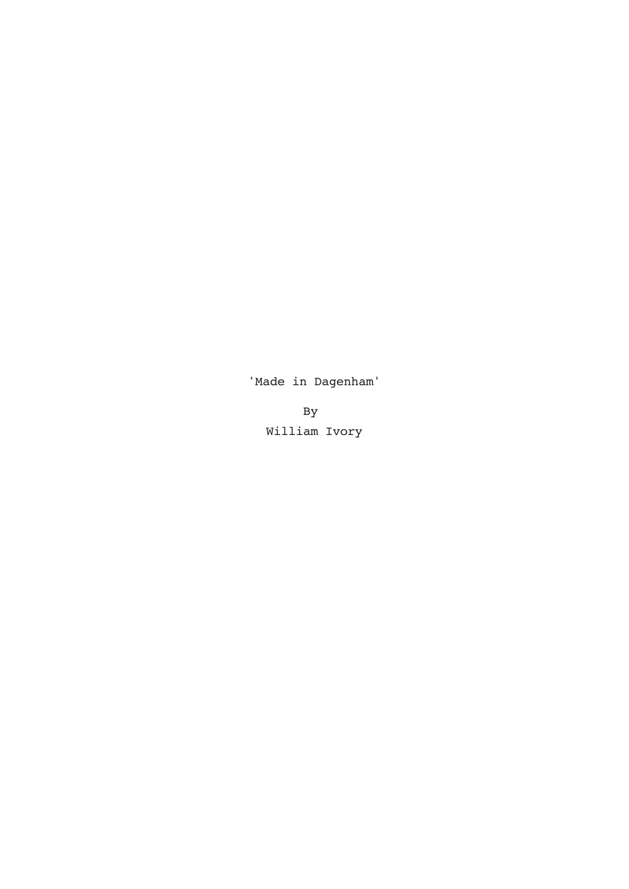'Made in Dagenham'

By

William Ivory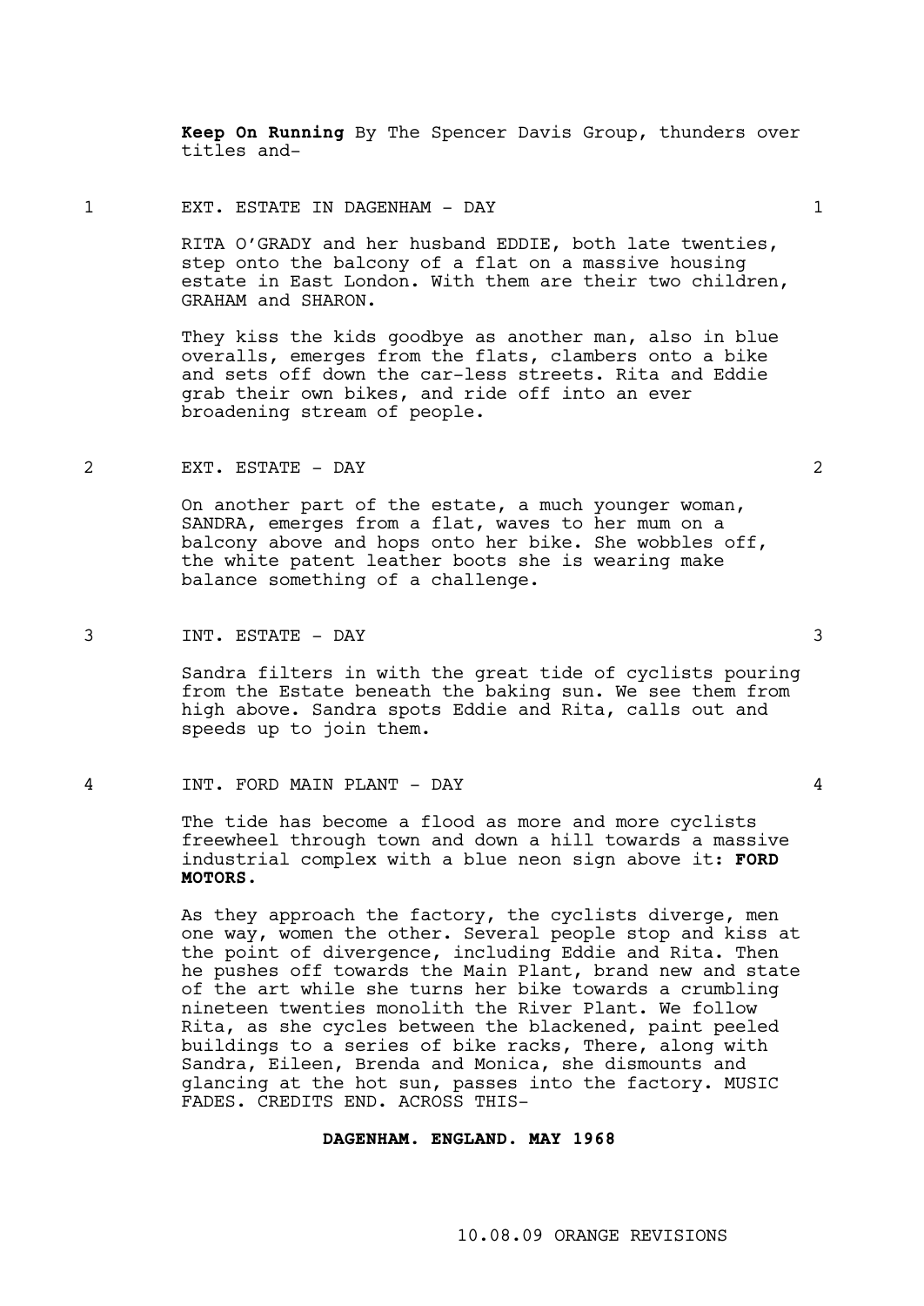**Keep On Running** By The Spencer Davis Group, thunders over titles and-

1 EXT. ESTATE IN DAGENHAM - DAY 1

RITA O'GRADY and her husband EDDIE, both late twenties, step onto the balcony of a flat on a massive housing estate in East London. With them are their two children, GRAHAM and SHARON.

They kiss the kids goodbye as another man, also in blue overalls, emerges from the flats, clambers onto a bike and sets off down the car-less streets. Rita and Eddie grab their own bikes, and ride off into an ever broadening stream of people.

2 EXT. ESTATE - DAY 2

On another part of the estate, a much younger woman, SANDRA, emerges from a flat, waves to her mum on a balcony above and hops onto her bike. She wobbles off, the white patent leather boots she is wearing make balance something of a challenge.

3 INT. ESTATE - DAY 3

Sandra filters in with the great tide of cyclists pouring from the Estate beneath the baking sun. We see them from high above. Sandra spots Eddie and Rita, calls out and speeds up to join them.

4 INT. FORD MAIN PLANT - DAY 4

The tide has become a flood as more and more cyclists freewheel through town and down a hill towards a massive industrial complex with a blue neon sign above it: **FORD MOTORS.**

As they approach the factory, the cyclists diverge, men one way, women the other. Several people stop and kiss at the point of divergence, including Eddie and Rita. Then he pushes off towards the Main Plant, brand new and state of the art while she turns her bike towards a crumbling nineteen twenties monolith the River Plant. We follow Rita, as she cycles between the blackened, paint peeled buildings to a series of bike racks, There, along with Sandra, Eileen, Brenda and Monica, she dismounts and glancing at the hot sun, passes into the factory. MUSIC FADES. CREDITS END. ACROSS THIS-

**DAGENHAM. ENGLAND. MAY 1968**

10.08.09 ORANGE REVISIONS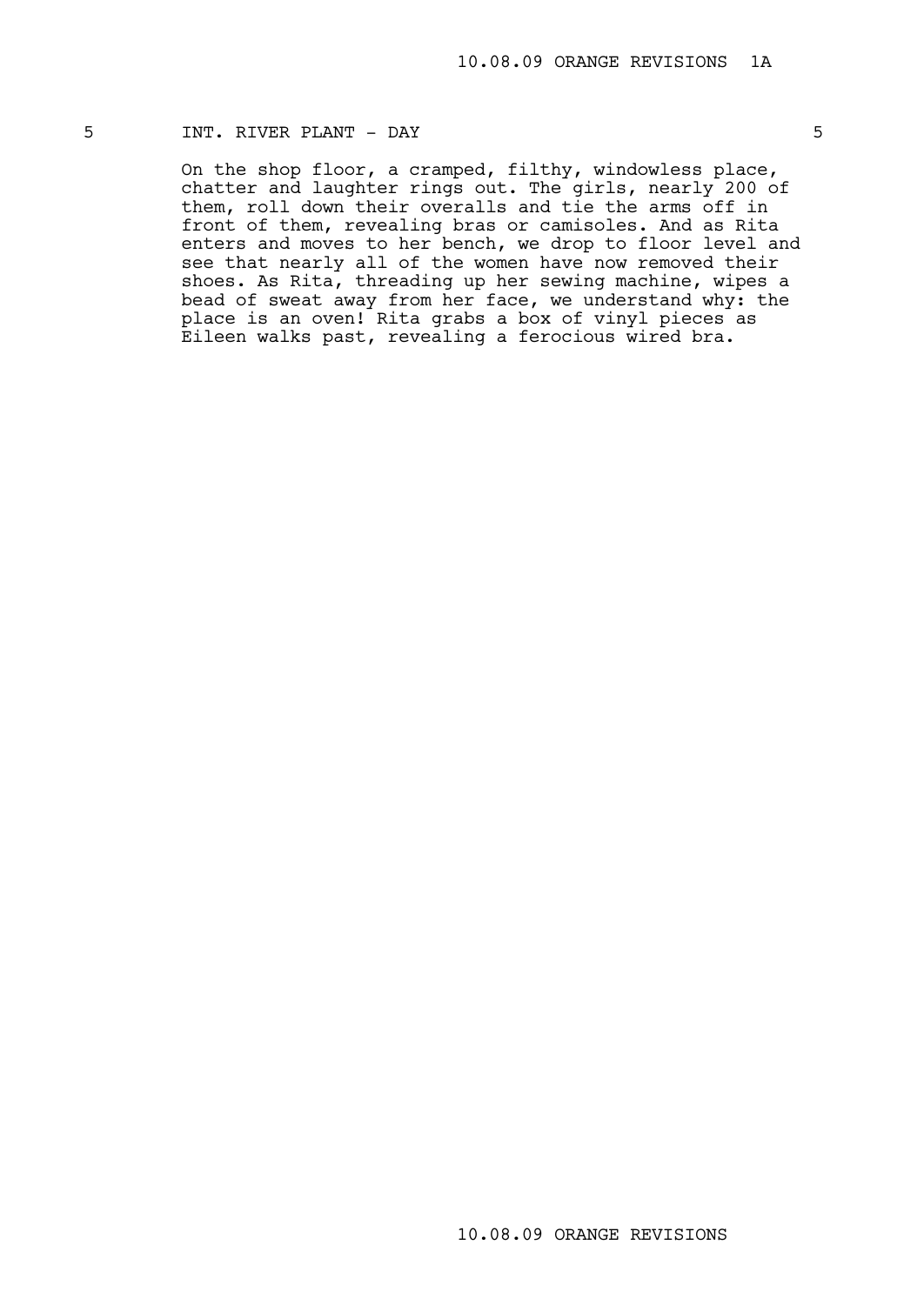5 INT. RIVER PLANT - DAY 5

On the shop floor, a cramped, filthy, windowless place, chatter and laughter rings out. The girls, nearly 200 of them, roll down their overalls and tie the arms off in front of them, revealing bras or camisoles. And as Rita enters and moves to her bench, we drop to floor level and see that nearly all of the women have now removed their shoes. As Rita, threading up her sewing machine, wipes a bead of sweat away from her face, we understand why: the place is an oven! Rita grabs a box of vinyl pieces as Eileen walks past, revealing a ferocious wired bra.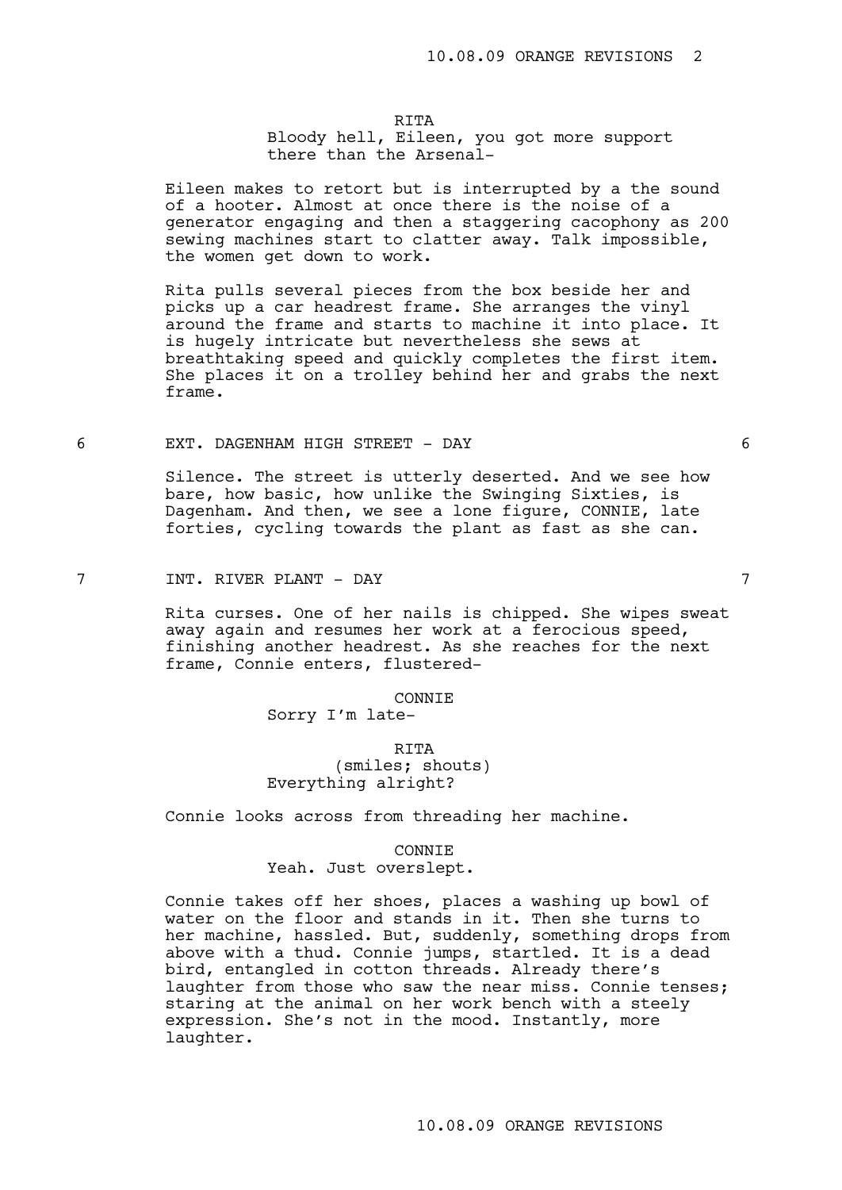RITA
Bloody hell, Eileen, you got more support there than the Arsenal-

Eileen makes to retort but is interrupted by a the sound of a hooter. Almost at once there is the noise of a generator engaging and then a staggering cacophony as 200 sewing machines start to clatter away. Talk impossible, the women get down to work.

Rita pulls several pieces from the box beside her and picks up a car headrest frame. She arranges the vinyl around the frame and starts to machine it into place. It is hugely intricate but nevertheless she sews at breathtaking speed and quickly completes the first item. She places it on a trolley behind her and grabs the next frame.

6 EXT. DAGENHAM HIGH STREET - DAY 6

Silence. The street is utterly deserted. And we see how bare, how basic, how unlike the Swinging Sixties, is Dagenham. And then, we see a lone figure, CONNIE, late forties, cycling towards the plant as fast as she can.

7 INT. RIVER PLANT - DAY 7

Rita curses. One of her nails is chipped. She wipes sweat away again and resumes her work at a ferocious speed, finishing another headrest. As she reaches for the next frame, Connie enters, flustered-

CONNIE
Sorry I'm late-

RITA
(smiles; shouts)
Everything alright?

Connie looks across from threading her machine.

CONNIE
Yeah. Just overslept.

Connie takes off her shoes, places a washing up bowl of water on the floor and stands in it. Then she turns to her machine, hassled. But, suddenly, something drops from above with a thud. Connie jumps, startled. It is a dead bird, entangled in cotton threads. Already there's laughter from those who saw the near miss. Connie tenses; staring at the animal on her work bench with a steely expression. She's not in the mood. Instantly, more laughter.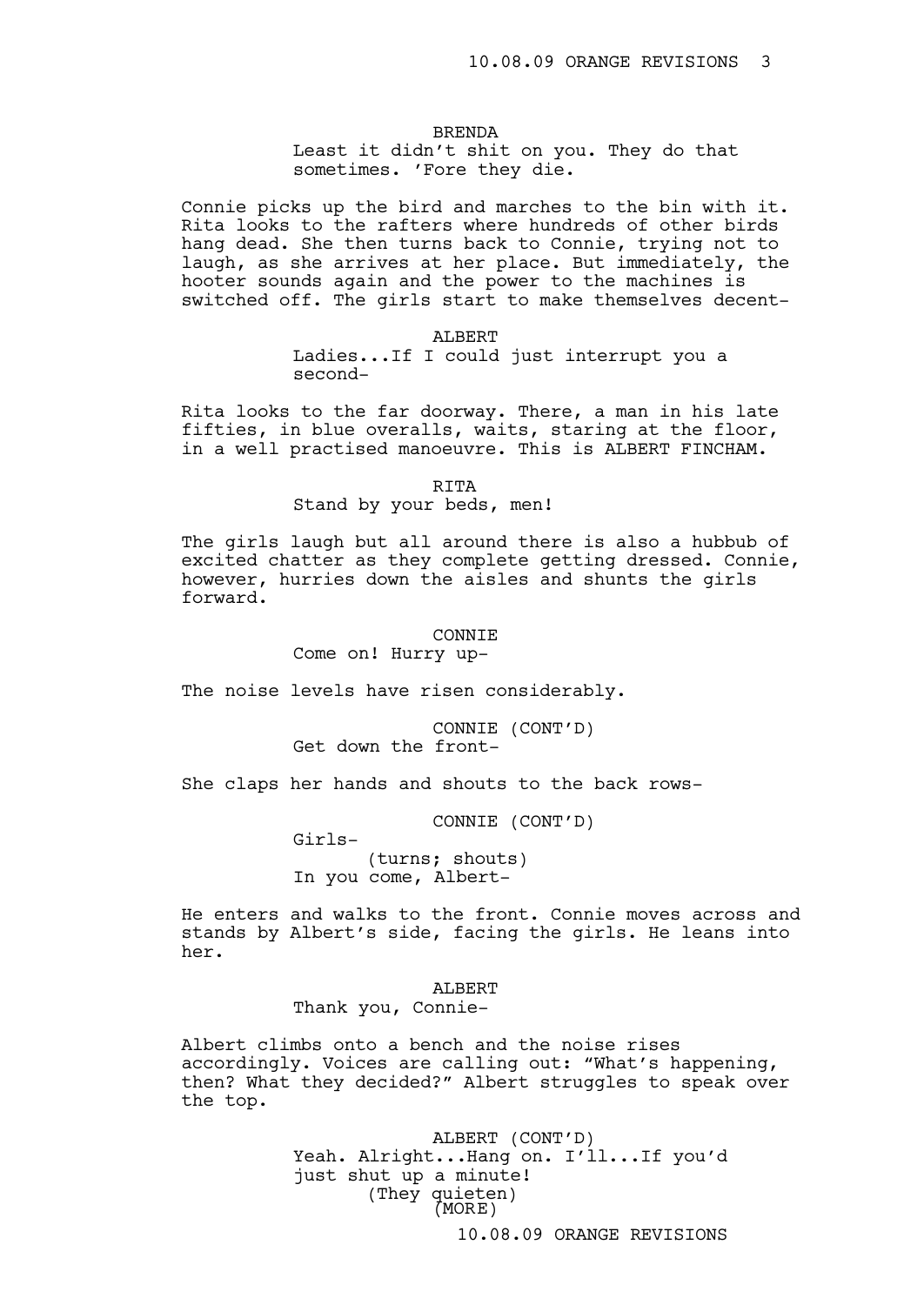BRENDA
Least it didn't shit on you. They do that sometimes. 'Fore they die.

Connie picks up the bird and marches to the bin with it. Rita looks to the rafters where hundreds of other birds hang dead. She then turns back to Connie, trying not to laugh, as she arrives at her place. But immediately, the hooter sounds again and the power to the machines is switched off. The girls start to make themselves decent-

ALBERT
Ladies...If I could just interrupt you a second-

Rita looks to the far doorway. There, a man in his late fifties, in blue overalls, waits, staring at the floor, in a well practised manoeuvre. This is ALBERT FINCHAM.

RITA
Stand by your beds, men!

The girls laugh but all around there is also a hubbub of excited chatter as they complete getting dressed. Connie, however, hurries down the aisles and shunts the girls forward.

CONNIE
Come on! Hurry up-

The noise levels have risen considerably.

CONNIE (CONT'D)
Get down the front-

She claps her hands and shouts to the back rows-

CONNIE (CONT'D)
Girls-
(turns; shouts)
In you come, Albert-

He enters and walks to the front. Connie moves across and stands by Albert's side, facing the girls. He leans into her.

ALBERT
Thank you, Connie-

Albert climbs onto a bench and the noise rises accordingly. Voices are calling out: "What's happening, then? What they decided?" Albert struggles to speak over the top.

ALBERT (CONT'D)
Yeah. Alright...Hang on. I'll...If you'd just shut up a minute!
(They quieten)
(MORE)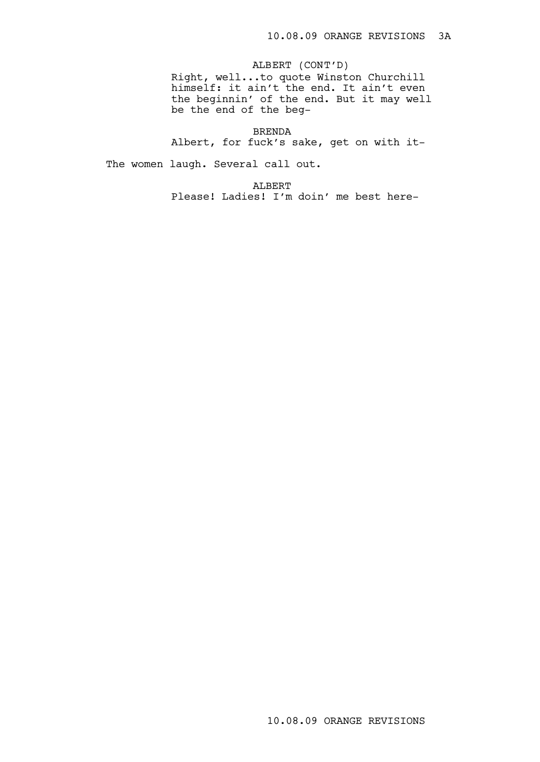ALBERT (CONT'D)
Right, well...to quote Winston Churchill himself: it ain't the end. It ain't even the beginnin' of the end. But it may well be the end of the beg-

BRENDA
Albert, for fuck's sake, get on with it-

The women laugh. Several call out.

ALBERT
Please! Ladies! I'm doin' me best here-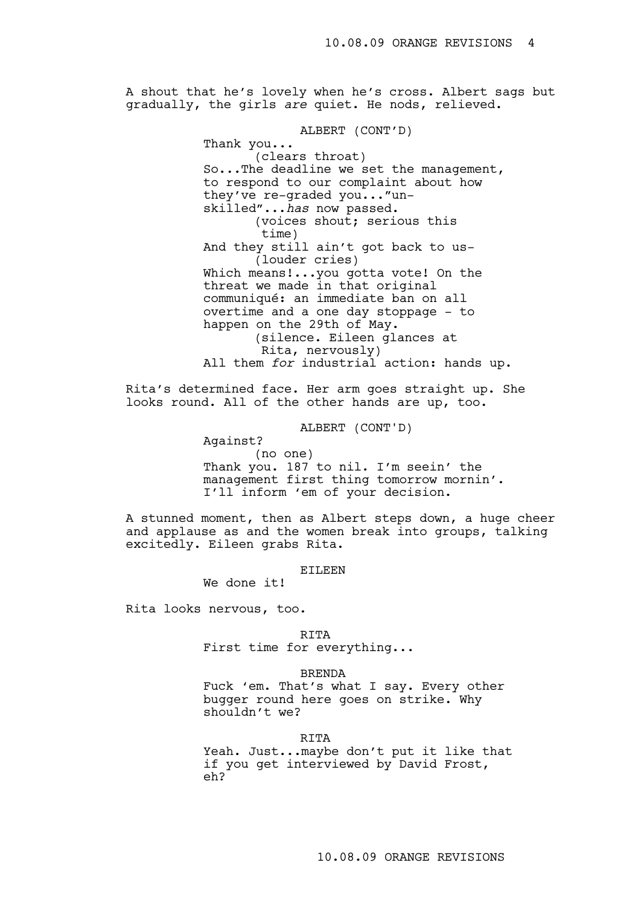A shout that he's lovely when he's cross. Albert sags but gradually, the girls *are* quiet. He nods, relieved.

ALBERT (CONT'D)

Thank you...

(clears throat)

So...The deadline we set the management, to respond to our complaint about how they've re-graded you..."un-skilled"...*has* now passed.

(voices shout; serious this time)

And they still ain't got back to us-

(louder cries)

Which means!...you gotta vote! On the threat we made in that original communiqué: an immediate ban on all overtime and a one day stoppage - to happen on the 29th of May.

(silence. Eileen glances at Rita, nervously)

All them *for* industrial action: hands up.

Rita's determined face. Her arm goes straight up. She looks round. All of the other hands are up, too.

ALBERT (CONT'D)

Against?

(no one)

Thank you. 187 to nil. I'm seein' the management first thing tomorrow mornin'. I'll inform 'em of your decision.

A stunned moment, then as Albert steps down, a huge cheer and applause as and the women break into groups, talking excitedly. Eileen grabs Rita.

EILEEN

We done it!

Rita looks nervous, too.

RITA

First time for everything...

BRENDA

Fuck 'em. That's what I say. Every other bugger round here goes on strike. Why shouldn't we?

RITA

Yeah. Just...maybe don't put it like that if you get interviewed by David Frost, eh?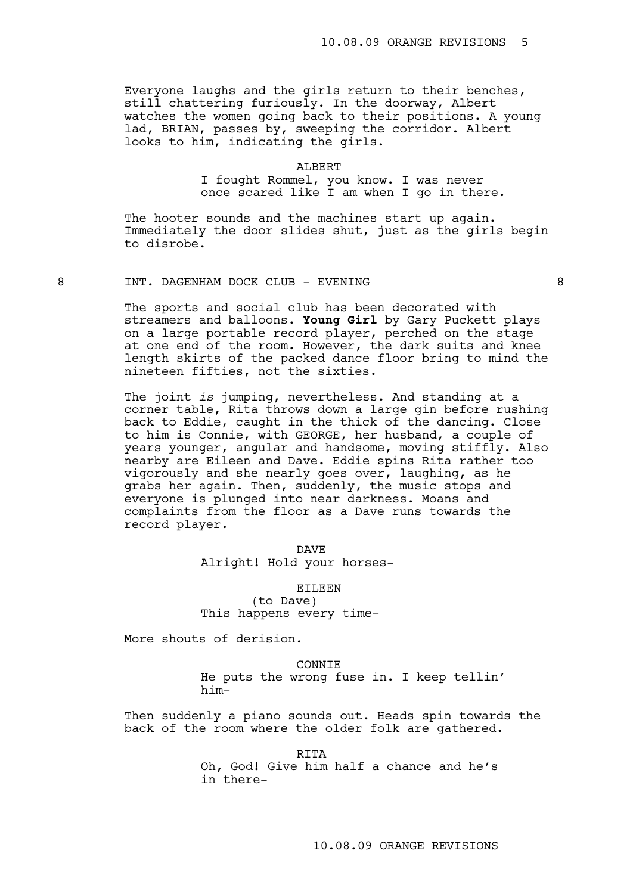Everyone laughs and the girls return to their benches, still chattering furiously. In the doorway, Albert watches the women going back to their positions. A young lad, BRIAN, passes by, sweeping the corridor. Albert looks to him, indicating the girls.

ALBERT

I fought Rommel, you know. I was never once scared like I am when I go in there.

The hooter sounds and the machines start up again. Immediately the door slides shut, just as the girls begin to disrobe.

8 INT. DAGENHAM DOCK CLUB - EVENING 8

The sports and social club has been decorated with streamers and balloons. **Young Girl** by Gary Puckett plays on a large portable record player, perched on the stage at one end of the room. However, the dark suits and knee length skirts of the packed dance floor bring to mind the nineteen fifties, not the sixties.

The joint *is* jumping, nevertheless. And standing at a corner table, Rita throws down a large gin before rushing back to Eddie, caught in the thick of the dancing. Close to him is Connie, with GEORGE, her husband, a couple of years younger, angular and handsome, moving stiffly. Also nearby are Eileen and Dave. Eddie spins Rita rather too vigorously and she nearly goes over, laughing, as he grabs her again. Then, suddenly, the music stops and everyone is plunged into near darkness. Moans and complaints from the floor as a Dave runs towards the record player.

DAVE

Alright! Hold your horses-

EILEEN

(to Dave)

This happens every time-

More shouts of derision.

CONNIE

He puts the wrong fuse in. I keep tellin' him-

Then suddenly a piano sounds out. Heads spin towards the back of the room where the older folk are gathered.

RITA

Oh, God! Give him half a chance and he's in there-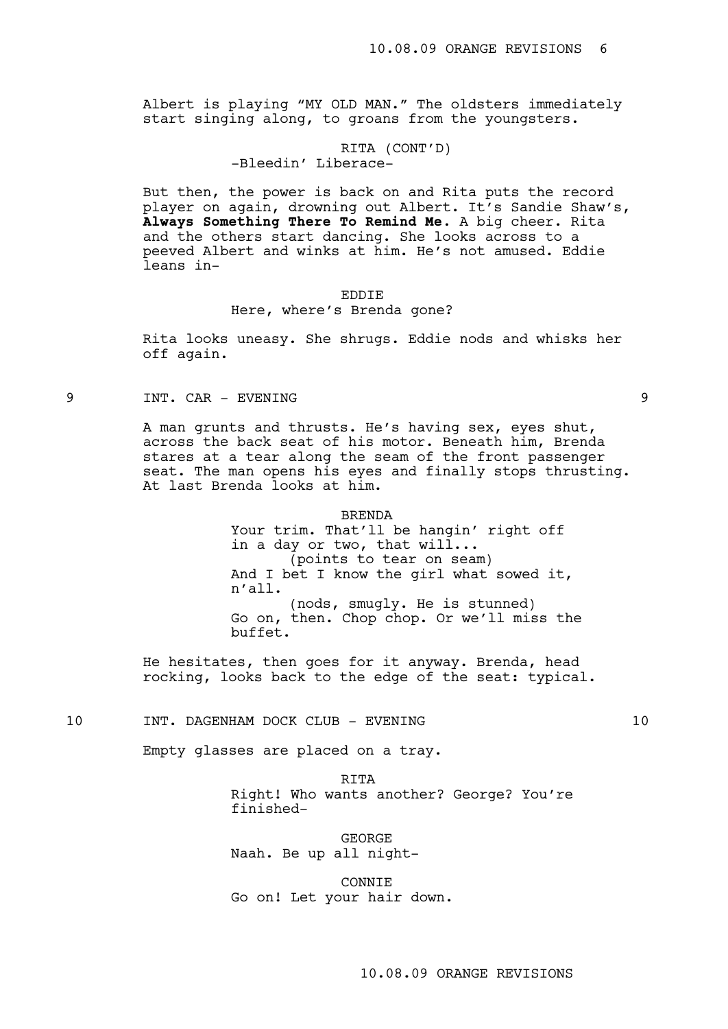Albert is playing "MY OLD MAN." The oldsters immediately start singing along, to groans from the youngsters.

RITA (CONT'D)
-Bleedin' Liberace-

But then, the power is back on and Rita puts the record player on again, drowning out Albert. It's Sandie Shaw's, **Always Something There To Remind Me**. A big cheer. Rita and the others start dancing. She looks across to a peeved Albert and winks at him. He's not amused. Eddie leans in-

EDDIE
Here, where's Brenda gone?

Rita looks uneasy. She shrugs. Eddie nods and whisks her off again.

9 INT. CAR - EVENING 9

A man grunts and thrusts. He's having sex, eyes shut, across the back seat of his motor. Beneath him, Brenda stares at a tear along the seam of the front passenger seat. The man opens his eyes and finally stops thrusting. At last Brenda looks at him.

BRENDA
Your trim. That'll be hangin' right off in a day or two, that will...
(points to tear on seam)
And I bet I know the girl what sowed it, n'all.
(nods, smugly. He is stunned)
Go on, then. Chop chop. Or we'll miss the buffet.

He hesitates, then goes for it anyway. Brenda, head rocking, looks back to the edge of the seat: typical.

10 INT. DAGENHAM DOCK CLUB - EVENING 10

Empty glasses are placed on a tray.

RITA
Right! Who wants another? George? You're finished-

GEORGE
Naah. Be up all night-

CONNIE
Go on! Let your hair down.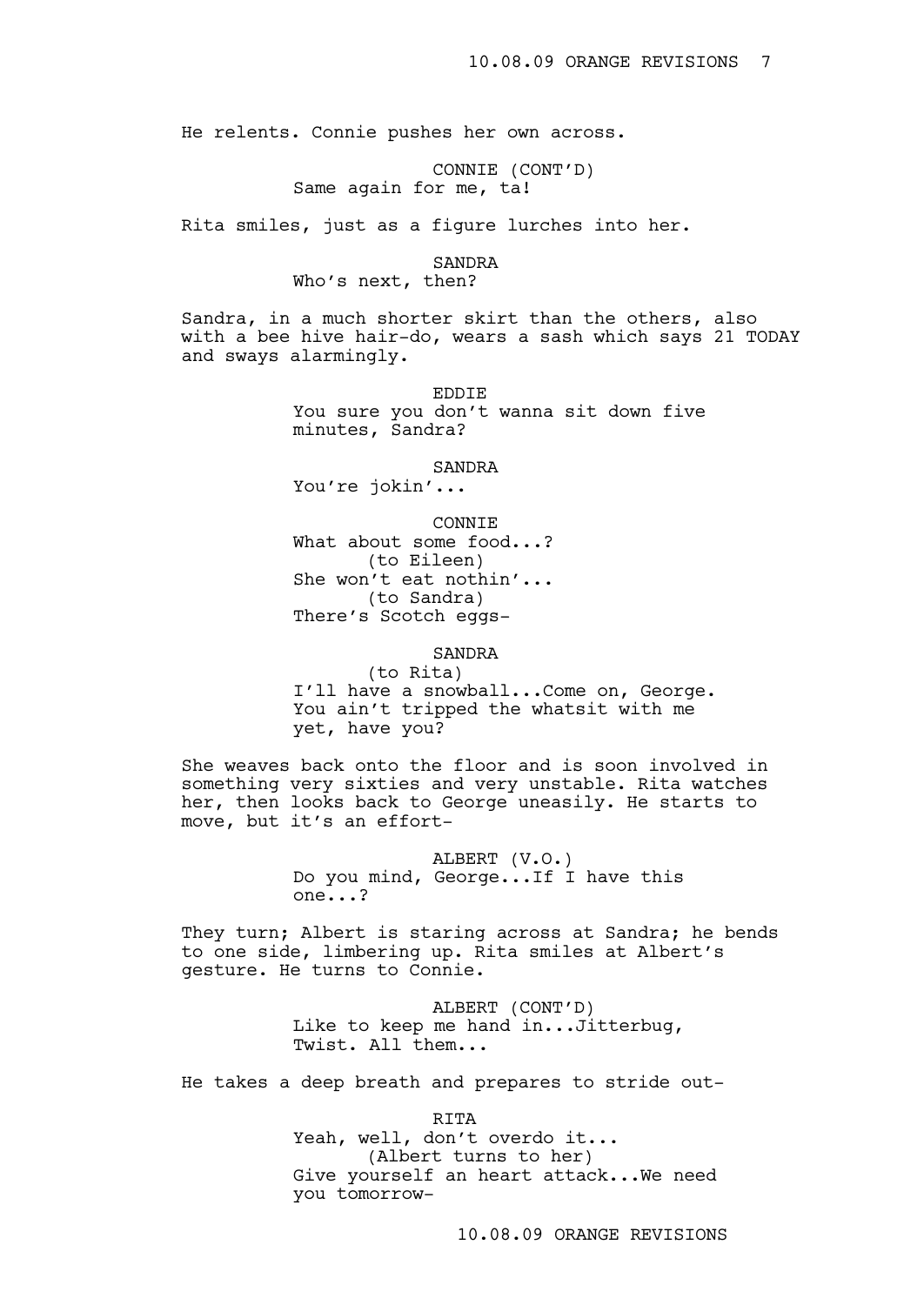He relents. Connie pushes her own across.

CONNIE (CONT'D)
Same again for me, ta!

Rita smiles, just as a figure lurches into her.

SANDRA
Who's next, then?

Sandra, in a much shorter skirt than the others, also with a bee hive hair-do, wears a sash which says 21 TODAY and sways alarmingly.

EDDIE
You sure you don't wanna sit down five minutes, Sandra?

SANDRA
You're jokin'...

CONNIE
What about some food...?
(to Eileen)
She won't eat nothin'...
(to Sandra)
There's Scotch eggs-

SANDRA
(to Rita)
I'll have a snowball...Come on, George. You ain't tripped the whatsit with me yet, have you?

She weaves back onto the floor and is soon involved in something very sixties and very unstable. Rita watches her, then looks back to George uneasily. He starts to move, but it's an effort-

ALBERT (V.O.)
Do you mind, George...If I have this one...?

They turn; Albert is staring across at Sandra; he bends to one side, limbering up. Rita smiles at Albert's gesture. He turns to Connie.

ALBERT (CONT'D)
Like to keep me hand in...Jitterbug, Twist. All them...

He takes a deep breath and prepares to stride out-

RITA
Yeah, well, don't overdo it...
(Albert turns to her)
Give yourself an heart attack...We need you tomorrow-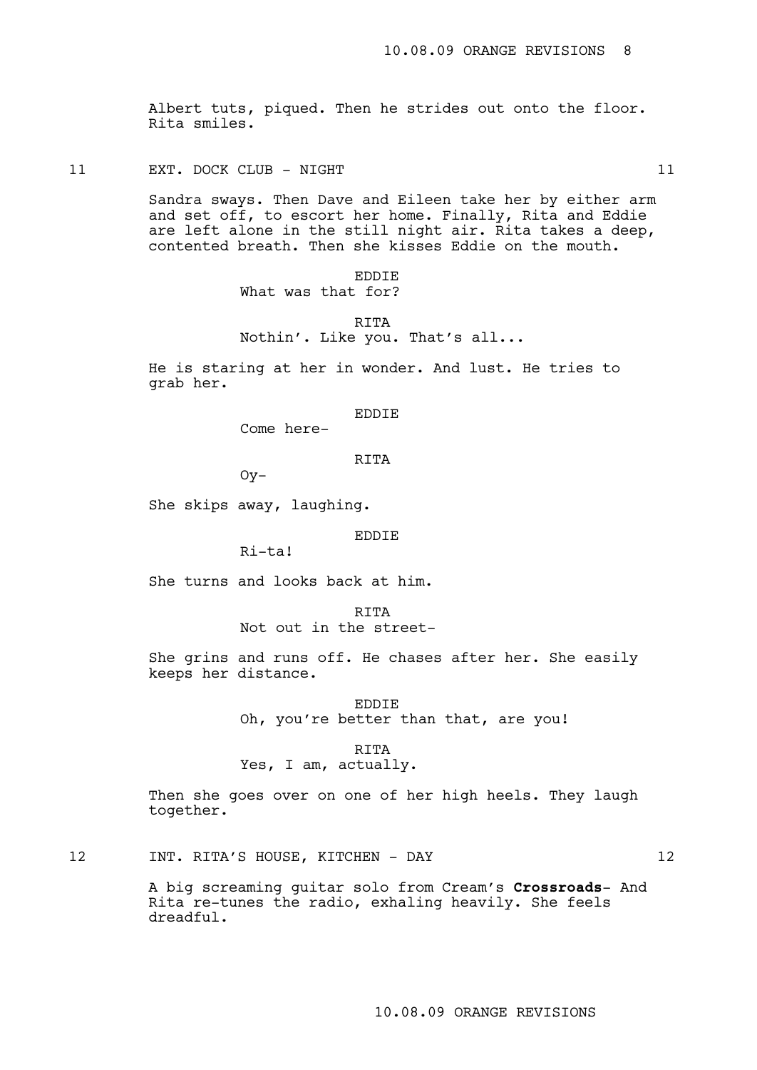Albert tuts, piqued. Then he strides out onto the floor. Rita smiles.

11 EXT. DOCK CLUB - NIGHT 11

Sandra sways. Then Dave and Eileen take her by either arm and set off, to escort her home. Finally, Rita and Eddie are left alone in the still night air. Rita takes a deep, contented breath. Then she kisses Eddie on the mouth.

EDDIE
What was that for?

RITA
Nothin'. Like you. That's all...

He is staring at her in wonder. And lust. He tries to grab her.

EDDIE
Come here-

RITA
Oy-

She skips away, laughing.

EDDIE
Ri-ta!

She turns and looks back at him.

RITA
Not out in the street-

She grins and runs off. He chases after her. She easily keeps her distance.

EDDIE
Oh, you're better than that, are you!

RITA
Yes, I am, actually.

Then she goes over on one of her high heels. They laugh together.

12 INT. RITA'S HOUSE, KITCHEN - DAY 12

A big screaming guitar solo from Cream's **Crossroads**- And Rita re-tunes the radio, exhaling heavily. She feels dreadful.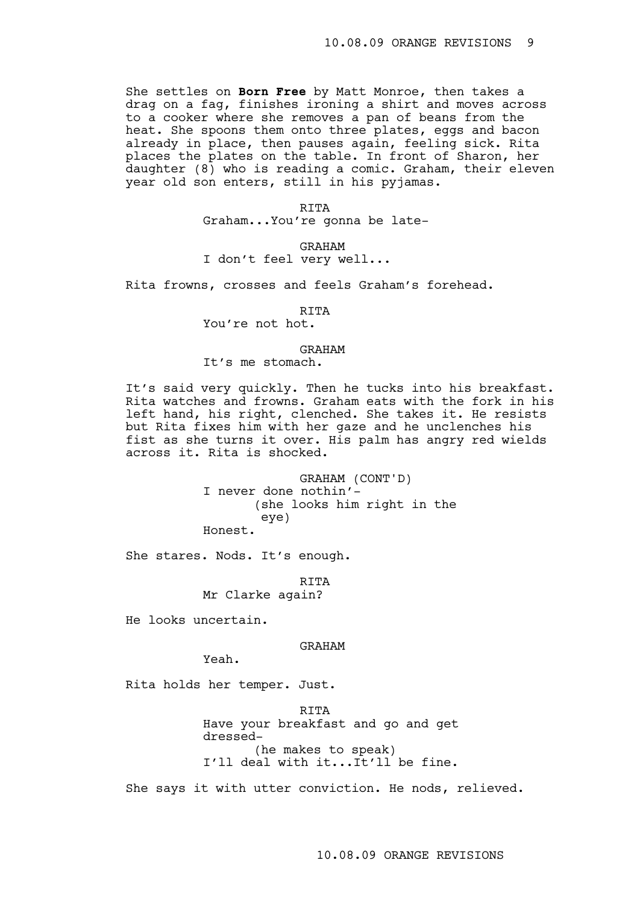She settles on **Born Free** by Matt Monroe, then takes a drag on a fag, finishes ironing a shirt and moves across to a cooker where she removes a pan of beans from the heat. She spoons them onto three plates, eggs and bacon already in place, then pauses again, feeling sick. Rita places the plates on the table. In front of Sharon, her daughter (8) who is reading a comic. Graham, their eleven year old son enters, still in his pyjamas.

RITA
Graham...You're gonna be late-

GRAHAM
I don't feel very well...

Rita frowns, crosses and feels Graham's forehead.

RITA
You're not hot.

GRAHAM
It's me stomach.

It's said very quickly. Then he tucks into his breakfast. Rita watches and frowns. Graham eats with the fork in his left hand, his right, clenched. She takes it. He resists but Rita fixes him with her gaze and he unclenches his fist as she turns it over. His palm has angry red wields across it. Rita is shocked.

GRAHAM (CONT'D)
I never done nothin'-
(she looks him right in the eye)
Honest.

She stares. Nods. It's enough.

RITA
Mr Clarke again?

He looks uncertain.

GRAHAM
Yeah.

Rita holds her temper. Just.

RITA
Have your breakfast and go and get dressed-
(he makes to speak)
I'll deal with it...It'll be fine.

She says it with utter conviction. He nods, relieved.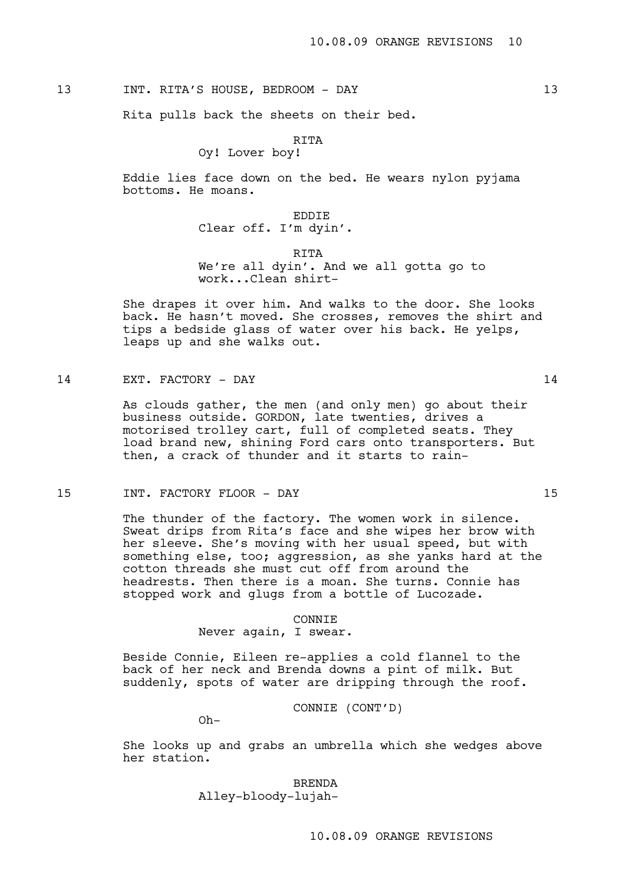13 INT. RITA'S HOUSE, BEDROOM - DAY 13

Rita pulls back the sheets on their bed.

RITA
Oy! Lover boy!

Eddie lies face down on the bed. He wears nylon pyjama bottoms. He moans.

EDDIE
Clear off. I'm dyin'.

RITA
We're all dyin'. And we all gotta go to work...Clean shirt-

She drapes it over him. And walks to the door. She looks back. He hasn't moved. She crosses, removes the shirt and tips a bedside glass of water over his back. He yelps, leaps up and she walks out.

14 EXT. FACTORY - DAY 14

As clouds gather, the men (and only men) go about their business outside. GORDON, late twenties, drives a motorised trolley cart, full of completed seats. They load brand new, shining Ford cars onto transporters. But then, a crack of thunder and it starts to rain-

15 INT. FACTORY FLOOR - DAY 15

The thunder of the factory. The women work in silence. Sweat drips from Rita's face and she wipes her brow with her sleeve. She's moving with her usual speed, but with something else, too; aggression, as she yanks hard at the cotton threads she must cut off from around the headrests. Then there is a moan. She turns. Connie has stopped work and glugs from a bottle of Lucozade.

CONNIE
Never again, I swear.

Beside Connie, Eileen re-applies a cold flannel to the back of her neck and Brenda downs a pint of milk. But suddenly, spots of water are dripping through the roof.

CONNIE (CONT'D)
Oh-

She looks up and grabs an umbrella which she wedges above her station.

BRENDA
Alley-bloody-lujah-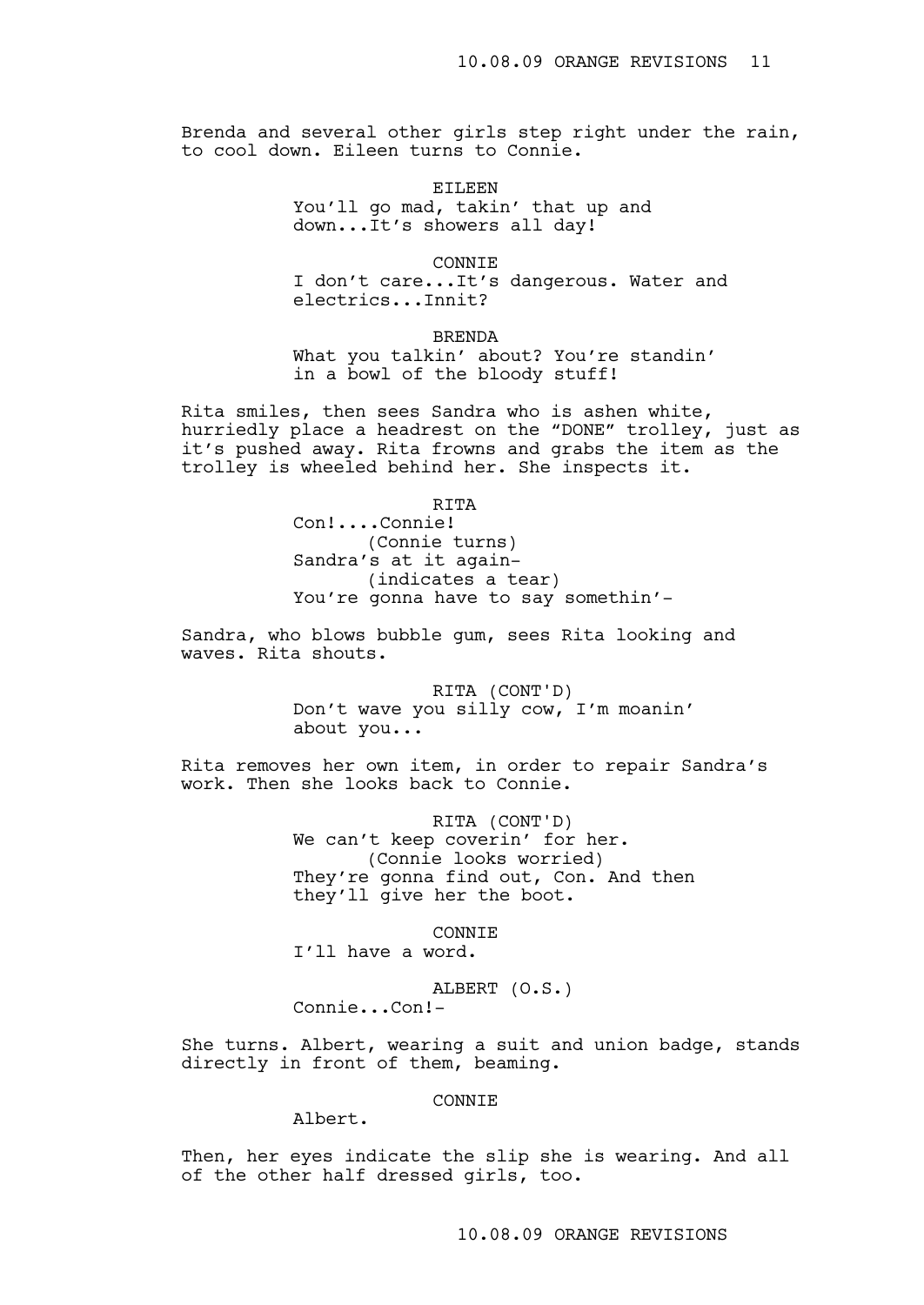Brenda and several other girls step right under the rain, to cool down. Eileen turns to Connie.

EILEEN
You'll go mad, takin' that up and down...It's showers all day!

CONNIE
I don't care...It's dangerous. Water and electrics...Innit?

BRENDA
What you talkin' about? You're standin' in a bowl of the bloody stuff!

Rita smiles, then sees Sandra who is ashen white, hurriedly place a headrest on the "DONE" trolley, just as it's pushed away. Rita frowns and grabs the item as the trolley is wheeled behind her. She inspects it.

RITA
Con!....Connie!
(Connie turns)
Sandra's at it again-
(indicates a tear)
You're gonna have to say somethin'-

Sandra, who blows bubble gum, sees Rita looking and waves. Rita shouts.

RITA (CONT'D)
Don't wave you silly cow, I'm moanin' about you...

Rita removes her own item, in order to repair Sandra's work. Then she looks back to Connie.

RITA (CONT'D)
We can't keep coverin' for her.
(Connie looks worried)
They're gonna find out, Con. And then they'll give her the boot.

CONNIE
I'll have a word.

ALBERT (O.S.)
Connie...Con!-

She turns. Albert, wearing a suit and union badge, stands directly in front of them, beaming.

CONNIE
Albert.

Then, her eyes indicate the slip she is wearing. And all of the other half dressed girls, too.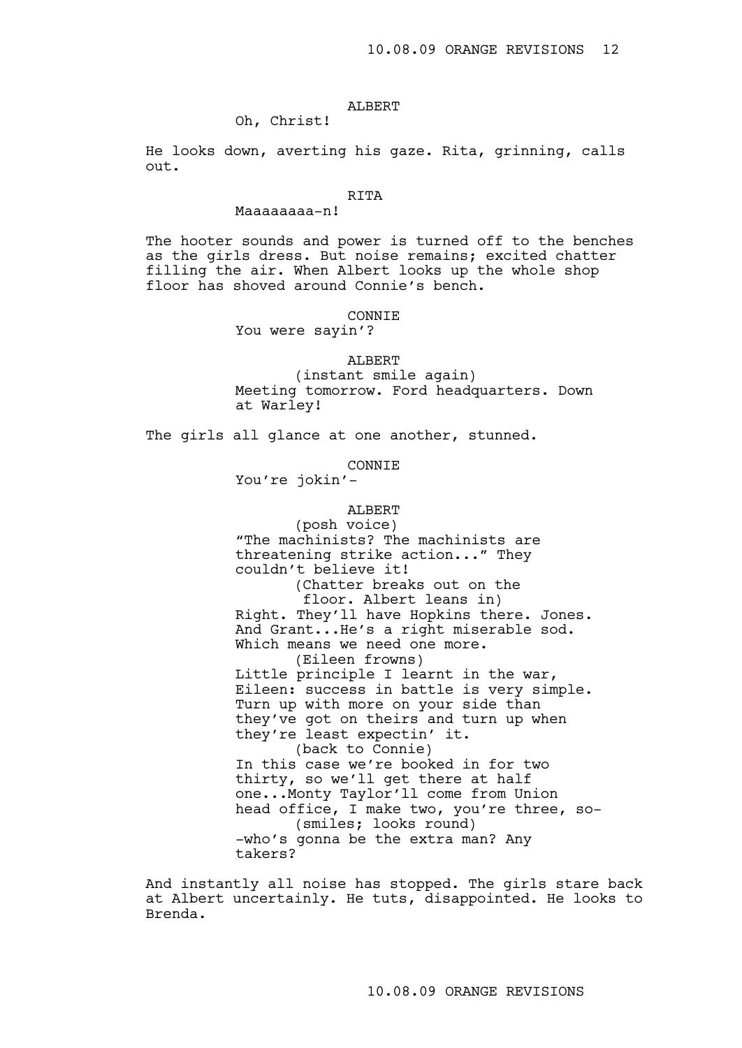ALBERT

Oh, Christ!

He looks down, averting his gaze. Rita, grinning, calls out.

RITA

Maaaaaaaa-n!

The hooter sounds and power is turned off to the benches as the girls dress. But noise remains; excited chatter filling the air. When Albert looks up the whole shop floor has shoved around Connie's bench.

CONNIE

You were sayin'?

ALBERT

(instant smile again)

Meeting tomorrow. Ford headquarters. Down at Warley!

The girls all glance at one another, stunned.

CONNIE

You're jokin'-

ALBERT

(posh voice)

"The machinists? The machinists are threatening strike action..." They couldn't believe it!

(Chatter breaks out on the floor. Albert leans in)

Right. They'll have Hopkins there. Jones. And Grant...He's a right miserable sod. Which means we need one more.

(Eileen frowns)

Little principle I learnt in the war, Eileen: success in battle is very simple. Turn up with more on your side than they've got on theirs and turn up when they're least expectin' it.

(back to Connie)

In this case we're booked in for two thirty, so we'll get there at half one...Monty Taylor'll come from Union head office, I make two, you're three, so-

(smiles; looks round)

-who's gonna be the extra man? Any takers?

And instantly all noise has stopped. The girls stare back at Albert uncertainly. He tuts, disappointed. He looks to Brenda.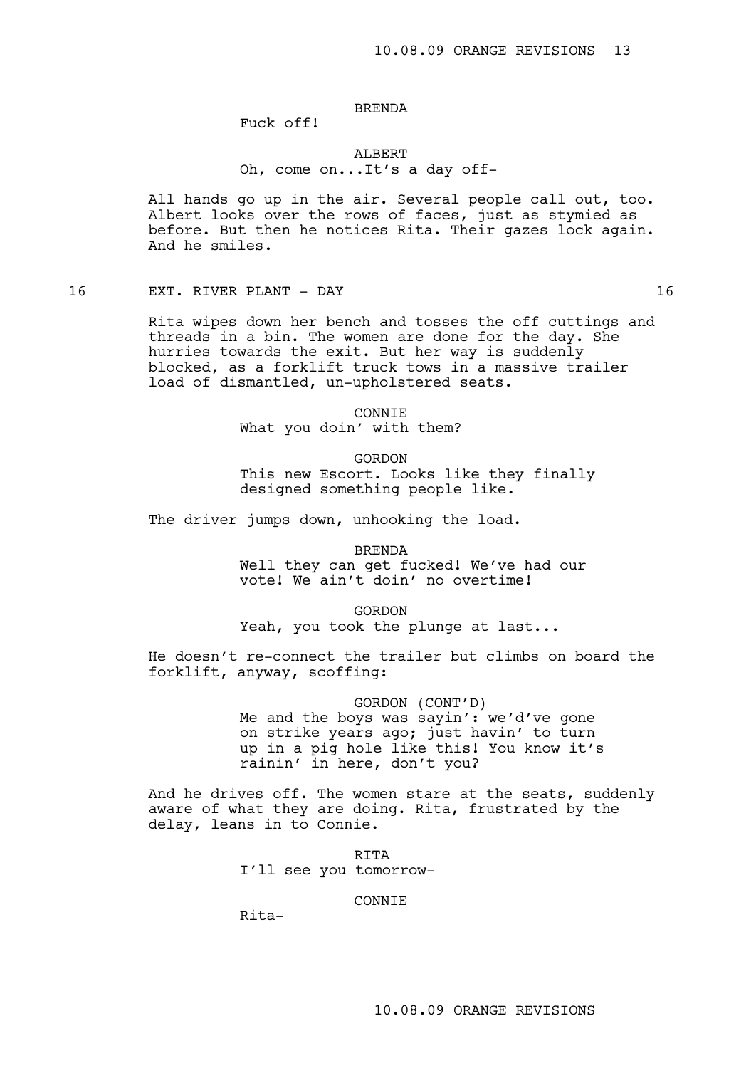BRENDA

Fuck off!

ALBERT

Oh, come on...It's a day off-

All hands go up in the air. Several people call out, too. Albert looks over the rows of faces, just as stymied as before. But then he notices Rita. Their gazes lock again. And he smiles.

16 EXT. RIVER PLANT - DAY 16

Rita wipes down her bench and tosses the off cuttings and threads in a bin. The women are done for the day. She hurries towards the exit. But her way is suddenly blocked, as a forklift truck tows in a massive trailer load of dismantled, un-upholstered seats.

CONNIE

What you doin' with them?

GORDON

This new Escort. Looks like they finally designed something people like.

The driver jumps down, unhooking the load.

BRENDA

Well they can get fucked! We've had our vote! We ain't doin' no overtime!

GORDON

Yeah, you took the plunge at last...

He doesn't re-connect the trailer but climbs on board the forklift, anyway, scoffing:

GORDON (CONT'D)

Me and the boys was sayin': we'd've gone on strike years ago; just havin' to turn up in a pig hole like this! You know it's rainin' in here, don't you?

And he drives off. The women stare at the seats, suddenly aware of what they are doing. Rita, frustrated by the delay, leans in to Connie.

RITA

I'll see you tomorrow-

CONNIE

Rita-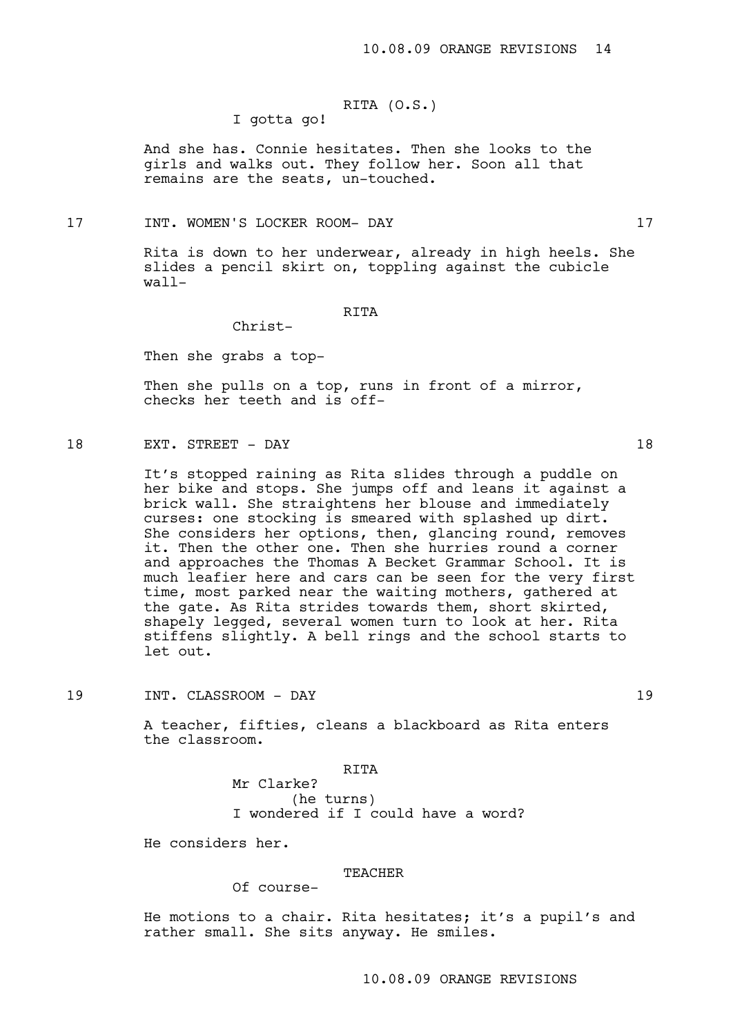RITA (O.S.)
I gotta go!

And she has. Connie hesitates. Then she looks to the girls and walks out. They follow her. Soon all that remains are the seats, un-touched.

17 INT. WOMEN'S LOCKER ROOM- DAY 17

Rita is down to her underwear, already in high heels. She slides a pencil skirt on, toppling against the cubicle wall-

RITA
Christ-

Then she grabs a top-

Then she pulls on a top, runs in front of a mirror, checks her teeth and is off-

18 EXT. STREET - DAY 18

It's stopped raining as Rita slides through a puddle on her bike and stops. She jumps off and leans it against a brick wall. She straightens her blouse and immediately curses: one stocking is smeared with splashed up dirt. She considers her options, then, glancing round, removes it. Then the other one. Then she hurries round a corner and approaches the Thomas A Becket Grammar School. It is much leafier here and cars can be seen for the very first time, most parked near the waiting mothers, gathered at the gate. As Rita strides towards them, short skirted, shapely legged, several women turn to look at her. Rita stiffens slightly. A bell rings and the school starts to let out.

19 INT. CLASSROOM - DAY 19

A teacher, fifties, cleans a blackboard as Rita enters the classroom.

RITA
Mr Clarke?
(he turns)
I wondered if I could have a word?

He considers her.

TEACHER
Of course-

He motions to a chair. Rita hesitates; it's a pupil's and rather small. She sits anyway. He smiles.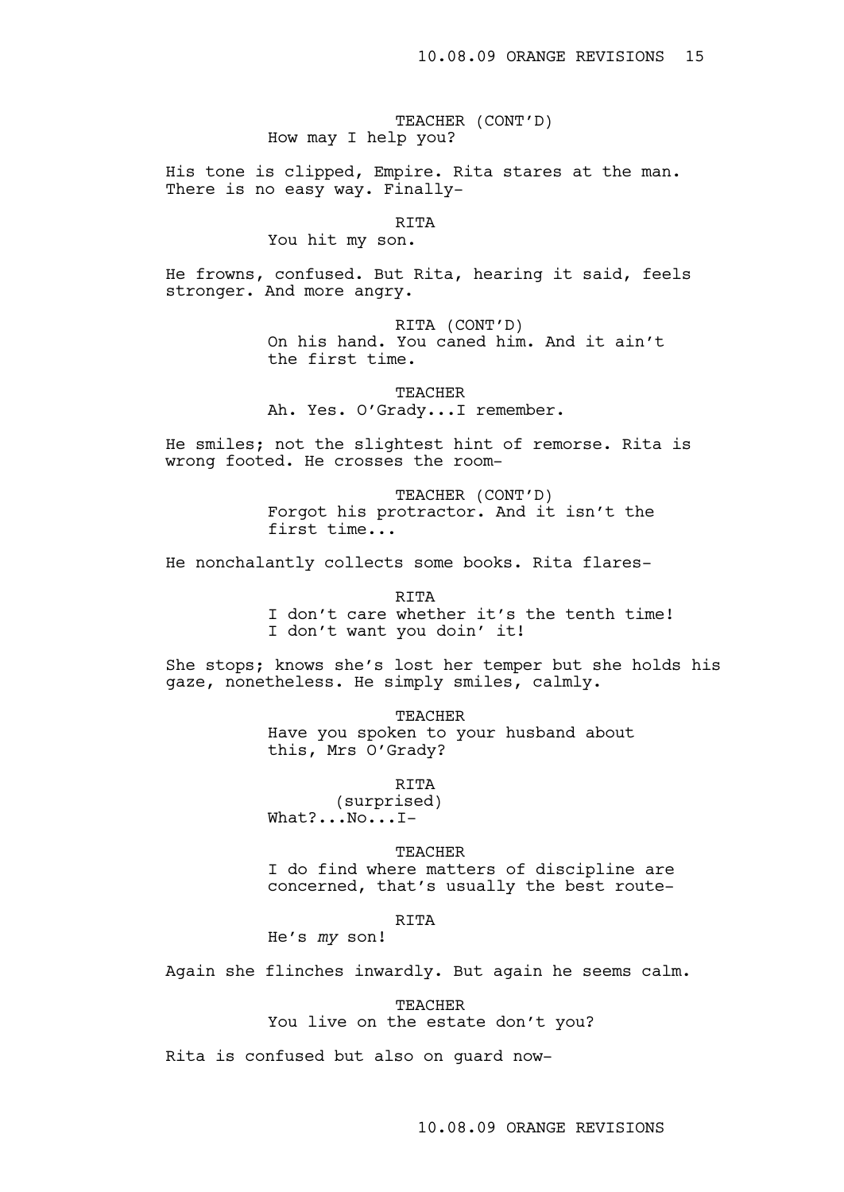TEACHER (CONT'D)
How may I help you?

His tone is clipped, Empire. Rita stares at the man. There is no easy way. Finally-

RITA
You hit my son.

He frowns, confused. But Rita, hearing it said, feels stronger. And more angry.

RITA (CONT'D)
On his hand. You caned him. And it ain't the first time.

TEACHER
Ah. Yes. O'Grady...I remember.

He smiles; not the slightest hint of remorse. Rita is wrong footed. He crosses the room-

TEACHER (CONT'D)
Forgot his protractor. And it isn't the first time...

He nonchalantly collects some books. Rita flares-

RITA
I don't care whether it's the tenth time! I don't want you doin' it!

She stops; knows she's lost her temper but she holds his gaze, nonetheless. He simply smiles, calmly.

TEACHER
Have you spoken to your husband about this, Mrs O'Grady?

RITA
(surprised)
What?...No...I-

TEACHER
I do find where matters of discipline are concerned, that's usually the best route-

RITA
He's *my* son!

Again she flinches inwardly. But again he seems calm.

TEACHER
You live on the estate don't you?

Rita is confused but also on guard now-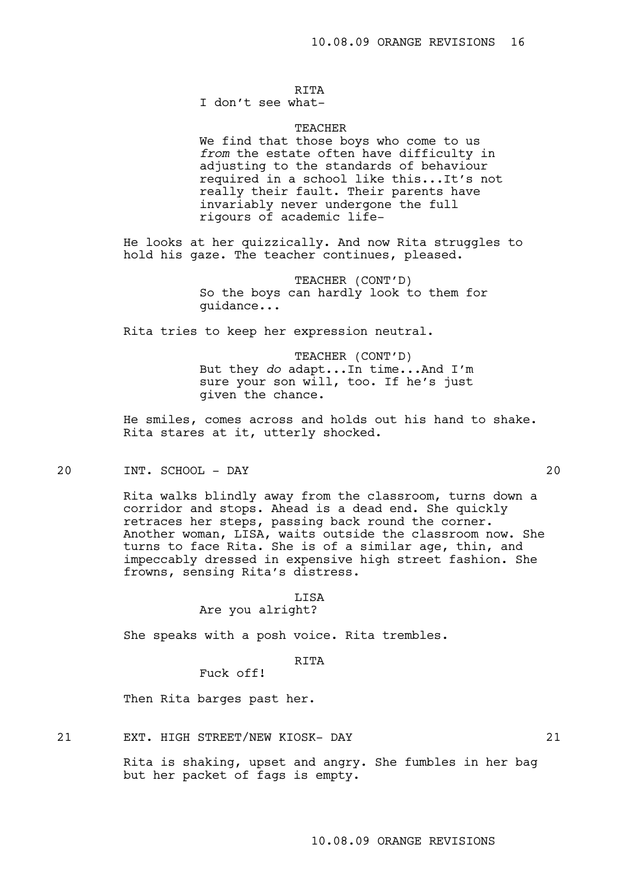RITA
I don't see what-

TEACHER
We find that those boys who come to us *from* the estate often have difficulty in adjusting to the standards of behaviour required in a school like this...It's not really their fault. Their parents have invariably never undergone the full rigours of academic life-

He looks at her quizzically. And now Rita struggles to hold his gaze. The teacher continues, pleased.

TEACHER (CONT'D)
So the boys can hardly look to them for guidance...

Rita tries to keep her expression neutral.

TEACHER (CONT'D)
But they *do* adapt...In time...And I'm sure your son will, too. If he's just given the chance.

He smiles, comes across and holds out his hand to shake. Rita stares at it, utterly shocked.

20 INT. SCHOOL - DAY 20

Rita walks blindly away from the classroom, turns down a corridor and stops. Ahead is a dead end. She quickly retraces her steps, passing back round the corner. Another woman, LISA, waits outside the classroom now. She turns to face Rita. She is of a similar age, thin, and impeccably dressed in expensive high street fashion. She frowns, sensing Rita's distress.

LISA
Are you alright?

She speaks with a posh voice. Rita trembles.

RITA
Fuck off!

Then Rita barges past her.

21 EXT. HIGH STREET/NEW KIOSK- DAY 21

Rita is shaking, upset and angry. She fumbles in her bag but her packet of fags is empty.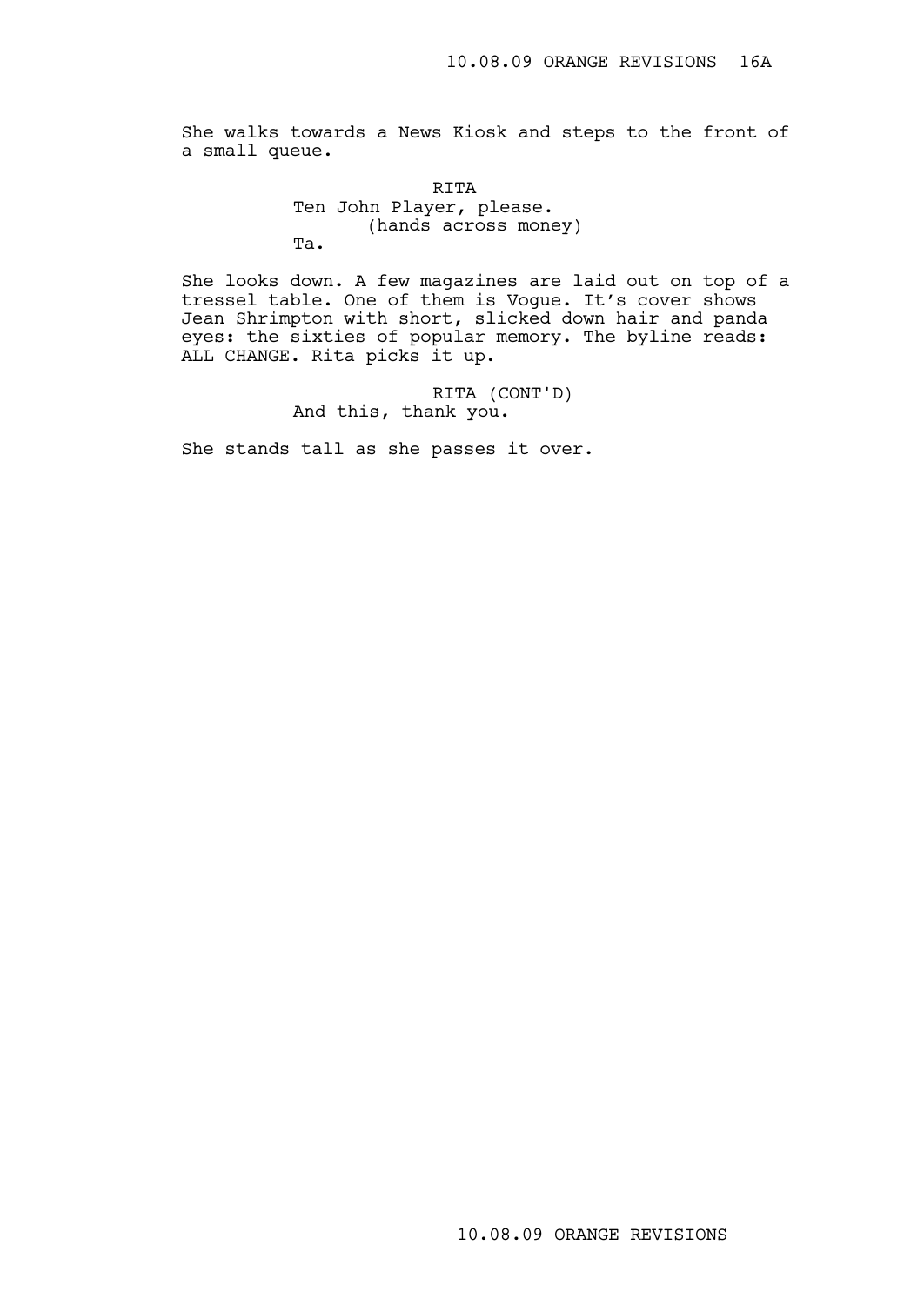She walks towards a News Kiosk and steps to the front of a small queue.

RITA
Ten John Player, please.
(hands across money)
Ta.

She looks down. A few magazines are laid out on top of a tressel table. One of them is Vogue. It's cover shows Jean Shrimpton with short, slicked down hair and panda eyes: the sixties of popular memory. The byline reads: ALL CHANGE. Rita picks it up.

RITA (CONT'D)
And this, thank you.

She stands tall as she passes it over.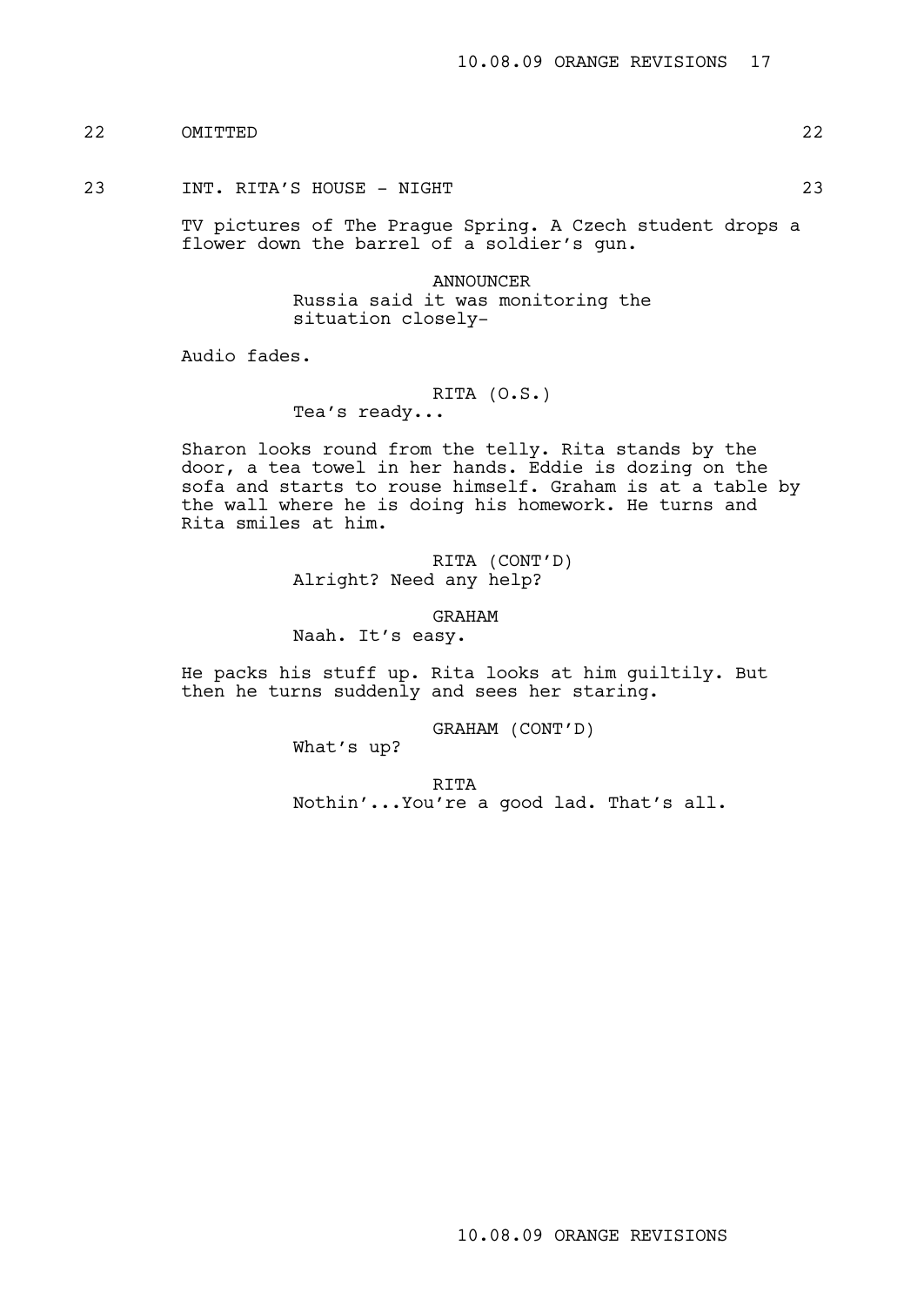22 OMITTED 22

23 INT. RITA'S HOUSE - NIGHT 23

TV pictures of The Prague Spring. A Czech student drops a flower down the barrel of a soldier's gun.

ANNOUNCER
Russia said it was monitoring the situation closely-

Audio fades.

RITA (O.S.)
Tea's ready...

Sharon looks round from the telly. Rita stands by the door, a tea towel in her hands. Eddie is dozing on the sofa and starts to rouse himself. Graham is at a table by the wall where he is doing his homework. He turns and Rita smiles at him.

RITA (CONT'D)
Alright? Need any help?

GRAHAM
Naah. It's easy.

He packs his stuff up. Rita looks at him guiltily. But then he turns suddenly and sees her staring.

GRAHAM (CONT'D)
What's up?

RITA
Nothin'...You're a good lad. That's all.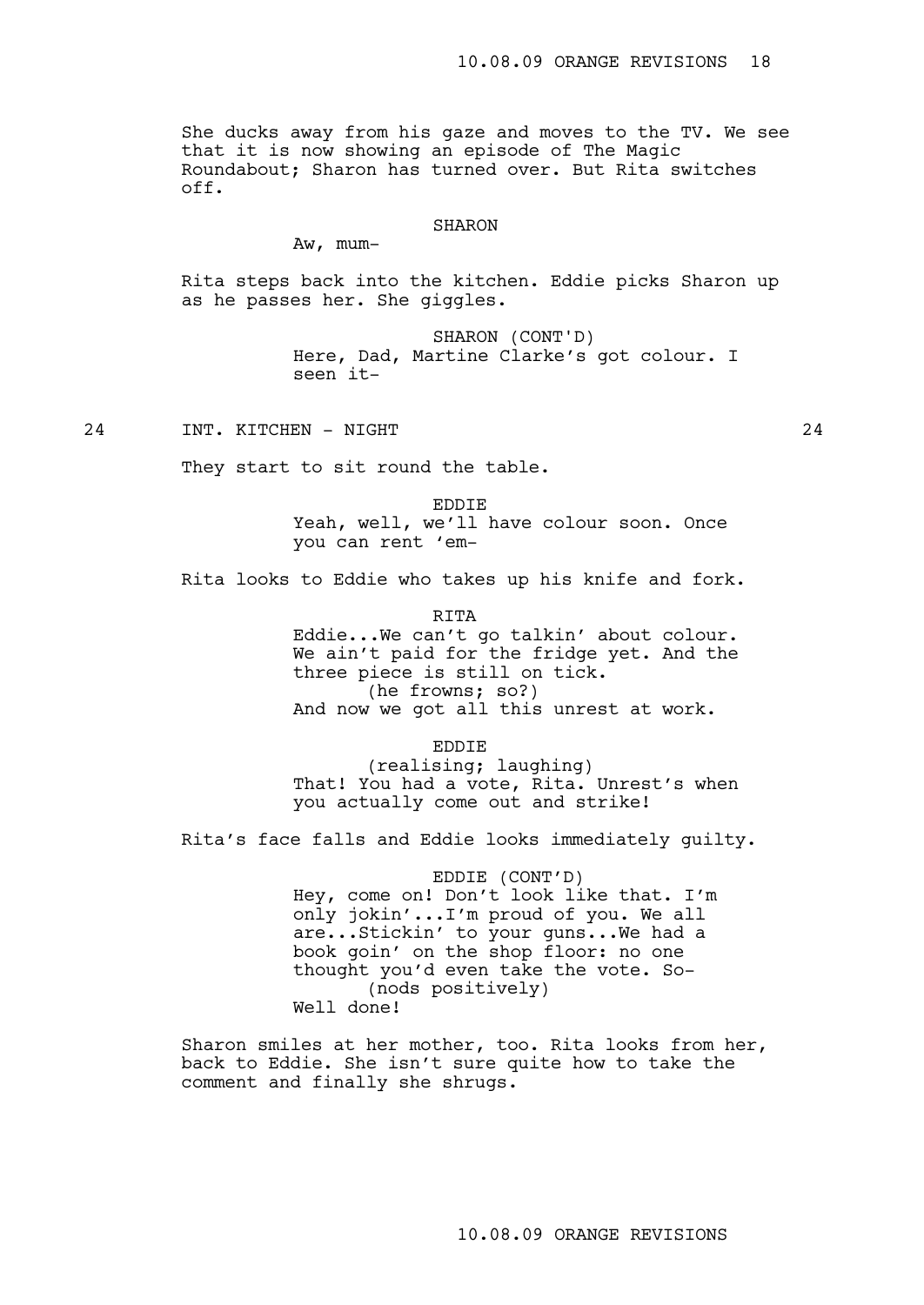She ducks away from his gaze and moves to the TV. We see that it is now showing an episode of The Magic Roundabout; Sharon has turned over. But Rita switches off.

SHARON

Aw, mum-

Rita steps back into the kitchen. Eddie picks Sharon up as he passes her. She giggles.

SHARON (CONT'D)

Here, Dad, Martine Clarke's got colour. I seen it-

24 INT. KITCHEN - NIGHT 24

They start to sit round the table.

EDDIE

Yeah, well, we'll have colour soon. Once you can rent 'em-

Rita looks to Eddie who takes up his knife and fork.

RITA

Eddie...We can't go talkin' about colour. We ain't paid for the fridge yet. And the three piece is still on tick.

(he frowns; so?)

And now we got all this unrest at work.

EDDIE

(realising; laughing)

That! You had a vote, Rita. Unrest's when you actually come out and strike!

Rita's face falls and Eddie looks immediately guilty.

EDDIE (CONT'D)

Hey, come on! Don't look like that. I'm only jokin'...I'm proud of you. We all are...Stickin' to your guns...We had a book goin' on the shop floor: no one thought you'd even take the vote. So-

(nods positively)

Well done!

Sharon smiles at her mother, too. Rita looks from her, back to Eddie. She isn't sure quite how to take the comment and finally she shrugs.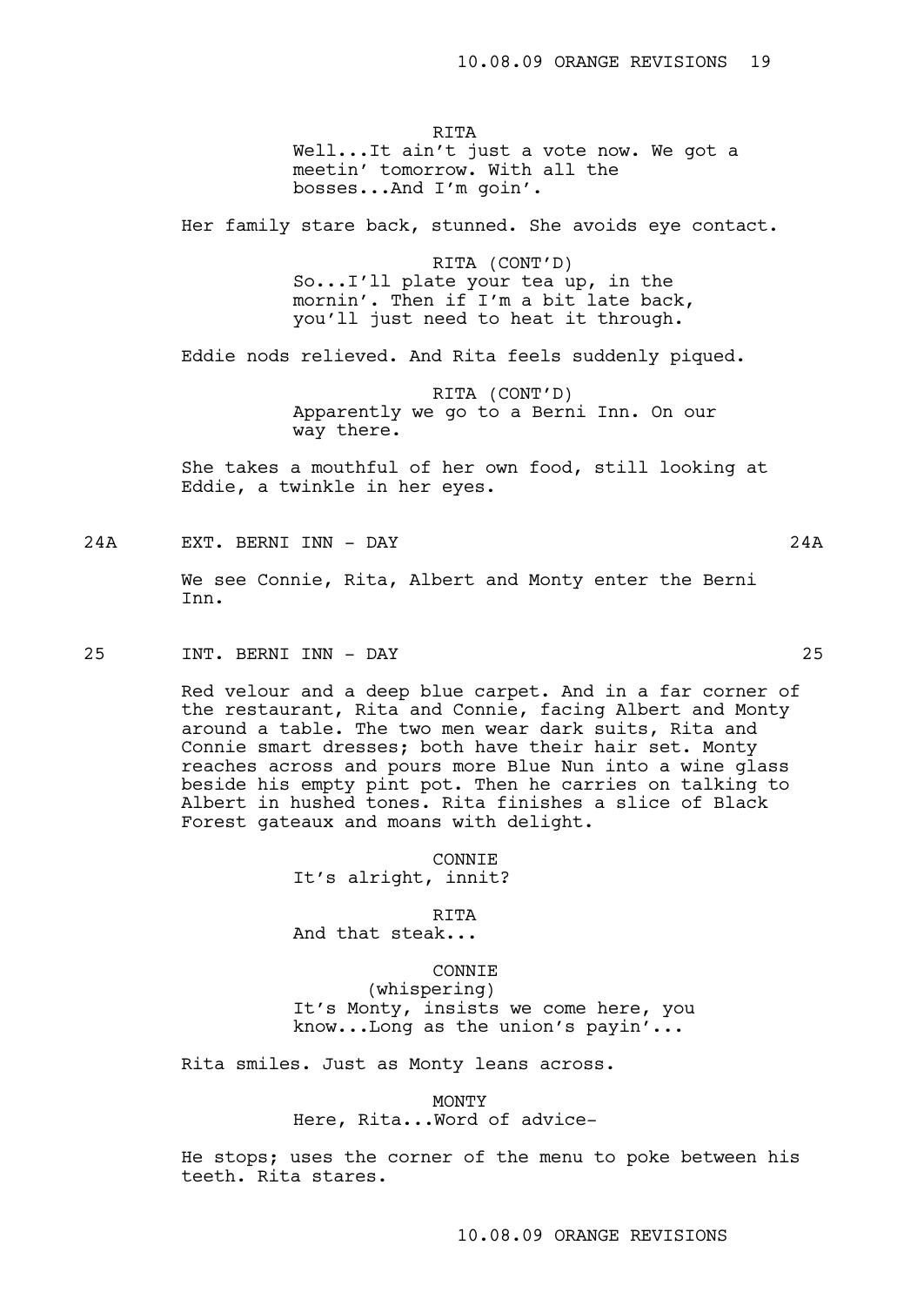RITA
Well...It ain't just a vote now. We got a meetin' tomorrow. With all the bosses...And I'm goin'.

Her family stare back, stunned. She avoids eye contact.

RITA (CONT'D)
So...I'll plate your tea up, in the mornin'. Then if I'm a bit late back, you'll just need to heat it through.

Eddie nods relieved. And Rita feels suddenly piqued.

RITA (CONT'D)
Apparently we go to a Berni Inn. On our way there.

She takes a mouthful of her own food, still looking at Eddie, a twinkle in her eyes.

24A EXT. BERNI INN - DAY 24A

We see Connie, Rita, Albert and Monty enter the Berni Inn.

25 INT. BERNI INN - DAY 25

Red velour and a deep blue carpet. And in a far corner of the restaurant, Rita and Connie, facing Albert and Monty around a table. The two men wear dark suits, Rita and Connie smart dresses; both have their hair set. Monty reaches across and pours more Blue Nun into a wine glass beside his empty pint pot. Then he carries on talking to Albert in hushed tones. Rita finishes a slice of Black Forest gateaux and moans with delight.

CONNIE
It's alright, innit?

RITA
And that steak...

CONNIE
(whispering)
It's Monty, insists we come here, you know...Long as the union's payin'...

Rita smiles. Just as Monty leans across.

MONTY
Here, Rita...Word of advice-

He stops; uses the corner of the menu to poke between his teeth. Rita stares.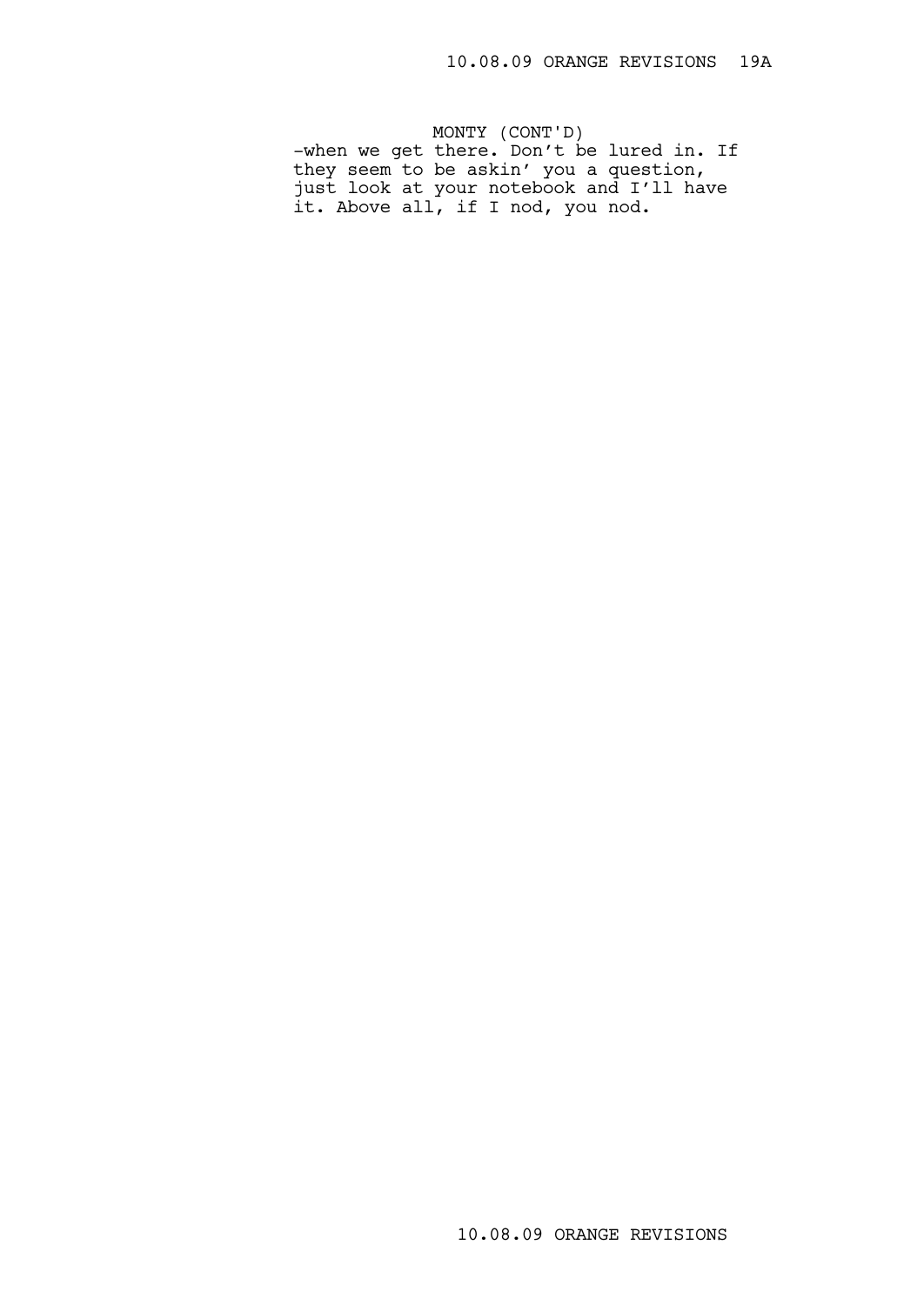MONTY (CONT'D)

-when we get there. Don't be lured in. If they seem to be askin' you a question, just look at your notebook and I'll have it. Above all, if I nod, you nod.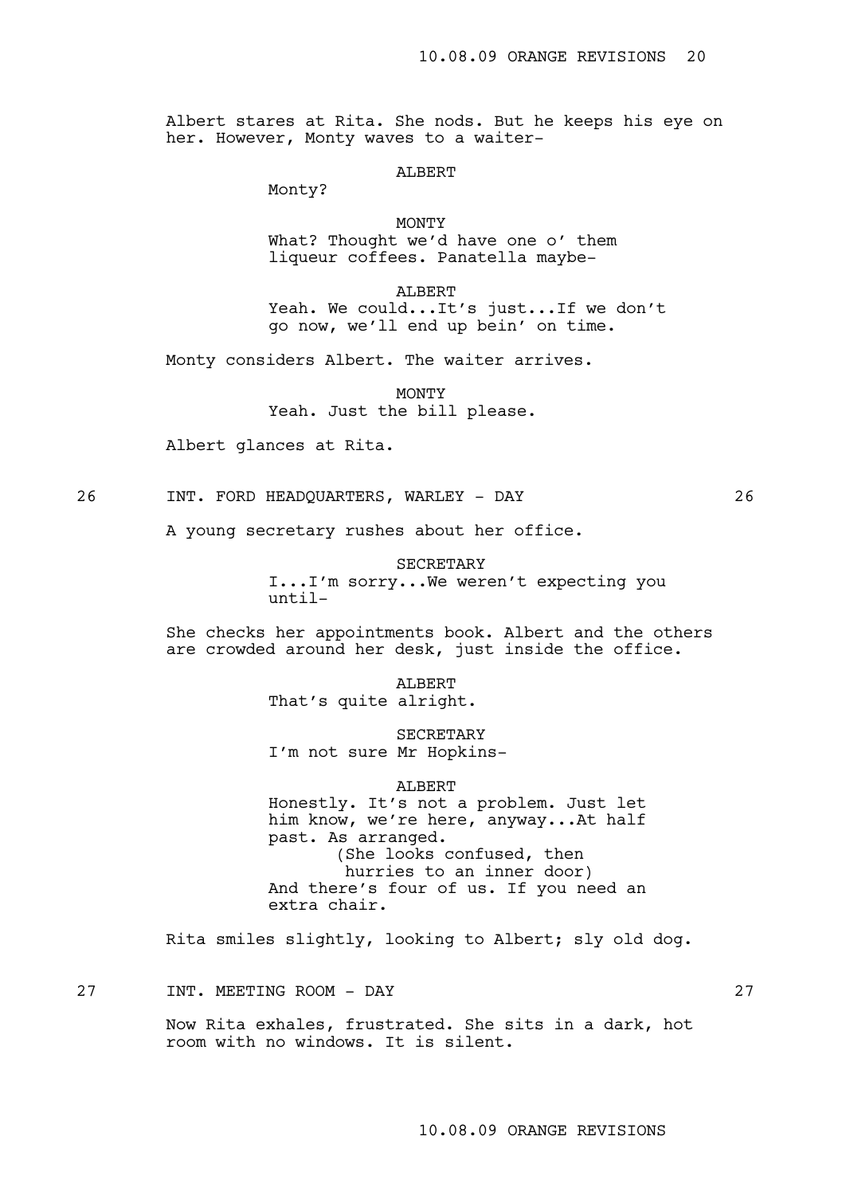Albert stares at Rita. She nods. But he keeps his eye on her. However, Monty waves to a waiter-

ALBERT
Monty?

MONTY
What? Thought we'd have one o' them liqueur coffees. Panatella maybe-

ALBERT
Yeah. We could...It's just...If we don't go now, we'll end up bein' on time.

Monty considers Albert. The waiter arrives.

MONTY
Yeah. Just the bill please.

Albert glances at Rita.

26 INT. FORD HEADQUARTERS, WARLEY - DAY 26

A young secretary rushes about her office.

SECRETARY
I...I'm sorry...We weren't expecting you until-

She checks her appointments book. Albert and the others are crowded around her desk, just inside the office.

ALBERT
That's quite alright.

SECRETARY
I'm not sure Mr Hopkins-

ALBERT
Honestly. It's not a problem. Just let him know, we're here, anyway...At half past. As arranged.
(She looks confused, then hurries to an inner door)
And there's four of us. If you need an extra chair.

Rita smiles slightly, looking to Albert; sly old dog.

27 INT. MEETING ROOM - DAY 27

Now Rita exhales, frustrated. She sits in a dark, hot room with no windows. It is silent.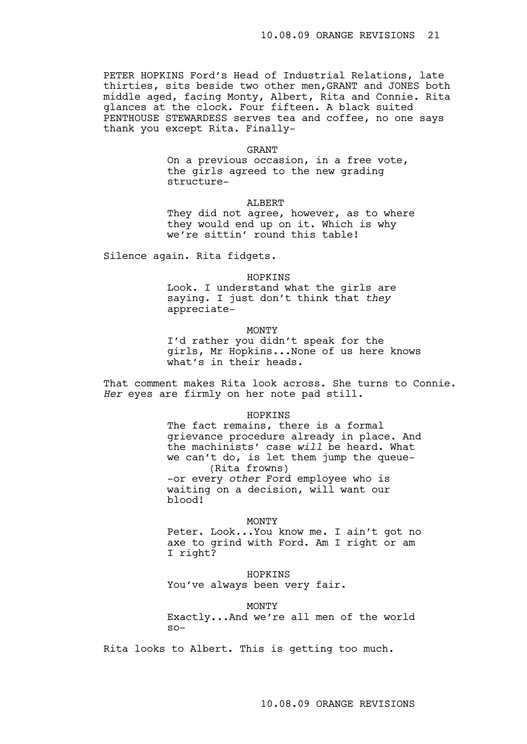PETER HOPKINS Ford's Head of Industrial Relations, late thirties, sits beside two other men,GRANT and JONES both middle aged, facing Monty, Albert, Rita and Connie. Rita glances at the clock. Four fifteen. A black suited PENTHOUSE STEWARDESS serves tea and coffee, no one says thank you except Rita. Finally-

GRANT

On a previous occasion, in a free vote, the girls agreed to the new grading structure-

ALBERT

They did not agree, however, as to where they would end up on it. Which is why we're sittin' round this table!

Silence again. Rita fidgets.

HOPKINS

Look. I understand what the girls are saying. I just don't think that *they* appreciate-

MONTY

I'd rather you didn't speak for the girls, Mr Hopkins...None of us here knows what's in their heads.

That comment makes Rita look across. She turns to Connie. *Her* eyes are firmly on her note pad still.

HOPKINS

The fact remains, there is a formal grievance procedure already in place. And the machinists' case *will* be heard. What we can't do, is let them jump the queue-

(Rita frowns)

-or every *other* Ford employee who is waiting on a decision, will want our blood!

MONTY

Peter. Look...You know me. I ain't got no axe to grind with Ford. Am I right or am I right?

HOPKINS

You've always been very fair.

MONTY

Exactly...And we're all men of the world so-

Rita looks to Albert. This is getting too much.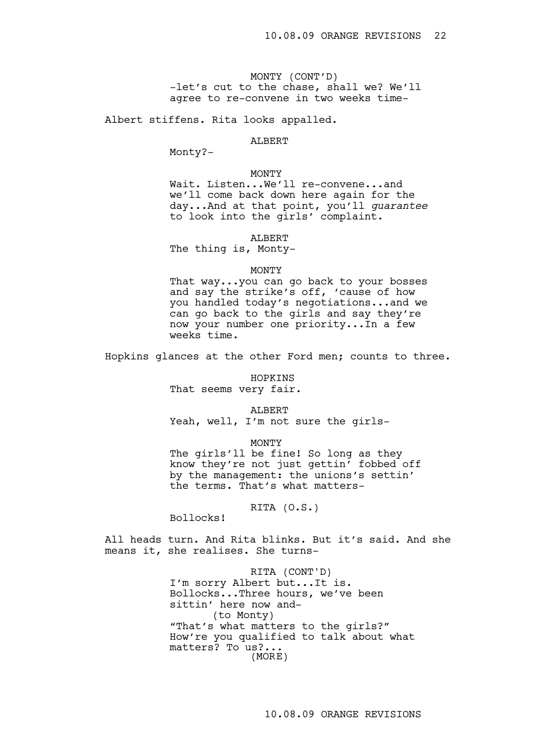MONTY (CONT'D)
-let's cut to the chase, shall we? We'll agree to re-convene in two weeks time-

Albert stiffens. Rita looks appalled.

ALBERT
Monty?-

MONTY
Wait. Listen...We'll re-convene...and we'll come back down here again for the day...And at that point, you'll *guarantee* to look into the girls' complaint.

ALBERT
The thing is, Monty-

MONTY
That way...you can go back to your bosses and say the strike's off, 'cause of how you handled today's negotiations...and we can go back to the girls and say they're now your number one priority...In a few weeks time.

Hopkins glances at the other Ford men; counts to three.

HOPKINS
That seems very fair.

ALBERT
Yeah, well, I'm not sure the girls-

MONTY
The girls'll be fine! So long as they know they're not just gettin' fobbed off by the management: the unions's settin' the terms. That's what matters-

RITA (O.S.)
Bollocks!

All heads turn. And Rita blinks. But it's said. And she means it, she realises. She turns-

RITA (CONT'D)
I'm sorry Albert but...It is. Bollocks...Three hours, we've been sittin' here now and-
(to Monty)
"That's what matters to the girls?" How're you qualified to talk about what matters? To us?...
(MORE)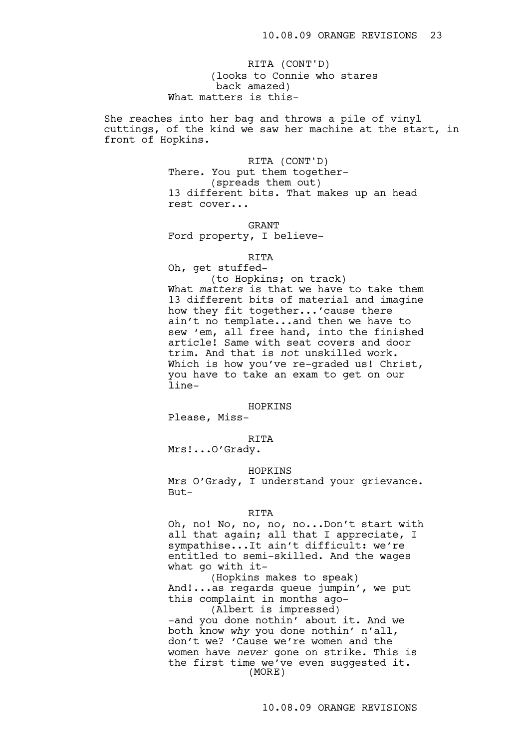RITA (CONT'D)
(looks to Connie who stares back amazed)
What matters is this-

She reaches into her bag and throws a pile of vinyl cuttings, of the kind we saw her machine at the start, in front of Hopkins.

RITA (CONT'D)
There. You put them together-
(spreads them out)
13 different bits. That makes up an head rest cover...

GRANT
Ford property, I believe-

RITA
Oh, get stuffed-
(to Hopkins; on track)
What *matters* is that we have to take them 13 different bits of material and imagine how they fit together...'cause there ain't no template...and then we have to sew 'em, all free hand, into the finished article! Same with seat covers and door trim. And that is *not* unskilled work. Which is how you've re-graded us! Christ, you have to take an exam to get on our line-

HOPKINS
Please, Miss-

RITA
Mrs!...O'Grady.

HOPKINS
Mrs O'Grady, I understand your grievance. But-

RITA
Oh, no! No, no, no, no...Don't start with all that again; all that I appreciate, I sympathise...It ain't difficult: we're entitled to semi-skilled. And the wages what go with it-
(Hopkins makes to speak)
And!...as regards queue jumpin', we put this complaint in months ago-
(Albert is impressed)
-and you done nothin' about it. And we both know *why* you done nothin' n'all, don't we? 'Cause we're women and the women have *never* gone on strike. This is the first time we've even suggested it.
(MORE)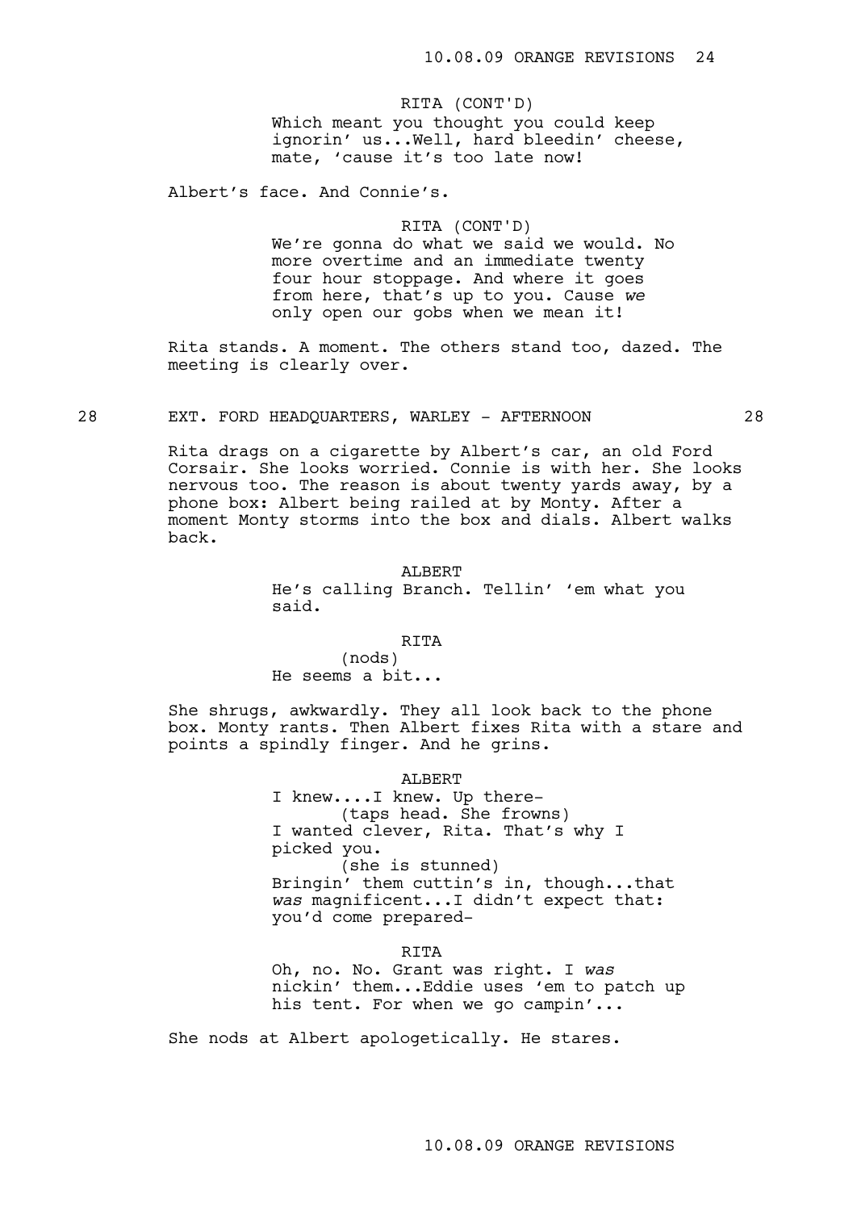RITA (CONT'D)
Which meant you thought you could keep ignorin' us...Well, hard bleedin' cheese, mate, 'cause it's too late now!

Albert's face. And Connie's.

RITA (CONT'D)
We're gonna do what we said we would. No more overtime and an immediate twenty four hour stoppage. And where it goes from here, that's up to you. Cause *we* only open our gobs when we mean it!

Rita stands. A moment. The others stand too, dazed. The meeting is clearly over.

28 EXT. FORD HEADQUARTERS, WARLEY - AFTERNOON 28

Rita drags on a cigarette by Albert's car, an old Ford Corsair. She looks worried. Connie is with her. She looks nervous too. The reason is about twenty yards away, by a phone box: Albert being railed at by Monty. After a moment Monty storms into the box and dials. Albert walks back.

ALBERT
He's calling Branch. Tellin' 'em what you said.

RITA
(nods)
He seems a bit...

She shrugs, awkwardly. They all look back to the phone box. Monty rants. Then Albert fixes Rita with a stare and points a spindly finger. And he grins.

ALBERT
I knew....I knew. Up there-
(taps head. She frowns)
I wanted clever, Rita. That's why I picked you.
(she is stunned)
Bringin' them cuttin's in, though...that *was* magnificent...I didn't expect that: you'd come prepared-

RITA
Oh, no. No. Grant was right. I *was* nickin' them...Eddie uses 'em to patch up his tent. For when we go campin'...

She nods at Albert apologetically. He stares.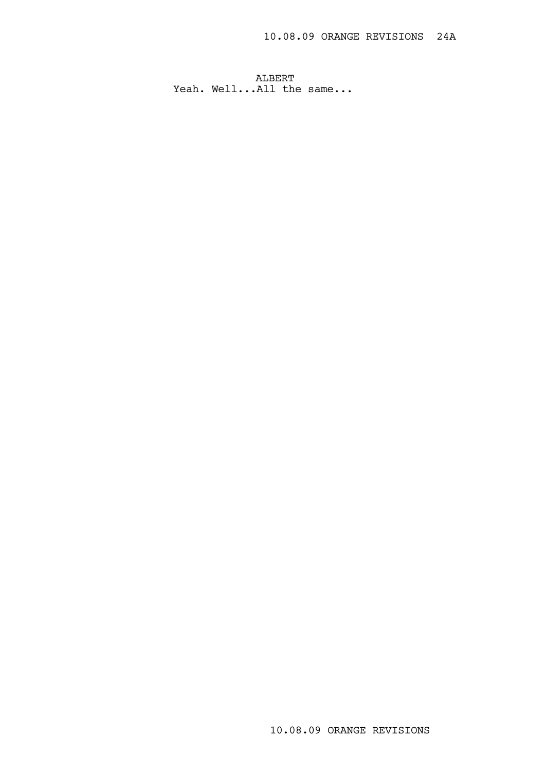ALBERT
Yeah. Well...All the same...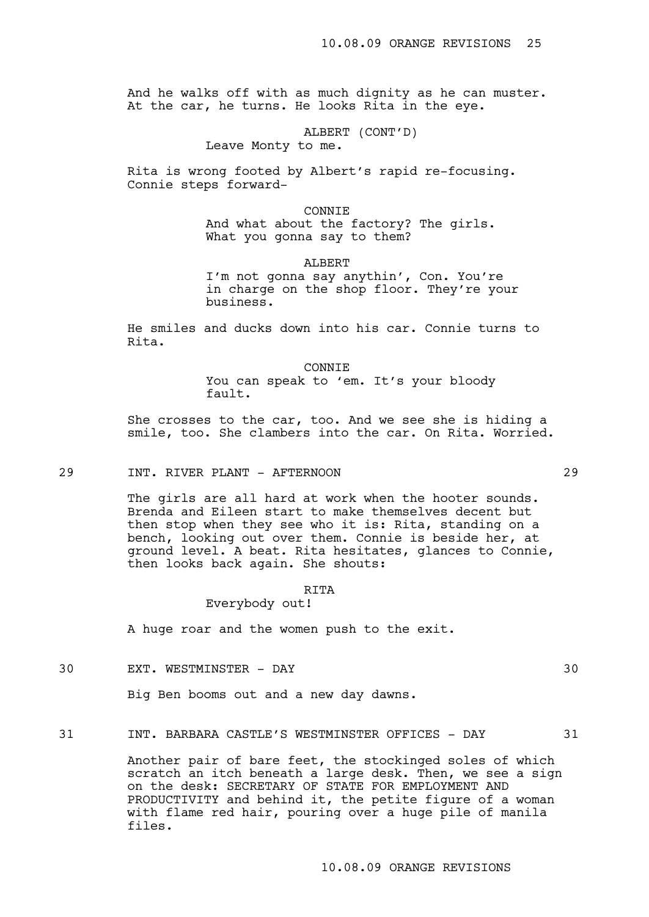And he walks off with as much dignity as he can muster. At the car, he turns. He looks Rita in the eye.

ALBERT (CONT'D)
Leave Monty to me.

Rita is wrong footed by Albert's rapid re-focusing. Connie steps forward-

CONNIE
And what about the factory? The girls. What you gonna say to them?

ALBERT
I'm not gonna say anythin', Con. You're in charge on the shop floor. They're your business.

He smiles and ducks down into his car. Connie turns to Rita.

CONNIE
You can speak to 'em. It's your bloody fault.

She crosses to the car, too. And we see she is hiding a smile, too. She clambers into the car. On Rita. Worried.

29 INT. RIVER PLANT - AFTERNOON 29

The girls are all hard at work when the hooter sounds. Brenda and Eileen start to make themselves decent but then stop when they see who it is: Rita, standing on a bench, looking out over them. Connie is beside her, at ground level. A beat. Rita hesitates, glances to Connie, then looks back again. She shouts:

RITA
Everybody out!

A huge roar and the women push to the exit.

30 EXT. WESTMINSTER - DAY 30

Big Ben booms out and a new day dawns.

31 INT. BARBARA CASTLE'S WESTMINSTER OFFICES - DAY 31

Another pair of bare feet, the stockinged soles of which scratch an itch beneath a large desk. Then, we see a sign on the desk: SECRETARY OF STATE FOR EMPLOYMENT AND PRODUCTIVITY and behind it, the petite figure of a woman with flame red hair, pouring over a huge pile of manila files.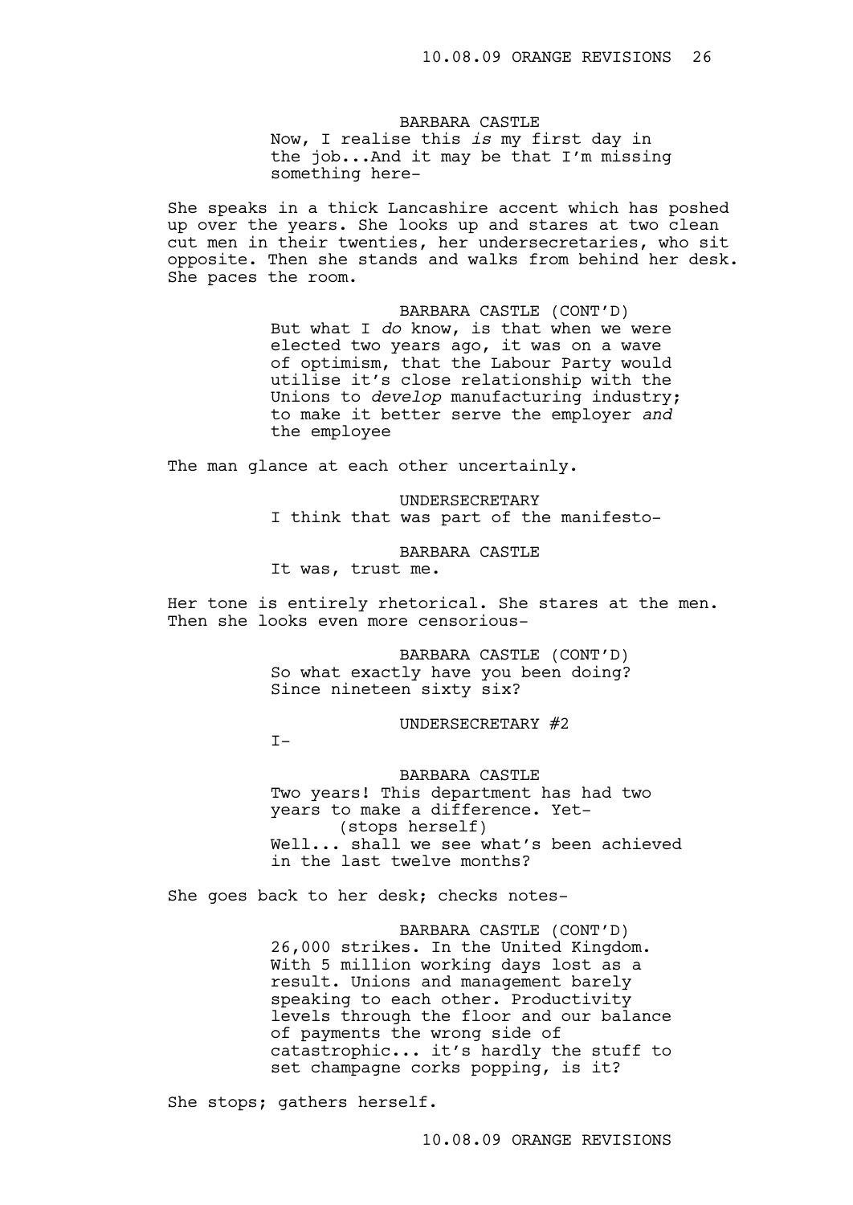BARBARA CASTLE
Now, I realise this *is* my first day in the job...And it may be that I'm missing something here-

She speaks in a thick Lancashire accent which has poshed up over the years. She looks up and stares at two clean cut men in their twenties, her undersecretaries, who sit opposite. Then she stands and walks from behind her desk. She paces the room.

BARBARA CASTLE (CONT'D)
But what I *do* know, is that when we were elected two years ago, it was on a wave of optimism, that the Labour Party would utilise it's close relationship with the Unions to *develop* manufacturing industry; to make it better serve the employer *and* the employee

The man glance at each other uncertainly.

UNDERSECRETARY
I think that was part of the manifesto-

BARBARA CASTLE
It was, trust me.

Her tone is entirely rhetorical. She stares at the men. Then she looks even more censorious-

BARBARA CASTLE (CONT'D)
So what exactly have you been doing? Since nineteen sixty six?

UNDERSECRETARY #2
I-

BARBARA CASTLE
Two years! This department has had two years to make a difference. Yet-
(stops herself)
Well... shall we see what's been achieved in the last twelve months?

She goes back to her desk; checks notes-

BARBARA CASTLE (CONT'D)
26,000 strikes. In the United Kingdom. With 5 million working days lost as a result. Unions and management barely speaking to each other. Productivity levels through the floor and our balance of payments the wrong side of catastrophic... it's hardly the stuff to set champagne corks popping, is it?

She stops; gathers herself.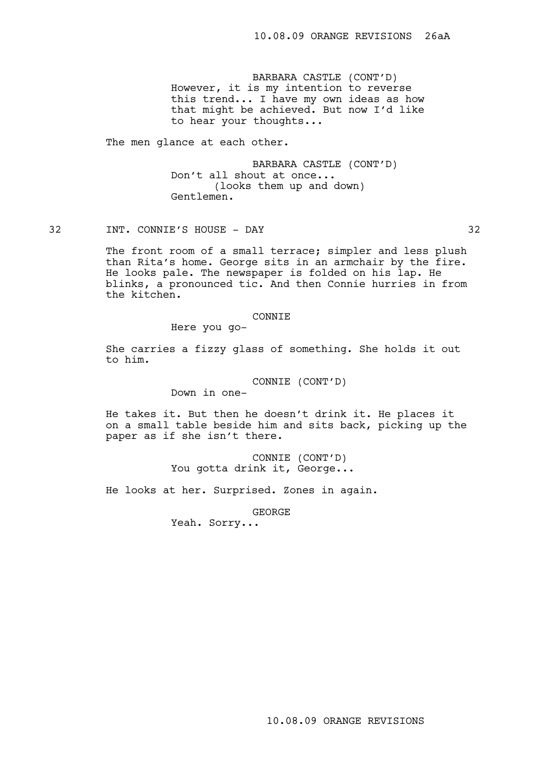BARBARA CASTLE (CONT'D)
However, it is my intention to reverse this trend... I have my own ideas as how that might be achieved. But now I'd like to hear your thoughts...

The men glance at each other.

BARBARA CASTLE (CONT'D)
Don't all shout at once...
(looks them up and down)
Gentlemen.

32 INT. CONNIE'S HOUSE - DAY 32

The front room of a small terrace; simpler and less plush than Rita's home. George sits in an armchair by the fire. He looks pale. The newspaper is folded on his lap. He blinks, a pronounced tic. And then Connie hurries in from the kitchen.

CONNIE
Here you go-

She carries a fizzy glass of something. She holds it out to him.

CONNIE (CONT'D)
Down in one-

He takes it. But then he doesn't drink it. He places it on a small table beside him and sits back, picking up the paper as if she isn't there.

CONNIE (CONT'D)
You gotta drink it, George...

He looks at her. Surprised. Zones in again.

GEORGE
Yeah. Sorry...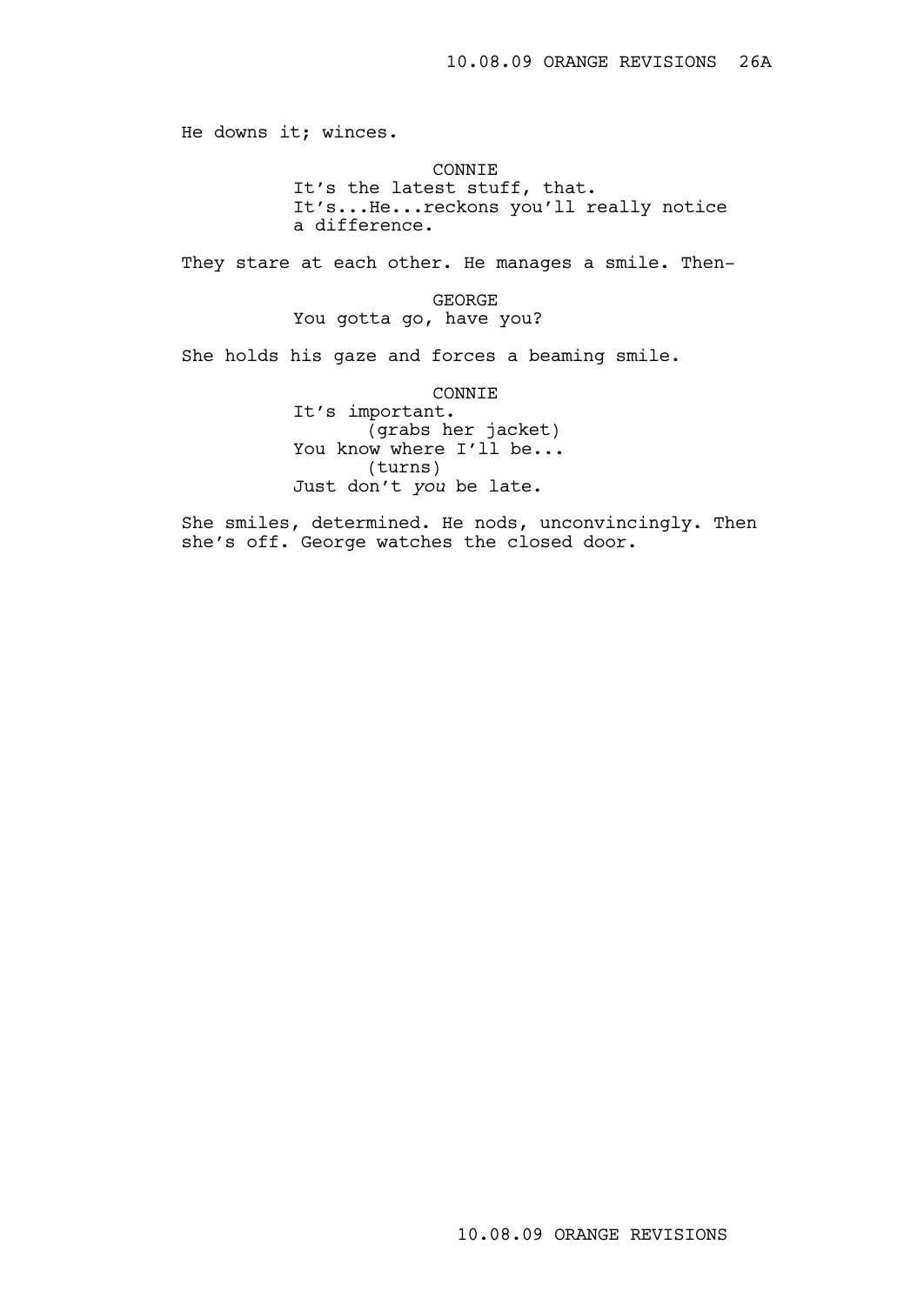He downs it; winces.

CONNIE
It's the latest stuff, that.
It's...He...reckons you'll really notice a difference.

They stare at each other. He manages a smile. Then-

GEORGE
You gotta go, have you?

She holds his gaze and forces a beaming smile.

CONNIE
It's important.
(grabs her jacket)
You know where I'll be...
(turns)
Just don't *you* be late.

She smiles, determined. He nods, unconvincingly. Then she's off. George watches the closed door.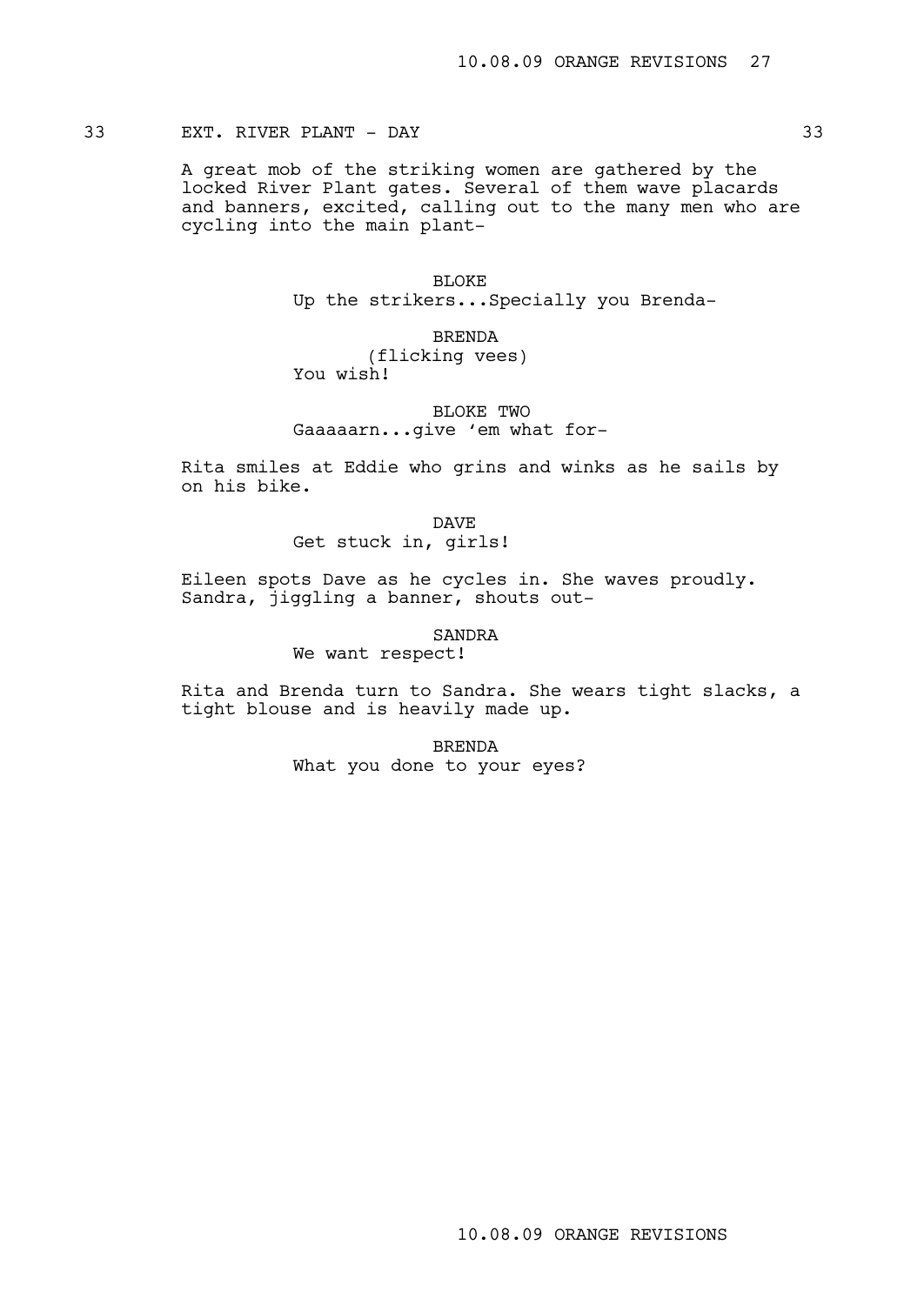33 EXT. RIVER PLANT - DAY 33

A great mob of the striking women are gathered by the locked River Plant gates. Several of them wave placards and banners, excited, calling out to the many men who are cycling into the main plant-

BLOKE
Up the strikers...Specially you Brenda-

BRENDA
(flicking vees)
You wish!

BLOKE TWO
Gaaaaarn...give 'em what for-

Rita smiles at Eddie who grins and winks as he sails by on his bike.

DAVE
Get stuck in, girls!

Eileen spots Dave as he cycles in. She waves proudly. Sandra, jiggling a banner, shouts out-

SANDRA
We want respect!

Rita and Brenda turn to Sandra. She wears tight slacks, a tight blouse and is heavily made up.

BRENDA
What you done to your eyes?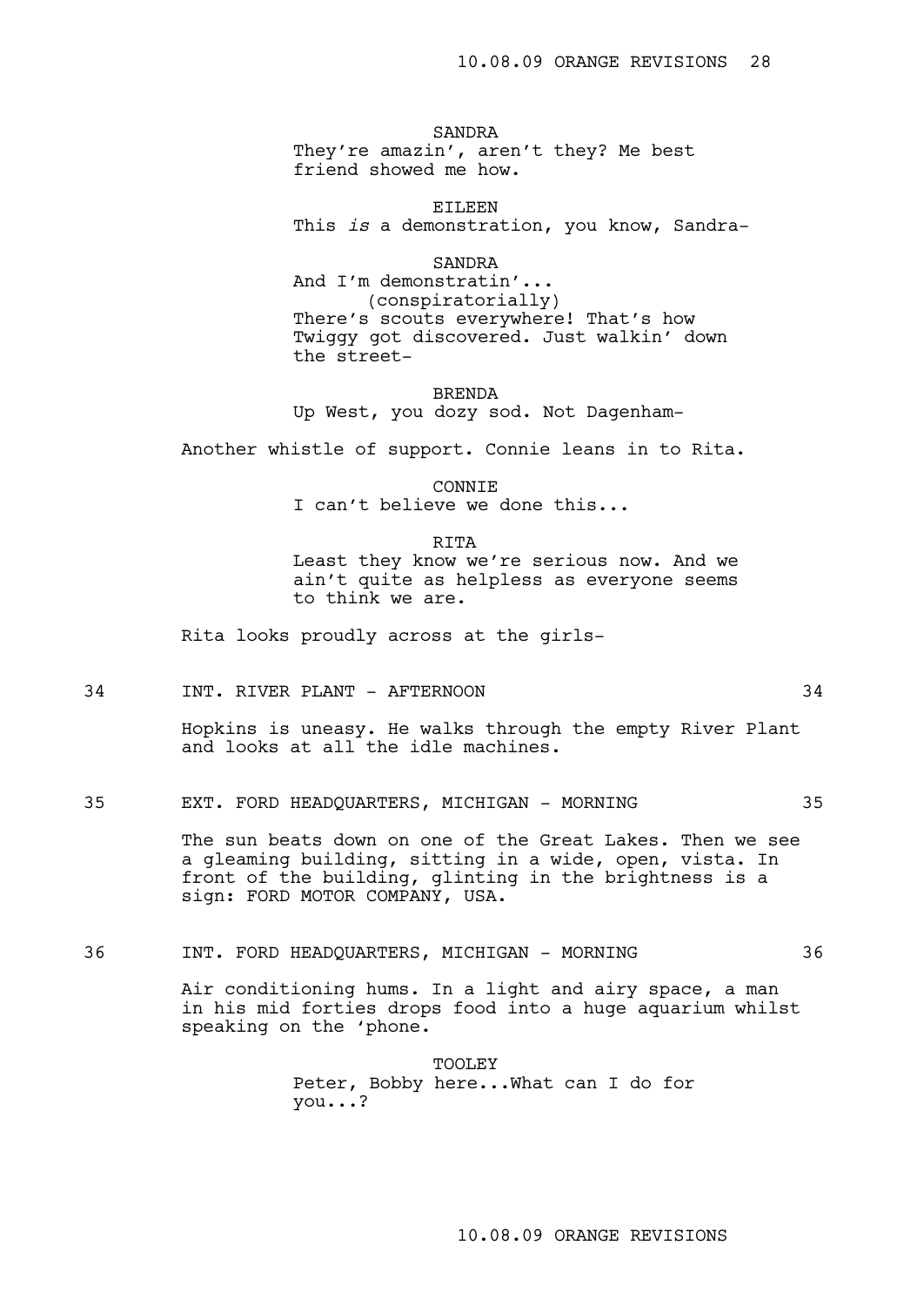SANDRA
They're amazin', aren't they? Me best friend showed me how.

EILEEN
This *is* a demonstration, you know, Sandra-

SANDRA
And I'm demonstratin'...
(conspiratorially)
There's scouts everywhere! That's how Twiggy got discovered. Just walkin' down the street-

BRENDA
Up West, you dozy sod. Not Dagenham-

Another whistle of support. Connie leans in to Rita.

CONNIE
I can't believe we done this...

RITA
Least they know we're serious now. And we ain't quite as helpless as everyone seems to think we are.

Rita looks proudly across at the girls-

34 INT. RIVER PLANT - AFTERNOON 34

Hopkins is uneasy. He walks through the empty River Plant and looks at all the idle machines.

35 EXT. FORD HEADQUARTERS, MICHIGAN - MORNING 35

The sun beats down on one of the Great Lakes. Then we see a gleaming building, sitting in a wide, open, vista. In front of the building, glinting in the brightness is a sign: FORD MOTOR COMPANY, USA.

36 INT. FORD HEADQUARTERS, MICHIGAN - MORNING 36

Air conditioning hums. In a light and airy space, a man in his mid forties drops food into a huge aquarium whilst speaking on the 'phone.

TOOLEY
Peter, Bobby here...What can I do for you...?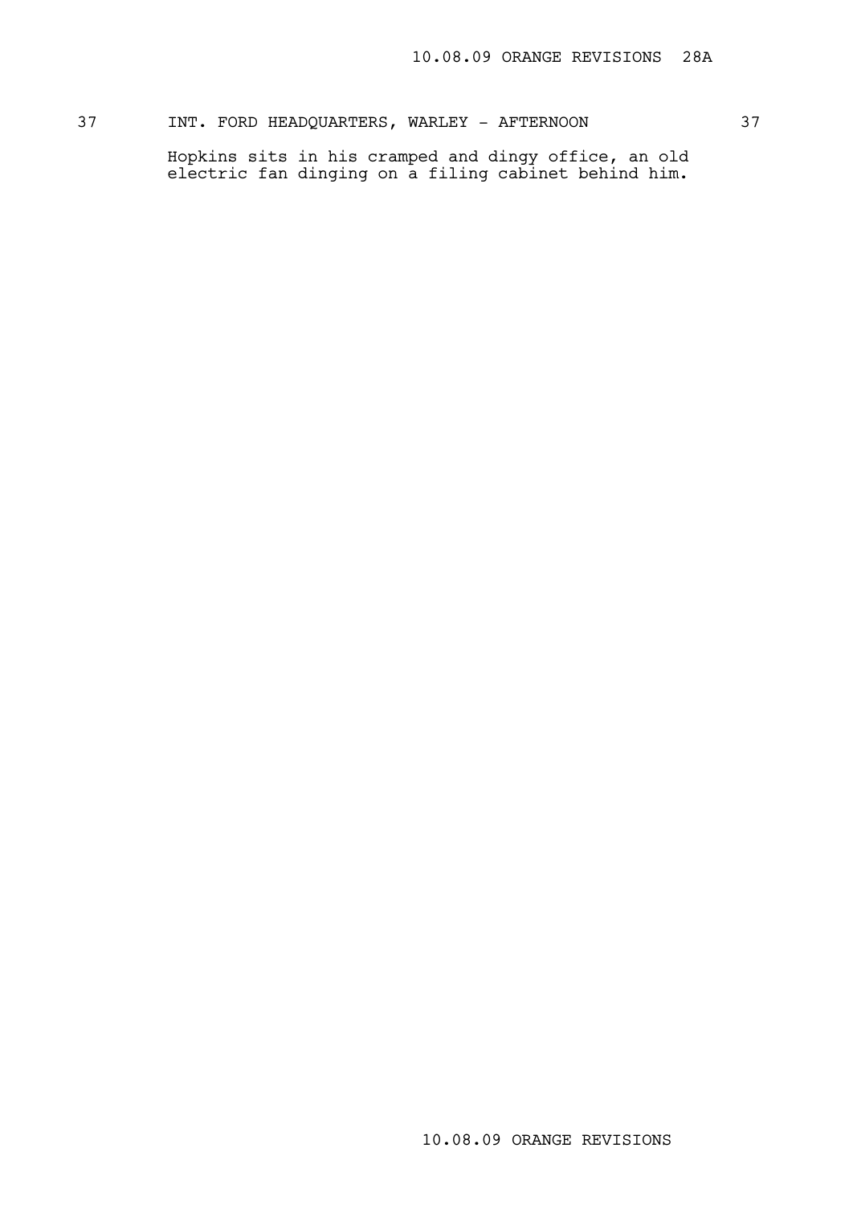37 INT. FORD HEADQUARTERS, WARLEY - AFTERNOON 37

Hopkins sits in his cramped and dingy office, an old electric fan dinging on a filing cabinet behind him.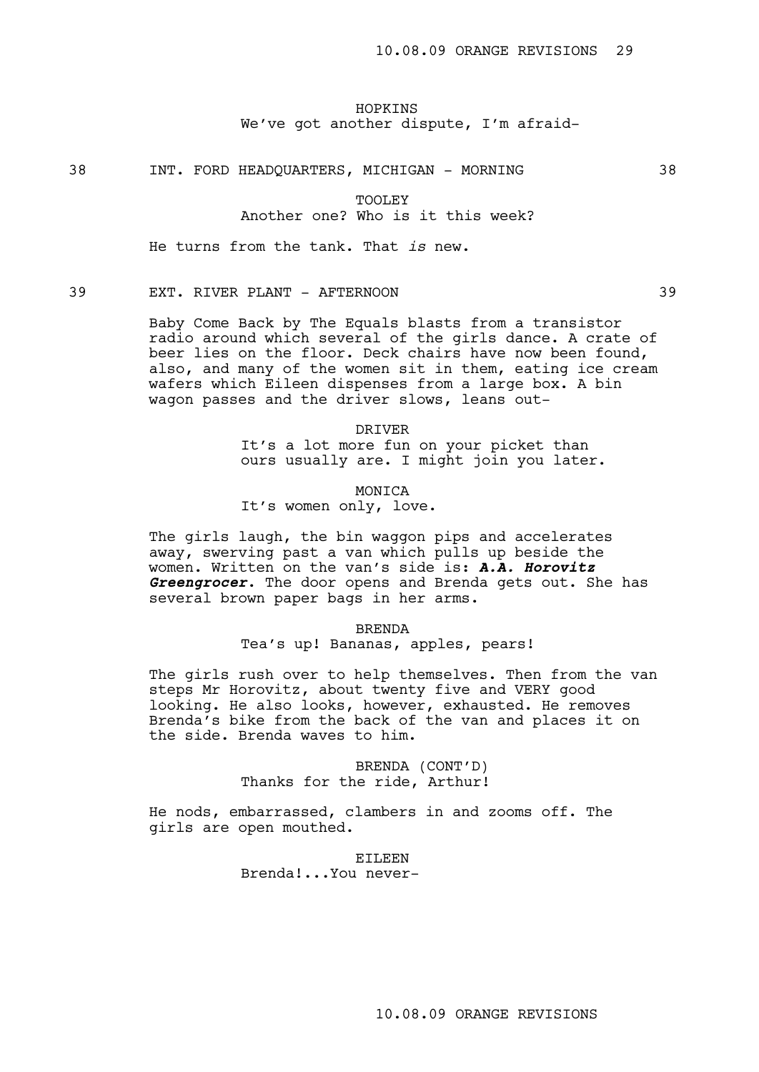HOPKINS

We've got another dispute, I'm afraid-

38 INT. FORD HEADQUARTERS, MICHIGAN - MORNING 38

TOOLEY

Another one? Who is it this week?

He turns from the tank. That *is* new.

39 EXT. RIVER PLANT - AFTERNOON 39

Baby Come Back by The Equals blasts from a transistor radio around which several of the girls dance. A crate of beer lies on the floor. Deck chairs have now been found, also, and many of the women sit in them, eating ice cream wafers which Eileen dispenses from a large box. A bin wagon passes and the driver slows, leans out-

DRIVER

It's a lot more fun on your picket than ours usually are. I might join you later.

MONICA

It's women only, love.

The girls laugh, the bin waggon pips and accelerates away, swerving past a van which pulls up beside the women. Written on the van's side is: ***A.A. Horovitz Greengrocer***. The door opens and Brenda gets out. She has several brown paper bags in her arms.

BRENDA

Tea's up! Bananas, apples, pears!

The girls rush over to help themselves. Then from the van steps Mr Horovitz, about twenty five and VERY good looking. He also looks, however, exhausted. He removes Brenda's bike from the back of the van and places it on the side. Brenda waves to him.

BRENDA (CONT'D)

Thanks for the ride, Arthur!

He nods, embarrassed, clambers in and zooms off. The girls are open mouthed.

EILEEN

Brenda!...You never-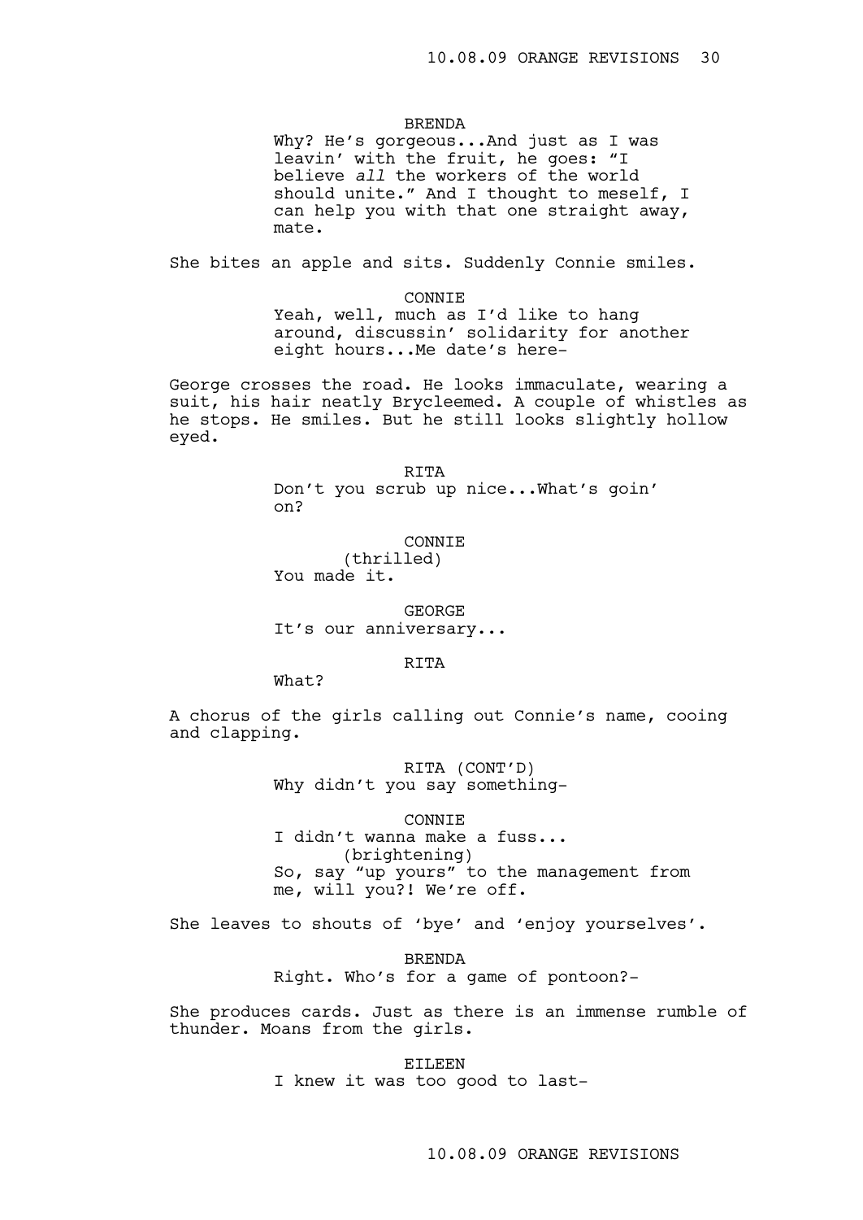BRENDA

Why? He's gorgeous...And just as I was leavin' with the fruit, he goes: "I believe *all* the workers of the world should unite." And I thought to meself, I can help you with that one straight away, mate.

She bites an apple and sits. Suddenly Connie smiles.

CONNIE

Yeah, well, much as I'd like to hang around, discussin' solidarity for another eight hours...Me date's here-

George crosses the road. He looks immaculate, wearing a suit, his hair neatly Brycleemed. A couple of whistles as he stops. He smiles. But he still looks slightly hollow eyed.

RITA

Don't you scrub up nice...What's goin' on?

CONNIE

(thrilled)

You made it.

GEORGE

It's our anniversary...

RITA

What?

A chorus of the girls calling out Connie's name, cooing and clapping.

RITA (CONT'D)

Why didn't you say something-

CONNIE

I didn't wanna make a fuss...

(brightening)

So, say "up yours" to the management from me, will you?! We're off.

She leaves to shouts of 'bye' and 'enjoy yourselves'.

BRENDA

Right. Who's for a game of pontoon?-

She produces cards. Just as there is an immense rumble of thunder. Moans from the girls.

EILEEN

I knew it was too good to last-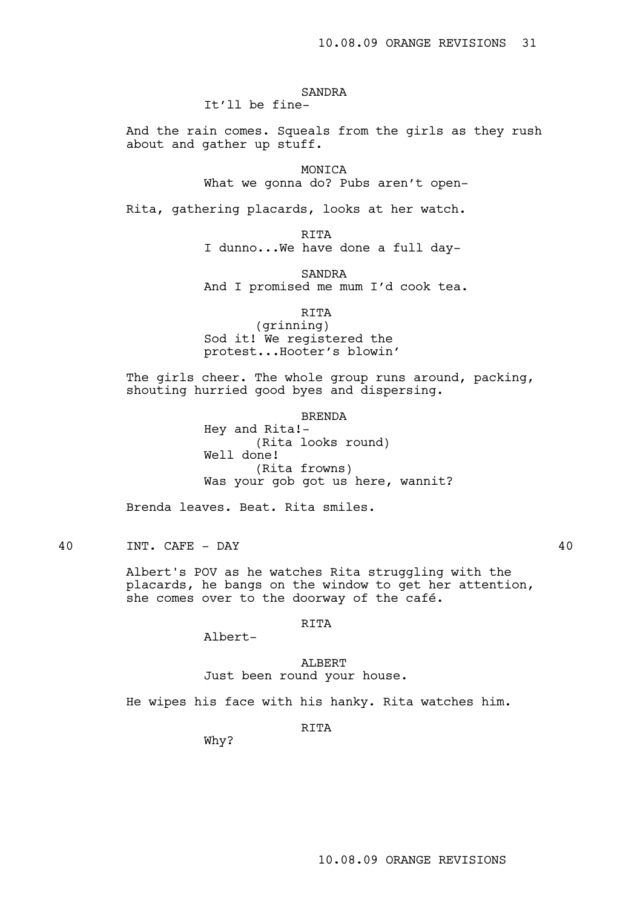SANDRA

It'll be fine-

And the rain comes. Squeals from the girls as they rush about and gather up stuff.

MONICA

What we gonna do? Pubs aren't open-

Rita, gathering placards, looks at her watch.

RITA

I dunno...We have done a full day-

SANDRA

And I promised me mum I'd cook tea.

RITA

(grinning)

Sod it! We registered the protest...Hooter's blowin'

The girls cheer. The whole group runs around, packing, shouting hurried good byes and dispersing.

BRENDA

Hey and Rita!-

(Rita looks round)

Well done!

(Rita frowns)

Was your gob got us here, wannit?

Brenda leaves. Beat. Rita smiles.

40 INT. CAFE - DAY 40

Albert's POV as he watches Rita struggling with the placards, he bangs on the window to get her attention, she comes over to the doorway of the café.

RITA

Albert-

ALBERT

Just been round your house.

He wipes his face with his hanky. Rita watches him.

RITA

Why?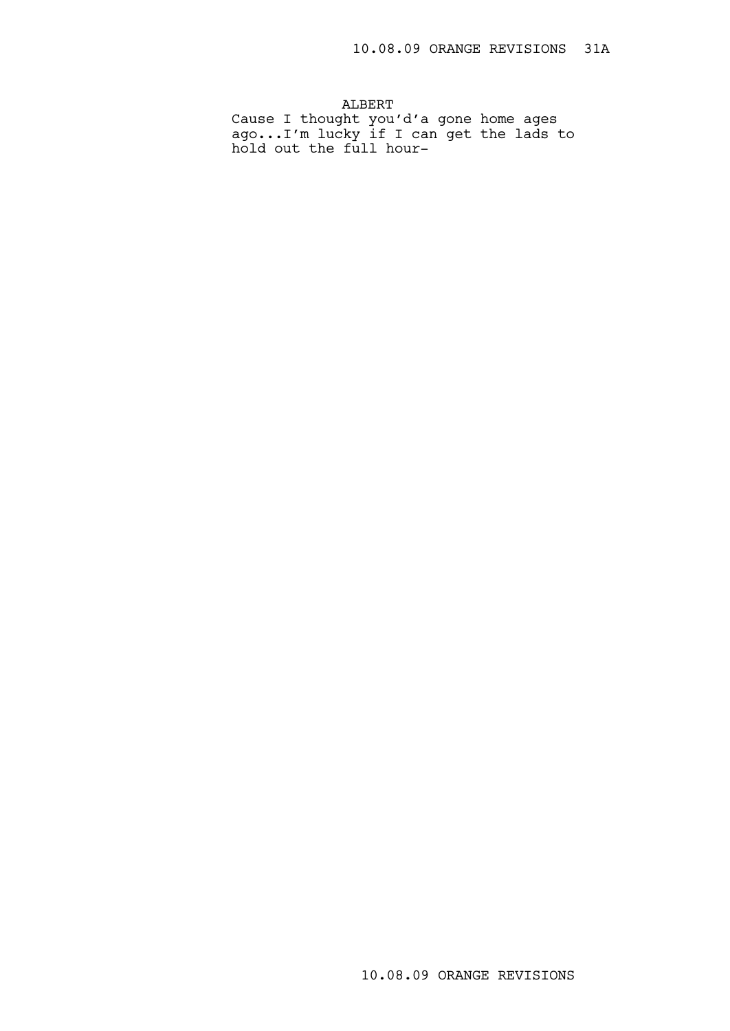ALBERT

Cause I thought you'd'a gone home ages ago...I'm lucky if I can get the lads to hold out the full hour-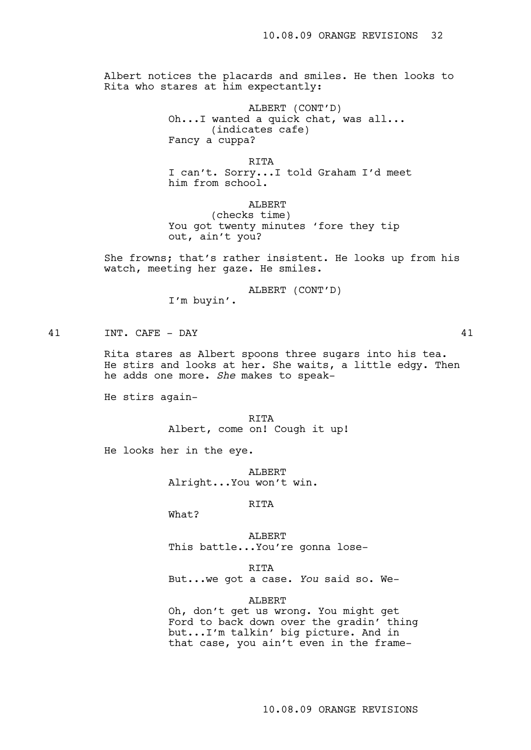Albert notices the placards and smiles. He then looks to Rita who stares at him expectantly:

ALBERT (CONT'D)
Oh...I wanted a quick chat, was all...
(indicates cafe)
Fancy a cuppa?

RITA
I can't. Sorry...I told Graham I'd meet him from school.

ALBERT
(checks time)
You got twenty minutes 'fore they tip out, ain't you?

She frowns; that's rather insistent. He looks up from his watch, meeting her gaze. He smiles.

ALBERT (CONT'D)
I'm buyin'.

41 INT. CAFE - DAY 41

Rita stares as Albert spoons three sugars into his tea. He stirs and looks at her. She waits, a little edgy. Then he adds one more. *She* makes to speak-

He stirs again-

RITA
Albert, come on! Cough it up!

He looks her in the eye.

ALBERT
Alright...You won't win.

RITA
What?

ALBERT
This battle...You're gonna lose-

RITA
But...we got a case. *You* said so. We-

ALBERT
Oh, don't get us wrong. You might get Ford to back down over the gradin' thing but...I'm talkin' big picture. And in that case, you ain't even in the frame-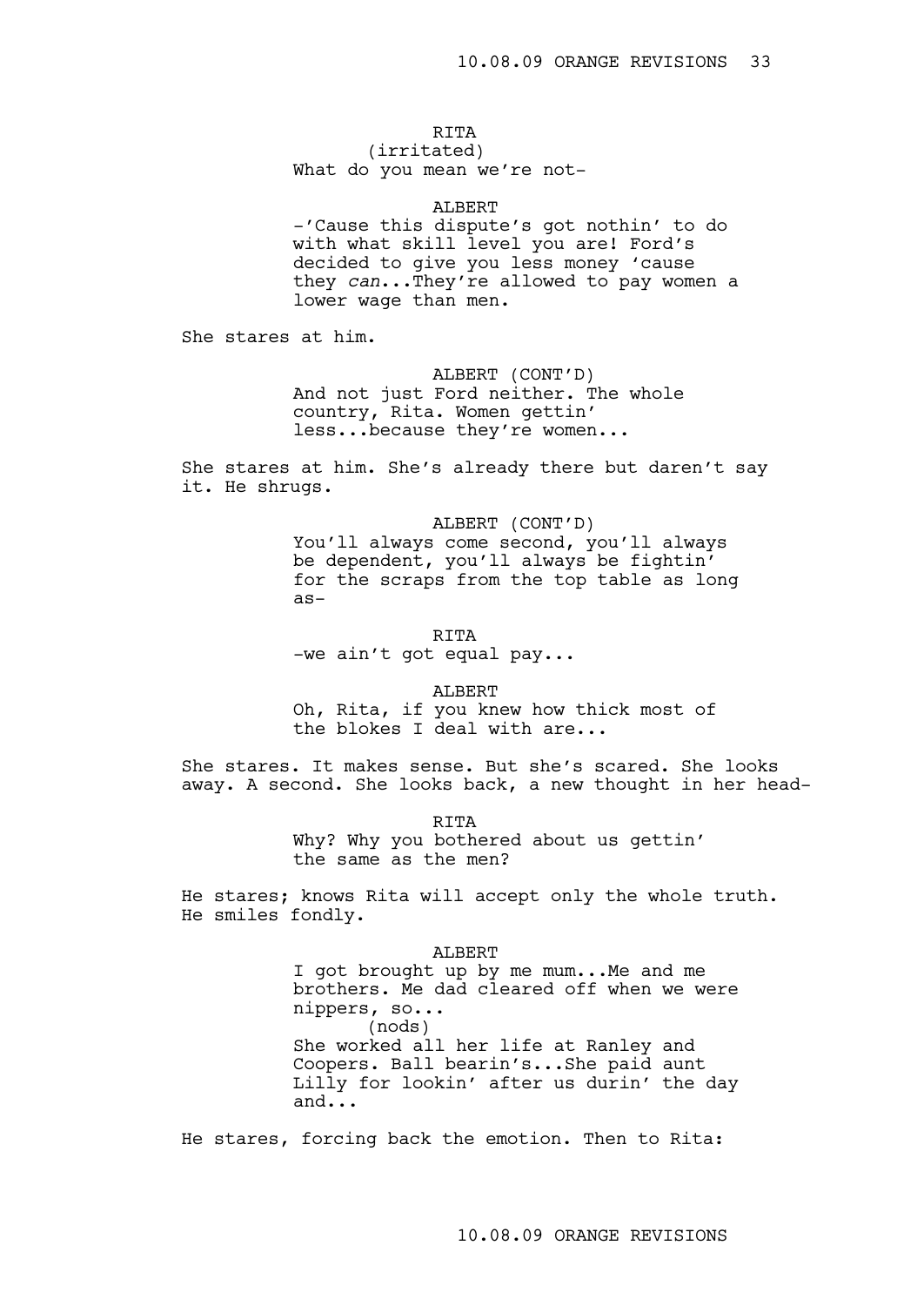RITA
(irritated)
What do you mean we're not-

ALBERT
-'Cause this dispute's got nothin' to do with what skill level you are! Ford's decided to give you less money 'cause they *can*...They're allowed to pay women a lower wage than men.

She stares at him.

ALBERT (CONT'D)
And not just Ford neither. The whole country, Rita. Women gettin' less...because they're women...

She stares at him. She's already there but daren't say it. He shrugs.

ALBERT (CONT'D)
You'll always come second, you'll always be dependent, you'll always be fightin' for the scraps from the top table as long as-

RITA
-we ain't got equal pay...

ALBERT
Oh, Rita, if you knew how thick most of the blokes I deal with are...

She stares. It makes sense. But she's scared. She looks away. A second. She looks back, a new thought in her head-

RITA
Why? Why you bothered about us gettin' the same as the men?

He stares; knows Rita will accept only the whole truth. He smiles fondly.

ALBERT
I got brought up by me mum...Me and me brothers. Me dad cleared off when we were nippers, so...
(nods)
She worked all her life at Ranley and Coopers. Ball bearin's...She paid aunt Lilly for lookin' after us durin' the day and...

He stares, forcing back the emotion. Then to Rita: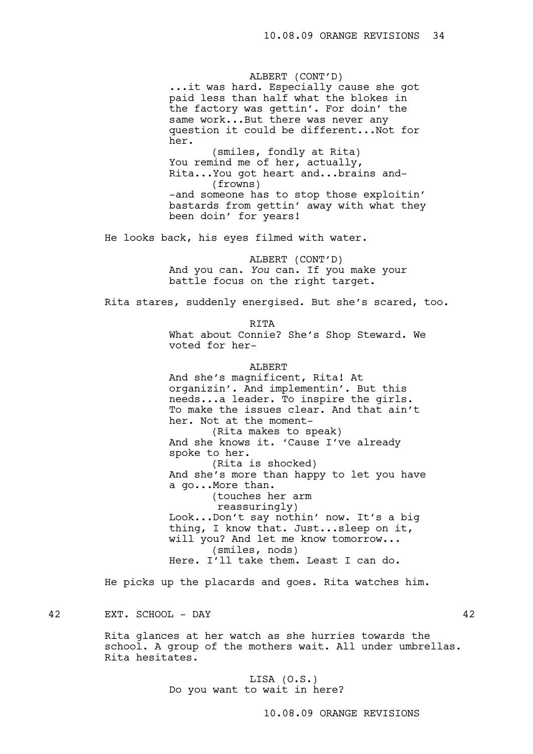ALBERT (CONT'D)
...it was hard. Especially cause she got paid less than half what the blokes in the factory was gettin'. For doin' the same work...But there was never any question it could be different...Not for her.
(smiles, fondly at Rita)
You remind me of her, actually, Rita...You got heart and...brains and-
(frowns)
-and someone has to stop those exploitin' bastards from gettin' away with what they been doin' for years!

He looks back, his eyes filmed with water.

ALBERT (CONT'D)
And you can. *You* can. If you make your battle focus on the right target.

Rita stares, suddenly energised. But she's scared, too.

RITA
What about Connie? She's Shop Steward. We voted for her-

ALBERT
And she's magnificent, Rita! At organizin'. And implementin'. But this needs...a leader. To inspire the girls. To make the issues clear. And that ain't her. Not at the moment-
(Rita makes to speak)
And she knows it. 'Cause I've already spoke to her.
(Rita is shocked)
And she's more than happy to let you have a go...More than.
(touches her arm reassuringly)
Look...Don't say nothin' now. It's a big thing, I know that. Just...sleep on it, will you? And let me know tomorrow...
(smiles, nods)
Here. I'll take them. Least I can do.

He picks up the placards and goes. Rita watches him.

42 EXT. SCHOOL - DAY 42

Rita glances at her watch as she hurries towards the school. A group of the mothers wait. All under umbrellas. Rita hesitates.

LISA (O.S.)
Do you want to wait in here?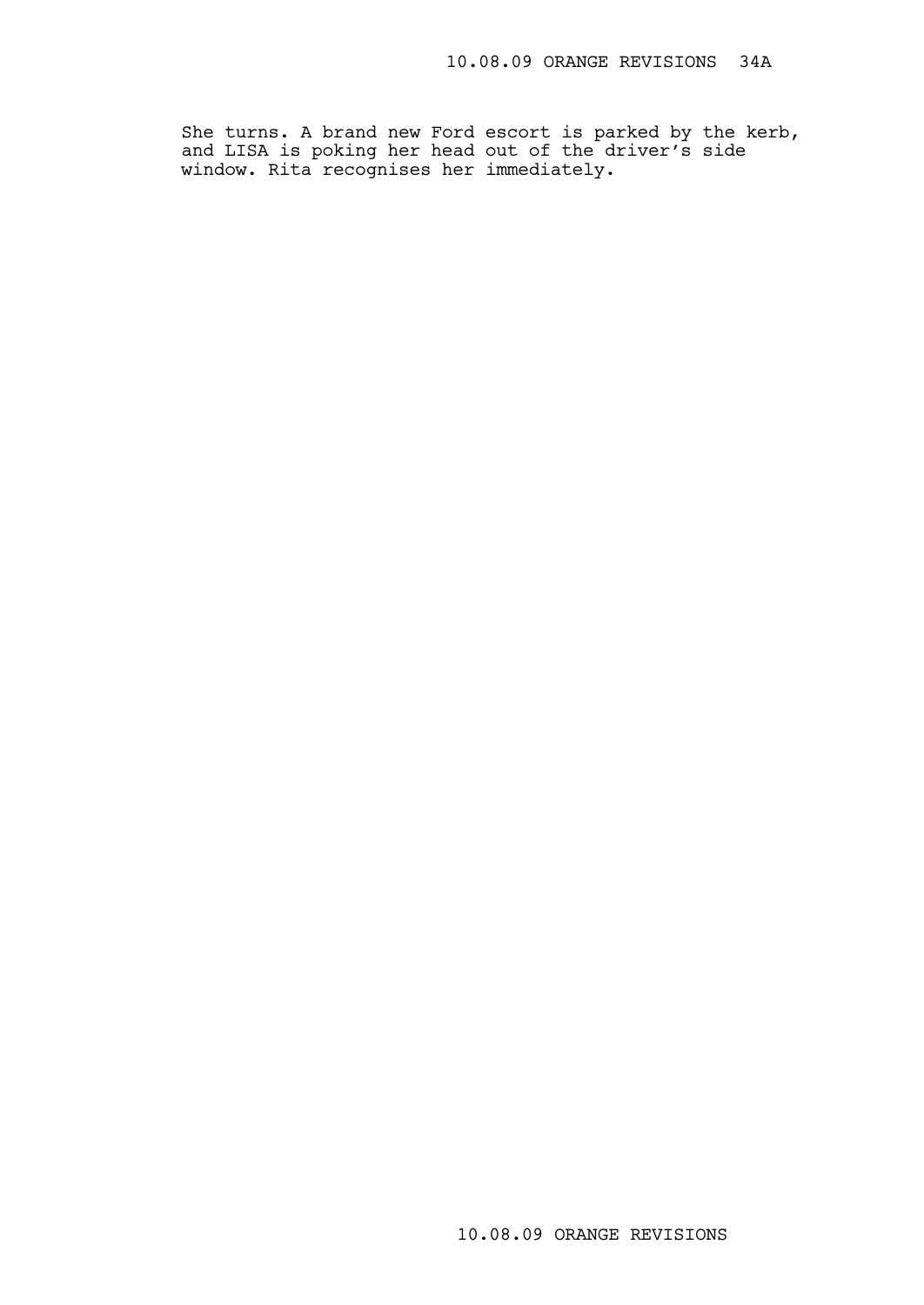She turns. A brand new Ford escort is parked by the kerb, and LISA is poking her head out of the driver's side window. Rita recognises her immediately.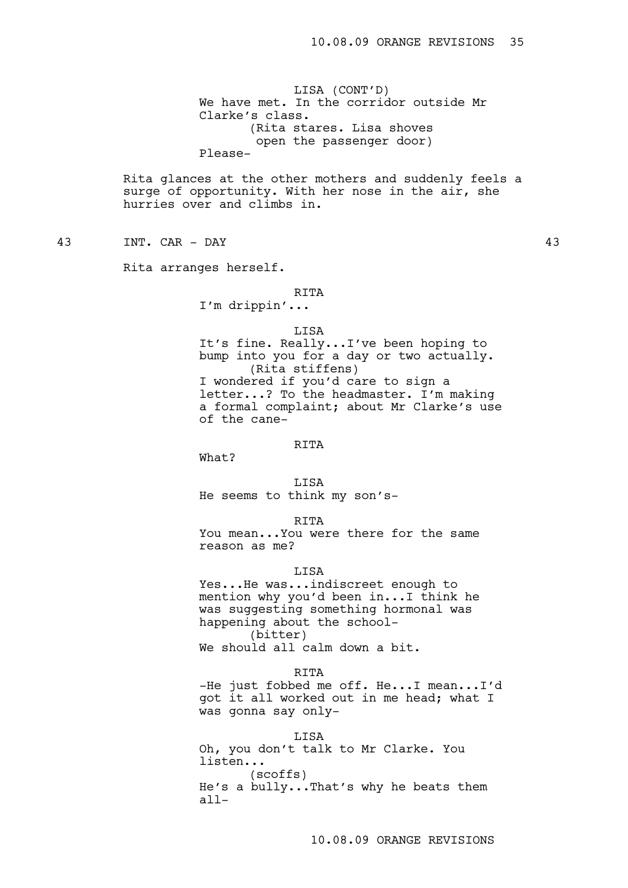LISA (CONT'D)
We have met. In the corridor outside Mr Clarke's class.
(Rita stares. Lisa shoves open the passenger door)
Please-

Rita glances at the other mothers and suddenly feels a surge of opportunity. With her nose in the air, she hurries over and climbs in.

43 INT. CAR - DAY 43

Rita arranges herself.

RITA
I'm drippin'...

LISA
It's fine. Really...I've been hoping to bump into you for a day or two actually.
(Rita stiffens)
I wondered if you'd care to sign a letter...? To the headmaster. I'm making a formal complaint; about Mr Clarke's use of the cane-

RITA
What?

LISA
He seems to think my son's-

RITA
You mean...You were there for the same reason as me?

LISA
Yes...He was...indiscreet enough to mention why you'd been in...I think he was suggesting something hormonal was happening about the school-
(bitter)
We should all calm down a bit.

RITA
-He just fobbed me off. He...I mean...I'd got it all worked out in me head; what I was gonna say only-

LISA
Oh, you don't talk to Mr Clarke. You listen...
(scoffs)
He's a bully...That's why he beats them all-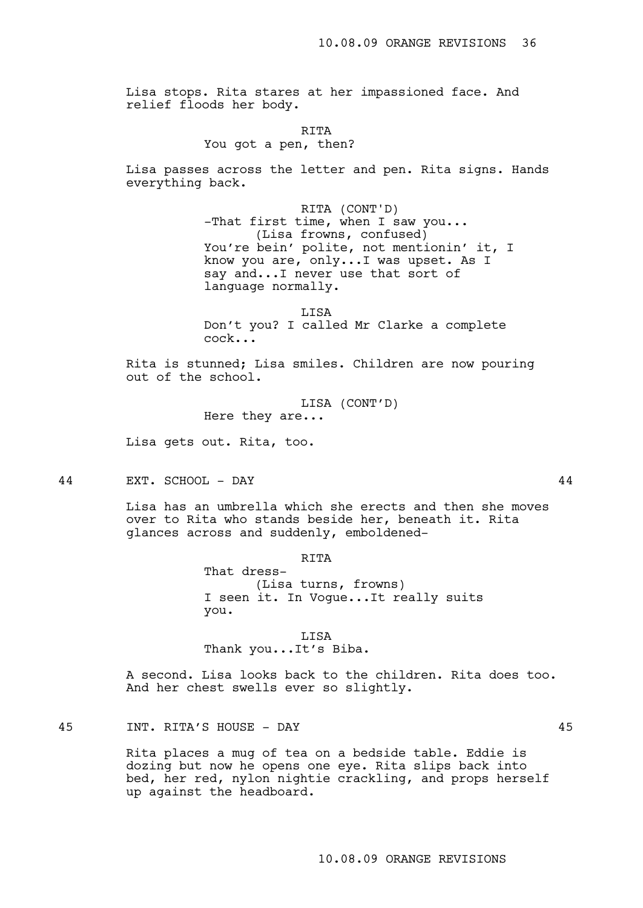Lisa stops. Rita stares at her impassioned face. And relief floods her body.

RITA
You got a pen, then?

Lisa passes across the letter and pen. Rita signs. Hands everything back.

RITA (CONT'D)
-That first time, when I saw you...
(Lisa frowns, confused)
You're bein' polite, not mentionin' it, I know you are, only...I was upset. As I say and...I never use that sort of language normally.

LISA
Don't you? I called Mr Clarke a complete cock...

Rita is stunned; Lisa smiles. Children are now pouring out of the school.

LISA (CONT'D)
Here they are...

Lisa gets out. Rita, too.

44 EXT. SCHOOL - DAY 44

Lisa has an umbrella which she erects and then she moves over to Rita who stands beside her, beneath it. Rita glances across and suddenly, emboldened-

RITA
That dress-
(Lisa turns, frowns)
I seen it. In Vogue...It really suits you.

LISA
Thank you...It's Biba.

A second. Lisa looks back to the children. Rita does too. And her chest swells ever so slightly.

45 INT. RITA'S HOUSE - DAY 45

Rita places a mug of tea on a bedside table. Eddie is dozing but now he opens one eye. Rita slips back into bed, her red, nylon nightie crackling, and props herself up against the headboard.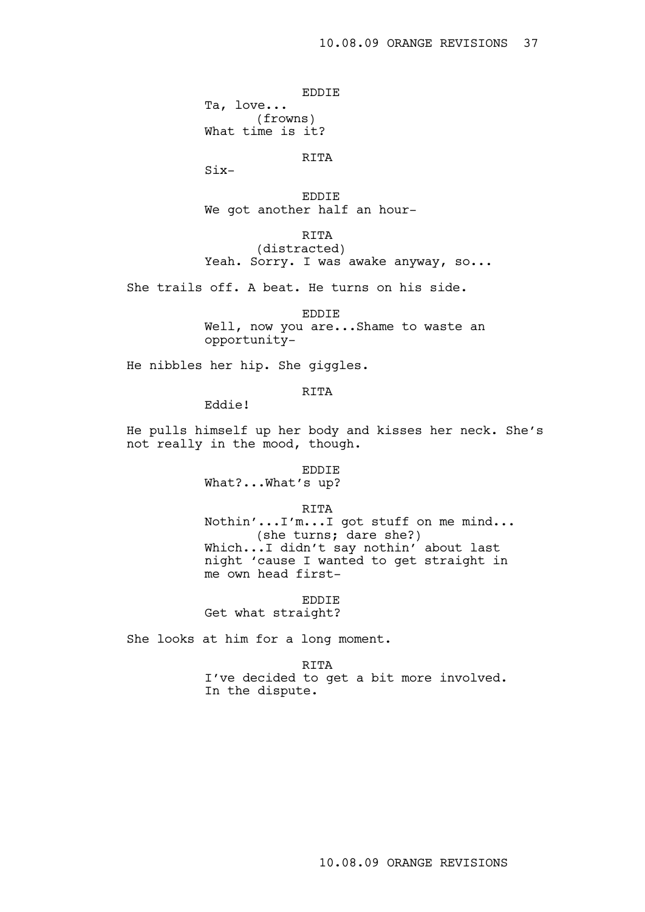EDDIE
Ta, love...
(frowns)
What time is it?

RITA
Six-

EDDIE
We got another half an hour-

RITA
(distracted)
Yeah. Sorry. I was awake anyway, so...

She trails off. A beat. He turns on his side.

EDDIE
Well, now you are...Shame to waste an opportunity-

He nibbles her hip. She giggles.

RITA
Eddie!

He pulls himself up her body and kisses her neck. She's not really in the mood, though.

EDDIE
What?...What's up?

RITA
Nothin'...I'm...I got stuff on me mind...
(she turns; dare she?)
Which...I didn't say nothin' about last night 'cause I wanted to get straight in me own head first-

EDDIE
Get what straight?

She looks at him for a long moment.

RITA
I've decided to get a bit more involved. In the dispute.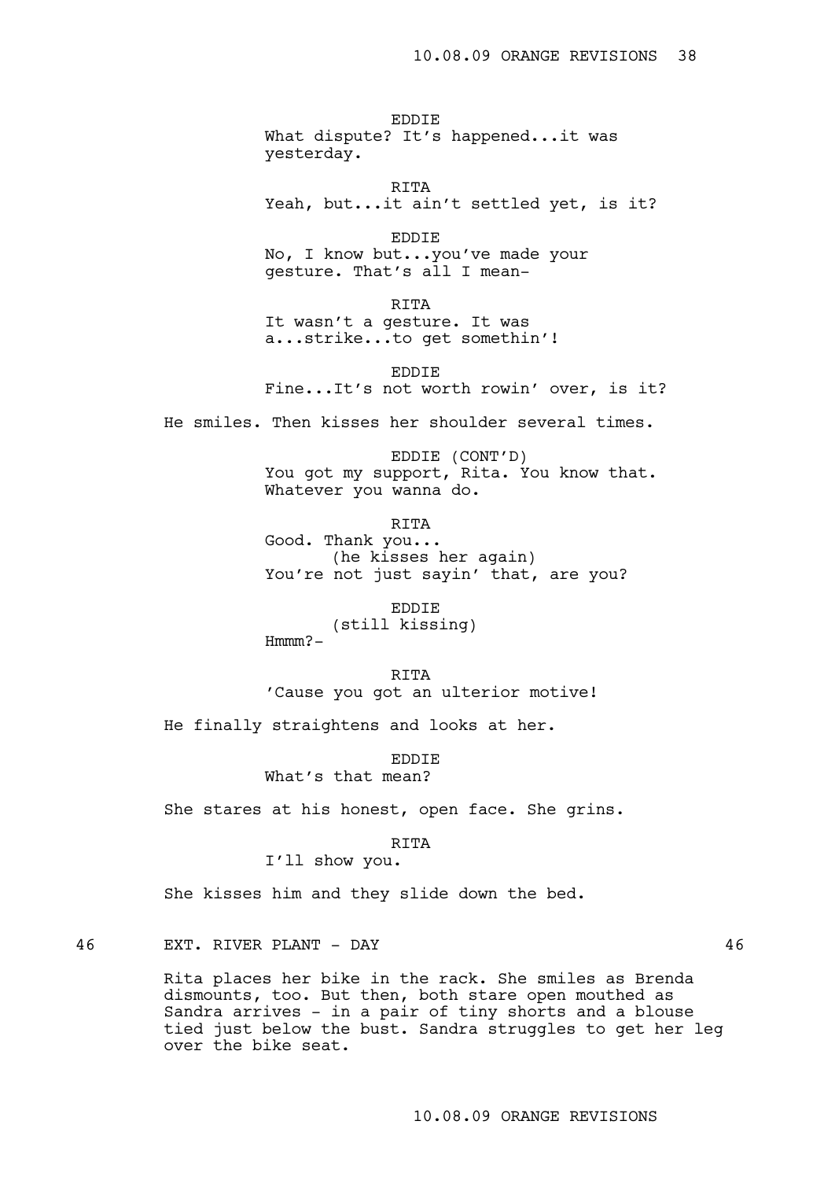EDDIE
What dispute? It's happened...it was yesterday.

RITA
Yeah, but...it ain't settled yet, is it?

EDDIE
No, I know but...you've made your gesture. That's all I mean-

RITA
It wasn't a gesture. It was a...strike...to get somethin'!

EDDIE
Fine...It's not worth rowin' over, is it?

He smiles. Then kisses her shoulder several times.

EDDIE (CONT'D)
You got my support, Rita. You know that. Whatever you wanna do.

RITA
Good. Thank you...
(he kisses her again)
You're not just sayin' that, are you?

EDDIE
(still kissing)
Hmmm?-

RITA
'Cause you got an ulterior motive!

He finally straightens and looks at her.

EDDIE
What's that mean?

She stares at his honest, open face. She grins.

RITA
I'll show you.

She kisses him and they slide down the bed.

46 EXT. RIVER PLANT - DAY 46

Rita places her bike in the rack. She smiles as Brenda dismounts, too. But then, both stare open mouthed as Sandra arrives - in a pair of tiny shorts and a blouse tied just below the bust. Sandra struggles to get her leg over the bike seat.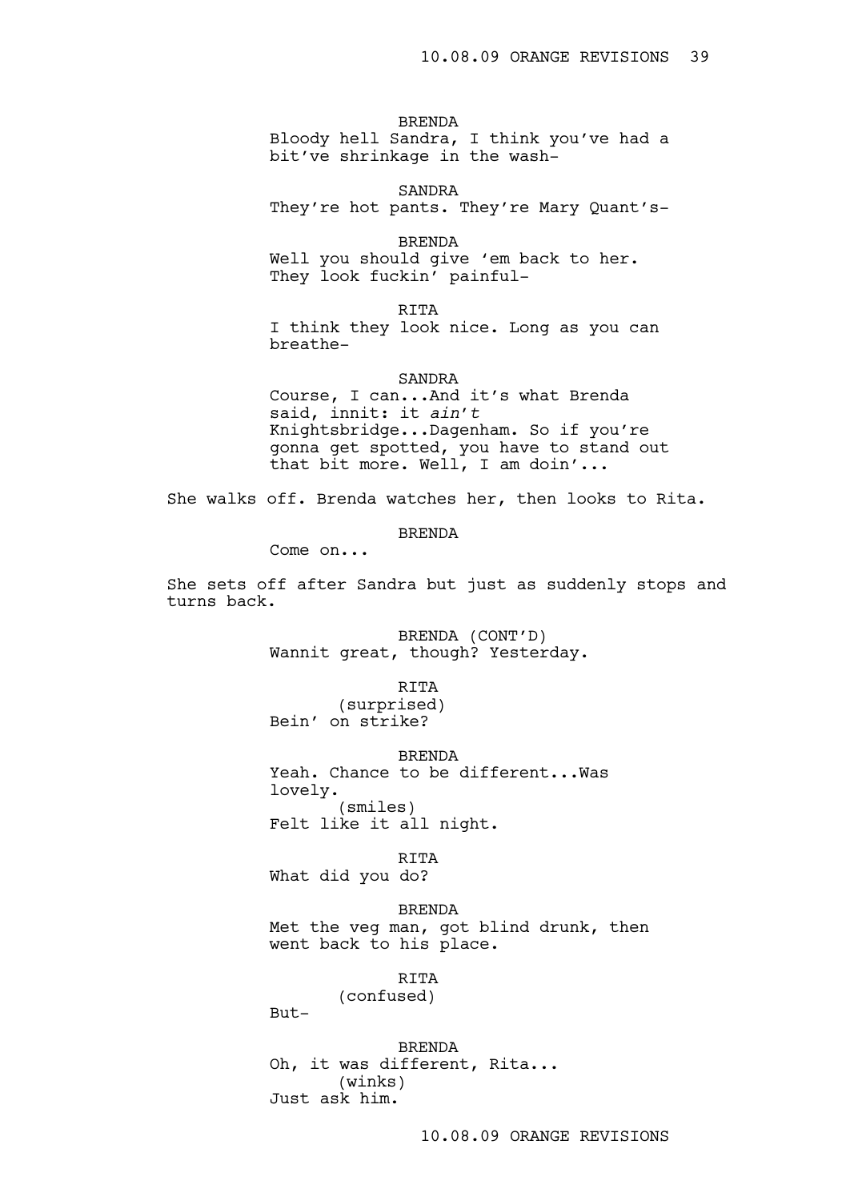BRENDA
Bloody hell Sandra, I think you've had a bit've shrinkage in the wash-

SANDRA
They're hot pants. They're Mary Quant's-

BRENDA
Well you should give 'em back to her. They look fuckin' painful-

RITA
I think they look nice. Long as you can breathe-

SANDRA
Course, I can...And it's what Brenda said, innit: it *ain't* Knightsbridge...Dagenham. So if you're gonna get spotted, you have to stand out that bit more. Well, I am doin'...

She walks off. Brenda watches her, then looks to Rita.

BRENDA
Come on...

She sets off after Sandra but just as suddenly stops and turns back.

BRENDA (CONT'D)
Wannit great, though? Yesterday.

RITA
(surprised)
Bein' on strike?

BRENDA
Yeah. Chance to be different...Was lovely.
(smiles)
Felt like it all night.

RITA
What did you do?

BRENDA
Met the veg man, got blind drunk, then went back to his place.

RITA
(confused)
But-

BRENDA
Oh, it was different, Rita...
(winks)
Just ask him.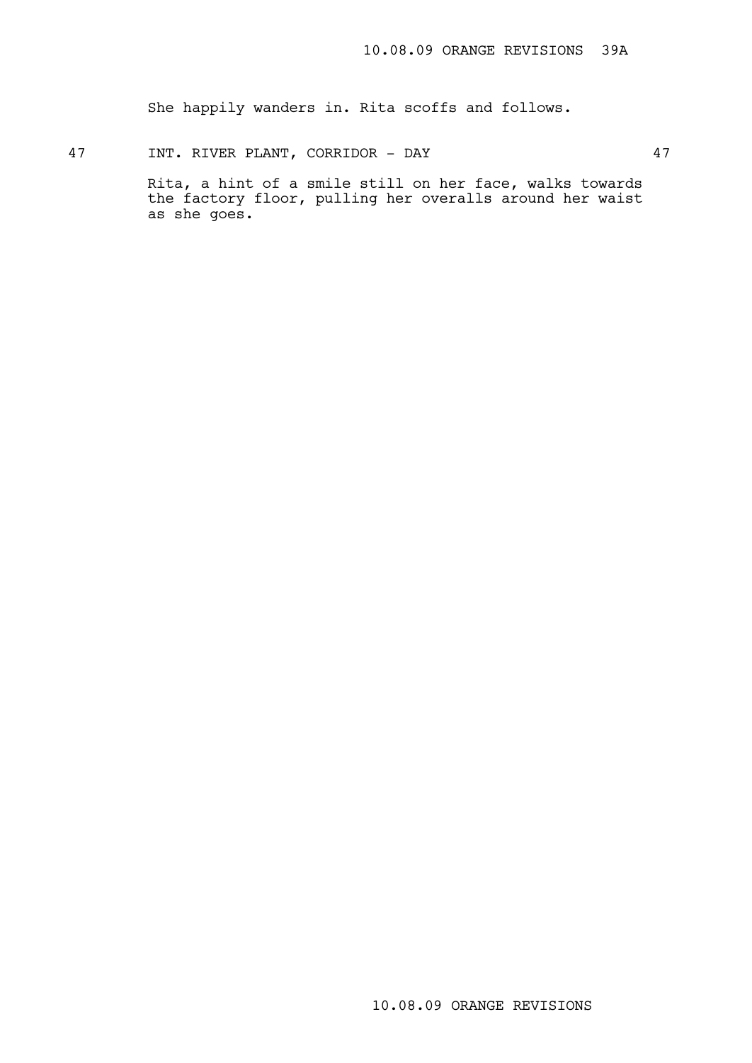She happily wanders in. Rita scoffs and follows.

47 INT. RIVER PLANT, CORRIDOR - DAY 47

Rita, a hint of a smile still on her face, walks towards the factory floor, pulling her overalls around her waist as she goes.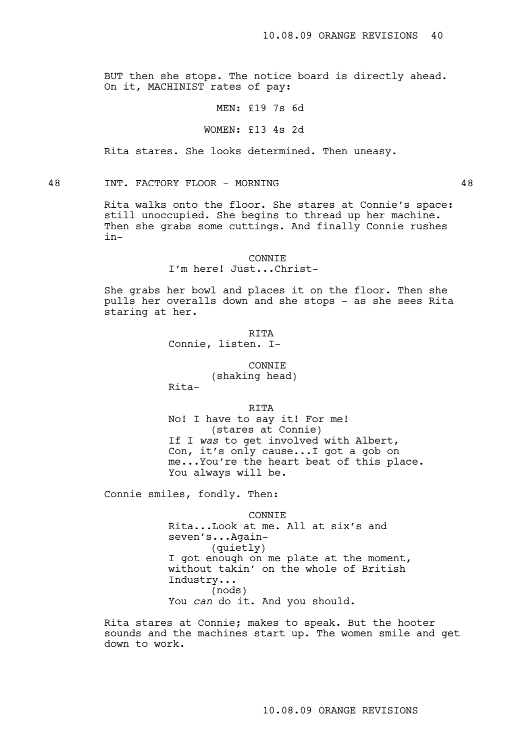BUT then she stops. The notice board is directly ahead. On it, MACHINIST rates of pay:

MEN: £19 7s 6d

WOMEN: £13 4s 2d

Rita stares. She looks determined. Then uneasy.

48 INT. FACTORY FLOOR - MORNING 48

Rita walks onto the floor. She stares at Connie's space: still unoccupied. She begins to thread up her machine. Then she grabs some cuttings. And finally Connie rushes in-

CONNIE
I'm here! Just...Christ-

She grabs her bowl and places it on the floor. Then she pulls her overalls down and she stops - as she sees Rita staring at her.

RITA
Connie, listen. I-

CONNIE
(shaking head)
Rita-

RITA
No! I have to say it! For me!
(stares at Connie)
If I *was* to get involved with Albert, Con, it's only cause...I got a gob on me...You're the heart beat of this place. You always will be.

Connie smiles, fondly. Then:

CONNIE
Rita...Look at me. All at six's and seven's...Again-
(quietly)
I got enough on me plate at the moment, without takin' on the whole of British Industry...
(nods)
You *can* do it. And you should.

Rita stares at Connie; makes to speak. But the hooter sounds and the machines start up. The women smile and get down to work.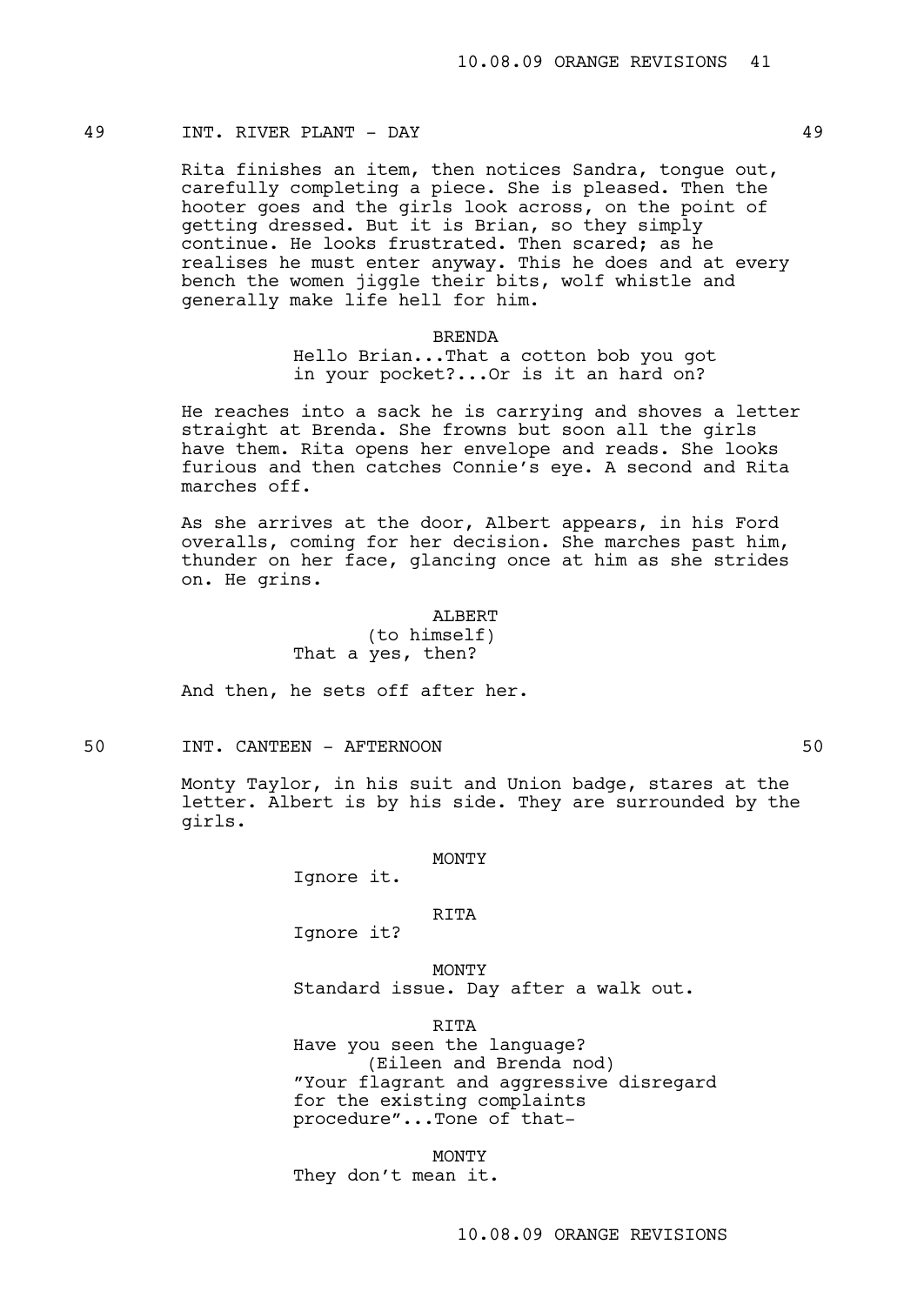49 INT. RIVER PLANT - DAY 49

Rita finishes an item, then notices Sandra, tongue out, carefully completing a piece. She is pleased. Then the hooter goes and the girls look across, on the point of getting dressed. But it is Brian, so they simply continue. He looks frustrated. Then scared; as he realises he must enter anyway. This he does and at every bench the women jiggle their bits, wolf whistle and generally make life hell for him.

BRENDA
Hello Brian...That a cotton bob you got in your pocket?...Or is it an hard on?

He reaches into a sack he is carrying and shoves a letter straight at Brenda. She frowns but soon all the girls have them. Rita opens her envelope and reads. She looks furious and then catches Connie's eye. A second and Rita marches off.

As she arrives at the door, Albert appears, in his Ford overalls, coming for her decision. She marches past him, thunder on her face, glancing once at him as she strides on. He grins.

ALBERT
(to himself)
That a yes, then?

And then, he sets off after her.

50 INT. CANTEEN - AFTERNOON 50

Monty Taylor, in his suit and Union badge, stares at the letter. Albert is by his side. They are surrounded by the girls.

MONTY
Ignore it.

RITA
Ignore it?

MONTY
Standard issue. Day after a walk out.

RITA
Have you seen the language?
(Eileen and Brenda nod)
"Your flagrant and aggressive disregard for the existing complaints procedure"...Tone of that-

MONTY
They don't mean it.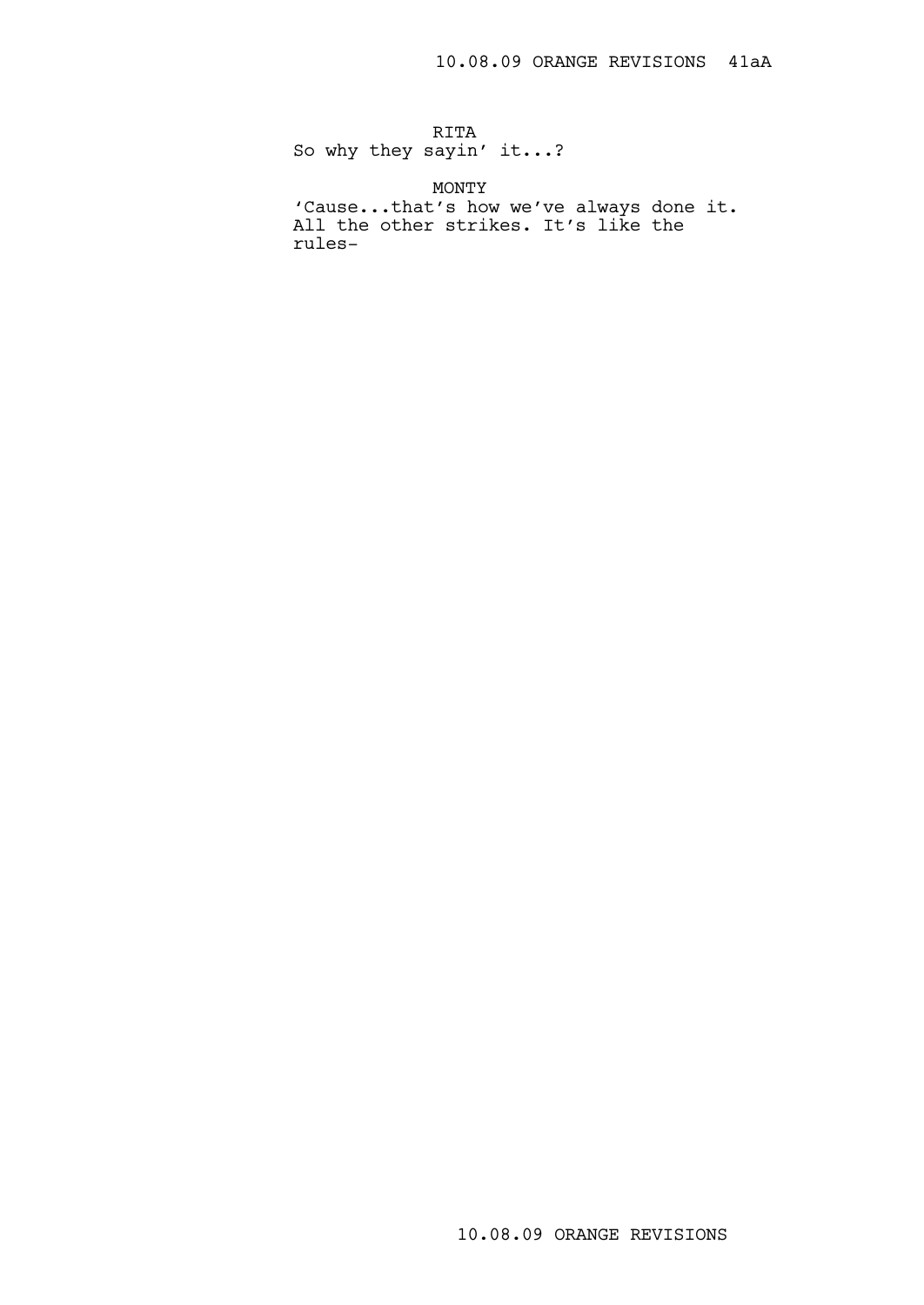RITA
So why they sayin' it...?

MONTY
'Cause...that's how we've always done it. All the other strikes. It's like the rules-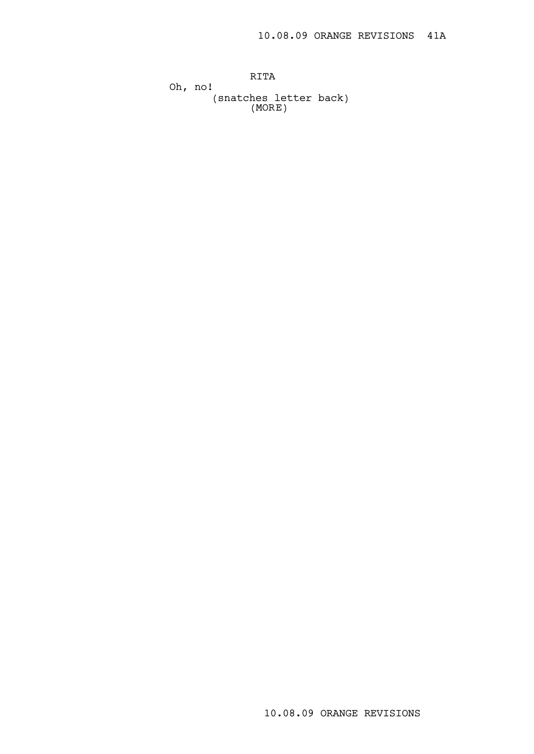RITA

Oh, no!

(snatches letter back)

(MORE)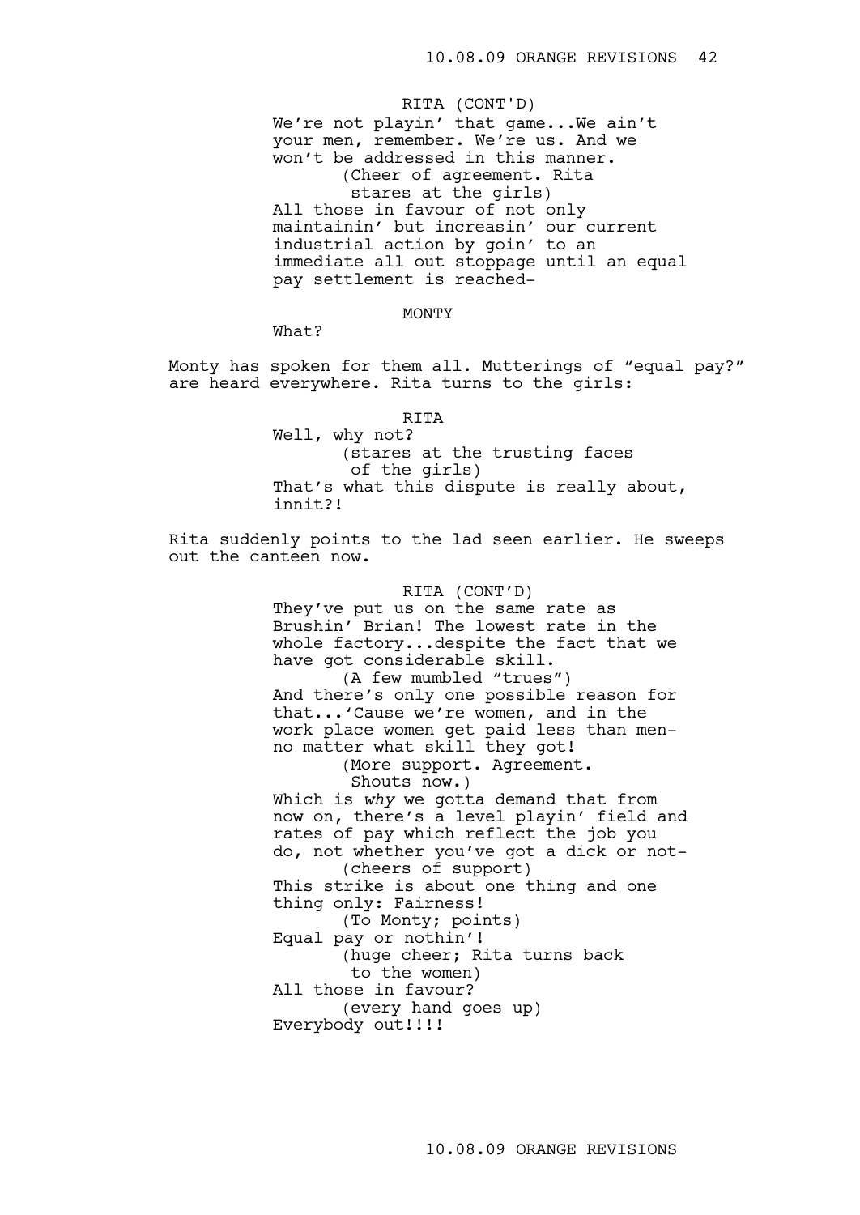RITA (CONT'D)
We're not playin' that game...We ain't your men, remember. We're us. And we won't be addressed in this manner.
(Cheer of agreement. Rita stares at the girls)
All those in favour of not only maintainin' but increasin' our current industrial action by goin' to an immediate all out stoppage until an equal pay settlement is reached-

MONTY
What?

Monty has spoken for them all. Mutterings of "equal pay?" are heard everywhere. Rita turns to the girls:

RITA
Well, why not?
(stares at the trusting faces of the girls)
That's what this dispute is really about, innit?!

Rita suddenly points to the lad seen earlier. He sweeps out the canteen now.

RITA (CONT'D)
They've put us on the same rate as Brushin' Brian! The lowest rate in the whole factory...despite the fact that we have got considerable skill.
(A few mumbled "trues")
And there's only one possible reason for that...'Cause we're women, and in the work place women get paid less than men- no matter what skill they got!
(More support. Agreement. Shouts now.)
Which is *why* we gotta demand that from now on, there's a level playin' field and rates of pay which reflect the job you do, not whether you've got a dick or not-
(cheers of support)
This strike is about one thing and one thing only: Fairness!
(To Monty; points)
Equal pay or nothin'!
(huge cheer; Rita turns back to the women)
All those in favour?
(every hand goes up)
Everybody out!!!!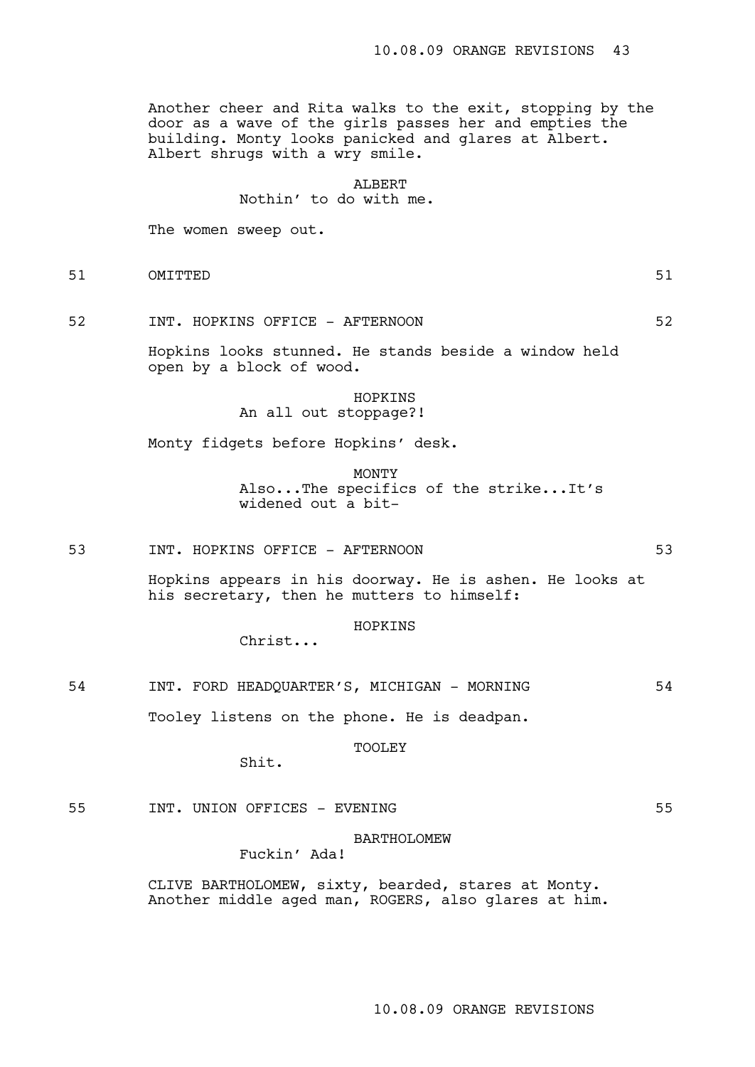Another cheer and Rita walks to the exit, stopping by the door as a wave of the girls passes her and empties the building. Monty looks panicked and glares at Albert. Albert shrugs with a wry smile.

ALBERT
Nothin' to do with me.

The women sweep out.

51 OMITTED 51

52 INT. HOPKINS OFFICE - AFTERNOON 52

Hopkins looks stunned. He stands beside a window held open by a block of wood.

HOPKINS
An all out stoppage?!

Monty fidgets before Hopkins' desk.

MONTY
Also...The specifics of the strike...It's widened out a bit-

53 INT. HOPKINS OFFICE - AFTERNOON 53

Hopkins appears in his doorway. He is ashen. He looks at his secretary, then he mutters to himself:

HOPKINS
Christ...

54 INT. FORD HEADQUARTER'S, MICHIGAN - MORNING 54

Tooley listens on the phone. He is deadpan.

TOOLEY
Shit.

55 INT. UNION OFFICES - EVENING 55

BARTHOLOMEW
Fuckin' Ada!

CLIVE BARTHOLOMEW, sixty, bearded, stares at Monty. Another middle aged man, ROGERS, also glares at him.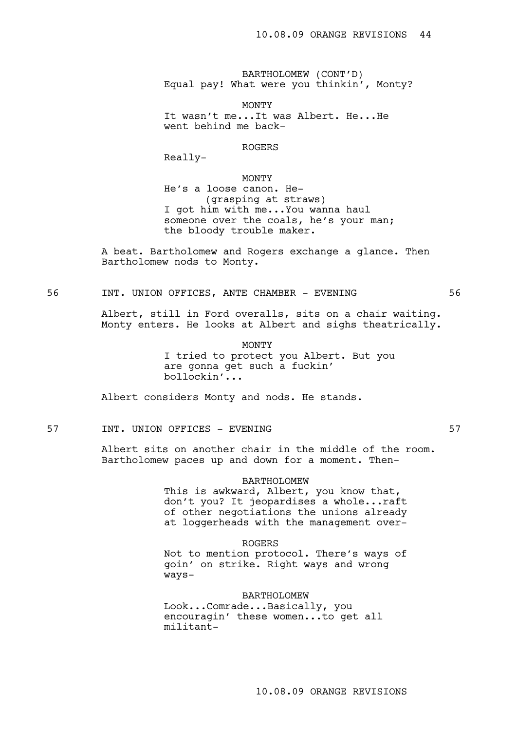BARTHOLOMEW (CONT'D)
Equal pay! What were you thinkin', Monty?

MONTY
It wasn't me...It was Albert. He...He went behind me back-

ROGERS
Really-

MONTY
He's a loose canon. He-
(grasping at straws)
I got him with me...You wanna haul someone over the coals, he's your man; the bloody trouble maker.

A beat. Bartholomew and Rogers exchange a glance. Then Bartholomew nods to Monty.

56 INT. UNION OFFICES, ANTE CHAMBER - EVENING 56

Albert, still in Ford overalls, sits on a chair waiting. Monty enters. He looks at Albert and sighs theatrically.

MONTY
I tried to protect you Albert. But you are gonna get such a fuckin' bollockin'...

Albert considers Monty and nods. He stands.

57 INT. UNION OFFICES - EVENING 57

Albert sits on another chair in the middle of the room. Bartholomew paces up and down for a moment. Then-

BARTHOLOMEW
This is awkward, Albert, you know that, don't you? It jeopardises a whole...raft of other negotiations the unions already at loggerheads with the management over-

ROGERS
Not to mention protocol. There's ways of goin' on strike. Right ways and wrong ways-

BARTHOLOMEW
Look...Comrade...Basically, you encouragin' these women...to get all militant-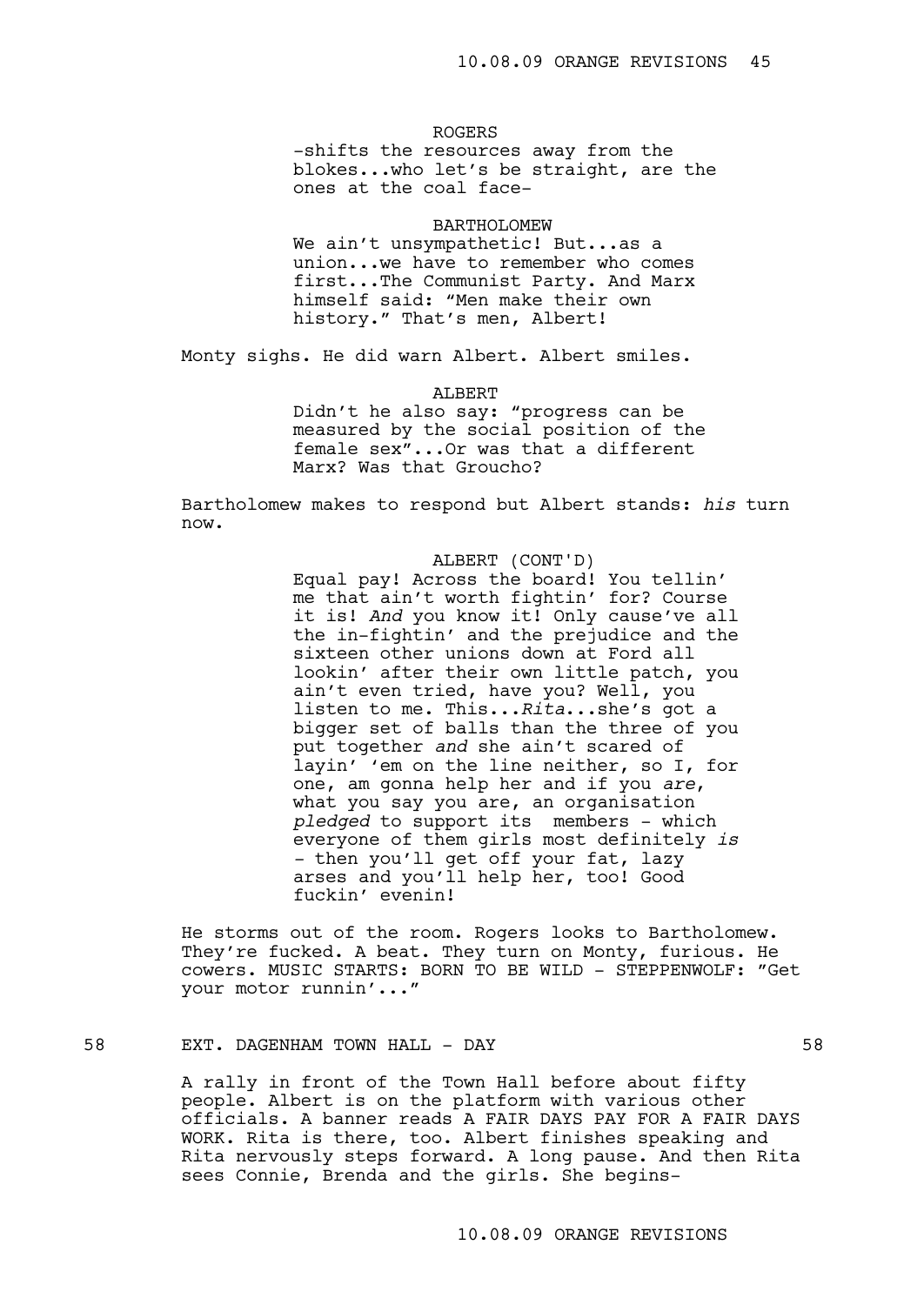ROGERS

-shifts the resources away from the blokes...who let's be straight, are the ones at the coal face-

BARTHOLOMEW

We ain't unsympathetic! But...as a union...we have to remember who comes first...The Communist Party. And Marx himself said: "Men make their own history." That's men, Albert!

Monty sighs. He did warn Albert. Albert smiles.

ALBERT

Didn't he also say: "progress can be measured by the social position of the female sex"...Or was that a different Marx? Was that Groucho?

Bartholomew makes to respond but Albert stands: *his* turn now.

ALBERT (CONT'D)

Equal pay! Across the board! You tellin' me that ain't worth fightin' for? Course it is! *And* you know it! Only cause've all the in-fightin' and the prejudice and the sixteen other unions down at Ford all lookin' after their own little patch, you ain't even tried, have you? Well, you listen to me. This...*Rita*...she's got a bigger set of balls than the three of you put together *and* she ain't scared of layin' 'em on the line neither, so I, for one, am gonna help her and if you *are*, what you say you are, an organisation *pledged* to support its members - which everyone of them girls most definitely *is* - then you'll get off your fat, lazy arses and you'll help her, too! Good fuckin' evenin!

He storms out of the room. Rogers looks to Bartholomew. They're fucked. A beat. They turn on Monty, furious. He cowers. MUSIC STARTS: BORN TO BE WILD - STEPPENWOLF: "Get your motor runnin'..."

58 EXT. DAGENHAM TOWN HALL - DAY 58

A rally in front of the Town Hall before about fifty people. Albert is on the platform with various other officials. A banner reads A FAIR DAYS PAY FOR A FAIR DAYS WORK. Rita is there, too. Albert finishes speaking and Rita nervously steps forward. A long pause. And then Rita sees Connie, Brenda and the girls. She begins-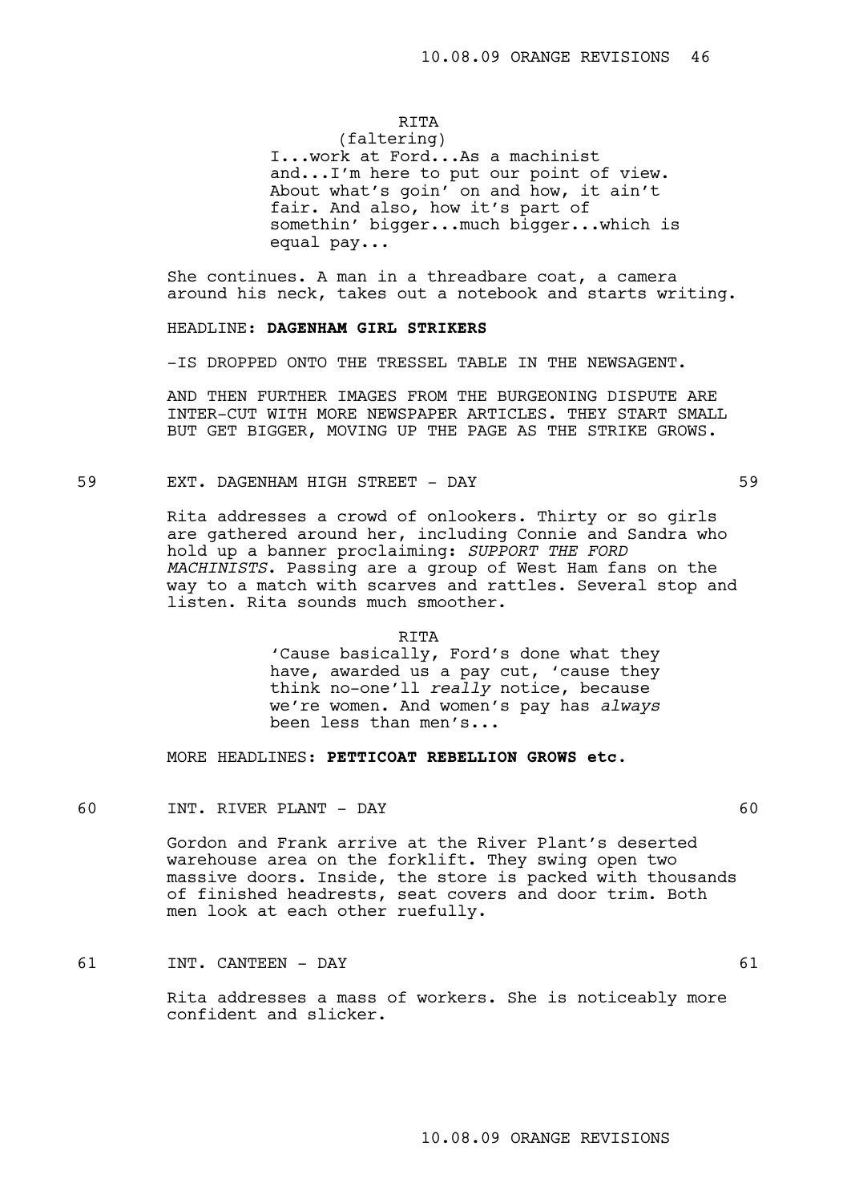RITA
(faltering)
I...work at Ford...As a machinist and...I'm here to put our point of view. About what's goin' on and how, it ain't fair. And also, how it's part of somethin' bigger...much bigger...which is equal pay...

She continues. A man in a threadbare coat, a camera around his neck, takes out a notebook and starts writing.

HEADLINE: **DAGENHAM GIRL STRIKERS**

-IS DROPPED ONTO THE TRESSEL TABLE IN THE NEWSAGENT.

AND THEN FURTHER IMAGES FROM THE BURGEONING DISPUTE ARE INTER-CUT WITH MORE NEWSPAPER ARTICLES. THEY START SMALL BUT GET BIGGER, MOVING UP THE PAGE AS THE STRIKE GROWS.

59 EXT. DAGENHAM HIGH STREET - DAY 59

Rita addresses a crowd of onlookers. Thirty or so girls are gathered around her, including Connie and Sandra who hold up a banner proclaiming: *SUPPORT THE FORD MACHINISTS*. Passing are a group of West Ham fans on the way to a match with scarves and rattles. Several stop and listen. Rita sounds much smoother.

RITA
'Cause basically, Ford's done what they have, awarded us a pay cut, 'cause they think no-one'll *really* notice, because we're women. And women's pay has *always* been less than men's...

MORE HEADLINES: **PETTICOAT REBELLION GROWS etc.**

60 INT. RIVER PLANT - DAY 60

Gordon and Frank arrive at the River Plant's deserted warehouse area on the forklift. They swing open two massive doors. Inside, the store is packed with thousands of finished headrests, seat covers and door trim. Both men look at each other ruefully.

61 INT. CANTEEN - DAY 61

Rita addresses a mass of workers. She is noticeably more confident and slicker.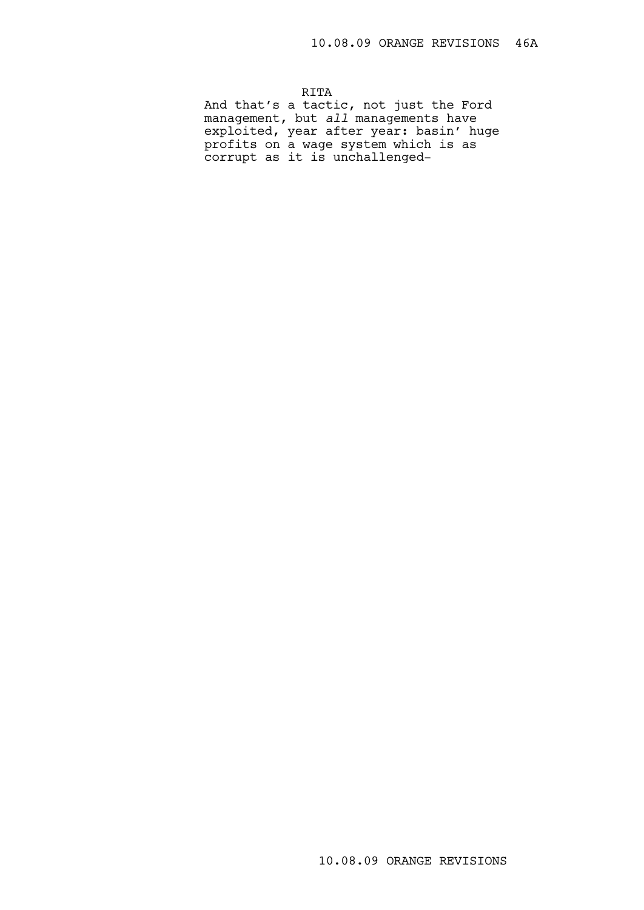RITA

And that's a tactic, not just the Ford management, but *all* managements have exploited, year after year: basin' huge profits on a wage system which is as corrupt as it is unchallenged-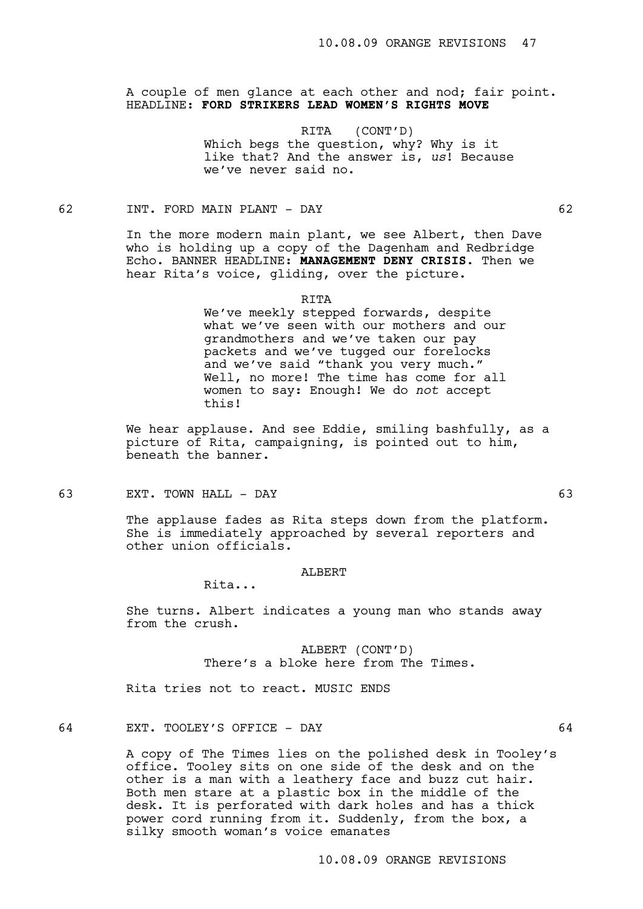A couple of men glance at each other and nod; fair point. HEADLINE: **FORD STRIKERS LEAD WOMEN'S RIGHTS MOVE**

RITA (CONT'D)
Which begs the question, why? Why is it like that? And the answer is, *us*! Because we've never said no.

62 INT. FORD MAIN PLANT - DAY 62

In the more modern main plant, we see Albert, then Dave who is holding up a copy of the Dagenham and Redbridge Echo. BANNER HEADLINE: **MANAGEMENT DENY CRISIS.** Then we hear Rita's voice, gliding, over the picture.

RITA
We've meekly stepped forwards, despite what we've seen with our mothers and our grandmothers and we've taken our pay packets and we've tugged our forelocks and we've said "thank you very much." Well, no more! The time has come for all women to say: Enough! We do *not* accept this!

We hear applause. And see Eddie, smiling bashfully, as a picture of Rita, campaigning, is pointed out to him, beneath the banner.

63 EXT. TOWN HALL - DAY 63

The applause fades as Rita steps down from the platform. She is immediately approached by several reporters and other union officials.

ALBERT
Rita...

She turns. Albert indicates a young man who stands away from the crush.

ALBERT (CONT'D)
There's a bloke here from The Times.

Rita tries not to react. MUSIC ENDS

64 EXT. TOOLEY'S OFFICE - DAY 64

A copy of The Times lies on the polished desk in Tooley's office. Tooley sits on one side of the desk and on the other is a man with a leathery face and buzz cut hair. Both men stare at a plastic box in the middle of the desk. It is perforated with dark holes and has a thick power cord running from it. Suddenly, from the box, a silky smooth woman's voice emanates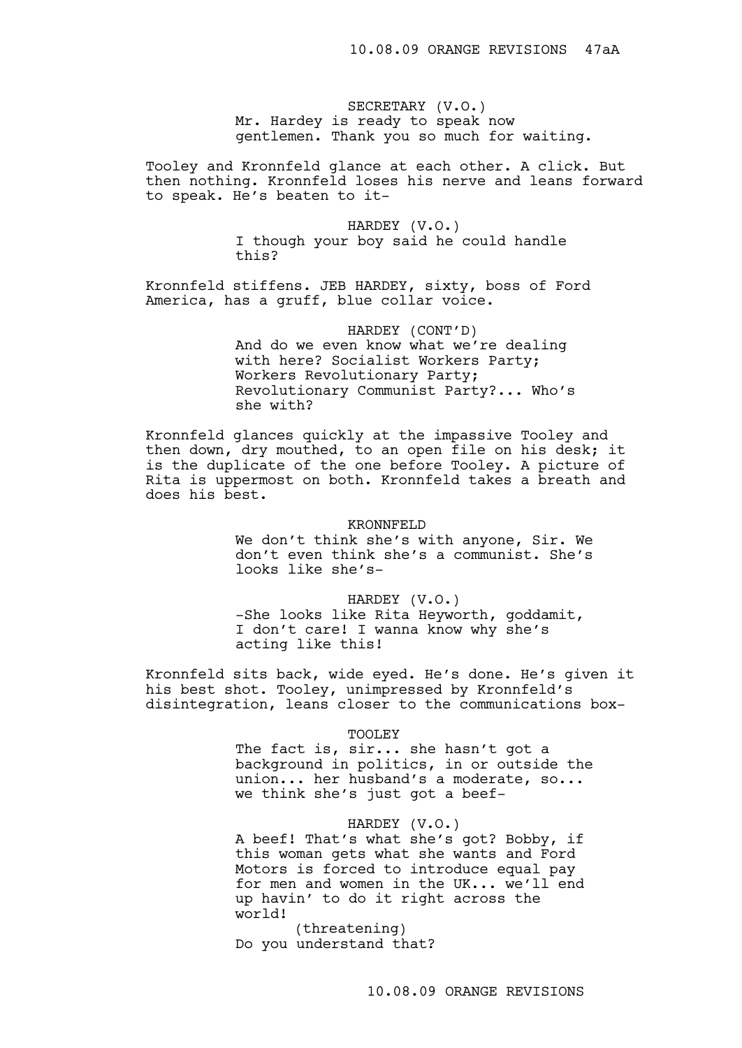SECRETARY (V.O.)
Mr. Hardey is ready to speak now gentlemen. Thank you so much for waiting.

Tooley and Kronnfeld glance at each other. A click. But then nothing. Kronnfeld loses his nerve and leans forward to speak. He's beaten to it-

HARDEY (V.O.)
I though your boy said he could handle this?

Kronnfeld stiffens. JEB HARDEY, sixty, boss of Ford America, has a gruff, blue collar voice.

HARDEY (CONT'D)
And do we even know what we're dealing with here? Socialist Workers Party; Workers Revolutionary Party; Revolutionary Communist Party?... Who's she with?

Kronnfeld glances quickly at the impassive Tooley and then down, dry mouthed, to an open file on his desk; it is the duplicate of the one before Tooley. A picture of Rita is uppermost on both. Kronnfeld takes a breath and does his best.

KRONNFELD
We don't think she's with anyone, Sir. We don't even think she's a communist. She's looks like she's-

HARDEY (V.O.)
-She looks like Rita Heyworth, goddamit, I don't care! I wanna know why she's acting like this!

Kronnfeld sits back, wide eyed. He's done. He's given it his best shot. Tooley, unimpressed by Kronnfeld's disintegration, leans closer to the communications box-

TOOLEY
The fact is, sir... she hasn't got a background in politics, in or outside the union... her husband's a moderate, so... we think she's just got a beef-

HARDEY (V.O.)
A beef! That's what she's got? Bobby, if this woman gets what she wants and Ford Motors is forced to introduce equal pay for men and women in the UK... we'll end up havin' to do it right across the world!
(threatening)
Do you understand that?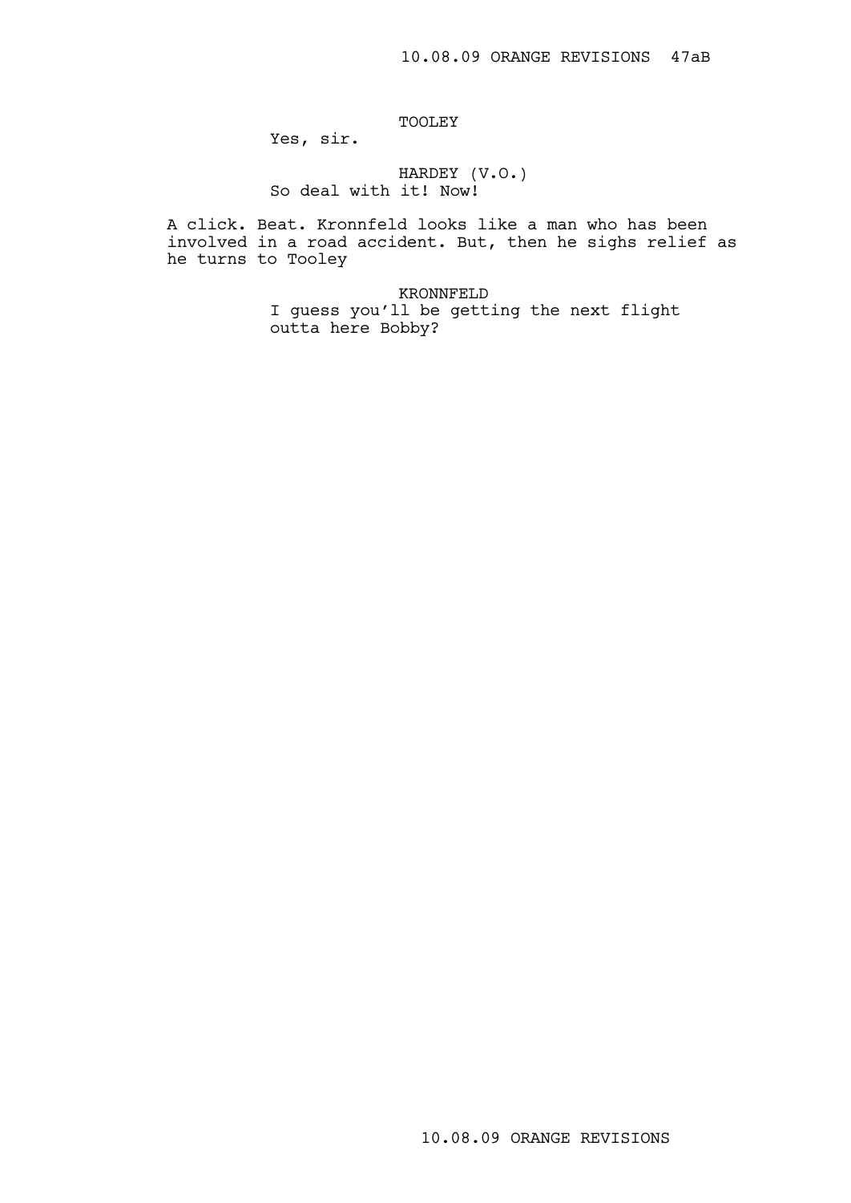TOOLEY
Yes, sir.

HARDEY (V.O.)
So deal with it! Now!

A click. Beat. Kronnfeld looks like a man who has been involved in a road accident. But, then he sighs relief as he turns to Tooley

KRONNFELD
I guess you'll be getting the next flight outta here Bobby?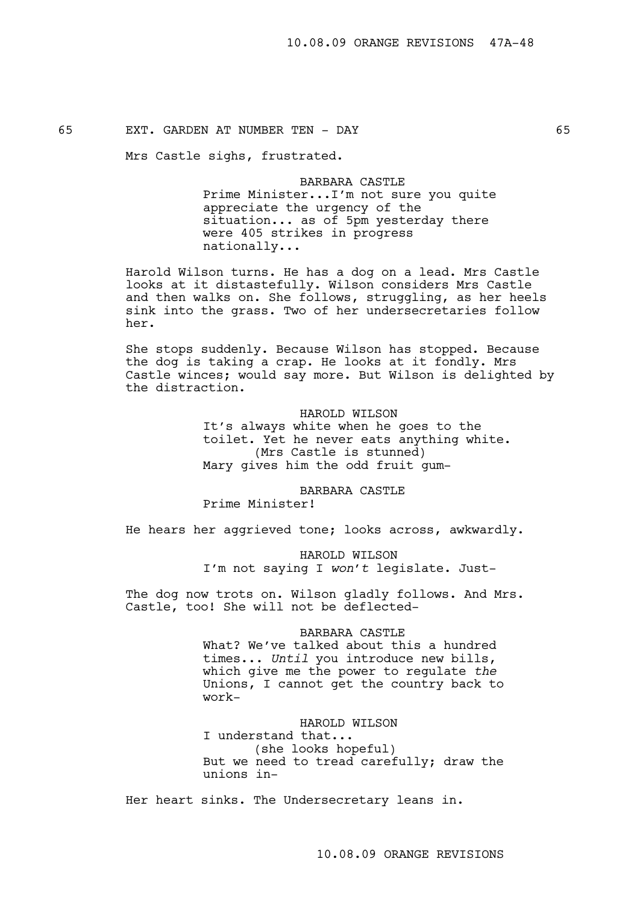65 EXT. GARDEN AT NUMBER TEN - DAY 65

Mrs Castle sighs, frustrated.

BARBARA CASTLE
Prime Minister...I'm not sure you quite appreciate the urgency of the situation... as of 5pm yesterday there were 405 strikes in progress nationally...

Harold Wilson turns. He has a dog on a lead. Mrs Castle looks at it distastefully. Wilson considers Mrs Castle and then walks on. She follows, struggling, as her heels sink into the grass. Two of her undersecretaries follow her.

She stops suddenly. Because Wilson has stopped. Because the dog is taking a crap. He looks at it fondly. Mrs Castle winces; would say more. But Wilson is delighted by the distraction.

HAROLD WILSON
It's always white when he goes to the toilet. Yet he never eats anything white.
(Mrs Castle is stunned)
Mary gives him the odd fruit gum-

BARBARA CASTLE
Prime Minister!

He hears her aggrieved tone; looks across, awkwardly.

HAROLD WILSON
I'm not saying I *won't* legislate. Just-

The dog now trots on. Wilson gladly follows. And Mrs. Castle, too! She will not be deflected-

BARBARA CASTLE
What? We've talked about this a hundred times... *Until* you introduce new bills, which give me the power to regulate *the* Unions, I cannot get the country back to work-

HAROLD WILSON
I understand that...
(she looks hopeful)
But we need to tread carefully; draw the unions in-

Her heart sinks. The Undersecretary leans in.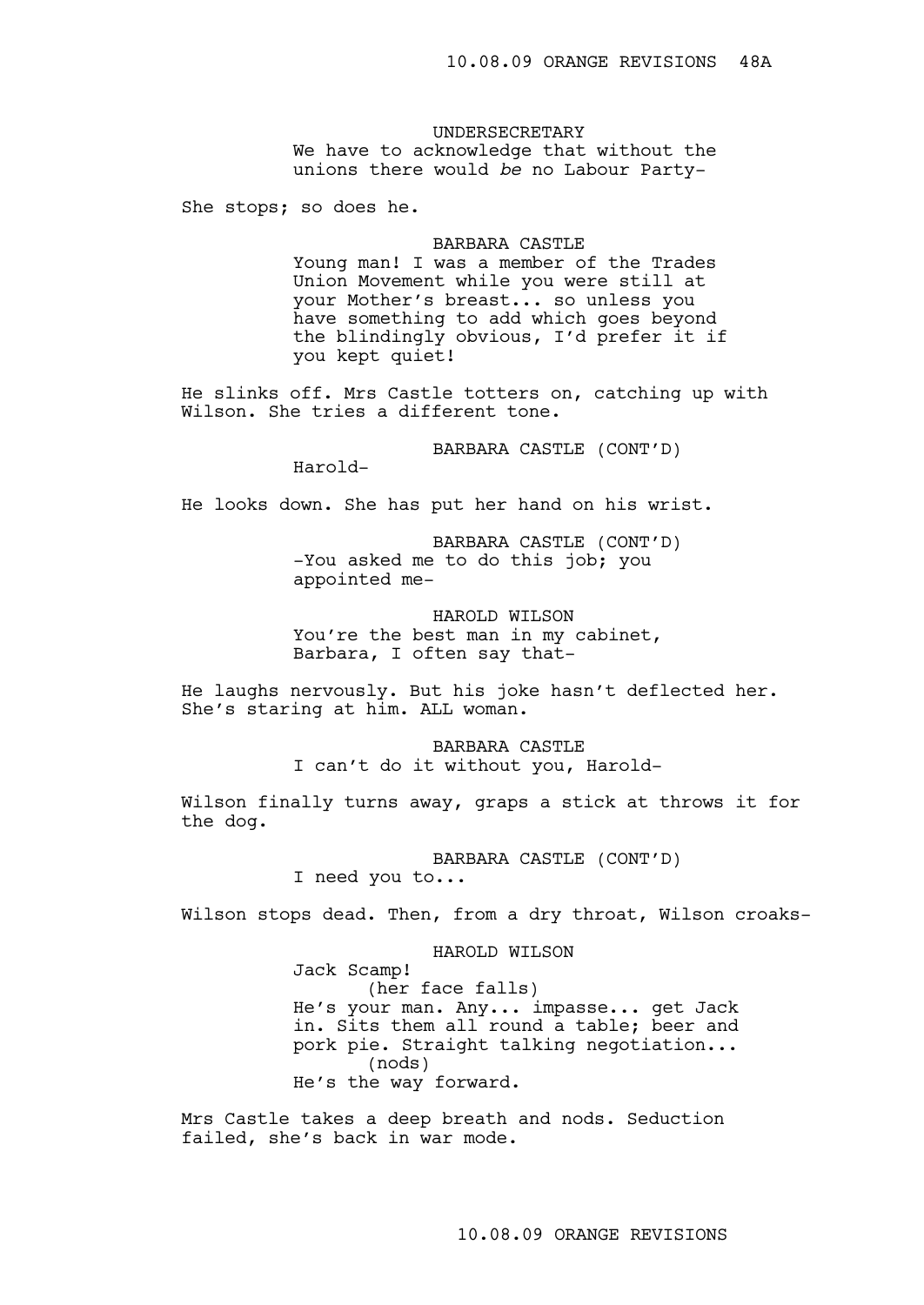UNDERSECRETARY
We have to acknowledge that without the unions there would *be* no Labour Party-

She stops; so does he.

BARBARA CASTLE
Young man! I was a member of the Trades Union Movement while you were still at your Mother's breast... so unless you have something to add which goes beyond the blindingly obvious, I'd prefer it if you kept quiet!

He slinks off. Mrs Castle totters on, catching up with Wilson. She tries a different tone.

BARBARA CASTLE (CONT'D)
Harold-

He looks down. She has put her hand on his wrist.

BARBARA CASTLE (CONT'D)
-You asked me to do this job; you appointed me-

HAROLD WILSON
You're the best man in my cabinet, Barbara, I often say that-

He laughs nervously. But his joke hasn't deflected her. She's staring at him. ALL woman.

BARBARA CASTLE
I can't do it without you, Harold-

Wilson finally turns away, graps a stick at throws it for the dog.

BARBARA CASTLE (CONT'D)
I need you to...

Wilson stops dead. Then, from a dry throat, Wilson croaks-

HAROLD WILSON
Jack Scamp!
(her face falls)
He's your man. Any... impasse... get Jack in. Sits them all round a table; beer and pork pie. Straight talking negotiation...
(nods)
He's the way forward.

Mrs Castle takes a deep breath and nods. Seduction failed, she's back in war mode.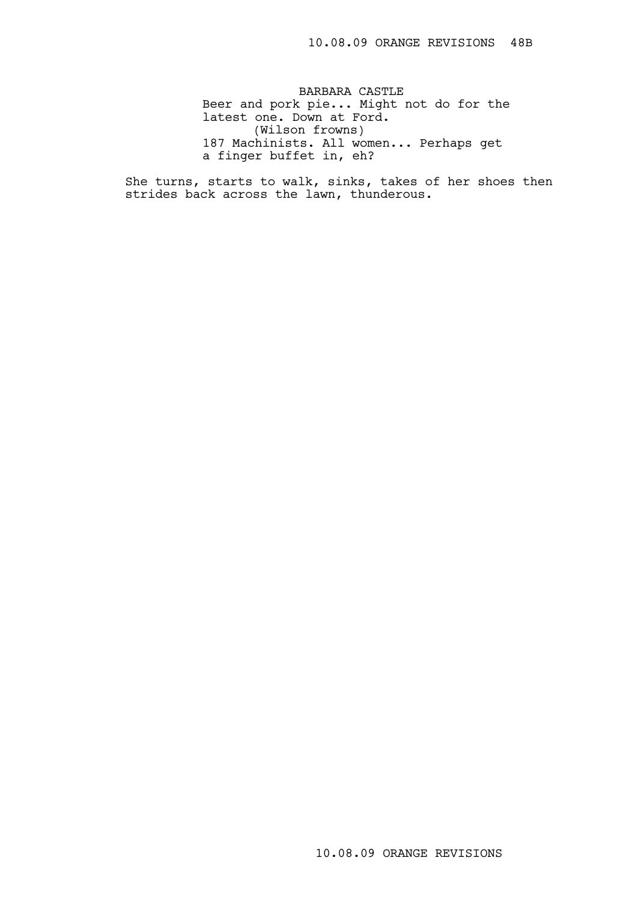BARBARA CASTLE
Beer and pork pie... Might not do for the latest one. Down at Ford.
(Wilson frowns)
187 Machinists. All women... Perhaps get a finger buffet in, eh?

She turns, starts to walk, sinks, takes of her shoes then strides back across the lawn, thunderous.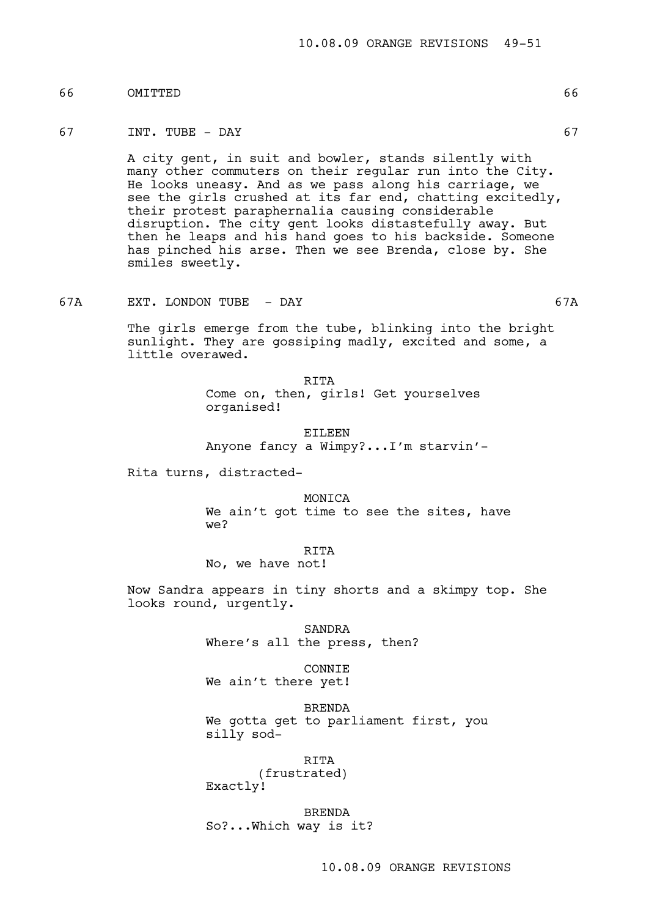66 OMITTED 66

67 INT. TUBE - DAY 67

A city gent, in suit and bowler, stands silently with many other commuters on their regular run into the City. He looks uneasy. And as we pass along his carriage, we see the girls crushed at its far end, chatting excitedly, their protest paraphernalia causing considerable disruption. The city gent looks distastefully away. But then he leaps and his hand goes to his backside. Someone has pinched his arse. Then we see Brenda, close by. She smiles sweetly.

67A EXT. LONDON TUBE - DAY 67A

The girls emerge from the tube, blinking into the bright sunlight. They are gossiping madly, excited and some, a little overawed.

RITA
Come on, then, girls! Get yourselves organised!

EILEEN
Anyone fancy a Wimpy?...I'm starvin'-

Rita turns, distracted-

MONICA
We ain't got time to see the sites, have we?

RITA
No, we have not!

Now Sandra appears in tiny shorts and a skimpy top. She looks round, urgently.

SANDRA
Where's all the press, then?

CONNIE
We ain't there yet!

BRENDA
We gotta get to parliament first, you silly sod-

RITA
(frustrated)
Exactly!

BRENDA
So?...Which way is it?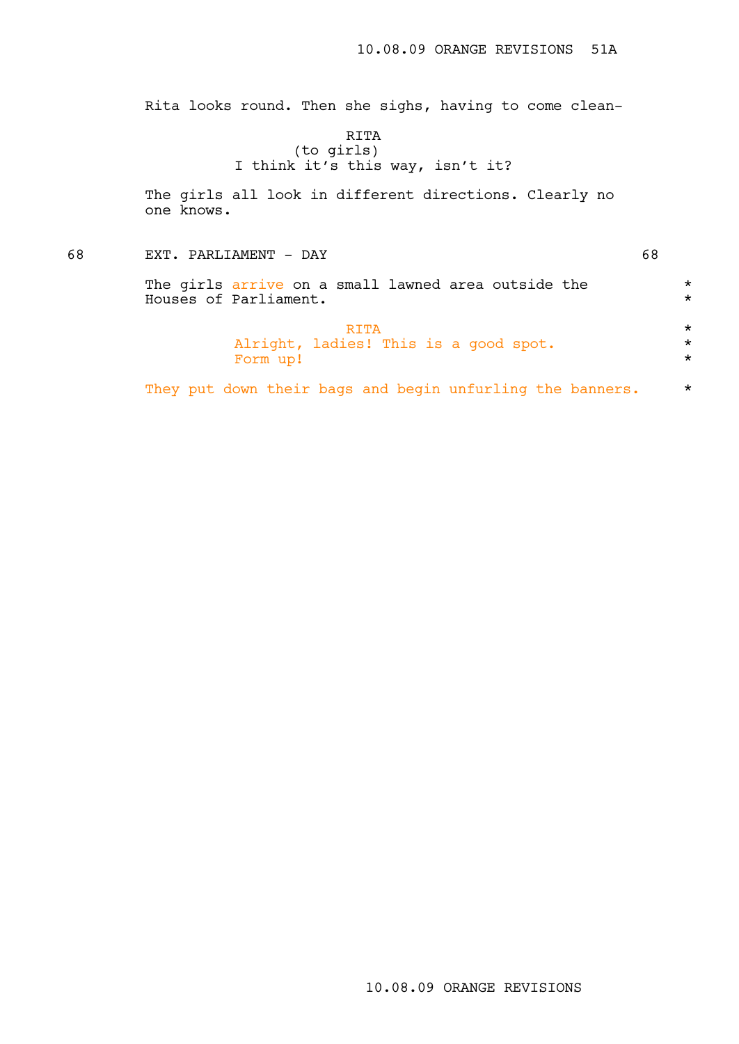Rita looks round. Then she sighs, having to come clean-

RITA
(to girls)
I think it's this way, isn't it?

The girls all look in different directions. Clearly no one knows.

68 EXT. PARLIAMENT - DAY 68

The girls arrive on a small lawned area outside the Houses of Parliament. *

RITA *
Alright, ladies! This is a good spot. *
Form up! *

They put down their bags and begin unfurling the banners. *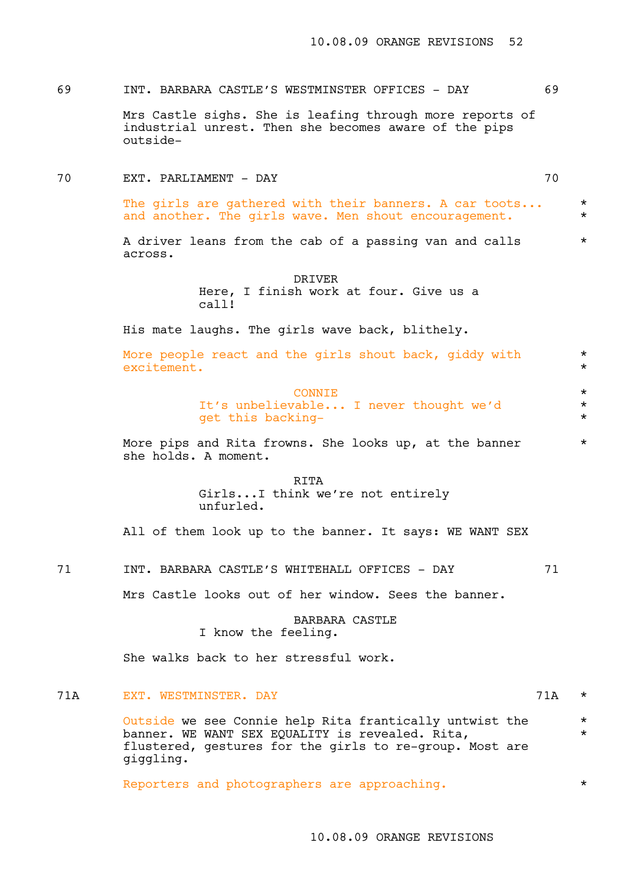69 INT. BARBARA CASTLE'S WESTMINSTER OFFICES - DAY 69

Mrs Castle sighs. She is leafing through more reports of industrial unrest. Then she becomes aware of the pips outside-

70 EXT. PARLIAMENT - DAY 70

The girls are gathered with their banners. A car toots... and another. The girls wave. Men shout encouragement. *

A driver leans from the cab of a passing van and calls across. *

DRIVER
Here, I finish work at four. Give us a call!

His mate laughs. The girls wave back, blithely.

More people react and the girls shout back, giddy with excitement. *

CONNIE
It's unbelievable... I never thought we'd get this backing- *

More pips and Rita frowns. She looks up, at the banner she holds. A moment. *

RITA
Girls...I think we're not entirely unfurled.

All of them look up to the banner. It says: WE WANT SEX

71 INT. BARBARA CASTLE'S WHITEHALL OFFICES - DAY 71

Mrs Castle looks out of her window. Sees the banner.

BARBARA CASTLE
I know the feeling.

She walks back to her stressful work.

71A EXT. WESTMINSTER. DAY 71A *

Outside we see Connie help Rita frantically untwist the banner. WE WANT SEX EQUALITY is revealed. Rita, flustered, gestures for the girls to re-group. Most are giggling. *

Reporters and photographers are approaching. *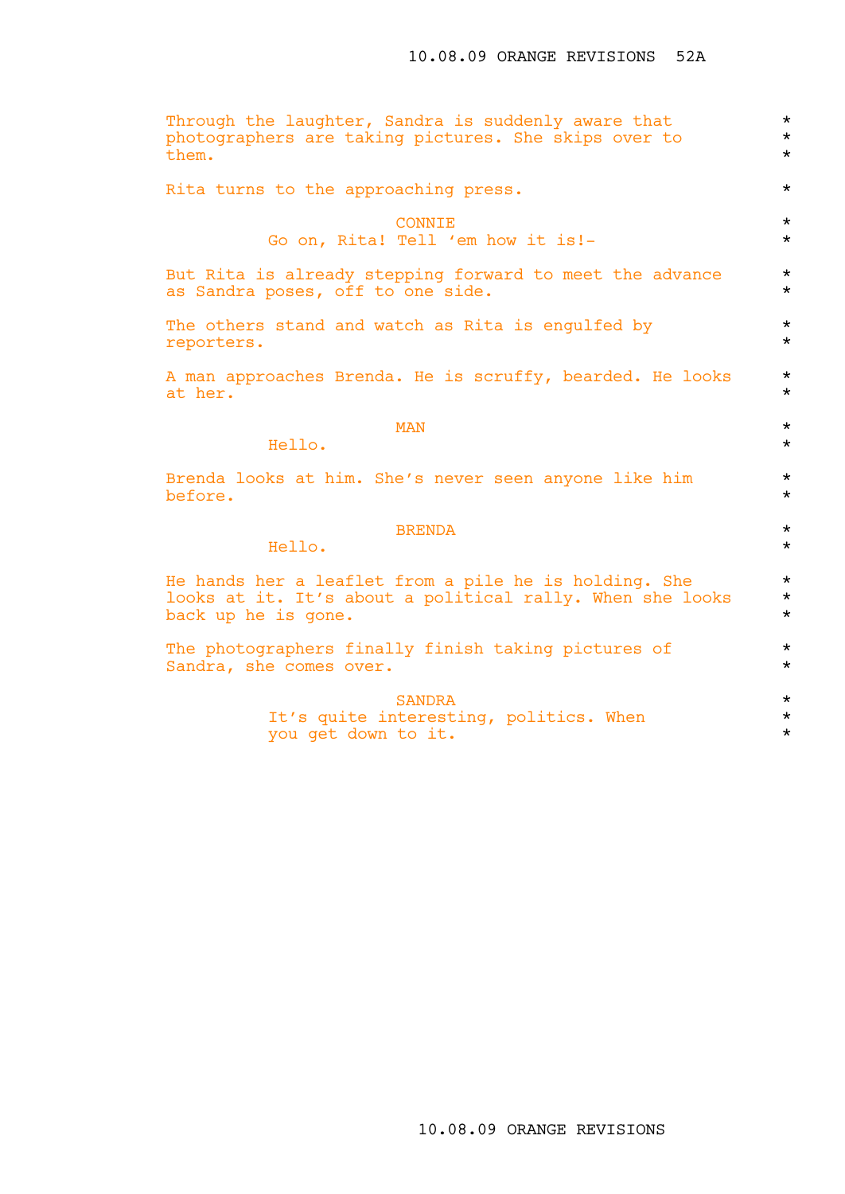Through the laughter, Sandra is suddenly aware that photographers are taking pictures. She skips over to them.

Rita turns to the approaching press.

CONNIE
Go on, Rita! Tell 'em how it is!-

But Rita is already stepping forward to meet the advance as Sandra poses, off to one side.

The others stand and watch as Rita is engulfed by reporters.

A man approaches Brenda. He is scruffy, bearded. He looks at her.

MAN
Hello.

Brenda looks at him. She's never seen anyone like him before.

BRENDA
Hello.

He hands her a leaflet from a pile he is holding. She looks at it. It's about a political rally. When she looks back up he is gone.

The photographers finally finish taking pictures of Sandra, she comes over.

SANDRA
It's quite interesting, politics. When you get down to it.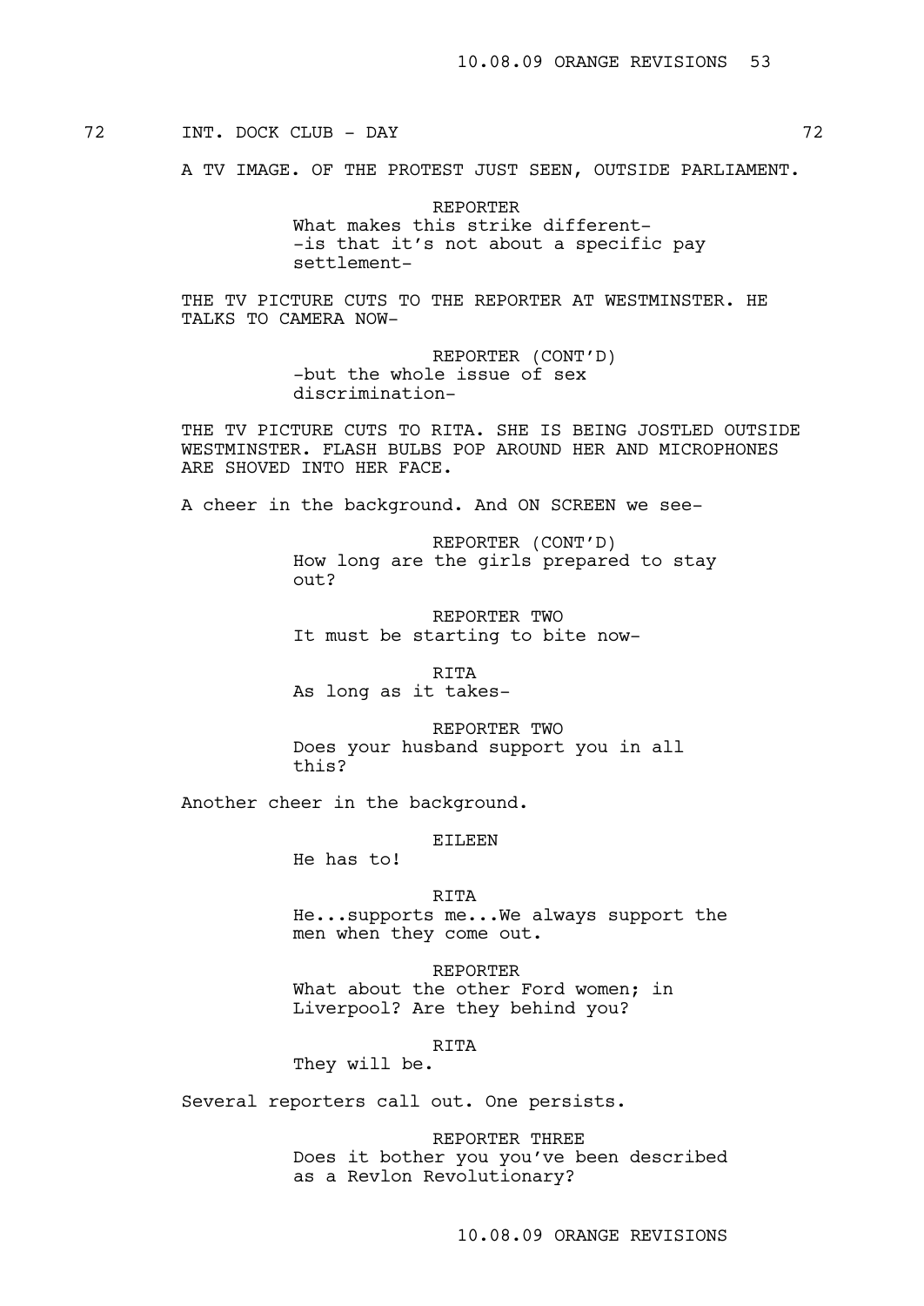72 INT. DOCK CLUB - DAY 72

A TV IMAGE. OF THE PROTEST JUST SEEN, OUTSIDE PARLIAMENT.

REPORTER
What makes this strike different-
-is that it's not about a specific pay settlement-

THE TV PICTURE CUTS TO THE REPORTER AT WESTMINSTER. HE TALKS TO CAMERA NOW-

REPORTER (CONT'D)
-but the whole issue of sex discrimination-

THE TV PICTURE CUTS TO RITA. SHE IS BEING JOSTLED OUTSIDE WESTMINSTER. FLASH BULBS POP AROUND HER AND MICROPHONES ARE SHOVED INTO HER FACE.

A cheer in the background. And ON SCREEN we see-

REPORTER (CONT'D)
How long are the girls prepared to stay out?

REPORTER TWO
It must be starting to bite now-

RITA
As long as it takes-

REPORTER TWO
Does your husband support you in all this?

Another cheer in the background.

EILEEN
He has to!

RITA
He...supports me...We always support the men when they come out.

REPORTER
What about the other Ford women; in Liverpool? Are they behind you?

RITA
They will be.

Several reporters call out. One persists.

REPORTER THREE
Does it bother you you've been described as a Revlon Revolutionary?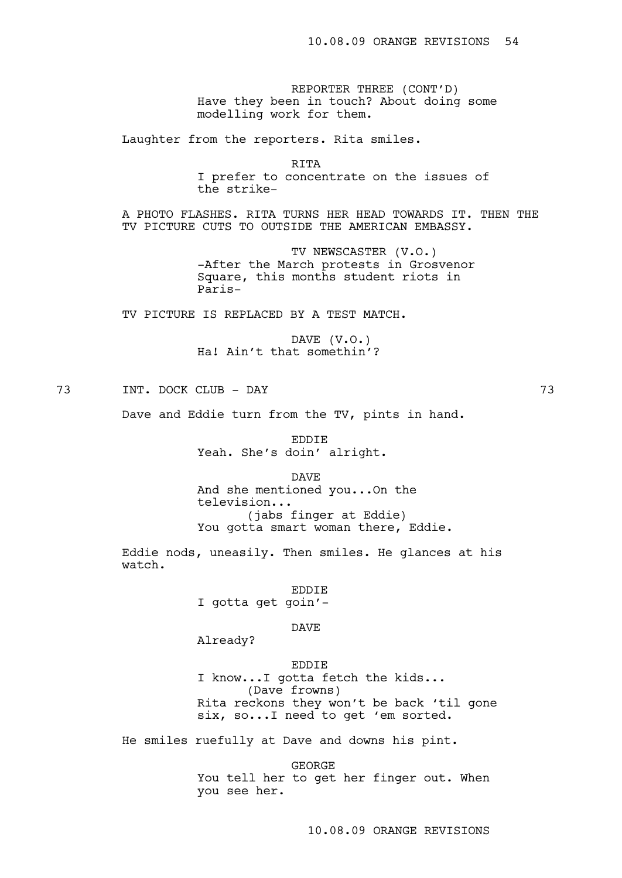REPORTER THREE (CONT'D)
Have they been in touch? About doing some modelling work for them.

Laughter from the reporters. Rita smiles.

RITA
I prefer to concentrate on the issues of the strike-

A PHOTO FLASHES. RITA TURNS HER HEAD TOWARDS IT. THEN THE TV PICTURE CUTS TO OUTSIDE THE AMERICAN EMBASSY.

TV NEWSCASTER (V.O.)
-After the March protests in Grosvenor Square, this months student riots in Paris-

TV PICTURE IS REPLACED BY A TEST MATCH.

DAVE (V.O.)
Ha! Ain't that somethin'?

73 INT. DOCK CLUB - DAY 73

Dave and Eddie turn from the TV, pints in hand.

EDDIE
Yeah. She's doin' alright.

DAVE
And she mentioned you...On the television...
(jabs finger at Eddie)
You gotta smart woman there, Eddie.

Eddie nods, uneasily. Then smiles. He glances at his watch.

EDDIE
I gotta get goin'-

DAVE
Already?

EDDIE
I know...I gotta fetch the kids...
(Dave frowns)
Rita reckons they won't be back 'til gone six, so...I need to get 'em sorted.

He smiles ruefully at Dave and downs his pint.

GEORGE
You tell her to get her finger out. When you see her.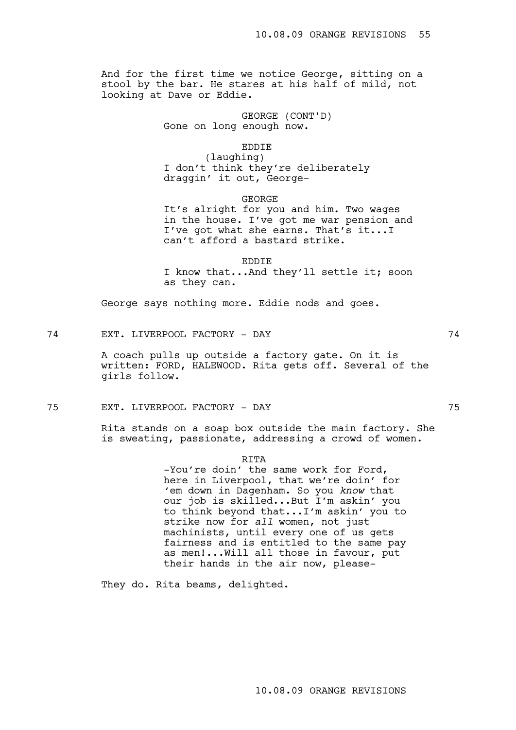And for the first time we notice George, sitting on a stool by the bar. He stares at his half of mild, not looking at Dave or Eddie.

GEORGE (CONT'D)
Gone on long enough now.

EDDIE
(laughing)
I don't think they're deliberately draggin' it out, George-

GEORGE
It's alright for you and him. Two wages in the house. I've got me war pension and I've got what she earns. That's it...I can't afford a bastard strike.

EDDIE
I know that...And they'll settle it; soon as they can.

George says nothing more. Eddie nods and goes.

74 EXT. LIVERPOOL FACTORY - DAY 74

A coach pulls up outside a factory gate. On it is written: FORD, HALEWOOD. Rita gets off. Several of the girls follow.

75 EXT. LIVERPOOL FACTORY - DAY 75

Rita stands on a soap box outside the main factory. She is sweating, passionate, addressing a crowd of women.

RITA
-You're doin' the same work for Ford, here in Liverpool, that we're doin' for 'em down in Dagenham. So you *know* that our job is skilled...But I'm askin' you to think beyond that...I'm askin' you to strike now for *all* women, not just machinists, until every one of us gets fairness and is entitled to the same pay as men!...Will all those in favour, put their hands in the air now, please-

They do. Rita beams, delighted.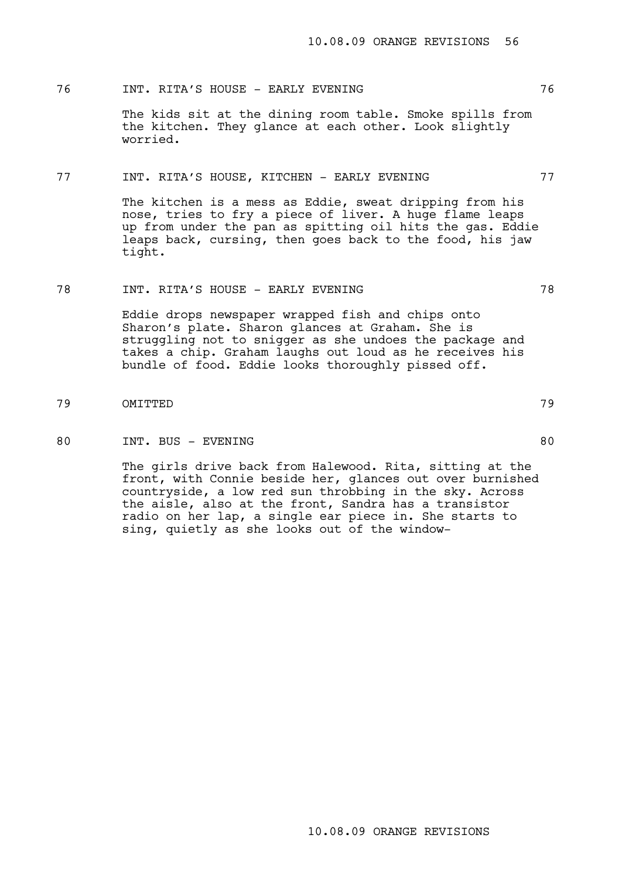76 INT. RITA'S HOUSE - EARLY EVENING 76

The kids sit at the dining room table. Smoke spills from the kitchen. They glance at each other. Look slightly worried.

77 INT. RITA'S HOUSE, KITCHEN - EARLY EVENING 77

The kitchen is a mess as Eddie, sweat dripping from his nose, tries to fry a piece of liver. A huge flame leaps up from under the pan as spitting oil hits the gas. Eddie leaps back, cursing, then goes back to the food, his jaw tight.

78 INT. RITA'S HOUSE - EARLY EVENING 78

Eddie drops newspaper wrapped fish and chips onto Sharon's plate. Sharon glances at Graham. She is struggling not to snigger as she undoes the package and takes a chip. Graham laughs out loud as he receives his bundle of food. Eddie looks thoroughly pissed off.

79 OMITTED 79

80 INT. BUS - EVENING 80

The girls drive back from Halewood. Rita, sitting at the front, with Connie beside her, glances out over burnished countryside, a low red sun throbbing in the sky. Across the aisle, also at the front, Sandra has a transistor radio on her lap, a single ear piece in. She starts to sing, quietly as she looks out of the window-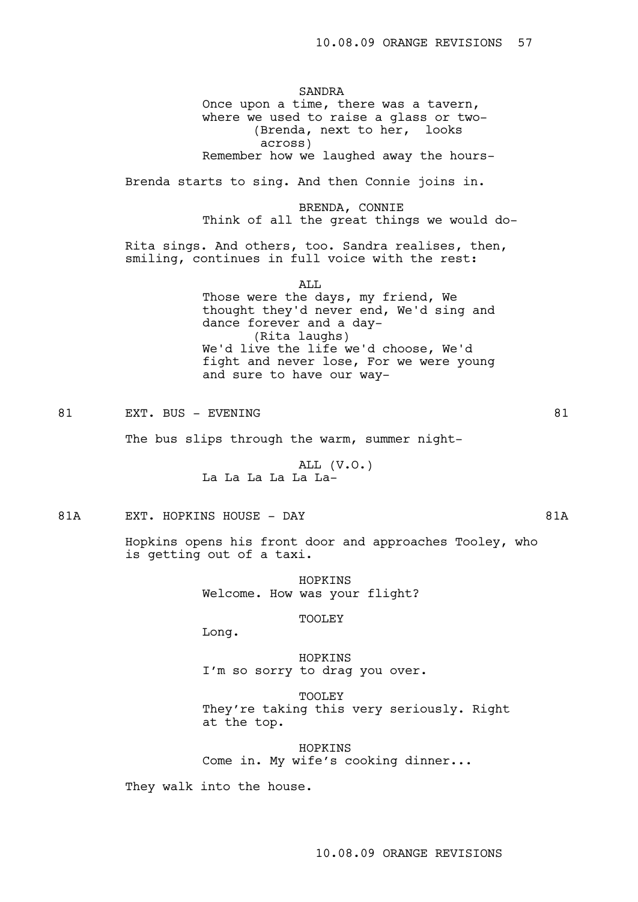SANDRA
Once upon a time, there was a tavern, where we used to raise a glass or two-
(Brenda, next to her, looks across)
Remember how we laughed away the hours-

Brenda starts to sing. And then Connie joins in.

BRENDA, CONNIE
Think of all the great things we would do-

Rita sings. And others, too. Sandra realises, then, smiling, continues in full voice with the rest:

ALL
Those were the days, my friend, We thought they'd never end, We'd sing and dance forever and a day-
(Rita laughs)
We'd live the life we'd choose, We'd fight and never lose, For we were young and sure to have our way-

81 EXT. BUS - EVENING 81

The bus slips through the warm, summer night-

ALL (V.O.)
La La La La La La-

81A EXT. HOPKINS HOUSE - DAY 81A

Hopkins opens his front door and approaches Tooley, who is getting out of a taxi.

HOPKINS
Welcome. How was your flight?

TOOLEY
Long.

HOPKINS
I'm so sorry to drag you over.

TOOLEY
They're taking this very seriously. Right at the top.

HOPKINS
Come in. My wife's cooking dinner...

They walk into the house.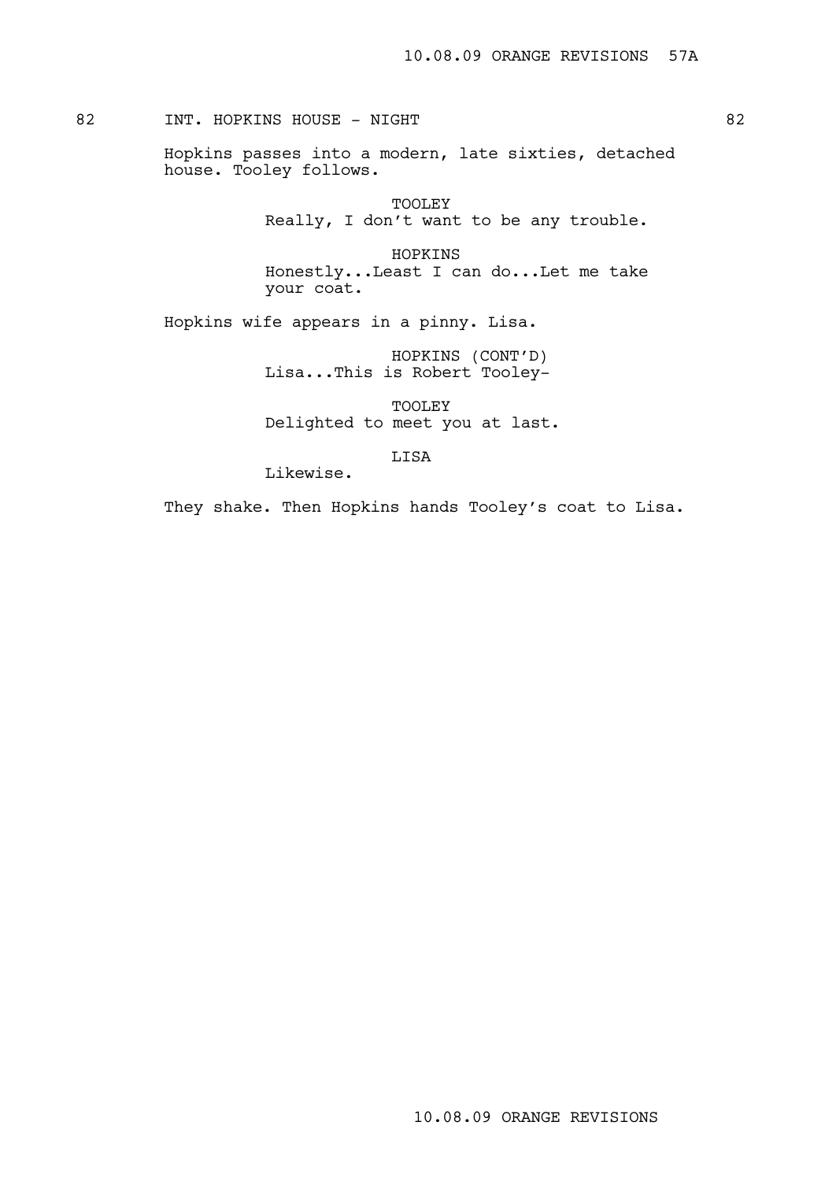82 INT. HOPKINS HOUSE - NIGHT 82

Hopkins passes into a modern, late sixties, detached house. Tooley follows.

TOOLEY
Really, I don't want to be any trouble.

HOPKINS
Honestly...Least I can do...Let me take your coat.

Hopkins wife appears in a pinny. Lisa.

HOPKINS (CONT'D)
Lisa...This is Robert Tooley-

TOOLEY
Delighted to meet you at last.

LISA
Likewise.

They shake. Then Hopkins hands Tooley's coat to Lisa.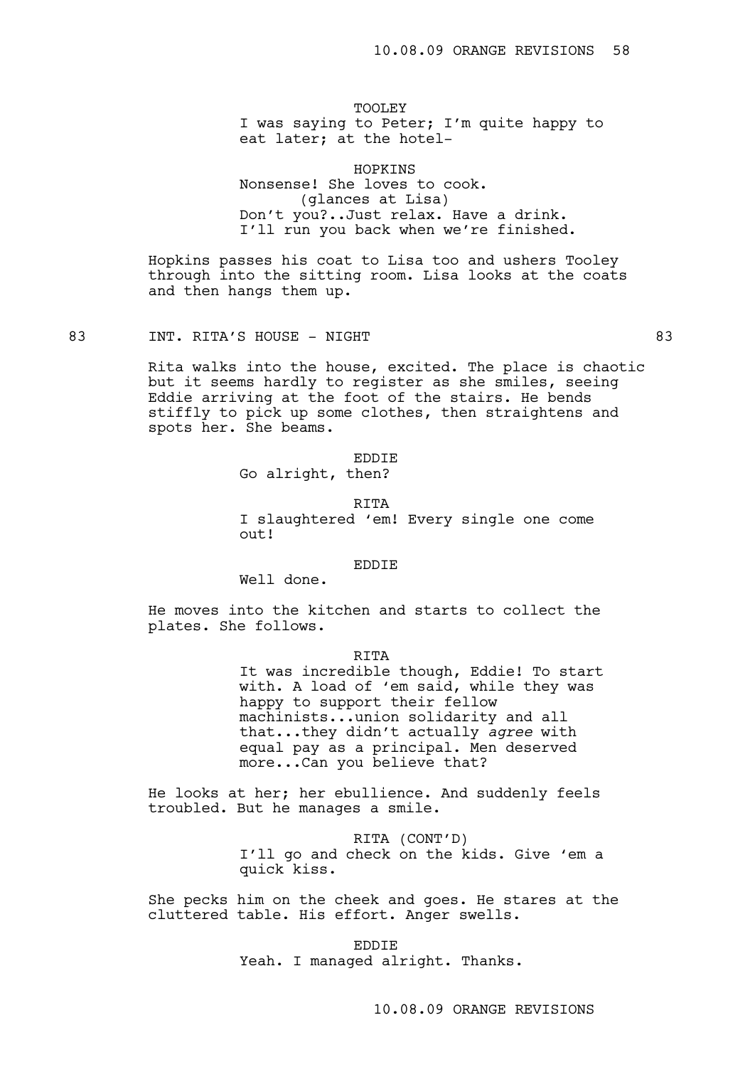TOOLEY
I was saying to Peter; I'm quite happy to eat later; at the hotel-

HOPKINS
Nonsense! She loves to cook.
(glances at Lisa)
Don't you?..Just relax. Have a drink. I'll run you back when we're finished.

Hopkins passes his coat to Lisa too and ushers Tooley through into the sitting room. Lisa looks at the coats and then hangs them up.

83 INT. RITA'S HOUSE - NIGHT 83

Rita walks into the house, excited. The place is chaotic but it seems hardly to register as she smiles, seeing Eddie arriving at the foot of the stairs. He bends stiffly to pick up some clothes, then straightens and spots her. She beams.

EDDIE
Go alright, then?

RITA
I slaughtered 'em! Every single one come out!

EDDIE
Well done.

He moves into the kitchen and starts to collect the plates. She follows.

RITA
It was incredible though, Eddie! To start with. A load of 'em said, while they was happy to support their fellow machinists...union solidarity and all that...they didn't actually *agree* with equal pay as a principal. Men deserved more...Can you believe that?

He looks at her; her ebullience. And suddenly feels troubled. But he manages a smile.

RITA (CONT'D)
I'll go and check on the kids. Give 'em a quick kiss.

She pecks him on the cheek and goes. He stares at the cluttered table. His effort. Anger swells.

EDDIE
Yeah. I managed alright. Thanks.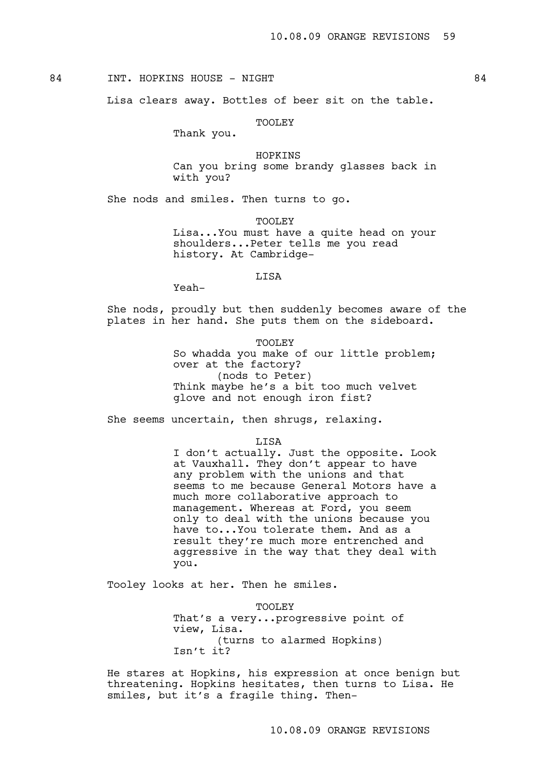84 INT. HOPKINS HOUSE - NIGHT 84

Lisa clears away. Bottles of beer sit on the table.

TOOLEY
Thank you.

HOPKINS
Can you bring some brandy glasses back in with you?

She nods and smiles. Then turns to go.

TOOLEY
Lisa...You must have a quite head on your shoulders...Peter tells me you read history. At Cambridge-

LISA
Yeah-

She nods, proudly but then suddenly becomes aware of the plates in her hand. She puts them on the sideboard.

TOOLEY
So whadda you make of our little problem; over at the factory?
(nods to Peter)
Think maybe he's a bit too much velvet glove and not enough iron fist?

She seems uncertain, then shrugs, relaxing.

LISA
I don't actually. Just the opposite. Look at Vauxhall. They don't appear to have any problem with the unions and that seems to me because General Motors have a much more collaborative approach to management. Whereas at Ford, you seem only to deal with the unions because you have to...You tolerate them. And as a result they're much more entrenched and aggressive in the way that they deal with you.

Tooley looks at her. Then he smiles.

TOOLEY
That's a very...progressive point of view, Lisa.
(turns to alarmed Hopkins)
Isn't it?

He stares at Hopkins, his expression at once benign but threatening. Hopkins hesitates, then turns to Lisa. He smiles, but it's a fragile thing. Then-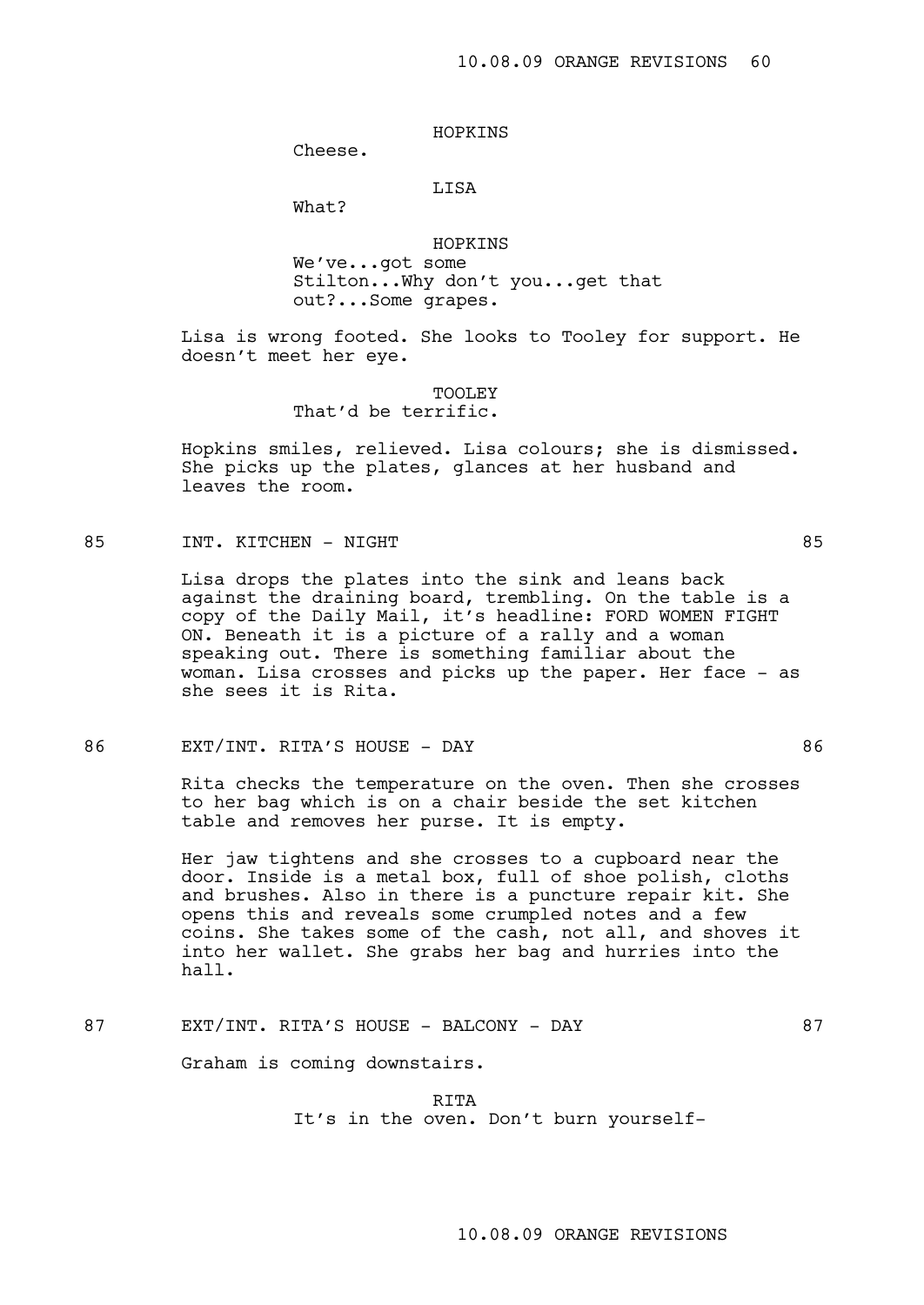HOPKINS

Cheese.

LISA

What?

HOPKINS

We've...got some Stilton...Why don't you...get that out?...Some grapes.

Lisa is wrong footed. She looks to Tooley for support. He doesn't meet her eye.

TOOLEY

That'd be terrific.

Hopkins smiles, relieved. Lisa colours; she is dismissed. She picks up the plates, glances at her husband and leaves the room.

85 INT. KITCHEN - NIGHT 85

Lisa drops the plates into the sink and leans back against the draining board, trembling. On the table is a copy of the Daily Mail, it's headline: FORD WOMEN FIGHT ON. Beneath it is a picture of a rally and a woman speaking out. There is something familiar about the woman. Lisa crosses and picks up the paper. Her face - as she sees it is Rita.

86 EXT/INT. RITA'S HOUSE - DAY 86

Rita checks the temperature on the oven. Then she crosses to her bag which is on a chair beside the set kitchen table and removes her purse. It is empty.

Her jaw tightens and she crosses to a cupboard near the door. Inside is a metal box, full of shoe polish, cloths and brushes. Also in there is a puncture repair kit. She opens this and reveals some crumpled notes and a few coins. She takes some of the cash, not all, and shoves it into her wallet. She grabs her bag and hurries into the hall.

87 EXT/INT. RITA'S HOUSE - BALCONY - DAY 87

Graham is coming downstairs.

RITA

It's in the oven. Don't burn yourself-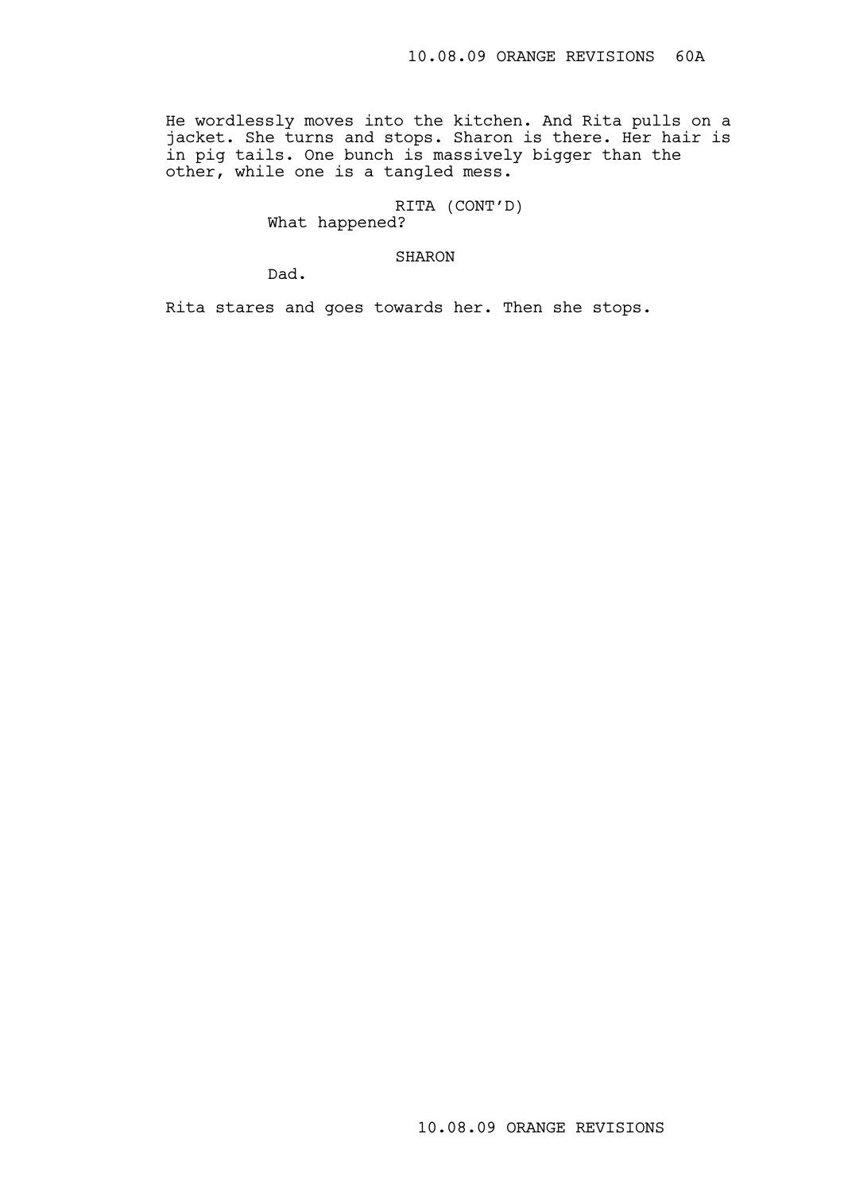He wordlessly moves into the kitchen. And Rita pulls on a jacket. She turns and stops. Sharon is there. Her hair is in pig tails. One bunch is massively bigger than the other, while one is a tangled mess.

RITA (CONT'D)
What happened?

SHARON
Dad.

Rita stares and goes towards her. Then she stops.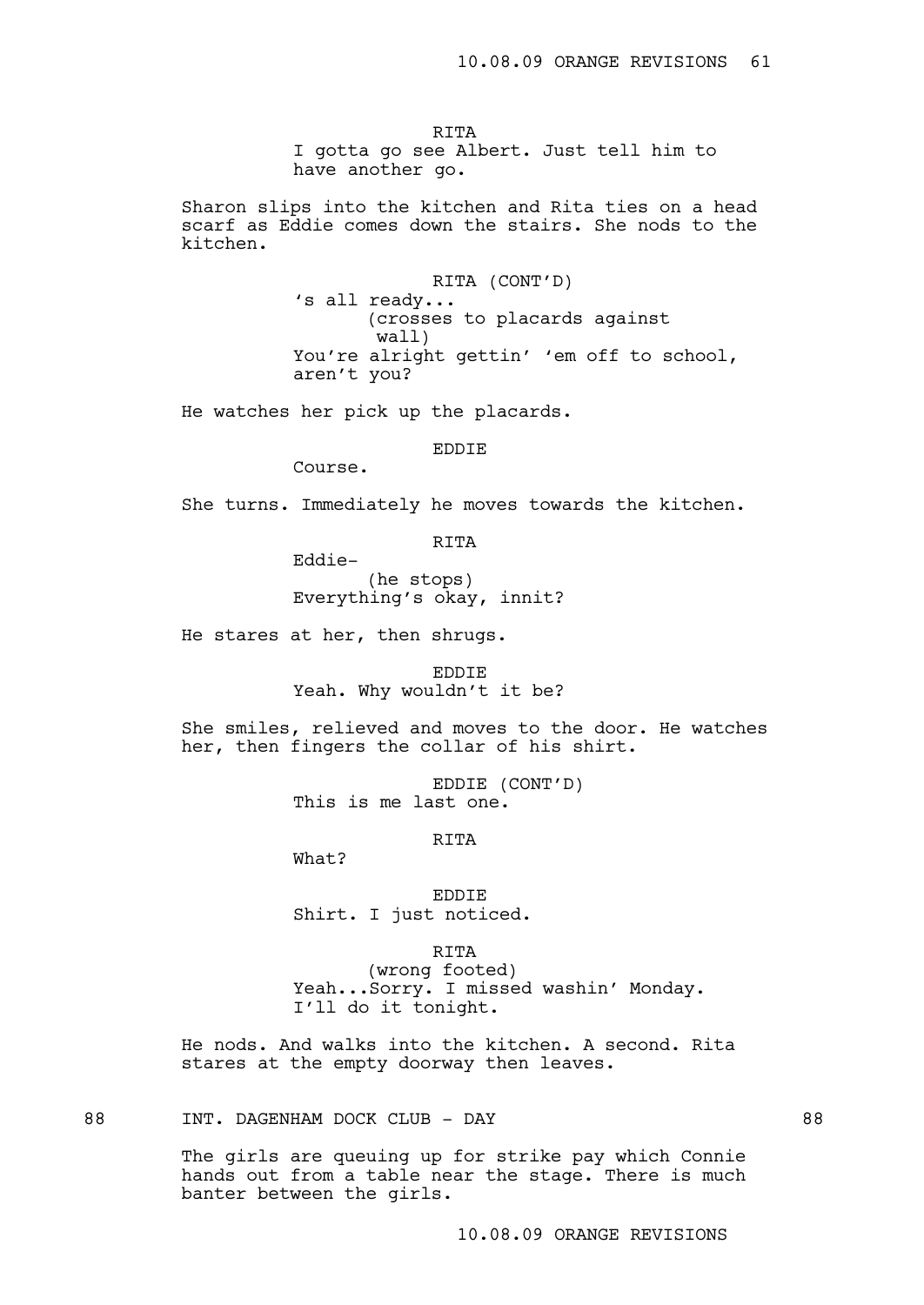RITA
I gotta go see Albert. Just tell him to have another go.

Sharon slips into the kitchen and Rita ties on a head scarf as Eddie comes down the stairs. She nods to the kitchen.

RITA (CONT'D)
's all ready...
(crosses to placards against wall)
You're alright gettin' 'em off to school, aren't you?

He watches her pick up the placards.

EDDIE
Course.

She turns. Immediately he moves towards the kitchen.

RITA
Eddie-
(he stops)
Everything's okay, innit?

He stares at her, then shrugs.

EDDIE
Yeah. Why wouldn't it be?

She smiles, relieved and moves to the door. He watches her, then fingers the collar of his shirt.

EDDIE (CONT'D)
This is me last one.

RITA
What?

EDDIE
Shirt. I just noticed.

RITA
(wrong footed)
Yeah...Sorry. I missed washin' Monday. I'll do it tonight.

He nods. And walks into the kitchen. A second. Rita stares at the empty doorway then leaves.

88 INT. DAGENHAM DOCK CLUB - DAY 88

The girls are queuing up for strike pay which Connie hands out from a table near the stage. There is much banter between the girls.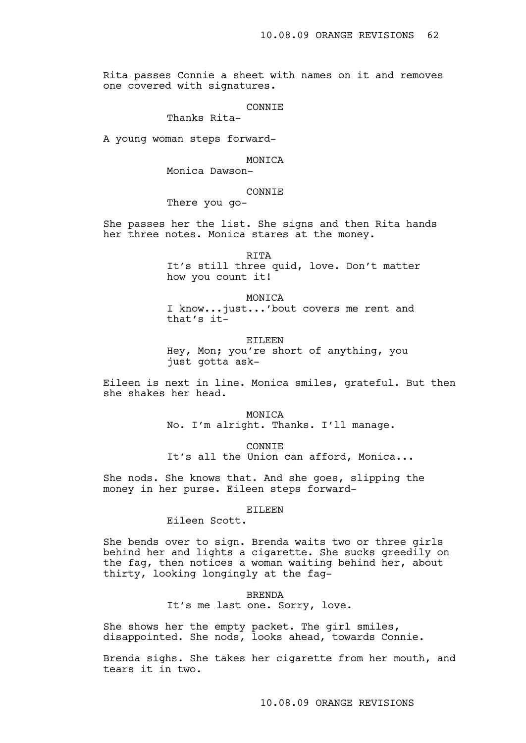Rita passes Connie a sheet with names on it and removes one covered with signatures.

CONNIE
Thanks Rita-

A young woman steps forward-

MONICA
Monica Dawson-

CONNIE
There you go-

She passes her the list. She signs and then Rita hands her three notes. Monica stares at the money.

RITA
It's still three quid, love. Don't matter how you count it!

MONICA
I know...just...'bout covers me rent and that's it-

EILEEN
Hey, Mon; you're short of anything, you just gotta ask-

Eileen is next in line. Monica smiles, grateful. But then she shakes her head.

MONICA
No. I'm alright. Thanks. I'll manage.

CONNIE
It's all the Union can afford, Monica...

She nods. She knows that. And she goes, slipping the money in her purse. Eileen steps forward-

EILEEN
Eileen Scott.

She bends over to sign. Brenda waits two or three girls behind her and lights a cigarette. She sucks greedily on the fag, then notices a woman waiting behind her, about thirty, looking longingly at the fag-

BRENDA
It's me last one. Sorry, love.

She shows her the empty packet. The girl smiles, disappointed. She nods, looks ahead, towards Connie.

Brenda sighs. She takes her cigarette from her mouth, and tears it in two.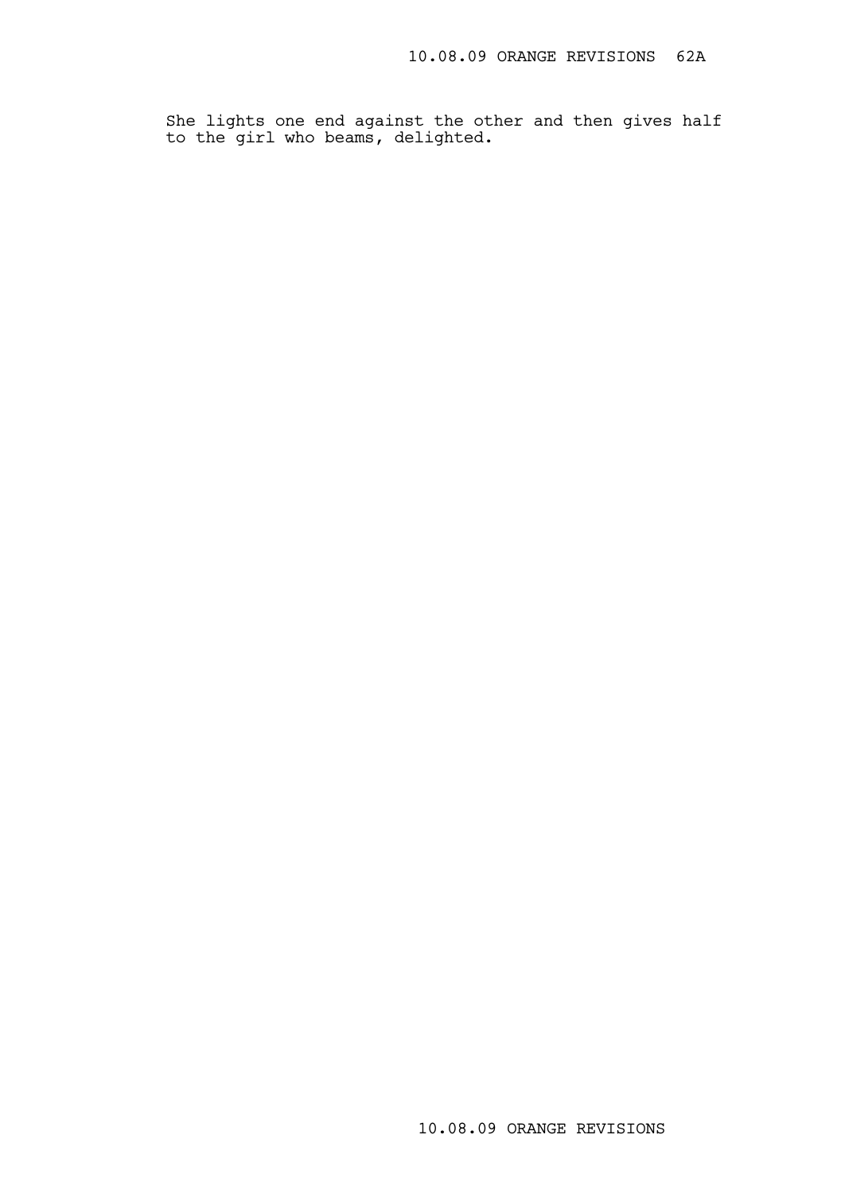She lights one end against the other and then gives half to the girl who beams, delighted.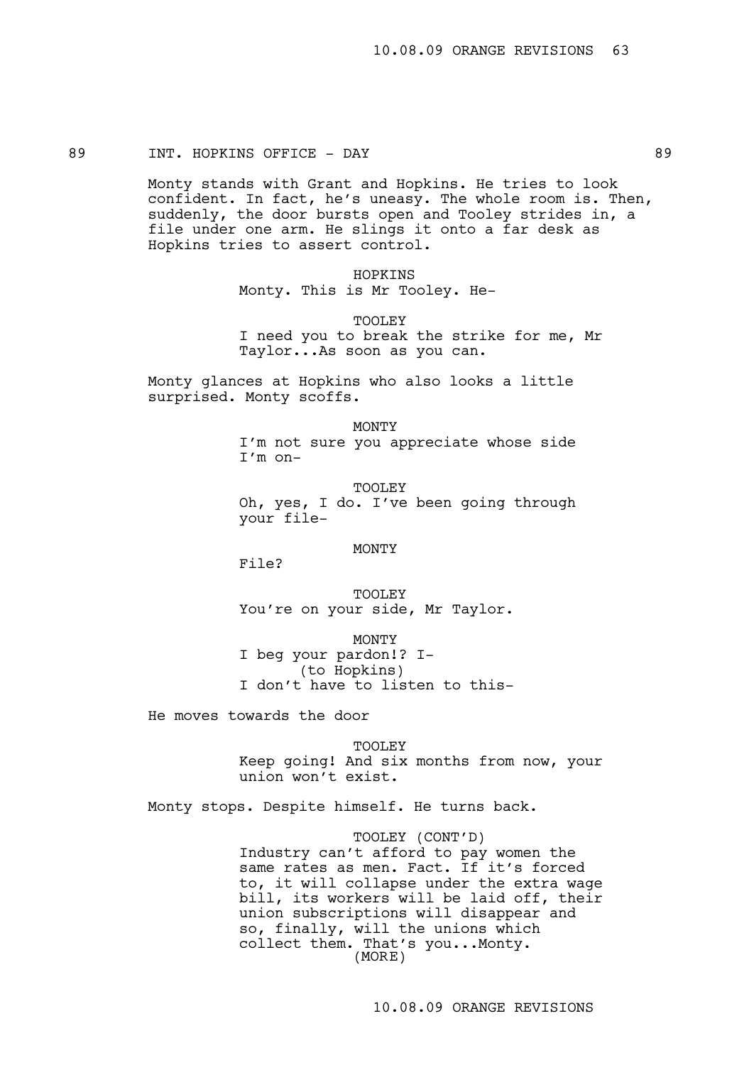89 INT. HOPKINS OFFICE - DAY 89

Monty stands with Grant and Hopkins. He tries to look confident. In fact, he's uneasy. The whole room is. Then, suddenly, the door bursts open and Tooley strides in, a file under one arm. He slings it onto a far desk as Hopkins tries to assert control.

HOPKINS
Monty. This is Mr Tooley. He-

TOOLEY
I need you to break the strike for me, Mr Taylor...As soon as you can.

Monty glances at Hopkins who also looks a little surprised. Monty scoffs.

MONTY
I'm not sure you appreciate whose side I'm on-

TOOLEY
Oh, yes, I do. I've been going through your file-

MONTY
File?

TOOLEY
You're on your side, Mr Taylor.

MONTY
I beg your pardon!? I-
(to Hopkins)
I don't have to listen to this-

He moves towards the door

TOOLEY
Keep going! And six months from now, your union won't exist.

Monty stops. Despite himself. He turns back.

TOOLEY (CONT'D)
Industry can't afford to pay women the same rates as men. Fact. If it's forced to, it will collapse under the extra wage bill, its workers will be laid off, their union subscriptions will disappear and so, finally, will the unions which collect them. That's you...Monty.
(MORE)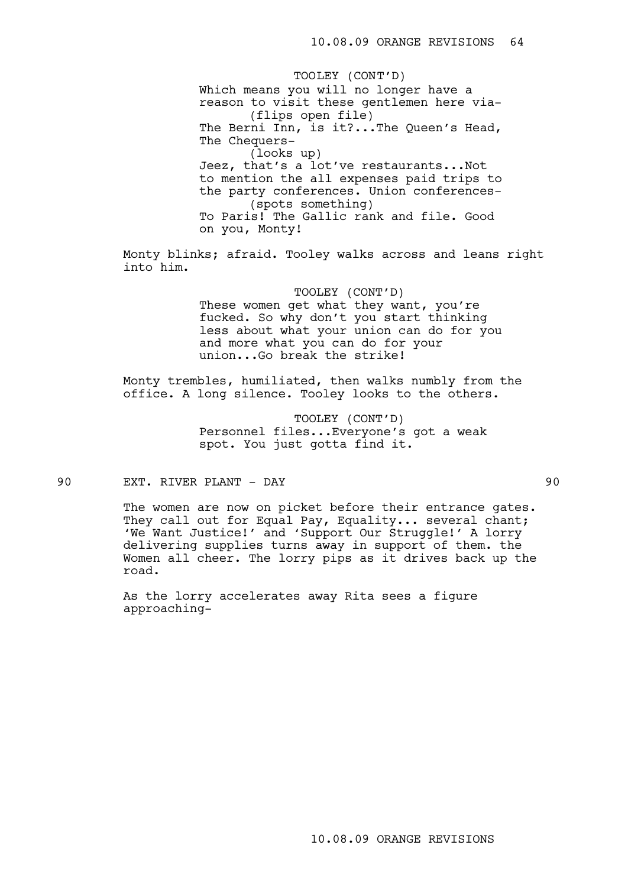TOOLEY (CONT'D)
Which means you will no longer have a reason to visit these gentlemen here via-
(flips open file)
The Berni Inn, is it?...The Queen's Head, The Chequers-
(looks up)
Jeez, that's a lot've restaurants...Not to mention the all expenses paid trips to the party conferences. Union conferences-
(spots something)
To Paris! The Gallic rank and file. Good on you, Monty!

Monty blinks; afraid. Tooley walks across and leans right into him.

TOOLEY (CONT'D)
These women get what they want, you're fucked. So why don't you start thinking less about what your union can do for you and more what you can do for your union...Go break the strike!

Monty trembles, humiliated, then walks numbly from the office. A long silence. Tooley looks to the others.

TOOLEY (CONT'D)
Personnel files...Everyone's got a weak spot. You just gotta find it.

90 EXT. RIVER PLANT - DAY 90

The women are now on picket before their entrance gates. They call out for Equal Pay, Equality... several chant; 'We Want Justice!' and 'Support Our Struggle!' A lorry delivering supplies turns away in support of them. the Women all cheer. The lorry pips as it drives back up the road.

As the lorry accelerates away Rita sees a figure approaching-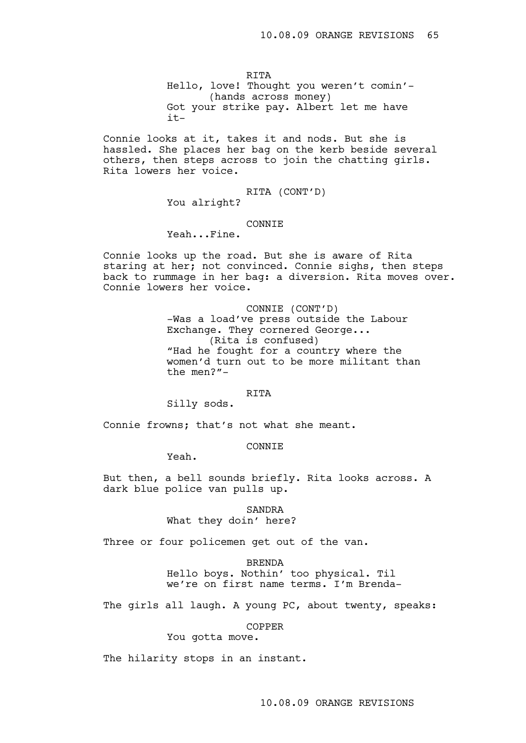RITA
Hello, love! Thought you weren't comin'-
(hands across money)
Got your strike pay. Albert let me have it-

Connie looks at it, takes it and nods. But she is hassled. She places her bag on the kerb beside several others, then steps across to join the chatting girls. Rita lowers her voice.

RITA (CONT'D)
You alright?

CONNIE
Yeah...Fine.

Connie looks up the road. But she is aware of Rita staring at her; not convinced. Connie sighs, then steps back to rummage in her bag: a diversion. Rita moves over. Connie lowers her voice.

CONNIE (CONT'D)
-Was a load've press outside the Labour Exchange. They cornered George...
(Rita is confused)
"Had he fought for a country where the women'd turn out to be more militant than the men?"-

RITA
Silly sods.

Connie frowns; that's not what she meant.

CONNIE
Yeah.

But then, a bell sounds briefly. Rita looks across. A dark blue police van pulls up.

SANDRA
What they doin' here?

Three or four policemen get out of the van.

BRENDA
Hello boys. Nothin' too physical. Til we're on first name terms. I'm Brenda-

The girls all laugh. A young PC, about twenty, speaks:

COPPER
You gotta move.

The hilarity stops in an instant.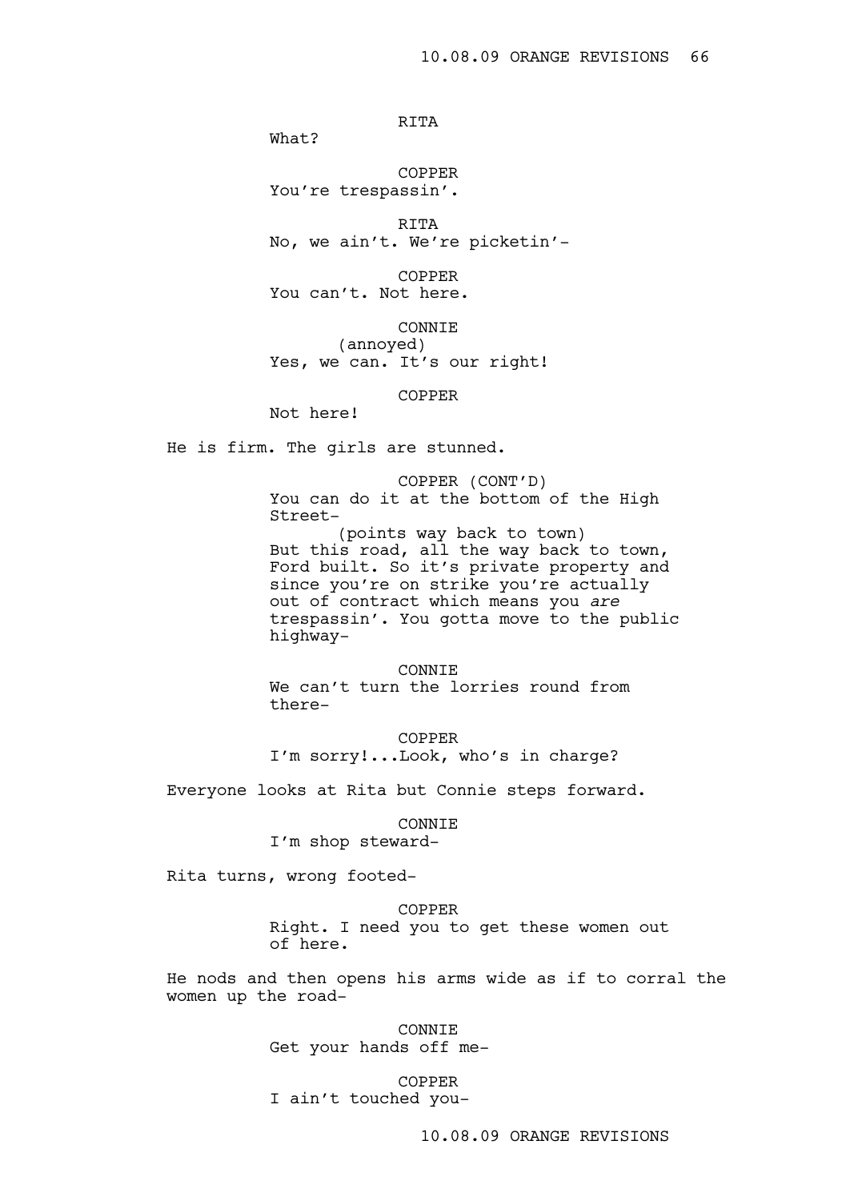RITA
What?

COPPER
You're trespassin'.

RITA
No, we ain't. We're picketin'-

COPPER
You can't. Not here.

CONNIE
(annoyed)
Yes, we can. It's our right!

COPPER
Not here!

He is firm. The girls are stunned.

COPPER (CONT'D)
You can do it at the bottom of the High Street-
(points way back to town)
But this road, all the way back to town, Ford built. So it's private property and since you're on strike you're actually out of contract which means you *are* trespassin'. You gotta move to the public highway-

CONNIE
We can't turn the lorries round from there-

COPPER
I'm sorry!...Look, who's in charge?

Everyone looks at Rita but Connie steps forward.

CONNIE
I'm shop steward-

Rita turns, wrong footed-

COPPER
Right. I need you to get these women out of here.

He nods and then opens his arms wide as if to corral the women up the road-

CONNIE
Get your hands off me-

COPPER
I ain't touched you-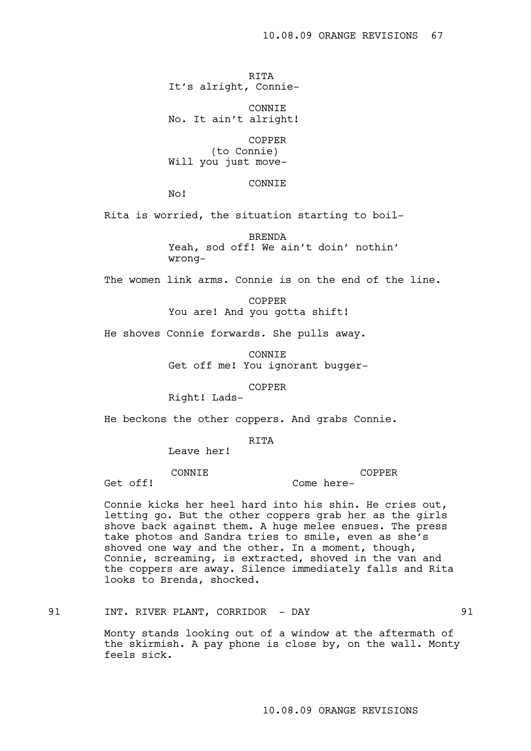RITA
It's alright, Connie-

CONNIE
No. It ain't alright!

COPPER
(to Connie)
Will you just move-

CONNIE
No!

Rita is worried, the situation starting to boil-

BRENDA
Yeah, sod off! We ain't doin' nothin' wrong-

The women link arms. Connie is on the end of the line.

COPPER
You are! And you gotta shift!

He shoves Connie forwards. She pulls away.

CONNIE
Get off me! You ignorant bugger-

COPPER
Right! Lads-

He beckons the other coppers. And grabs Connie.

RITA
Leave her!

CONNIE
Get off!

COPPER
Come here-

Connie kicks her heel hard into his shin. He cries out, letting go. But the other coppers grab her as the girls shove back against them. A huge melee ensues. The press take photos and Sandra tries to smile, even as she's shoved one way and the other. In a moment, though, Connie, screaming, is extracted, shoved in the van and the coppers are away. Silence immediately falls and Rita looks to Brenda, shocked.

91 INT. RIVER PLANT, CORRIDOR - DAY 91

Monty stands looking out of a window at the aftermath of the skirmish. A pay phone is close by, on the wall. Monty feels sick.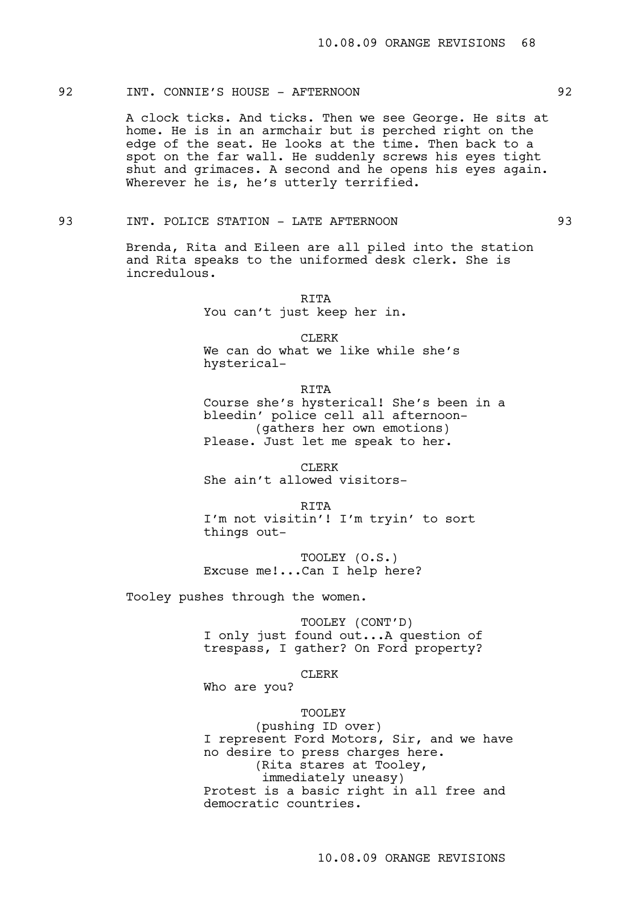92 INT. CONNIE'S HOUSE - AFTERNOON 92

A clock ticks. And ticks. Then we see George. He sits at home. He is in an armchair but is perched right on the edge of the seat. He looks at the time. Then back to a spot on the far wall. He suddenly screws his eyes tight shut and grimaces. A second and he opens his eyes again. Wherever he is, he's utterly terrified.

93 INT. POLICE STATION - LATE AFTERNOON 93

Brenda, Rita and Eileen are all piled into the station and Rita speaks to the uniformed desk clerk. She is incredulous.

RITA
You can't just keep her in.

CLERK
We can do what we like while she's hysterical-

RITA
Course she's hysterical! She's been in a bleedin' police cell all afternoon-
(gathers her own emotions)
Please. Just let me speak to her.

CLERK
She ain't allowed visitors-

RITA
I'm not visitin'! I'm tryin' to sort things out-

TOOLEY (O.S.)
Excuse me!...Can I help here?

Tooley pushes through the women.

TOOLEY (CONT'D)
I only just found out...A question of trespass, I gather? On Ford property?

CLERK
Who are you?

TOOLEY
(pushing ID over)
I represent Ford Motors, Sir, and we have no desire to press charges here.
(Rita stares at Tooley, immediately uneasy)
Protest is a basic right in all free and democratic countries.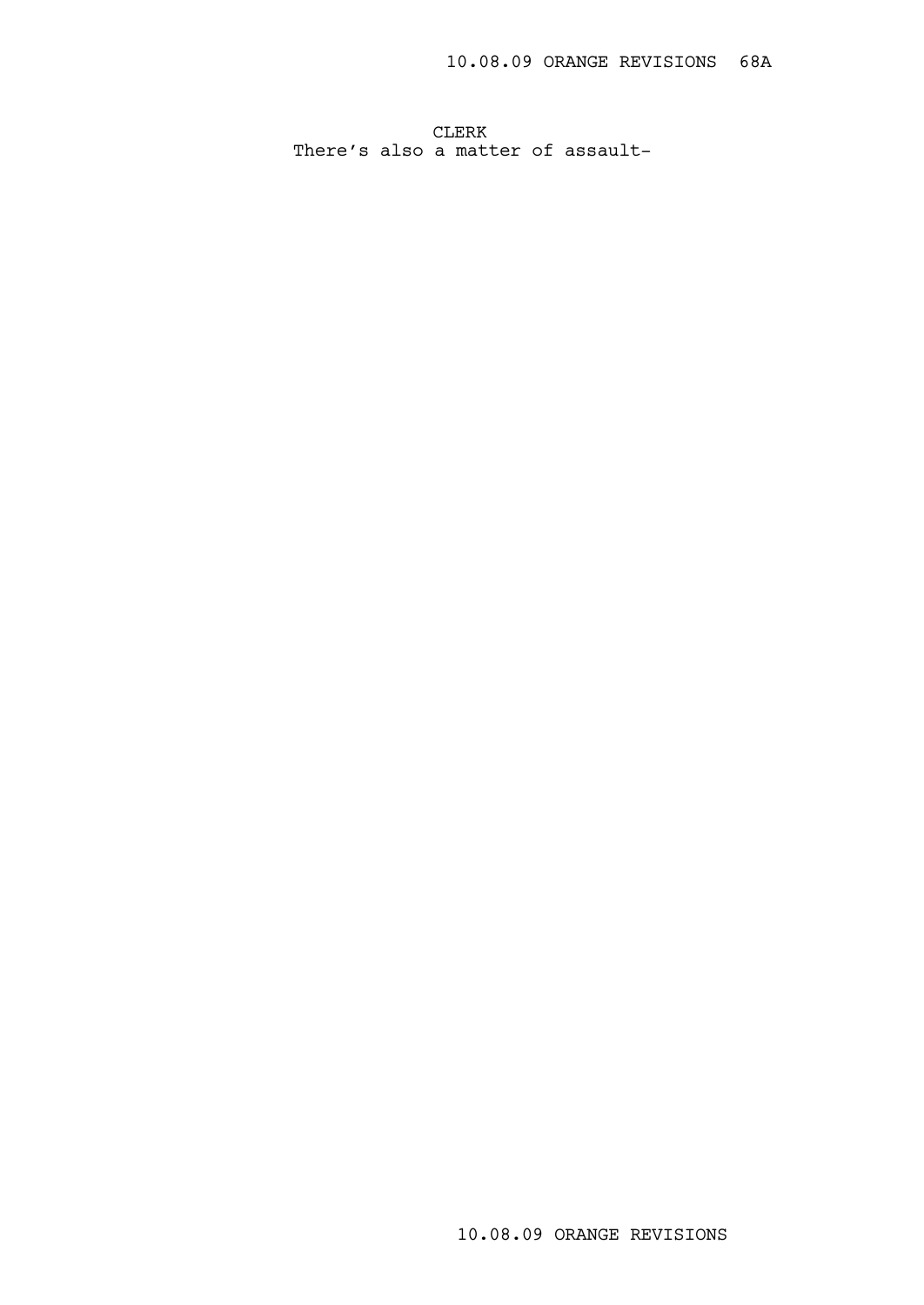CLERK
There's also a matter of assault-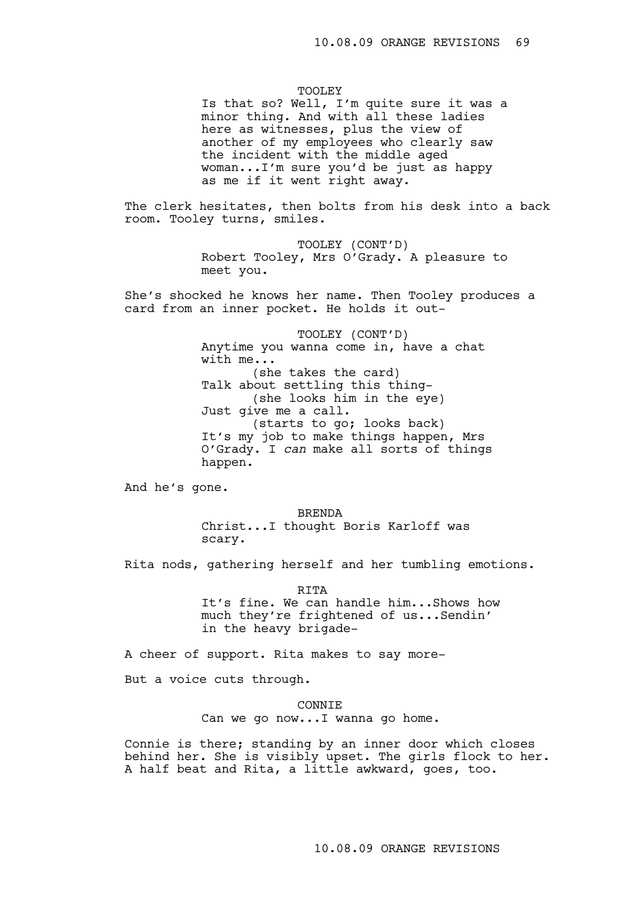TOOLEY
Is that so? Well, I'm quite sure it was a minor thing. And with all these ladies here as witnesses, plus the view of another of my employees who clearly saw the incident with the middle aged woman...I'm sure you'd be just as happy as me if it went right away.

The clerk hesitates, then bolts from his desk into a back room. Tooley turns, smiles.

TOOLEY (CONT'D)
Robert Tooley, Mrs O'Grady. A pleasure to meet you.

She's shocked he knows her name. Then Tooley produces a card from an inner pocket. He holds it out-

TOOLEY (CONT'D)
Anytime you wanna come in, have a chat with me...
(she takes the card)
Talk about settling this thing-
(she looks him in the eye)
Just give me a call.
(starts to go; looks back)
It's my job to make things happen, Mrs O'Grady. I *can* make all sorts of things happen.

And he's gone.

BRENDA
Christ...I thought Boris Karloff was scary.

Rita nods, gathering herself and her tumbling emotions.

RITA
It's fine. We can handle him...Shows how much they're frightened of us...Sendin' in the heavy brigade-

A cheer of support. Rita makes to say more-

But a voice cuts through.

CONNIE
Can we go now...I wanna go home.

Connie is there; standing by an inner door which closes behind her. She is visibly upset. The girls flock to her. A half beat and Rita, a little awkward, goes, too.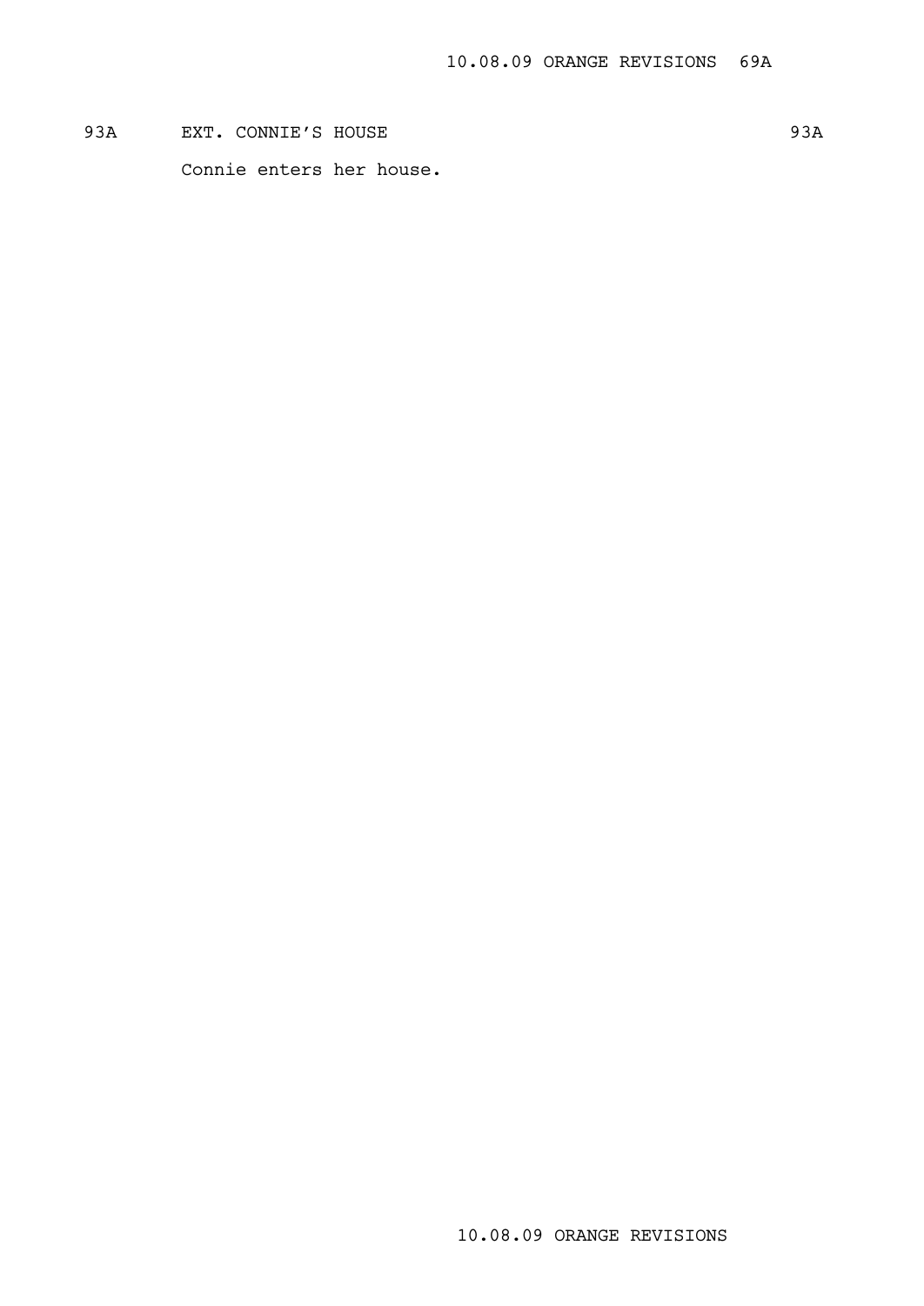93A EXT. CONNIE'S HOUSE 93A

Connie enters her house.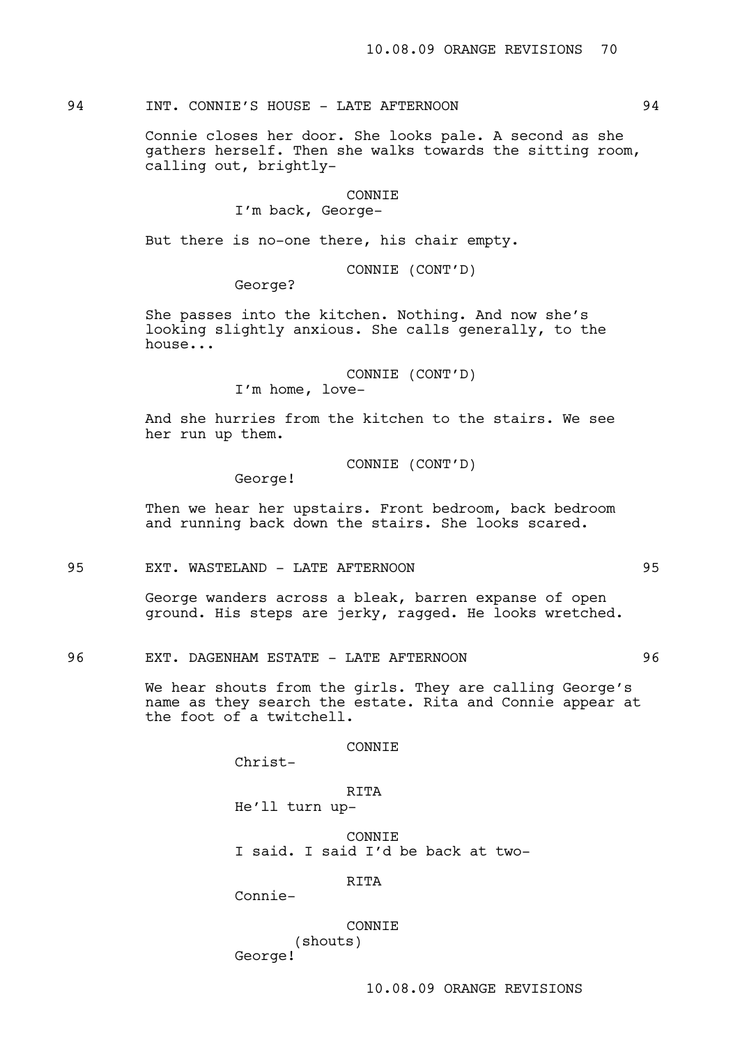94 INT. CONNIE'S HOUSE - LATE AFTERNOON 94

Connie closes her door. She looks pale. A second as she gathers herself. Then she walks towards the sitting room, calling out, brightly-

CONNIE
I'm back, George-

But there is no-one there, his chair empty.

CONNIE (CONT'D)
George?

She passes into the kitchen. Nothing. And now she's looking slightly anxious. She calls generally, to the house...

CONNIE (CONT'D)
I'm home, love-

And she hurries from the kitchen to the stairs. We see her run up them.

CONNIE (CONT'D)
George!

Then we hear her upstairs. Front bedroom, back bedroom and running back down the stairs. She looks scared.

95 EXT. WASTELAND - LATE AFTERNOON 95

George wanders across a bleak, barren expanse of open ground. His steps are jerky, ragged. He looks wretched.

96 EXT. DAGENHAM ESTATE - LATE AFTERNOON 96

We hear shouts from the girls. They are calling George's name as they search the estate. Rita and Connie appear at the foot of a twitchell.

CONNIE
Christ-

RITA
He'll turn up-

CONNIE
I said. I said I'd be back at two-

RITA
Connie-

CONNIE
(shouts)
George!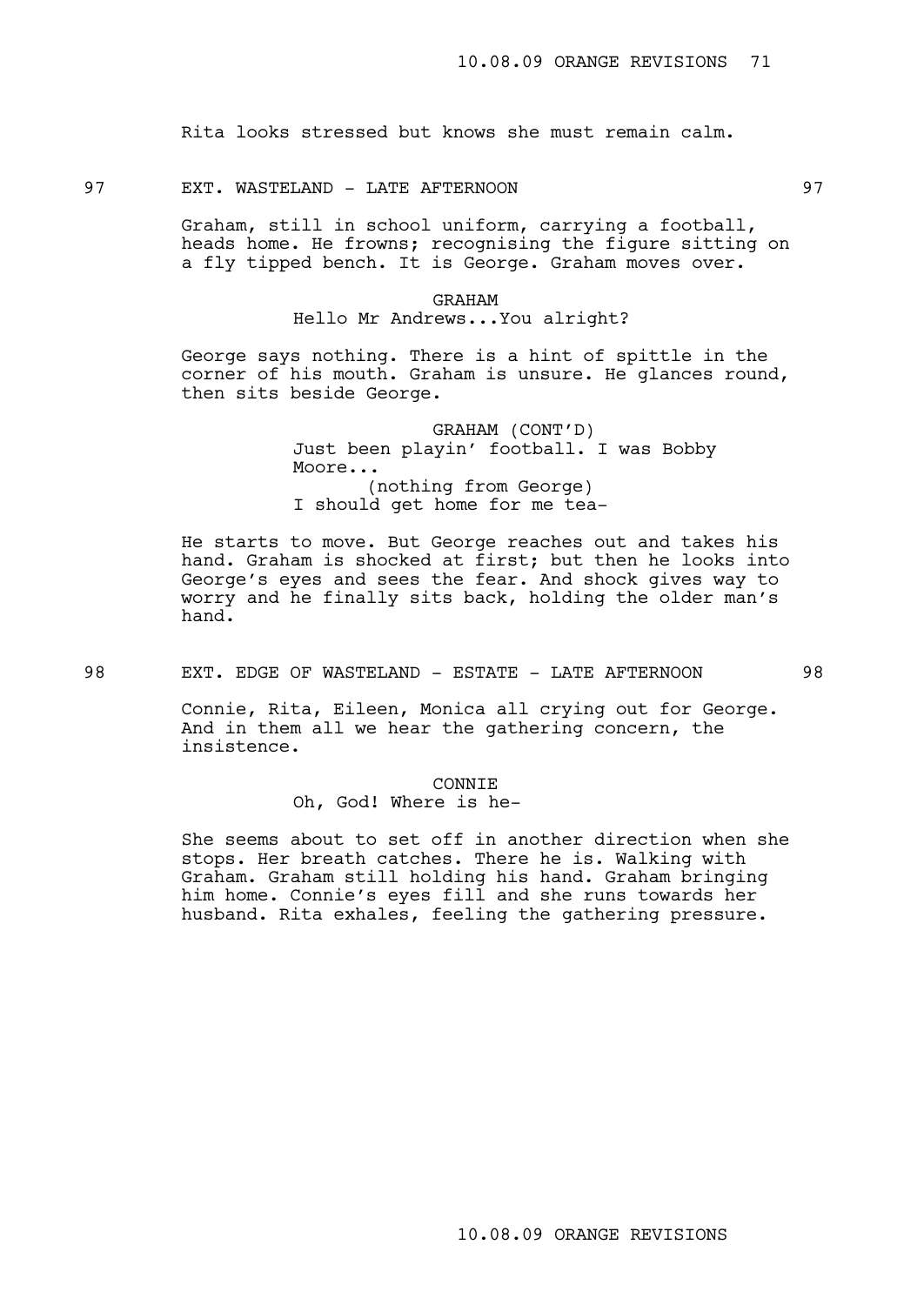Rita looks stressed but knows she must remain calm.

97 EXT. WASTELAND - LATE AFTERNOON 97

Graham, still in school uniform, carrying a football, heads home. He frowns; recognising the figure sitting on a fly tipped bench. It is George. Graham moves over.

GRAHAM
Hello Mr Andrews...You alright?

George says nothing. There is a hint of spittle in the corner of his mouth. Graham is unsure. He glances round, then sits beside George.

GRAHAM (CONT'D)
Just been playin' football. I was Bobby Moore...
(nothing from George)
I should get home for me tea-

He starts to move. But George reaches out and takes his hand. Graham is shocked at first; but then he looks into George's eyes and sees the fear. And shock gives way to worry and he finally sits back, holding the older man's hand.

98 EXT. EDGE OF WASTELAND - ESTATE - LATE AFTERNOON 98

Connie, Rita, Eileen, Monica all crying out for George. And in them all we hear the gathering concern, the insistence.

CONNIE
Oh, God! Where is he-

She seems about to set off in another direction when she stops. Her breath catches. There he is. Walking with Graham. Graham still holding his hand. Graham bringing him home. Connie's eyes fill and she runs towards her husband. Rita exhales, feeling the gathering pressure.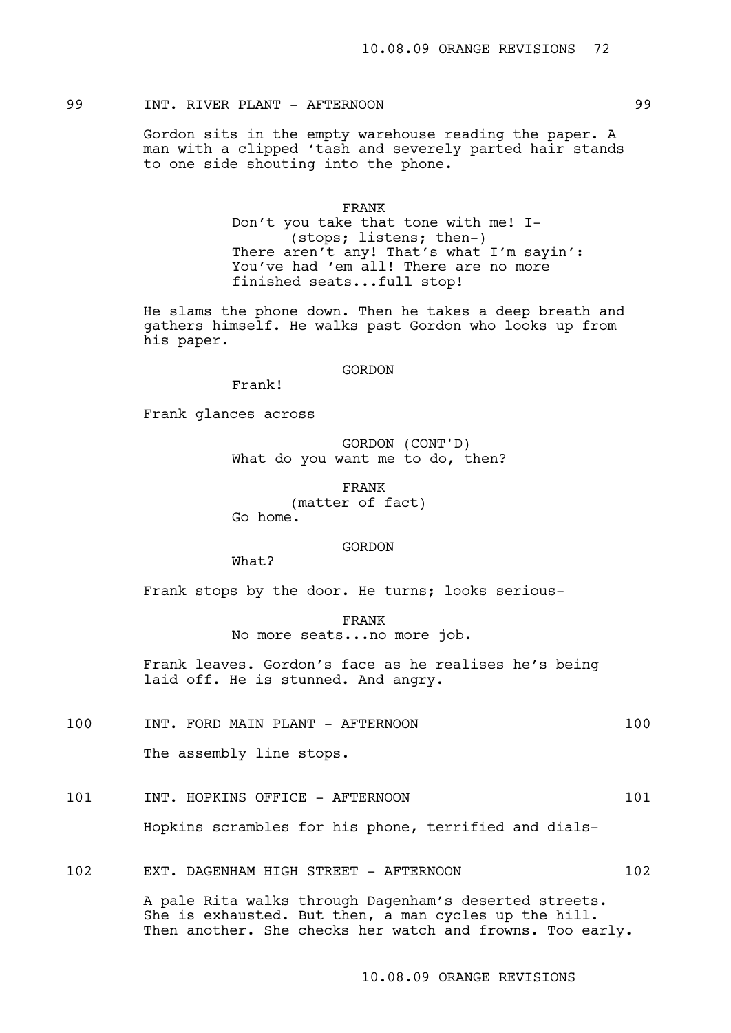99 INT. RIVER PLANT - AFTERNOON 99

Gordon sits in the empty warehouse reading the paper. A man with a clipped 'tash and severely parted hair stands to one side shouting into the phone.

FRANK
Don't you take that tone with me! I-
(stops; listens; then-)
There aren't any! That's what I'm sayin':
You've had 'em all! There are no more
finished seats...full stop!

He slams the phone down. Then he takes a deep breath and gathers himself. He walks past Gordon who looks up from his paper.

GORDON
Frank!

Frank glances across

GORDON (CONT'D)
What do you want me to do, then?

FRANK
(matter of fact)
Go home.

GORDON
What?

Frank stops by the door. He turns; looks serious-

FRANK
No more seats...no more job.

Frank leaves. Gordon's face as he realises he's being laid off. He is stunned. And angry.

100 INT. FORD MAIN PLANT - AFTERNOON 100

The assembly line stops.

101 INT. HOPKINS OFFICE - AFTERNOON 101

Hopkins scrambles for his phone, terrified and dials-

102 EXT. DAGENHAM HIGH STREET - AFTERNOON 102

A pale Rita walks through Dagenham's deserted streets. She is exhausted. But then, a man cycles up the hill. Then another. She checks her watch and frowns. Too early.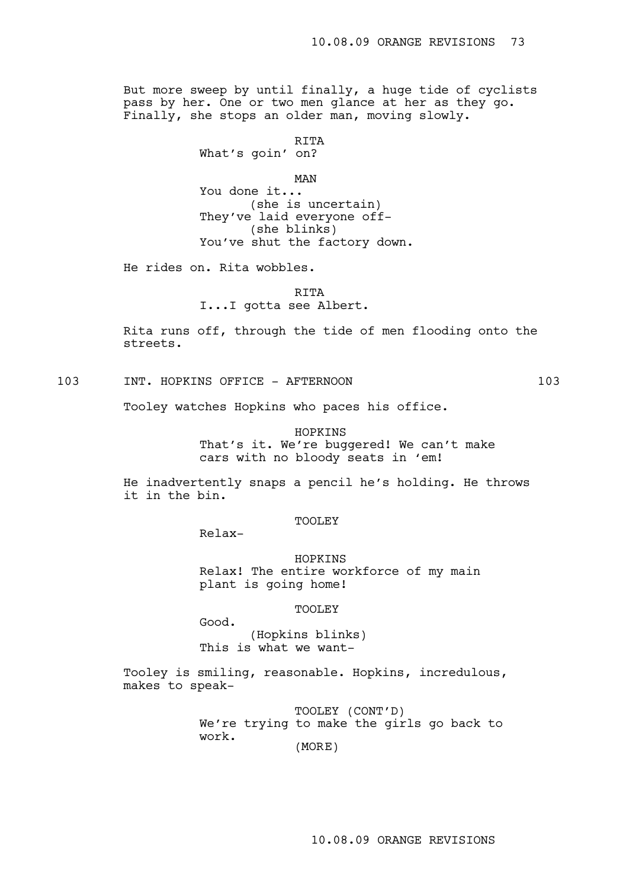But more sweep by until finally, a huge tide of cyclists pass by her. One or two men glance at her as they go. Finally, she stops an older man, moving slowly.

RITA
What's goin' on?

MAN
You done it...
(she is uncertain)
They've laid everyone off-
(she blinks)
You've shut the factory down.

He rides on. Rita wobbles.

RITA
I...I gotta see Albert.

Rita runs off, through the tide of men flooding onto the streets.

103 INT. HOPKINS OFFICE - AFTERNOON 103

Tooley watches Hopkins who paces his office.

HOPKINS
That's it. We're buggered! We can't make cars with no bloody seats in 'em!

He inadvertently snaps a pencil he's holding. He throws it in the bin.

TOOLEY
Relax-

HOPKINS
Relax! The entire workforce of my main plant is going home!

TOOLEY
Good.
(Hopkins blinks)
This is what we want-

Tooley is smiling, reasonable. Hopkins, incredulous, makes to speak-

TOOLEY (CONT'D)
We're trying to make the girls go back to work.
(MORE)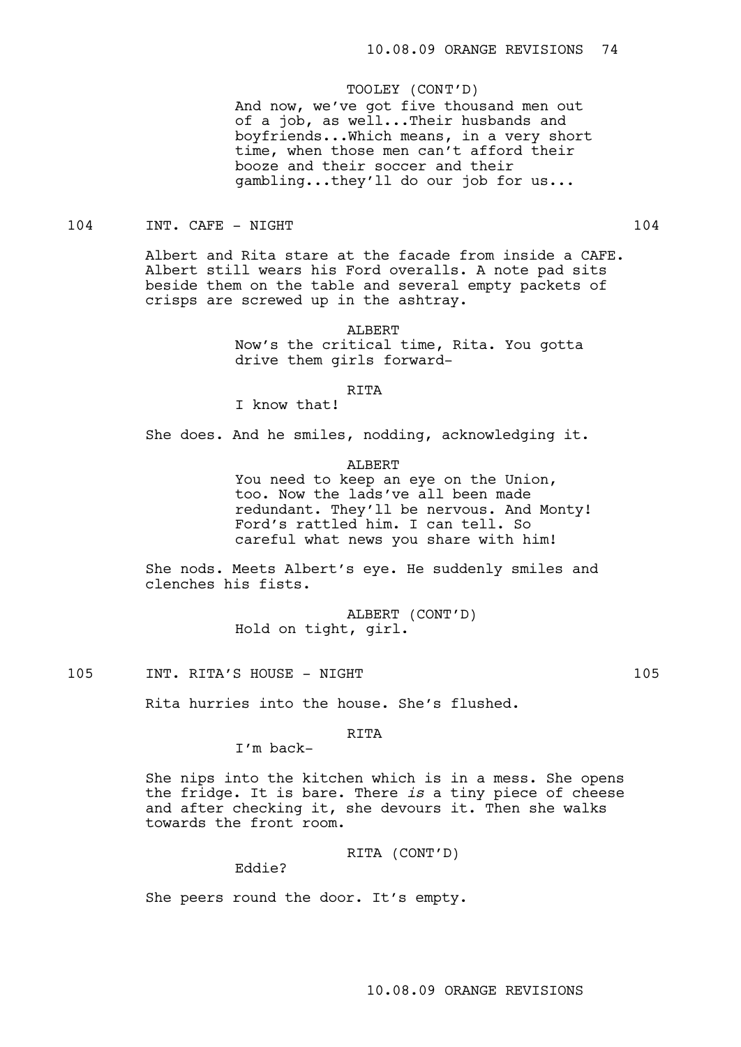TOOLEY (CONT'D)
And now, we've got five thousand men out of a job, as well...Their husbands and boyfriends...Which means, in a very short time, when those men can't afford their booze and their soccer and their gambling...they'll do our job for us...

104 INT. CAFE - NIGHT 104

Albert and Rita stare at the facade from inside a CAFE. Albert still wears his Ford overalls. A note pad sits beside them on the table and several empty packets of crisps are screwed up in the ashtray.

ALBERT
Now's the critical time, Rita. You gotta drive them girls forward-

RITA
I know that!

She does. And he smiles, nodding, acknowledging it.

ALBERT
You need to keep an eye on the Union, too. Now the lads've all been made redundant. They'll be nervous. And Monty! Ford's rattled him. I can tell. So careful what news you share with him!

She nods. Meets Albert's eye. He suddenly smiles and clenches his fists.

ALBERT (CONT'D)
Hold on tight, girl.

105 INT. RITA'S HOUSE - NIGHT 105

Rita hurries into the house. She's flushed.

RITA
I'm back-

She nips into the kitchen which is in a mess. She opens the fridge. It is bare. There *is* a tiny piece of cheese and after checking it, she devours it. Then she walks towards the front room.

RITA (CONT'D)
Eddie?

She peers round the door. It's empty.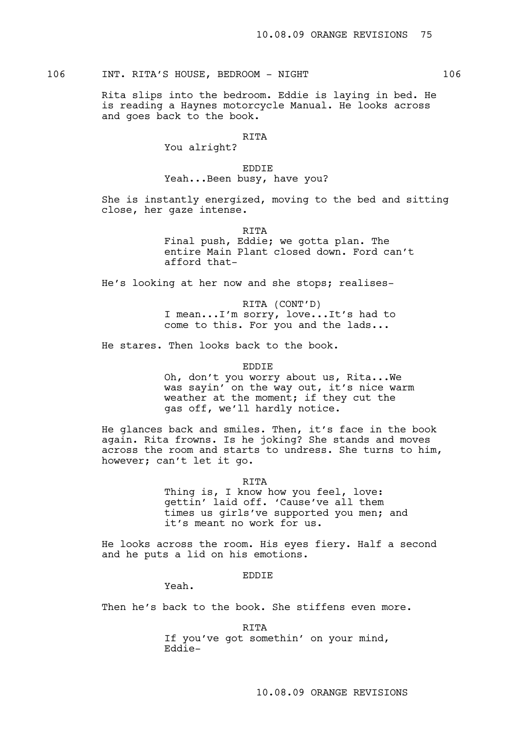106 INT. RITA'S HOUSE, BEDROOM - NIGHT 106

Rita slips into the bedroom. Eddie is laying in bed. He is reading a Haynes motorcycle Manual. He looks across and goes back to the book.

RITA

You alright?

EDDIE

Yeah...Been busy, have you?

She is instantly energized, moving to the bed and sitting close, her gaze intense.

RITA

Final push, Eddie; we gotta plan. The entire Main Plant closed down. Ford can't afford that-

He's looking at her now and she stops; realises-

RITA (CONT'D)

I mean...I'm sorry, love...It's had to come to this. For you and the lads...

He stares. Then looks back to the book.

EDDIE

Oh, don't you worry about us, Rita...We was sayin' on the way out, it's nice warm weather at the moment; if they cut the gas off, we'll hardly notice.

He glances back and smiles. Then, it's face in the book again. Rita frowns. Is he joking? She stands and moves across the room and starts to undress. She turns to him, however; can't let it go.

RITA

Thing is, I know how you feel, love: gettin' laid off. 'Cause've all them times us girls've supported you men; and it's meant no work for us.

He looks across the room. His eyes fiery. Half a second and he puts a lid on his emotions.

EDDIE

Yeah.

Then he's back to the book. She stiffens even more.

RITA

If you've got somethin' on your mind, Eddie-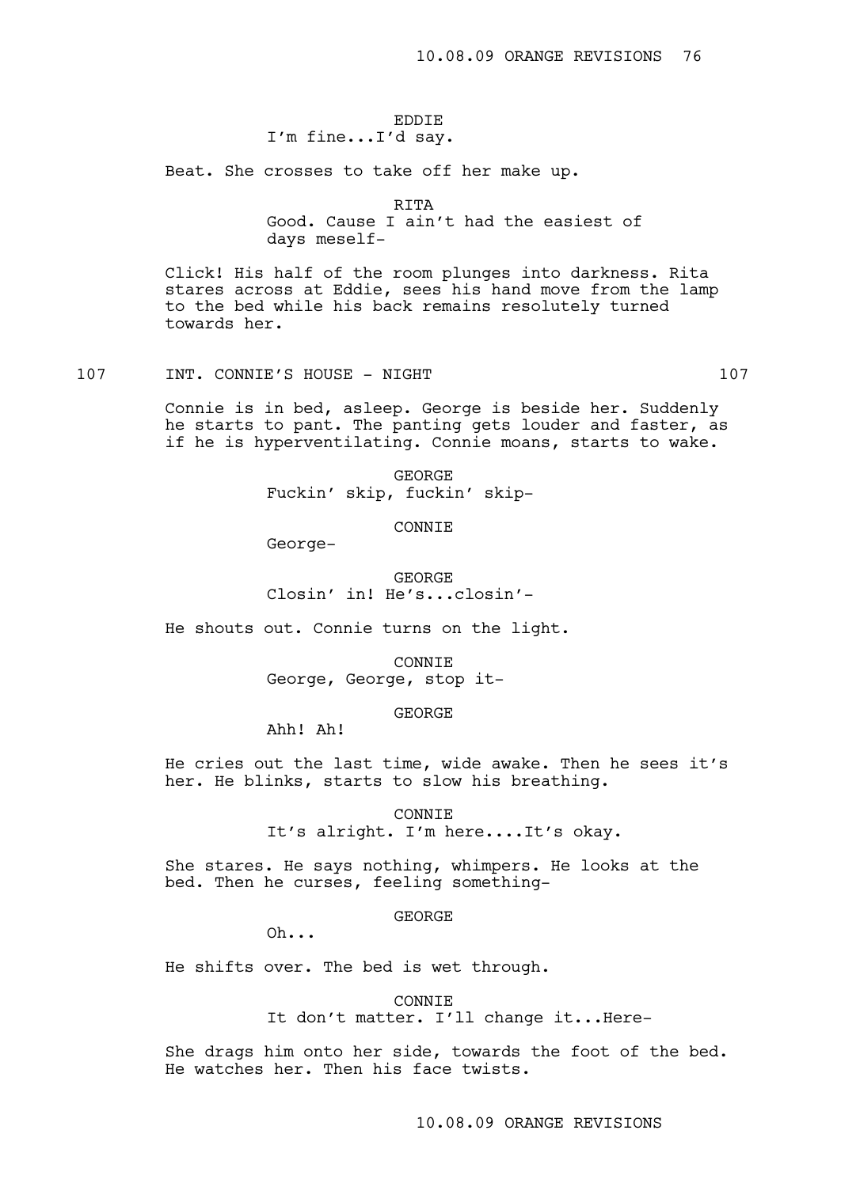EDDIE
I'm fine...I'd say.

Beat. She crosses to take off her make up.

RITA
Good. Cause I ain't had the easiest of days meself-

Click! His half of the room plunges into darkness. Rita stares across at Eddie, sees his hand move from the lamp to the bed while his back remains resolutely turned towards her.

107 INT. CONNIE'S HOUSE - NIGHT 107

Connie is in bed, asleep. George is beside her. Suddenly he starts to pant. The panting gets louder and faster, as if he is hyperventilating. Connie moans, starts to wake.

GEORGE
Fuckin' skip, fuckin' skip-

CONNIE
George-

GEORGE
Closin' in! He's...closin'-

He shouts out. Connie turns on the light.

CONNIE
George, George, stop it-

GEORGE
Ahh! Ah!

He cries out the last time, wide awake. Then he sees it's her. He blinks, starts to slow his breathing.

CONNIE
It's alright. I'm here....It's okay.

She stares. He says nothing, whimpers. He looks at the bed. Then he curses, feeling something-

GEORGE
Oh...

He shifts over. The bed is wet through.

CONNIE
It don't matter. I'll change it...Here-

She drags him onto her side, towards the foot of the bed. He watches her. Then his face twists.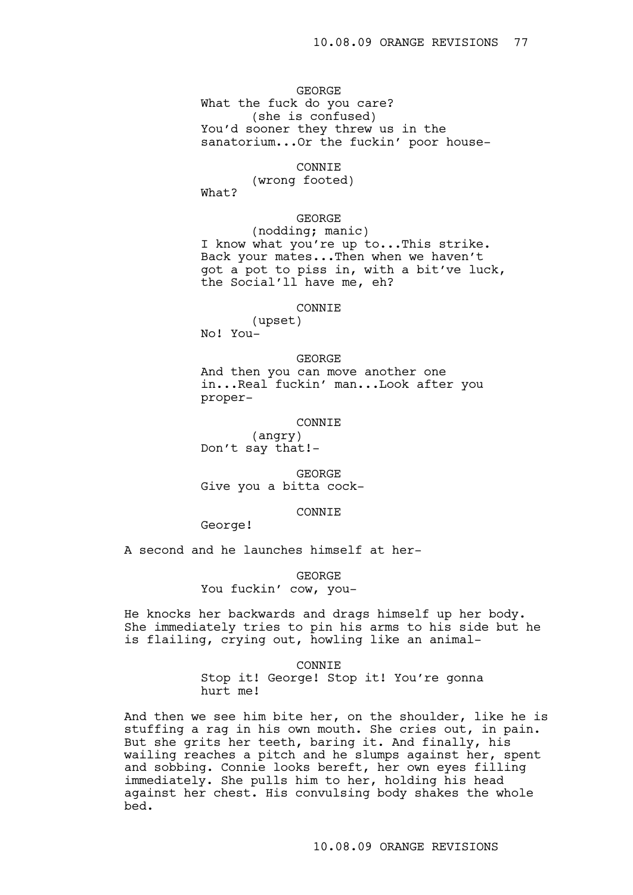GEORGE
What the fuck do you care?
(she is confused)
You'd sooner they threw us in the sanatorium...Or the fuckin' poor house-

CONNIE
(wrong footed)
What?

GEORGE
(nodding; manic)
I know what you're up to...This strike. Back your mates...Then when we haven't got a pot to piss in, with a bit've luck, the Social'll have me, eh?

CONNIE
(upset)
No! You-

GEORGE
And then you can move another one in...Real fuckin' man...Look after you proper-

CONNIE
(angry)
Don't say that!-

GEORGE
Give you a bitta cock-

CONNIE
George!

A second and he launches himself at her-

GEORGE
You fuckin' cow, you-

He knocks her backwards and drags himself up her body. She immediately tries to pin his arms to his side but he is flailing, crying out, howling like an animal-

CONNIE
Stop it! George! Stop it! You're gonna hurt me!

And then we see him bite her, on the shoulder, like he is stuffing a rag in his own mouth. She cries out, in pain. But she grits her teeth, baring it. And finally, his wailing reaches a pitch and he slumps against her, spent and sobbing. Connie looks bereft, her own eyes filling immediately. She pulls him to her, holding his head against her chest. His convulsing body shakes the whole bed.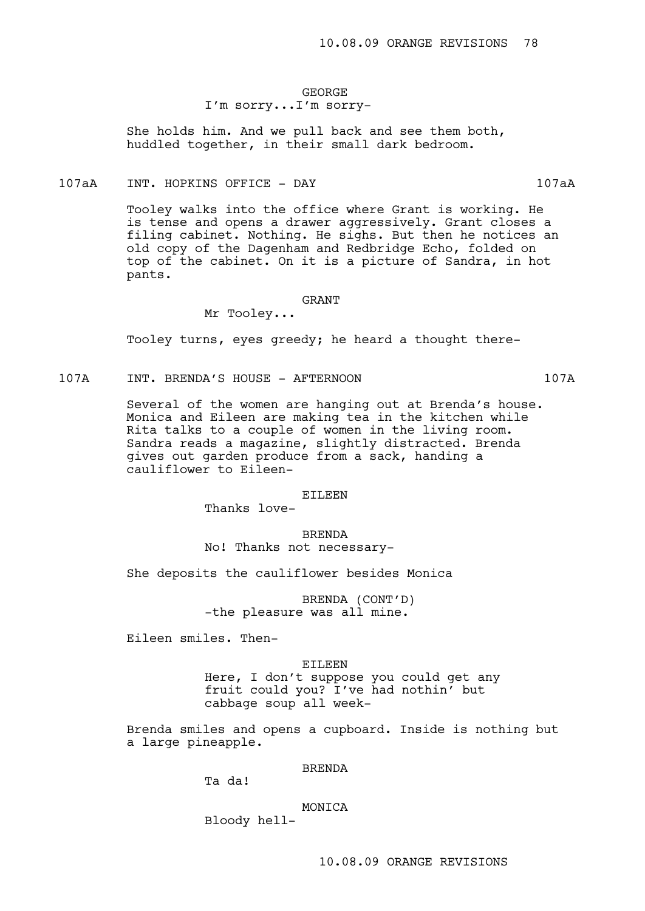GEORGE

I'm sorry...I'm sorry-

She holds him. And we pull back and see them both, huddled together, in their small dark bedroom.

107aA INT. HOPKINS OFFICE - DAY 107aA

Tooley walks into the office where Grant is working. He is tense and opens a drawer aggressively. Grant closes a filing cabinet. Nothing. He sighs. But then he notices an old copy of the Dagenham and Redbridge Echo, folded on top of the cabinet. On it is a picture of Sandra, in hot pants.

GRANT

Mr Tooley...

Tooley turns, eyes greedy; he heard a thought there-

107A INT. BRENDA'S HOUSE - AFTERNOON 107A

Several of the women are hanging out at Brenda's house. Monica and Eileen are making tea in the kitchen while Rita talks to a couple of women in the living room. Sandra reads a magazine, slightly distracted. Brenda gives out garden produce from a sack, handing a cauliflower to Eileen-

EILEEN

Thanks love-

BRENDA

No! Thanks not necessary-

She deposits the cauliflower besides Monica

BRENDA (CONT'D)

-the pleasure was all mine.

Eileen smiles. Then-

EILEEN

Here, I don't suppose you could get any fruit could you? I've had nothin' but cabbage soup all week-

Brenda smiles and opens a cupboard. Inside is nothing but a large pineapple.

BRENDA

Ta da!

MONICA

Bloody hell-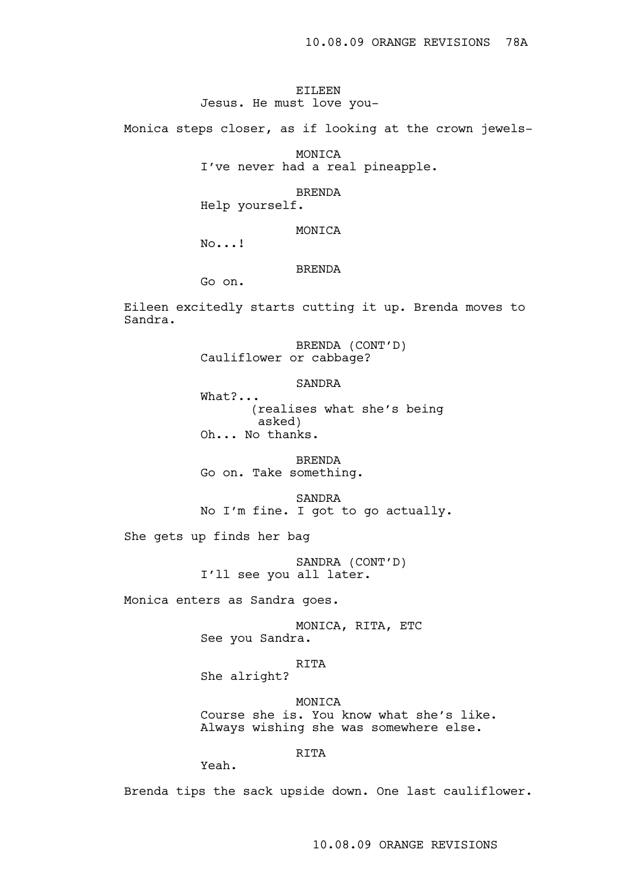EILEEN
Jesus. He must love you-

Monica steps closer, as if looking at the crown jewels-

MONICA
I've never had a real pineapple.

BRENDA
Help yourself.

MONICA
No...!

BRENDA
Go on.

Eileen excitedly starts cutting it up. Brenda moves to Sandra.

BRENDA (CONT'D)
Cauliflower or cabbage?

SANDRA
What?...
(realises what she's being asked)
Oh... No thanks.

BRENDA
Go on. Take something.

SANDRA
No I'm fine. I got to go actually.

She gets up finds her bag

SANDRA (CONT'D)
I'll see you all later.

Monica enters as Sandra goes.

MONICA, RITA, ETC
See you Sandra.

RITA
She alright?

MONICA
Course she is. You know what she's like. Always wishing she was somewhere else.

RITA
Yeah.

Brenda tips the sack upside down. One last cauliflower.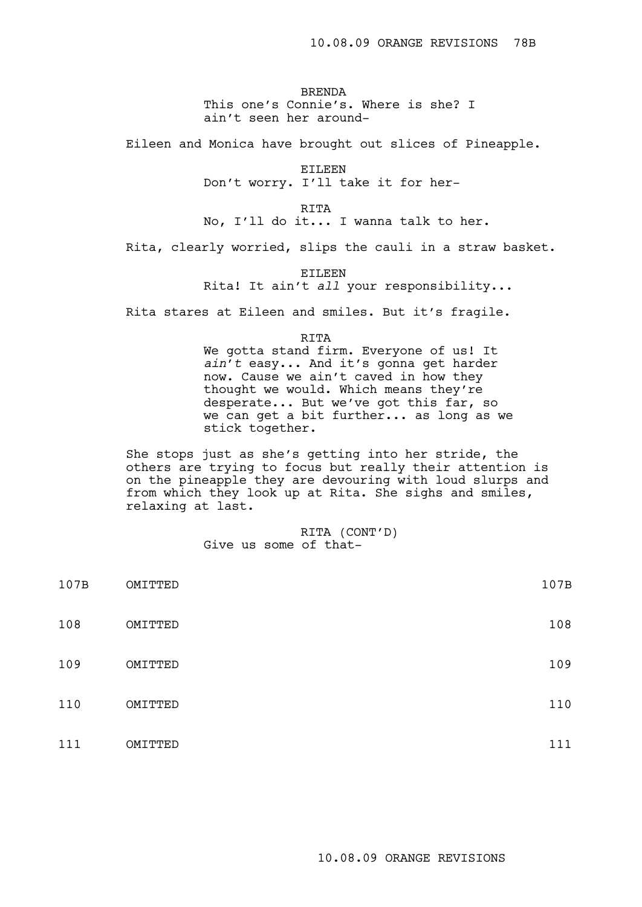BRENDA
This one's Connie's. Where is she? I ain't seen her around-

Eileen and Monica have brought out slices of Pineapple.

EILEEN
Don't worry. I'll take it for her-

RITA
No, I'll do it... I wanna talk to her.

Rita, clearly worried, slips the cauli in a straw basket.

EILEEN
Rita! It ain't *all* your responsibility...

Rita stares at Eileen and smiles. But it's fragile.

RITA
We gotta stand firm. Everyone of us! It *ain't* easy... And it's gonna get harder now. Cause we ain't caved in how they thought we would. Which means they're desperate... But we've got this far, so we can get a bit further... as long as we stick together.

She stops just as she's getting into her stride, the others are trying to focus but really their attention is on the pineapple they are devouring with loud slurps and from which they look up at Rita. She sighs and smiles, relaxing at last.

RITA (CONT'D)
Give us some of that-

107B OMITTED 107B

108 OMITTED 108

109 OMITTED 109

110 OMITTED 110

111 OMITTED 111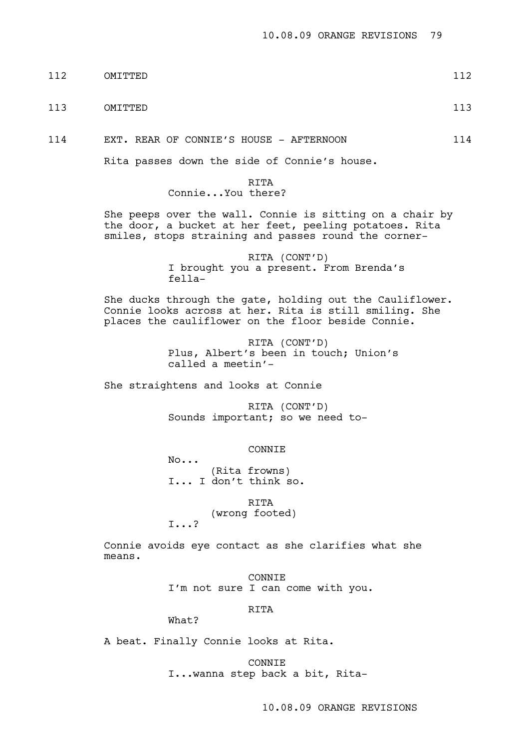112 OMITTED 112

113 OMITTED 113

114 EXT. REAR OF CONNIE'S HOUSE - AFTERNOON 114

Rita passes down the side of Connie's house.

RITA
Connie...You there?

She peeps over the wall. Connie is sitting on a chair by the door, a bucket at her feet, peeling potatoes. Rita smiles, stops straining and passes round the corner-

RITA (CONT'D)
I brought you a present. From Brenda's fella-

She ducks through the gate, holding out the Cauliflower. Connie looks across at her. Rita is still smiling. She places the cauliflower on the floor beside Connie.

RITA (CONT'D)
Plus, Albert's been in touch; Union's called a meetin'-

She straightens and looks at Connie

RITA (CONT'D)
Sounds important; so we need to-

CONNIE
No...
(Rita frowns)
I... I don't think so.

RITA
(wrong footed)
I...?

Connie avoids eye contact as she clarifies what she means.

CONNIE
I'm not sure I can come with you.

RITA
What?

A beat. Finally Connie looks at Rita.

CONNIE
I...wanna step back a bit, Rita-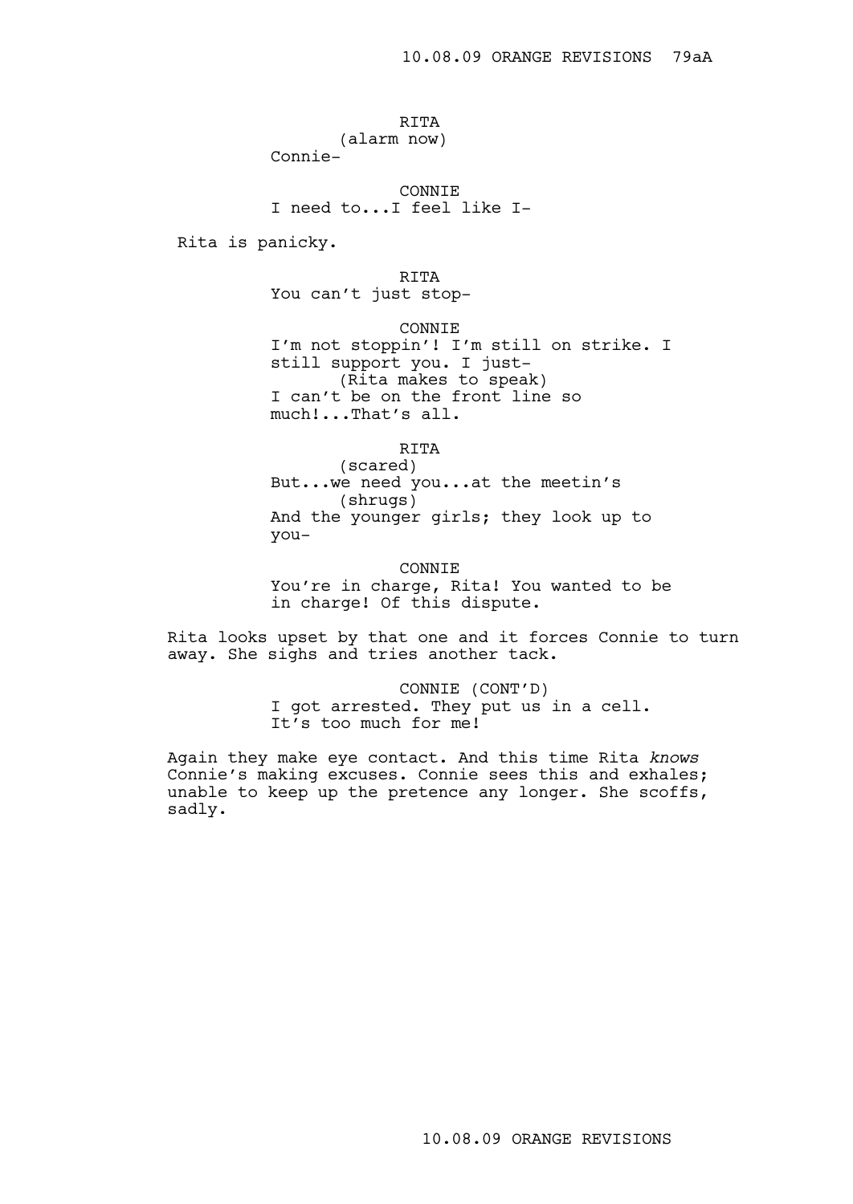RITA
(alarm now)
Connie-

CONNIE
I need to...I feel like I-

Rita is panicky.

RITA
You can't just stop-

CONNIE
I'm not stoppin'! I'm still on strike. I still support you. I just-
(Rita makes to speak)
I can't be on the front line so much!...That's all.

RITA
(scared)
But...we need you...at the meetin's
(shrugs)
And the younger girls; they look up to you-

CONNIE
You're in charge, Rita! You wanted to be in charge! Of this dispute.

Rita looks upset by that one and it forces Connie to turn away. She sighs and tries another tack.

CONNIE (CONT'D)
I got arrested. They put us in a cell. It's too much for me!

Again they make eye contact. And this time Rita *knows* Connie's making excuses. Connie sees this and exhales; unable to keep up the pretence any longer. She scoffs, sadly.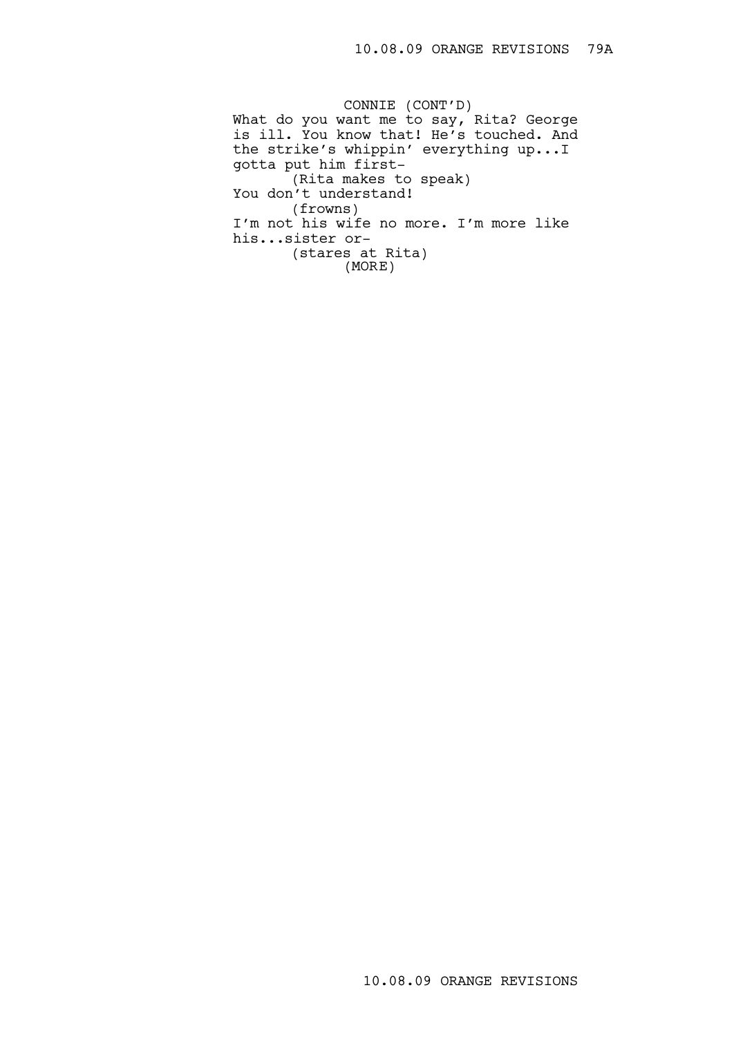CONNIE (CONT'D)

What do you want me to say, Rita? George is ill. You know that! He's touched. And the strike's whippin' everything up...I gotta put him first-

(Rita makes to speak)

You don't understand!

(frowns)

I'm not his wife no more. I'm more like his...sister or-

(stares at Rita)

(MORE)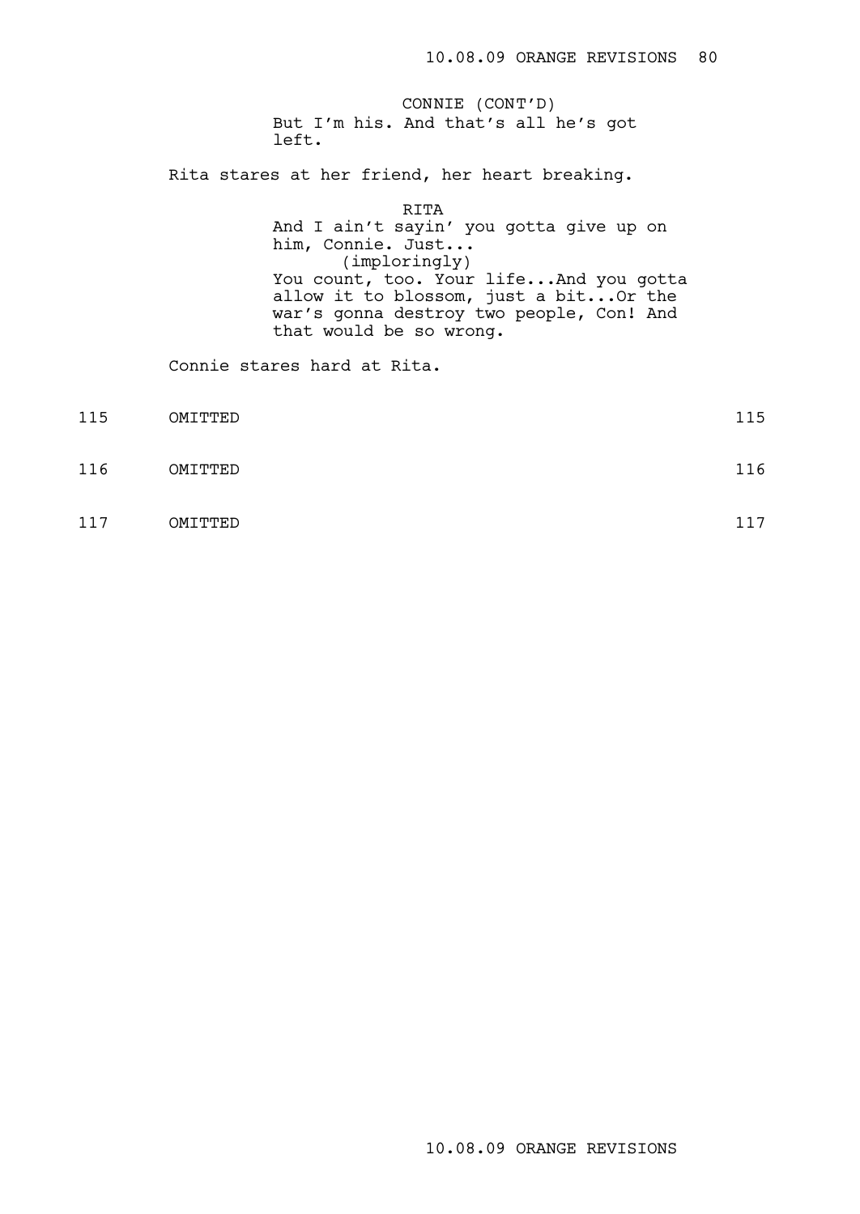CONNIE (CONT'D)
But I'm his. And that's all he's got left.

Rita stares at her friend, her heart breaking.

RITA
And I ain't sayin' you gotta give up on him, Connie. Just...
(imploringly)
You count, too. Your life...And you gotta allow it to blossom, just a bit...Or the war's gonna destroy two people, Con! And that would be so wrong.

Connie stares hard at Rita.

115 OMITTED 115

116 OMITTED 116

117 OMITTED 117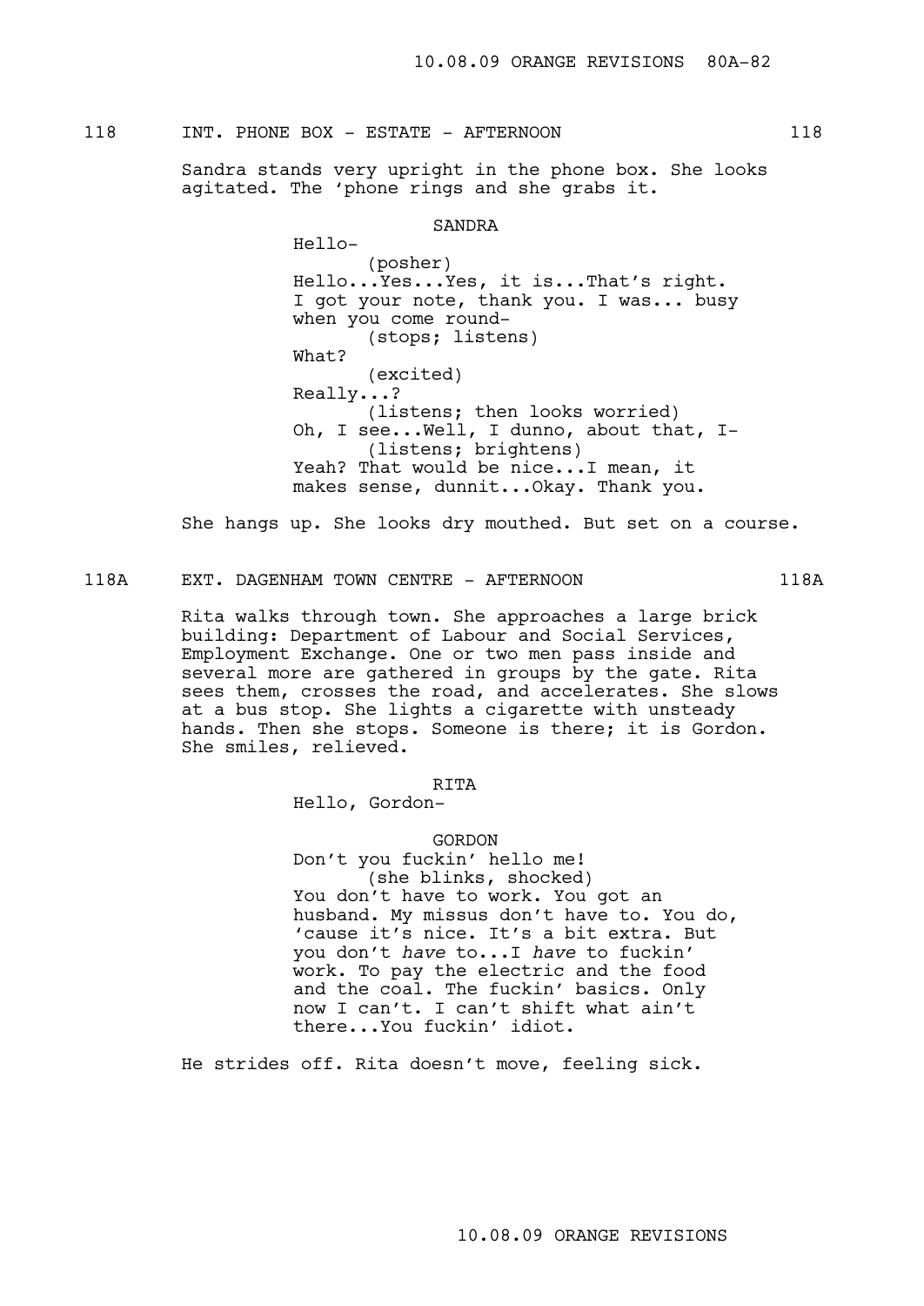## 118 INT. PHONE BOX - ESTATE - AFTERNOON 118

Sandra stands very upright in the phone box. She looks agitated. The 'phone rings and she grabs it.

SANDRA

Hello-

(posher)

Hello...Yes...Yes, it is...That's right. I got your note, thank you. I was... busy when you come round-

(stops; listens)

What?

(excited)

Really...?

(listens; then looks worried)

Oh, I see...Well, I dunno, about that, I-

(listens; brightens)

Yeah? That would be nice...I mean, it makes sense, dunnit...Okay. Thank you.

She hangs up. She looks dry mouthed. But set on a course.

## 118A EXT. DAGENHAM TOWN CENTRE - AFTERNOON 118A

Rita walks through town. She approaches a large brick building: Department of Labour and Social Services, Employment Exchange. One or two men pass inside and several more are gathered in groups by the gate. Rita sees them, crosses the road, and accelerates. She slows at a bus stop. She lights a cigarette with unsteady hands. Then she stops. Someone is there; it is Gordon. She smiles, relieved.

RITA

Hello, Gordon-

GORDON

Don't you fuckin' hello me!

(she blinks, shocked)

You don't have to work. You got an husband. My missus don't have to. You do, 'cause it's nice. It's a bit extra. But you don't *have* to...I *have* to fuckin' work. To pay the electric and the food and the coal. The fuckin' basics. Only now I can't. I can't shift what ain't there...You fuckin' idiot.

He strides off. Rita doesn't move, feeling sick.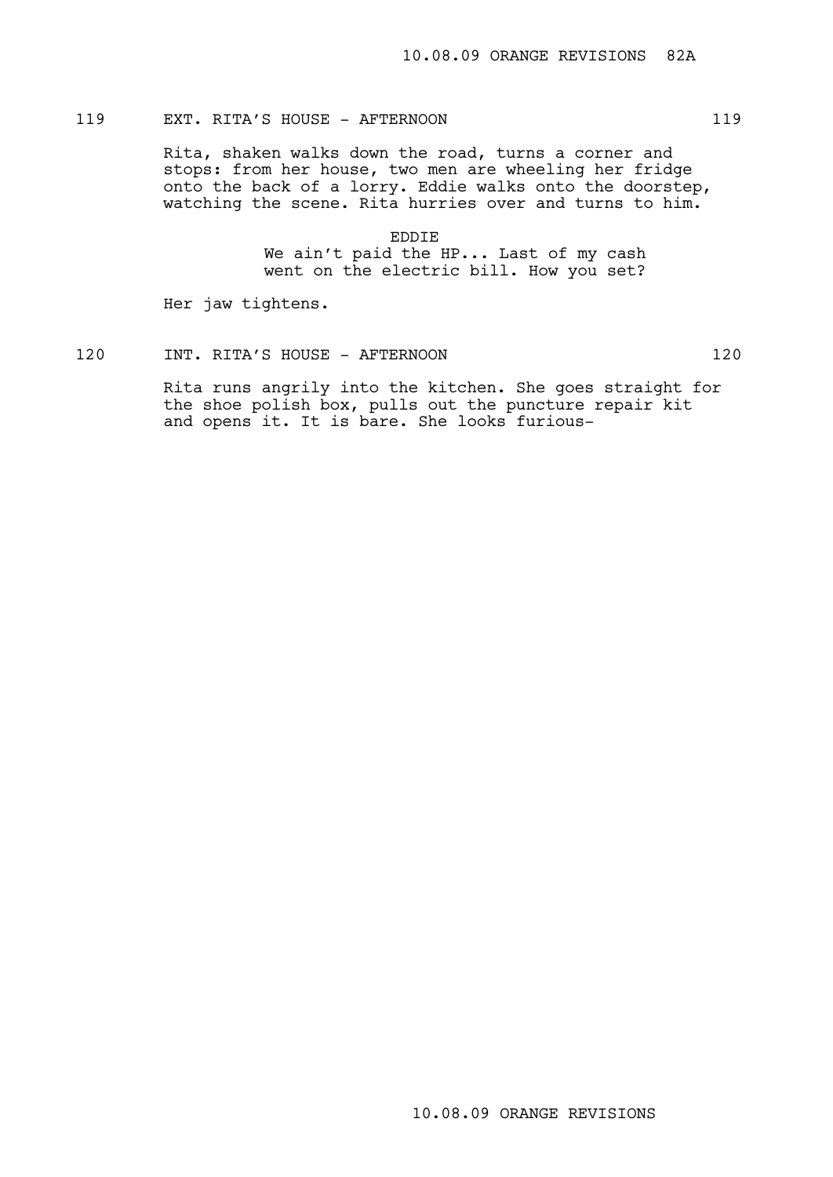119 EXT. RITA'S HOUSE - AFTERNOON 119

Rita, shaken walks down the road, turns a corner and stops: from her house, two men are wheeling her fridge onto the back of a lorry. Eddie walks onto the doorstep, watching the scene. Rita hurries over and turns to him.

EDDIE
We ain't paid the HP... Last of my cash went on the electric bill. How you set?

Her jaw tightens.

120 INT. RITA'S HOUSE - AFTERNOON 120

Rita runs angrily into the kitchen. She goes straight for the shoe polish box, pulls out the puncture repair kit and opens it. It is bare. She looks furious-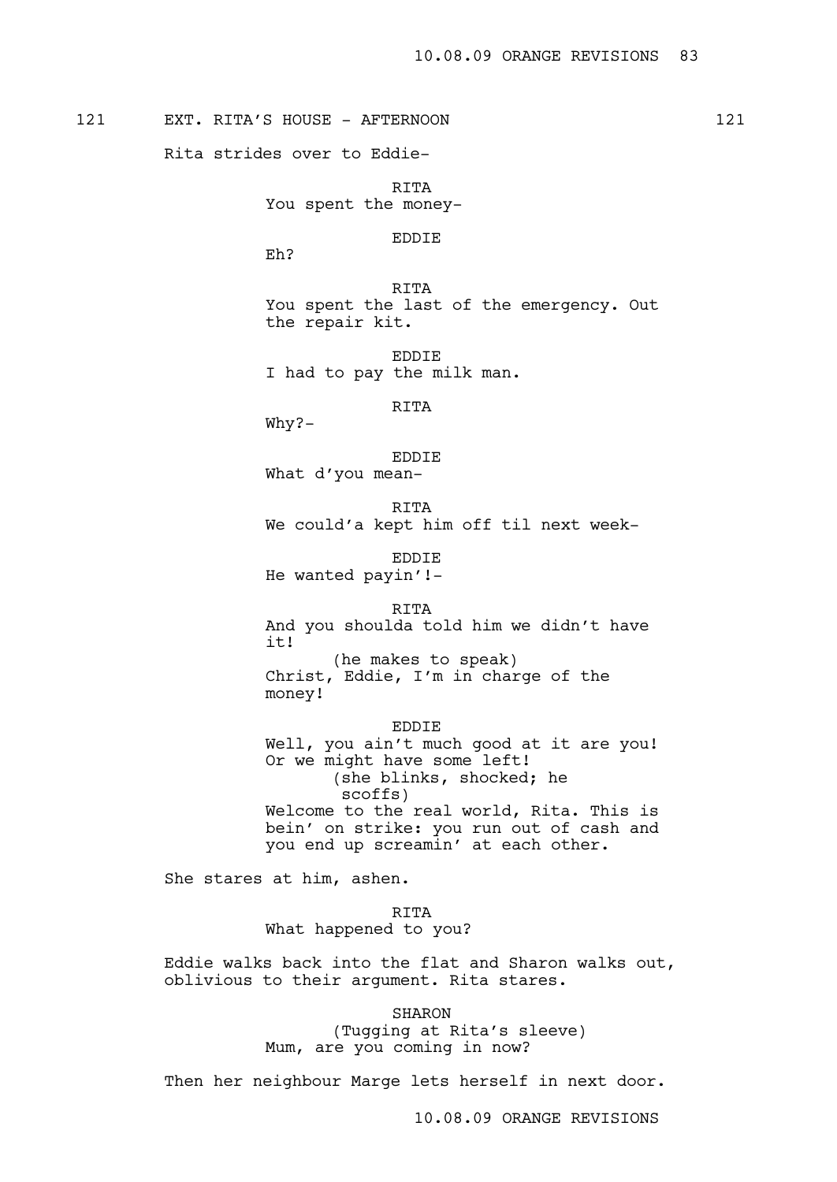121 EXT. RITA'S HOUSE - AFTERNOON 121

Rita strides over to Eddie-

RITA
You spent the money-

EDDIE
Eh?

RITA
You spent the last of the emergency. Out the repair kit.

EDDIE
I had to pay the milk man.

RITA
Why?-

EDDIE
What d'you mean-

RITA
We could'a kept him off til next week-

EDDIE
He wanted payin'!-

RITA
And you shoulda told him we didn't have it!
(he makes to speak)
Christ, Eddie, I'm in charge of the money!

EDDIE
Well, you ain't much good at it are you! Or we might have some left!
(she blinks, shocked; he scoffs)
Welcome to the real world, Rita. This is bein' on strike: you run out of cash and you end up screamin' at each other.

She stares at him, ashen.

RITA
What happened to you?

Eddie walks back into the flat and Sharon walks out, oblivious to their argument. Rita stares.

SHARON
(Tugging at Rita's sleeve)
Mum, are you coming in now?

Then her neighbour Marge lets herself in next door.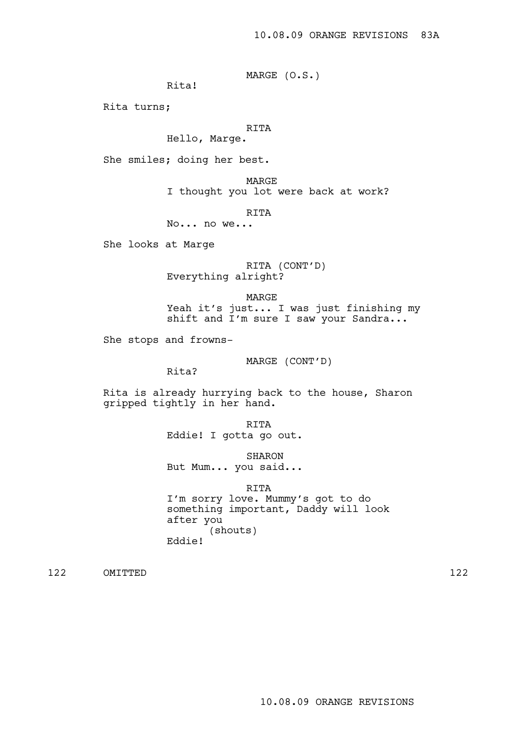MARGE (O.S.)
Rita!

Rita turns;

RITA
Hello, Marge.

She smiles; doing her best.

MARGE
I thought you lot were back at work?

RITA
No... no we...

She looks at Marge

RITA (CONT'D)
Everything alright?

MARGE
Yeah it's just... I was just finishing my shift and I'm sure I saw your Sandra...

She stops and frowns-

MARGE (CONT'D)
Rita?

Rita is already hurrying back to the house, Sharon gripped tightly in her hand.

RITA
Eddie! I gotta go out.

SHARON
But Mum... you said...

RITA
I'm sorry love. Mummy's got to do something important, Daddy will look after you
(shouts)
Eddie!

122 OMITTED 122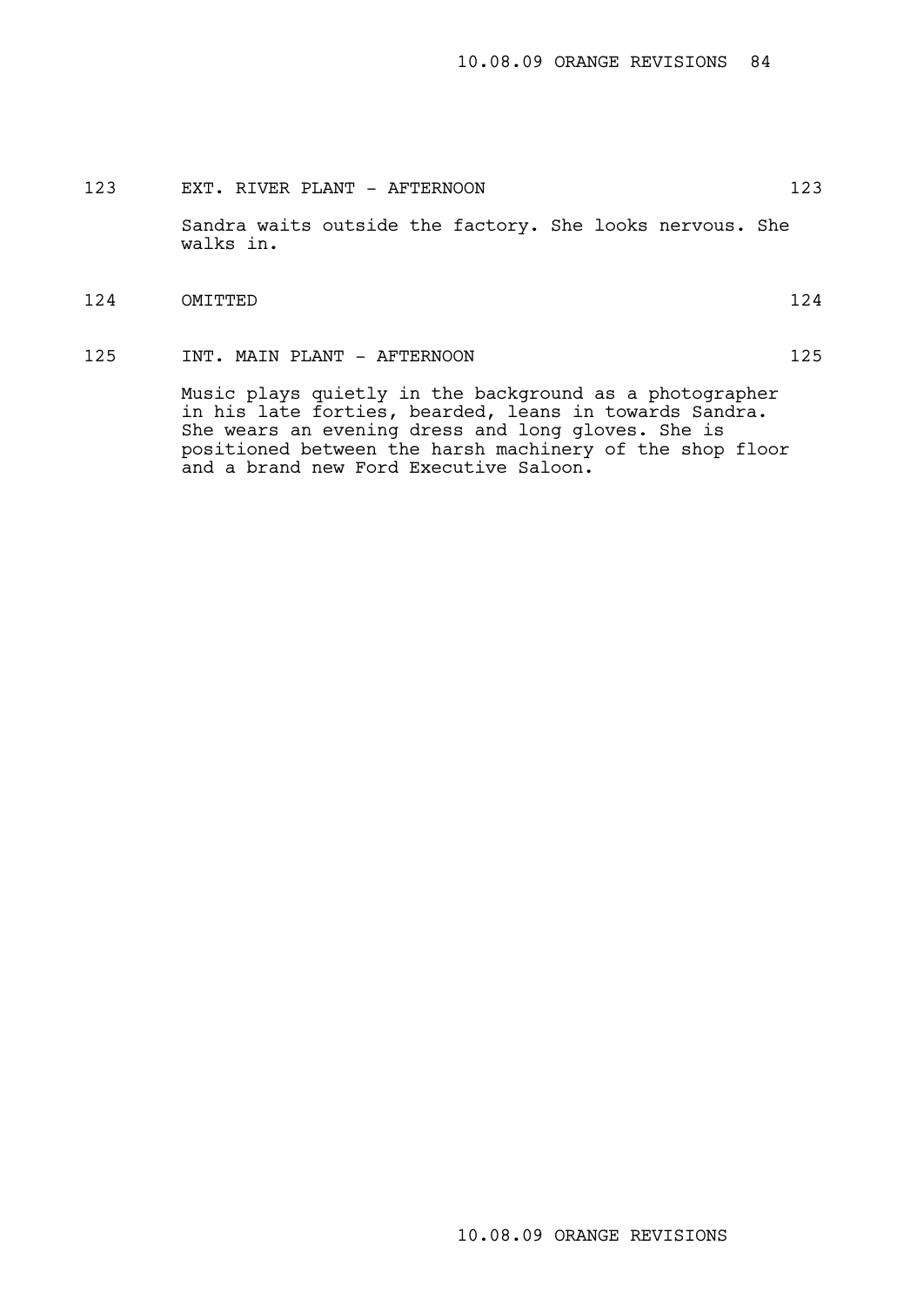123 EXT. RIVER PLANT - AFTERNOON 123

Sandra waits outside the factory. She looks nervous. She walks in.

124 OMITTED 124

125 INT. MAIN PLANT - AFTERNOON 125

Music plays quietly in the background as a photographer in his late forties, bearded, leans in towards Sandra. She wears an evening dress and long gloves. She is positioned between the harsh machinery of the shop floor and a brand new Ford Executive Saloon.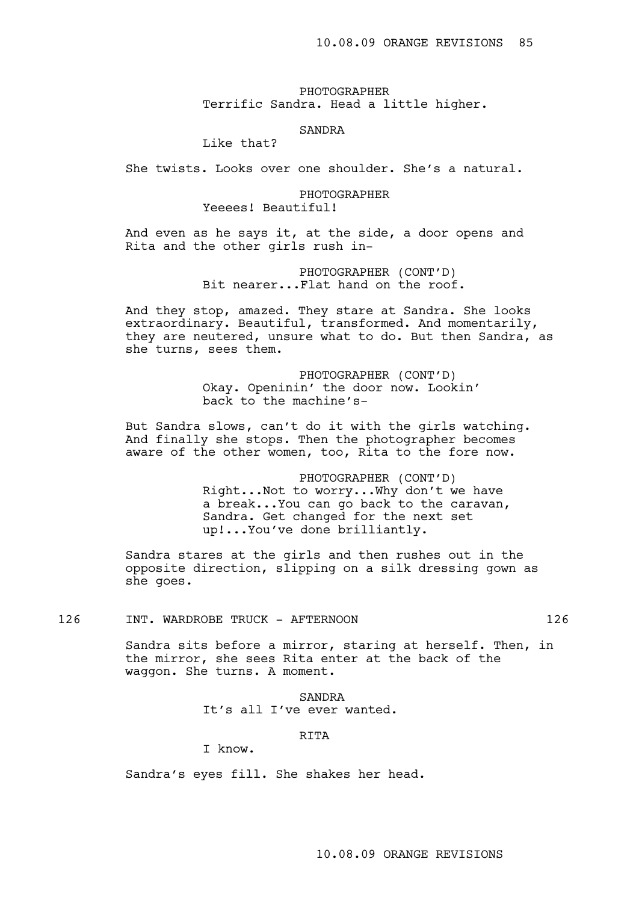PHOTOGRAPHER
Terrific Sandra. Head a little higher.

SANDRA
Like that?

She twists. Looks over one shoulder. She's a natural.

PHOTOGRAPHER
Yeeees! Beautiful!

And even as he says it, at the side, a door opens and Rita and the other girls rush in-

PHOTOGRAPHER (CONT'D)
Bit nearer...Flat hand on the roof.

And they stop, amazed. They stare at Sandra. She looks extraordinary. Beautiful, transformed. And momentarily, they are neutered, unsure what to do. But then Sandra, as she turns, sees them.

PHOTOGRAPHER (CONT'D)
Okay. Openinin' the door now. Lookin' back to the machine's-

But Sandra slows, can't do it with the girls watching. And finally she stops. Then the photographer becomes aware of the other women, too, Rita to the fore now.

PHOTOGRAPHER (CONT'D)
Right...Not to worry...Why don't we have a break...You can go back to the caravan, Sandra. Get changed for the next set up!...You've done brilliantly.

Sandra stares at the girls and then rushes out in the opposite direction, slipping on a silk dressing gown as she goes.

126 INT. WARDROBE TRUCK - AFTERNOON 126

Sandra sits before a mirror, staring at herself. Then, in the mirror, she sees Rita enter at the back of the waggon. She turns. A moment.

SANDRA
It's all I've ever wanted.

RITA
I know.

Sandra's eyes fill. She shakes her head.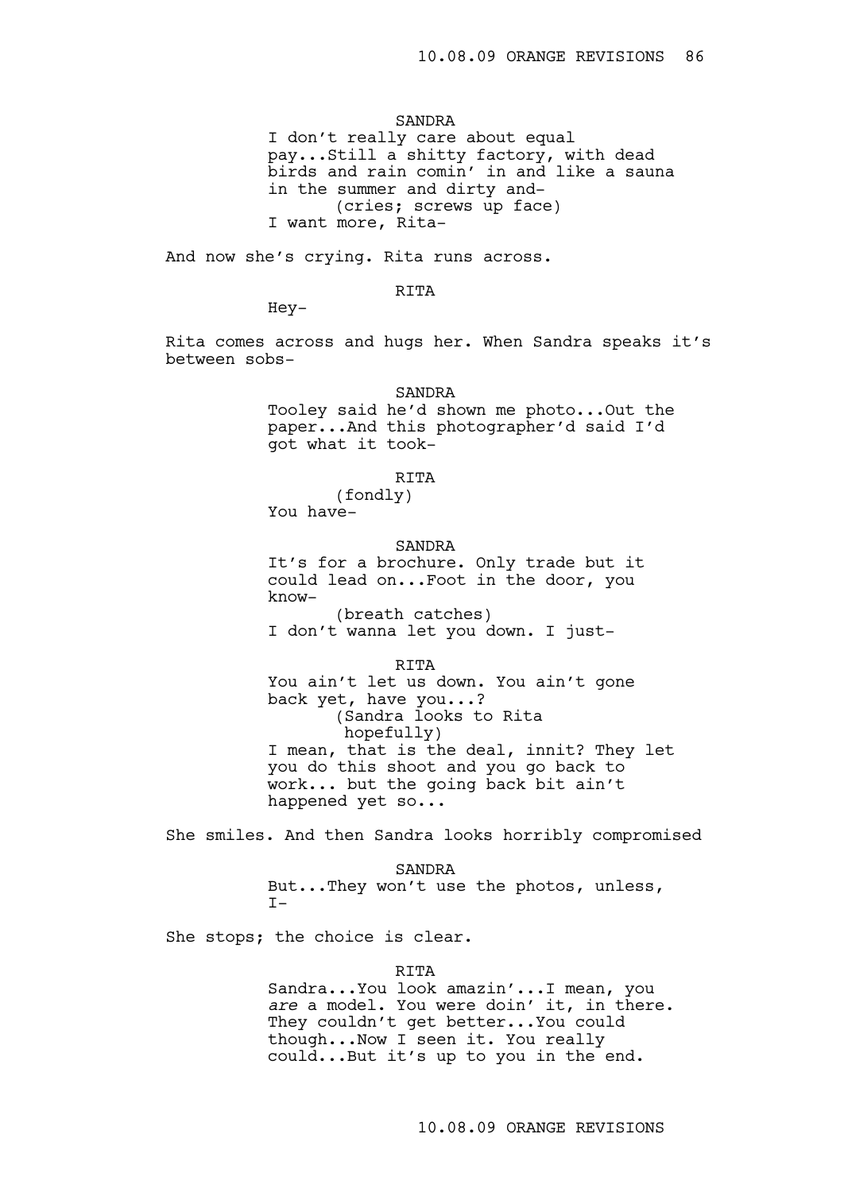SANDRA
I don't really care about equal pay...Still a shitty factory, with dead birds and rain comin' in and like a sauna in the summer and dirty and-
(cries; screws up face)
I want more, Rita-

And now she's crying. Rita runs across.

RITA
Hey-

Rita comes across and hugs her. When Sandra speaks it's between sobs-

SANDRA
Tooley said he'd shown me photo...Out the paper...And this photographer'd said I'd got what it took-

RITA
(fondly)
You have-

SANDRA
It's for a brochure. Only trade but it could lead on...Foot in the door, you know-
(breath catches)
I don't wanna let you down. I just-

RITA
You ain't let us down. You ain't gone back yet, have you...?
(Sandra looks to Rita hopefully)
I mean, that is the deal, innit? They let you do this shoot and you go back to work... but the going back bit ain't happened yet so...

She smiles. And then Sandra looks horribly compromised

SANDRA
But...They won't use the photos, unless, I-

She stops; the choice is clear.

RITA
Sandra...You look amazin'...I mean, you *are* a model. You were doin' it, in there. They couldn't get better...You could though...Now I seen it. You really could...But it's up to you in the end.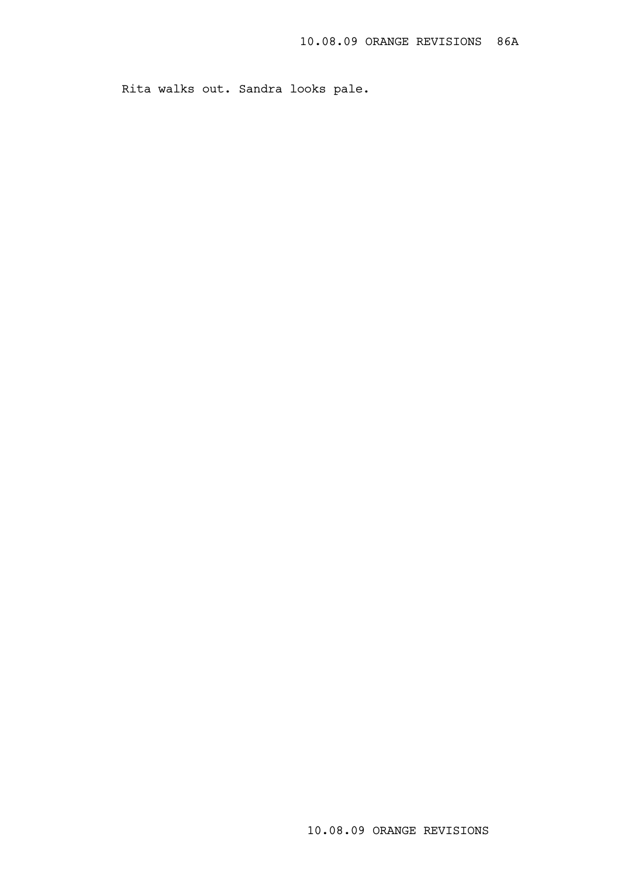Rita walks out. Sandra looks pale.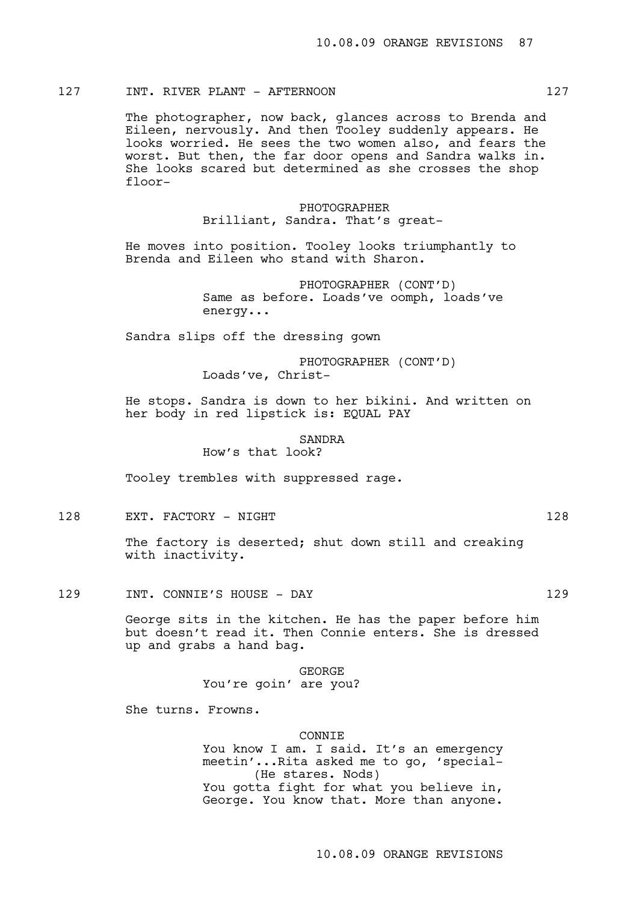127 INT. RIVER PLANT - AFTERNOON 127

The photographer, now back, glances across to Brenda and Eileen, nervously. And then Tooley suddenly appears. He looks worried. He sees the two women also, and fears the worst. But then, the far door opens and Sandra walks in. She looks scared but determined as she crosses the shop floor-

PHOTOGRAPHER
Brilliant, Sandra. That's great-

He moves into position. Tooley looks triumphantly to Brenda and Eileen who stand with Sharon.

PHOTOGRAPHER (CONT'D)
Same as before. Loads've oomph, loads've energy...

Sandra slips off the dressing gown

PHOTOGRAPHER (CONT'D)
Loads've, Christ-

He stops. Sandra is down to her bikini. And written on her body in red lipstick is: EQUAL PAY

SANDRA
How's that look?

Tooley trembles with suppressed rage.

128 EXT. FACTORY - NIGHT 128

The factory is deserted; shut down still and creaking with inactivity.

129 INT. CONNIE'S HOUSE - DAY 129

George sits in the kitchen. He has the paper before him but doesn't read it. Then Connie enters. She is dressed up and grabs a hand bag.

GEORGE
You're goin' are you?

She turns. Frowns.

CONNIE
You know I am. I said. It's an emergency meetin'...Rita asked me to go, 'special-
(He stares. Nods)
You gotta fight for what you believe in, George. You know that. More than anyone.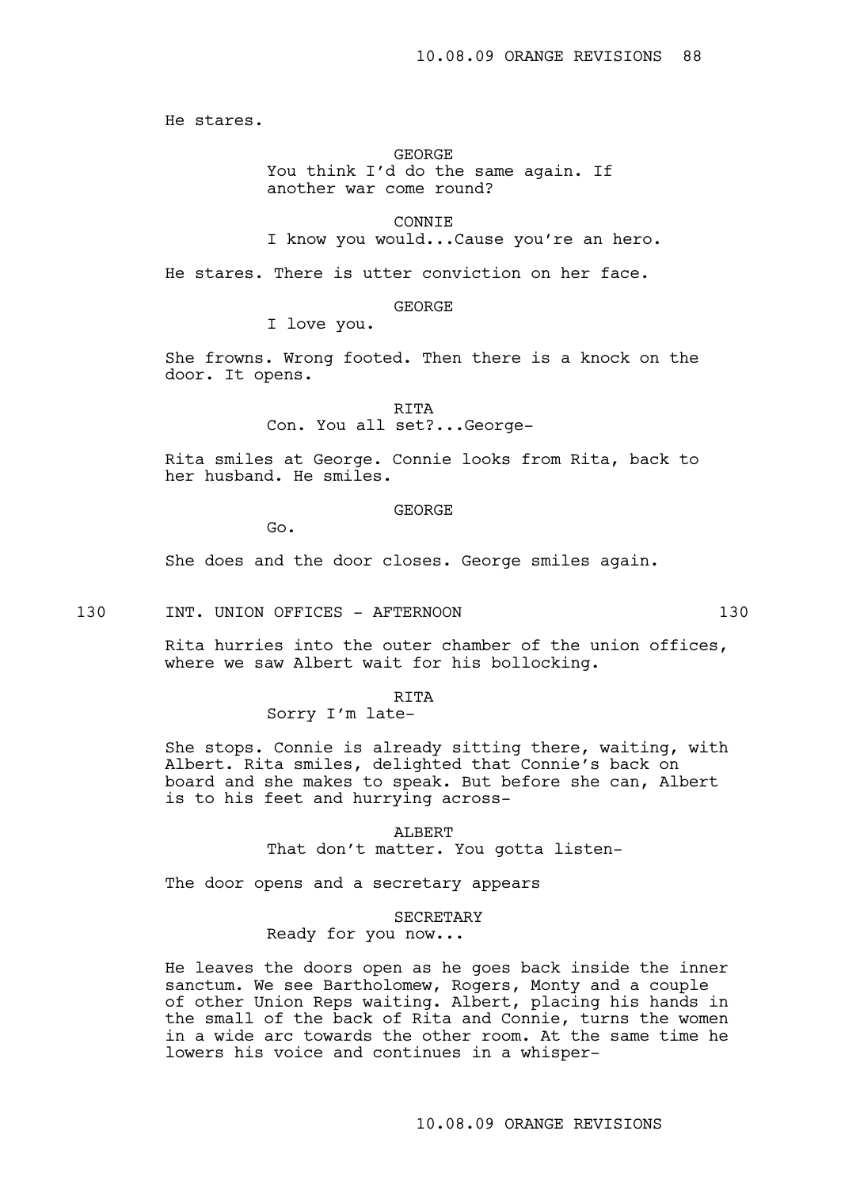He stares.

GEORGE
You think I'd do the same again. If another war come round?

CONNIE
I know you would...Cause you're an hero.

He stares. There is utter conviction on her face.

GEORGE
I love you.

She frowns. Wrong footed. Then there is a knock on the door. It opens.

RITA
Con. You all set?...George-

Rita smiles at George. Connie looks from Rita, back to her husband. He smiles.

GEORGE
Go.

She does and the door closes. George smiles again.

130 INT. UNION OFFICES - AFTERNOON 130

Rita hurries into the outer chamber of the union offices, where we saw Albert wait for his bollocking.

RITA
Sorry I'm late-

She stops. Connie is already sitting there, waiting, with Albert. Rita smiles, delighted that Connie's back on board and she makes to speak. But before she can, Albert is to his feet and hurrying across-

ALBERT
That don't matter. You gotta listen-

The door opens and a secretary appears

SECRETARY
Ready for you now...

He leaves the doors open as he goes back inside the inner sanctum. We see Bartholomew, Rogers, Monty and a couple of other Union Reps waiting. Albert, placing his hands in the small of the back of Rita and Connie, turns the women in a wide arc towards the other room. At the same time he lowers his voice and continues in a whisper-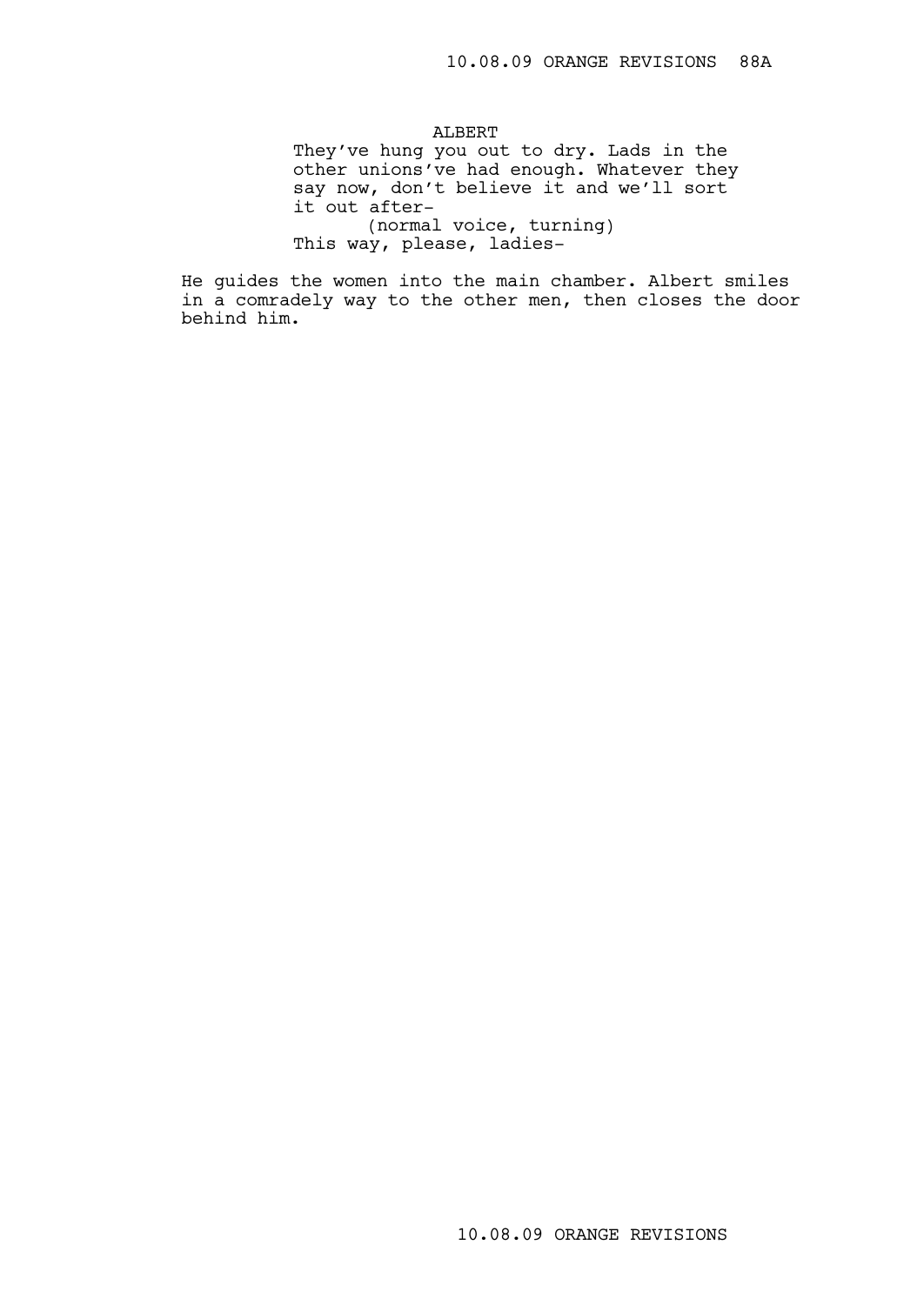ALBERT

They've hung you out to dry. Lads in the other unions've had enough. Whatever they say now, don't believe it and we'll sort it out after-

(normal voice, turning)

This way, please, ladies-

He guides the women into the main chamber. Albert smiles in a comradely way to the other men, then closes the door behind him.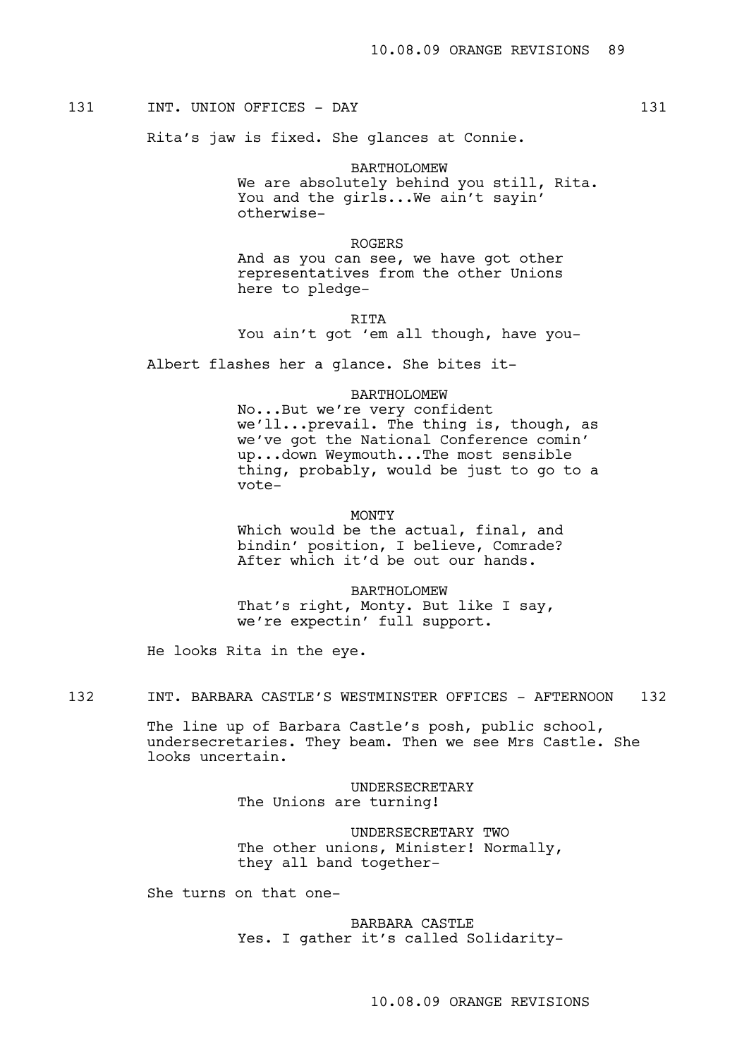131 INT. UNION OFFICES - DAY 131

Rita's jaw is fixed. She glances at Connie.

BARTHOLOMEW
We are absolutely behind you still, Rita. You and the girls...We ain't sayin' otherwise-

ROGERS
And as you can see, we have got other representatives from the other Unions here to pledge-

RITA
You ain't got 'em all though, have you-

Albert flashes her a glance. She bites it-

BARTHOLOMEW
No...But we're very confident we'll...prevail. The thing is, though, as we've got the National Conference comin' up...down Weymouth...The most sensible thing, probably, would be just to go to a vote-

MONTY
Which would be the actual, final, and bindin' position, I believe, Comrade? After which it'd be out our hands.

BARTHOLOMEW
That's right, Monty. But like I say, we're expectin' full support.

He looks Rita in the eye.

132 INT. BARBARA CASTLE'S WESTMINSTER OFFICES - AFTERNOON 132

The line up of Barbara Castle's posh, public school, undersecretaries. They beam. Then we see Mrs Castle. She looks uncertain.

UNDERSECRETARY
The Unions are turning!

UNDERSECRETARY TWO
The other unions, Minister! Normally, they all band together-

She turns on that one-

BARBARA CASTLE
Yes. I gather it's called Solidarity-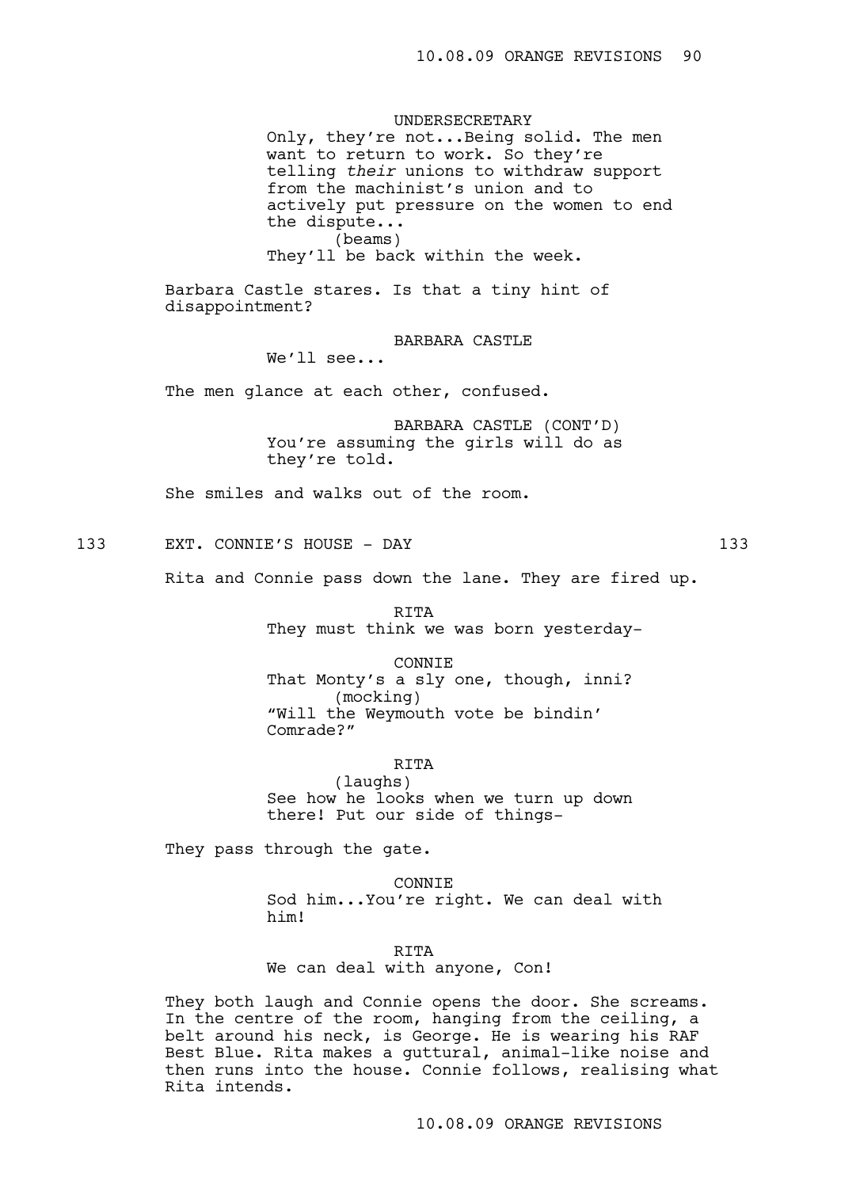UNDERSECRETARY
Only, they're not...Being solid. The men want to return to work. So they're telling *their* unions to withdraw support from the machinist's union and to actively put pressure on the women to end the dispute...
(beams)
They'll be back within the week.

Barbara Castle stares. Is that a tiny hint of disappointment?

BARBARA CASTLE
We'll see...

The men glance at each other, confused.

BARBARA CASTLE (CONT'D)
You're assuming the girls will do as they're told.

She smiles and walks out of the room.

133 EXT. CONNIE'S HOUSE - DAY 133

Rita and Connie pass down the lane. They are fired up.

RITA
They must think we was born yesterday-

CONNIE
That Monty's a sly one, though, inni?
(mocking)
"Will the Weymouth vote be bindin' Comrade?"

RITA
(laughs)
See how he looks when we turn up down there! Put our side of things-

They pass through the gate.

CONNIE
Sod him...You're right. We can deal with him!

RITA
We can deal with anyone, Con!

They both laugh and Connie opens the door. She screams. In the centre of the room, hanging from the ceiling, a belt around his neck, is George. He is wearing his RAF Best Blue. Rita makes a guttural, animal-like noise and then runs into the house. Connie follows, realising what Rita intends.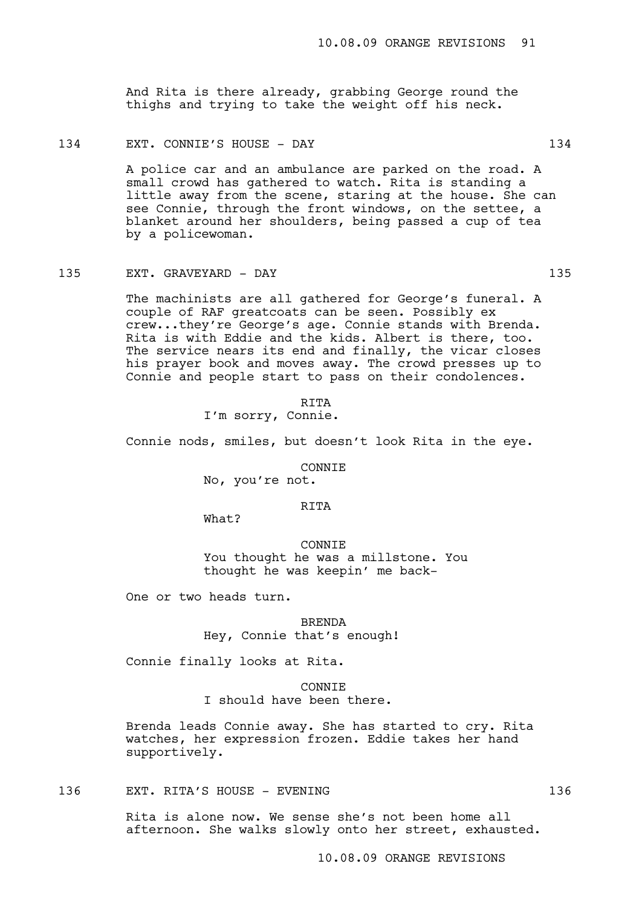And Rita is there already, grabbing George round the thighs and trying to take the weight off his neck.

134 EXT. CONNIE'S HOUSE - DAY 134

A police car and an ambulance are parked on the road. A small crowd has gathered to watch. Rita is standing a little away from the scene, staring at the house. She can see Connie, through the front windows, on the settee, a blanket around her shoulders, being passed a cup of tea by a policewoman.

135 EXT. GRAVEYARD - DAY 135

The machinists are all gathered for George's funeral. A couple of RAF greatcoats can be seen. Possibly ex crew...they're George's age. Connie stands with Brenda. Rita is with Eddie and the kids. Albert is there, too. The service nears its end and finally, the vicar closes his prayer book and moves away. The crowd presses up to Connie and people start to pass on their condolences.

RITA
I'm sorry, Connie.

Connie nods, smiles, but doesn't look Rita in the eye.

CONNIE
No, you're not.

RITA
What?

CONNIE
You thought he was a millstone. You thought he was keepin' me back-

One or two heads turn.

BRENDA
Hey, Connie that's enough!

Connie finally looks at Rita.

CONNIE
I should have been there.

Brenda leads Connie away. She has started to cry. Rita watches, her expression frozen. Eddie takes her hand supportively.

136 EXT. RITA'S HOUSE - EVENING 136

Rita is alone now. We sense she's not been home all afternoon. She walks slowly onto her street, exhausted.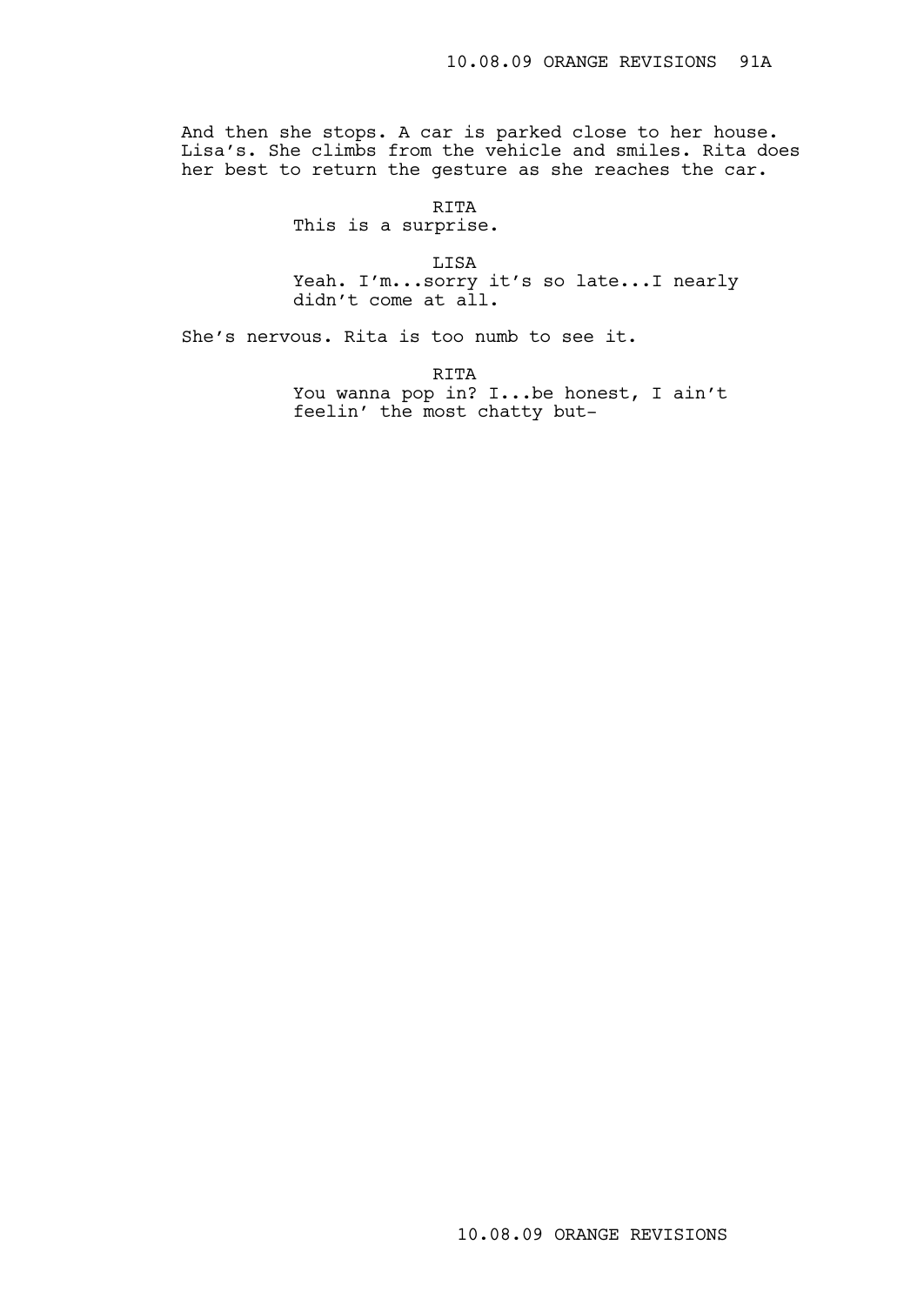And then she stops. A car is parked close to her house. Lisa's. She climbs from the vehicle and smiles. Rita does her best to return the gesture as she reaches the car.

RITA

This is a surprise.

LISA

Yeah. I'm...sorry it's so late...I nearly didn't come at all.

She's nervous. Rita is too numb to see it.

RITA

You wanna pop in? I...be honest, I ain't feelin' the most chatty but-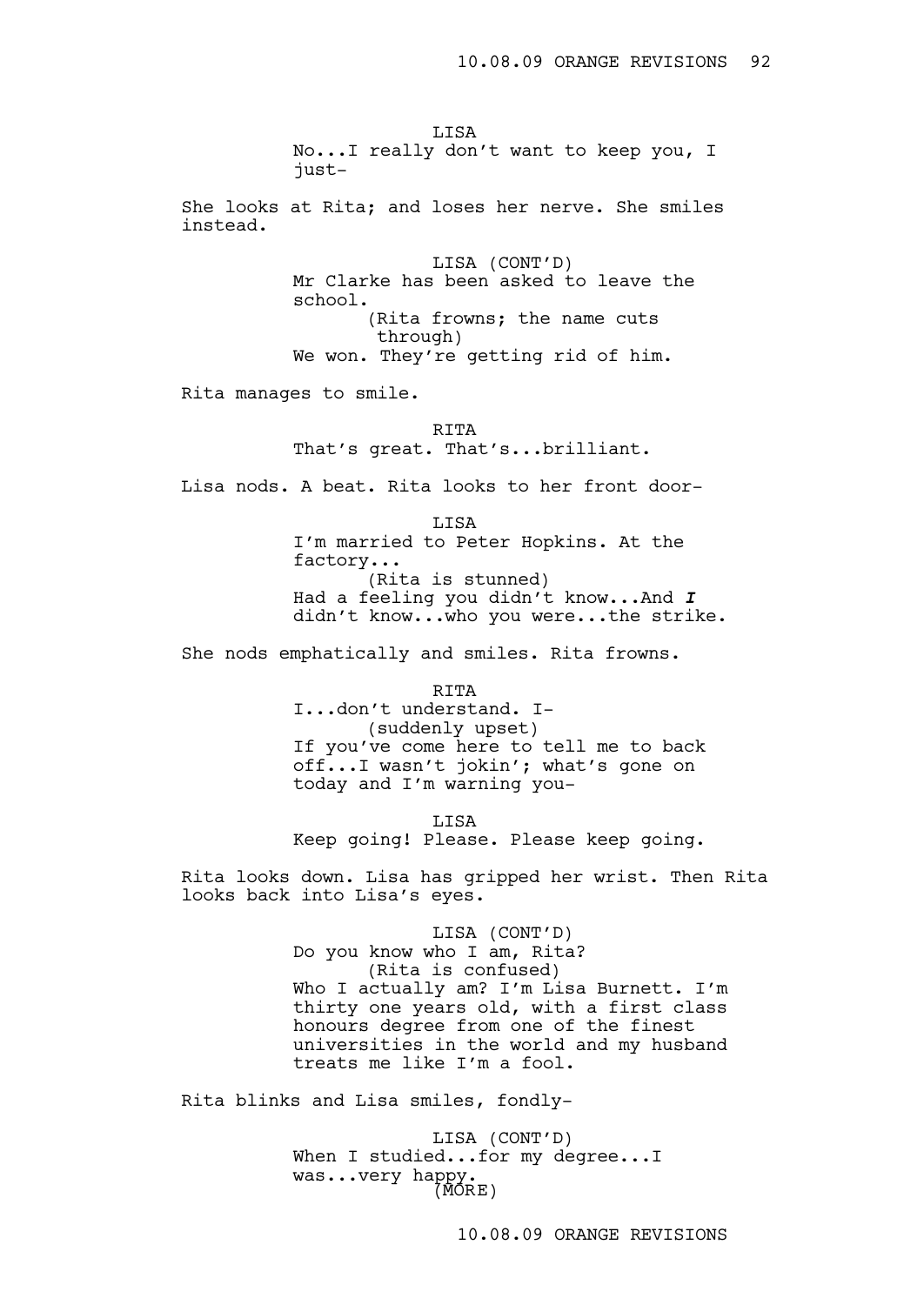LISA
No...I really don't want to keep you, I just-

She looks at Rita; and loses her nerve. She smiles instead.

LISA (CONT'D)
Mr Clarke has been asked to leave the school.
(Rita frowns; the name cuts through)
We won. They're getting rid of him.

Rita manages to smile.

RITA
That's great. That's...brilliant.

Lisa nods. A beat. Rita looks to her front door-

LISA
I'm married to Peter Hopkins. At the factory...
(Rita is stunned)
Had a feeling you didn't know...And ***I*** didn't know...who you were...the strike.

She nods emphatically and smiles. Rita frowns.

RITA
I...don't understand. I-
(suddenly upset)
If you've come here to tell me to back off...I wasn't jokin'; what's gone on today and I'm warning you-

LISA
Keep going! Please. Please keep going.

Rita looks down. Lisa has gripped her wrist. Then Rita looks back into Lisa's eyes.

LISA (CONT'D)
Do you know who I am, Rita?
(Rita is confused)
Who I actually am? I'm Lisa Burnett. I'm thirty one years old, with a first class honours degree from one of the finest universities in the world and my husband treats me like I'm a fool.

Rita blinks and Lisa smiles, fondly-

LISA (CONT'D)
When I studied...for my degree...I was...very happy.
(MORE)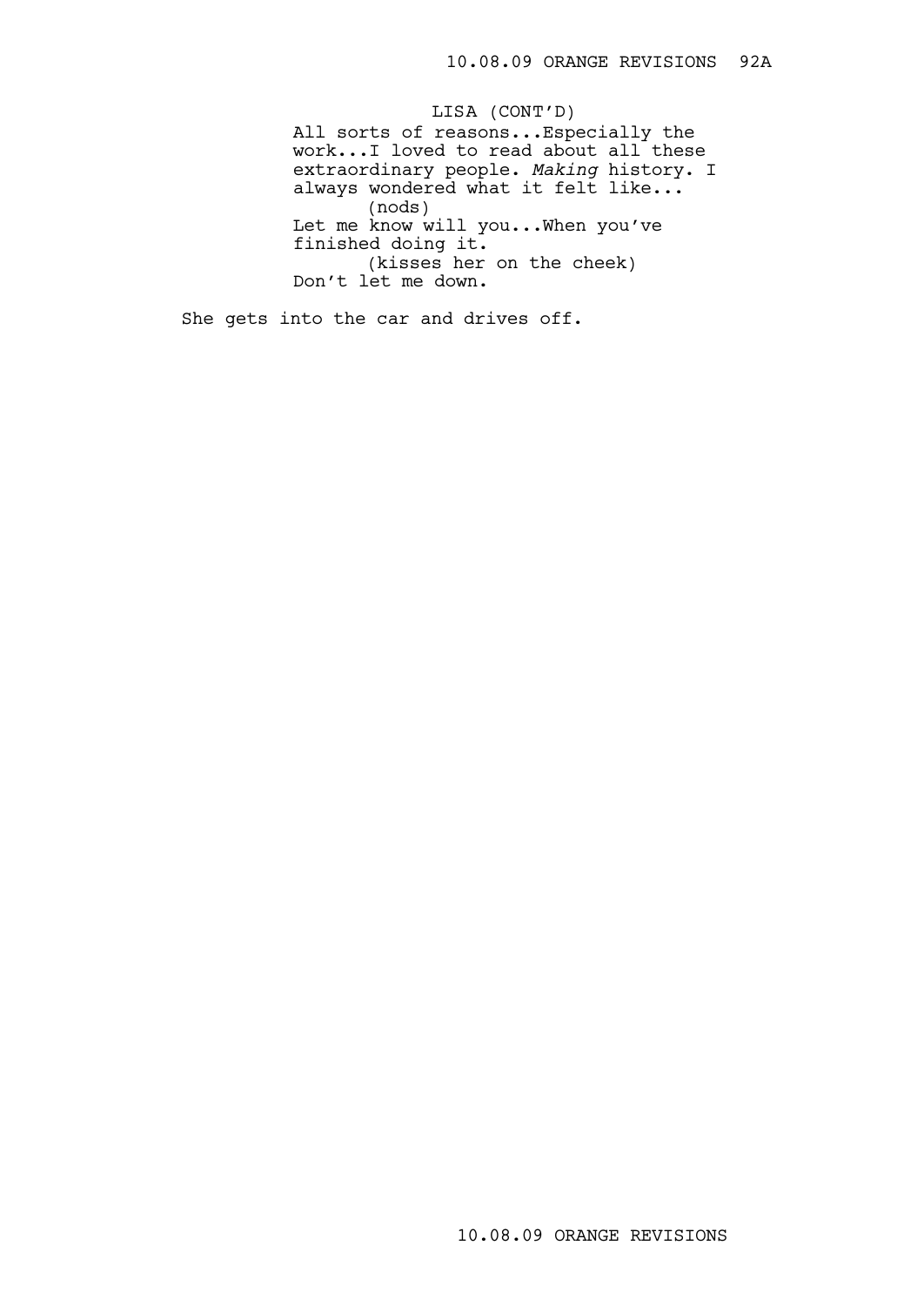LISA (CONT'D)
All sorts of reasons...Especially the work...I loved to read about all these extraordinary people. *Making* history. I always wondered what it felt like...
(nods)
Let me know will you...When you've finished doing it.
(kisses her on the cheek)
Don't let me down.

She gets into the car and drives off.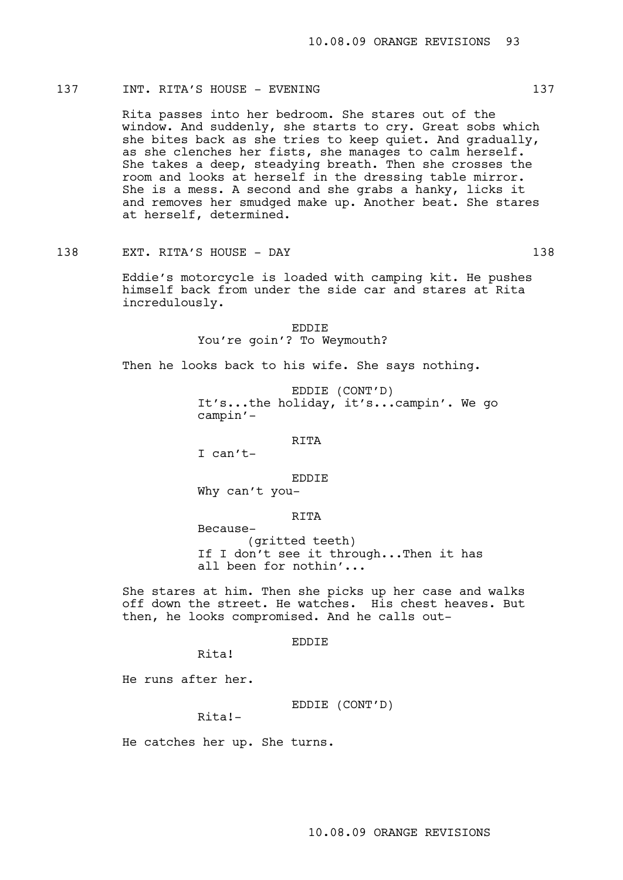137 INT. RITA'S HOUSE - EVENING 137

Rita passes into her bedroom. She stares out of the window. And suddenly, she starts to cry. Great sobs which she bites back as she tries to keep quiet. And gradually, as she clenches her fists, she manages to calm herself. She takes a deep, steadying breath. Then she crosses the room and looks at herself in the dressing table mirror. She is a mess. A second and she grabs a hanky, licks it and removes her smudged make up. Another beat. She stares at herself, determined.

138 EXT. RITA'S HOUSE - DAY 138

Eddie's motorcycle is loaded with camping kit. He pushes himself back from under the side car and stares at Rita incredulously.

EDDIE
You're goin'? To Weymouth?

Then he looks back to his wife. She says nothing.

EDDIE (CONT'D)
It's...the holiday, it's...campin'. We go campin'-

RITA
I can't-

EDDIE
Why can't you-

RITA
Because-
(gritted teeth)
If I don't see it through...Then it has all been for nothin'...

She stares at him. Then she picks up her case and walks off down the street. He watches. His chest heaves. But then, he looks compromised. And he calls out-

EDDIE
Rita!

He runs after her.

EDDIE (CONT'D)
Rita!-

He catches her up. She turns.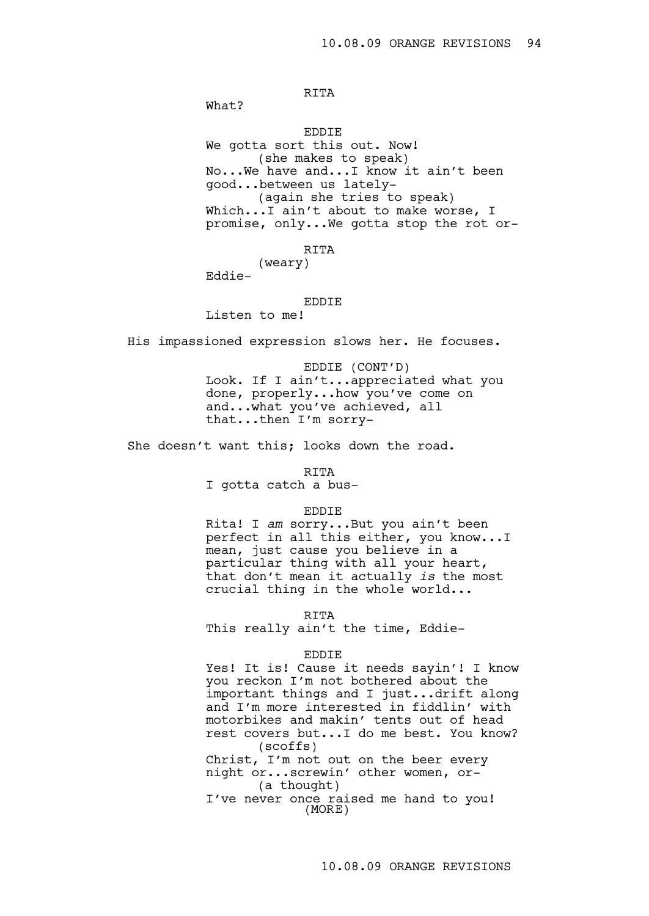RITA

What?

EDDIE

We gotta sort this out. Now!

(she makes to speak)

No...We have and...I know it ain't been good...between us lately-

(again she tries to speak)

Which...I ain't about to make worse, I promise, only...We gotta stop the rot or-

RITA

(weary)

Eddie-

EDDIE

Listen to me!

His impassioned expression slows her. He focuses.

EDDIE (CONT'D)

Look. If I ain't...appreciated what you done, properly...how you've come on and...what you've achieved, all that...then I'm sorry-

She doesn't want this; looks down the road.

RITA

I gotta catch a bus-

EDDIE

Rita! I *am* sorry...But you ain't been perfect in all this either, you know...I mean, just cause you believe in a particular thing with all your heart, that don't mean it actually *is* the most crucial thing in the whole world...

RITA

This really ain't the time, Eddie-

EDDIE

Yes! It is! Cause it needs sayin'! I know you reckon I'm not bothered about the important things and I just...drift along and I'm more interested in fiddlin' with motorbikes and makin' tents out of head rest covers but...I do me best. You know?

(scoffs)

Christ, I'm not out on the beer every night or...screwin' other women, or-

(a thought)

I've never once raised me hand to you!

(MORE)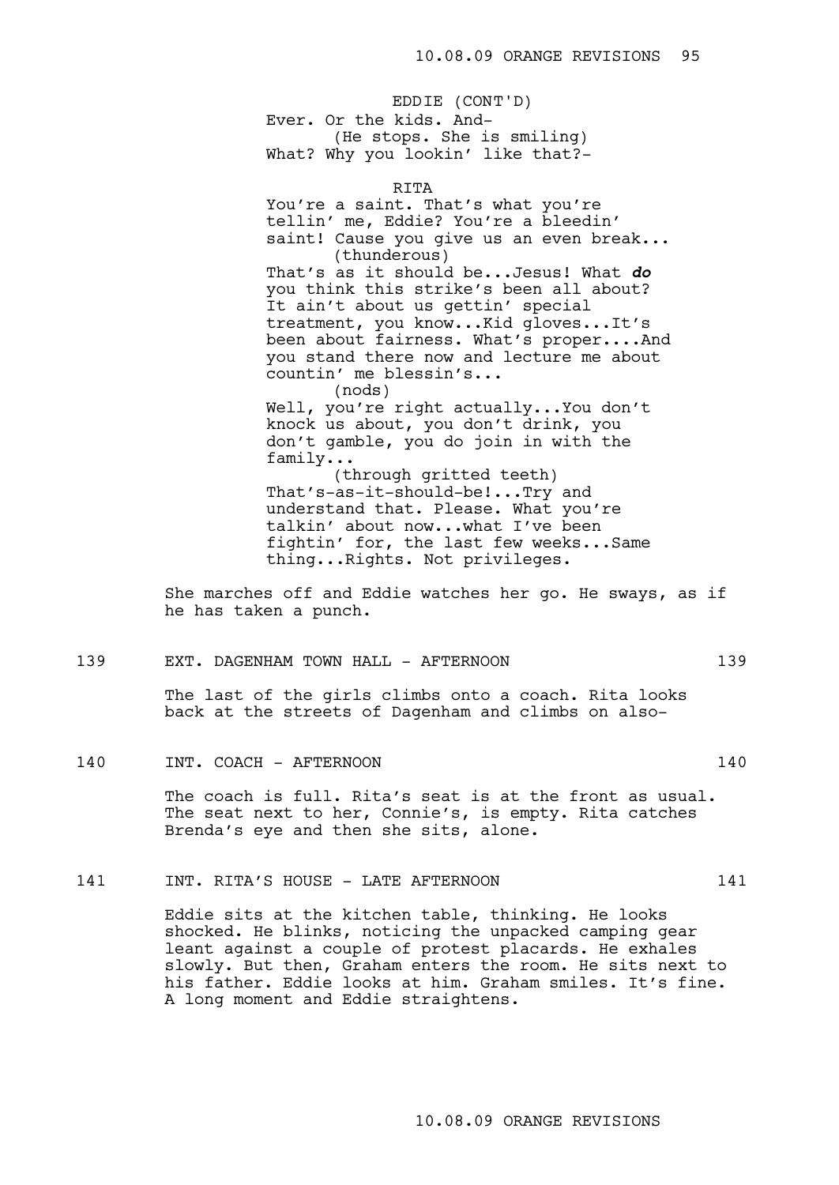EDDIE (CONT'D)
Ever. Or the kids. And-
(He stops. She is smiling)
What? Why you lookin' like that?-

RITA
You're a saint. That's what you're tellin' me, Eddie? You're a bleedin' saint! Cause you give us an even break...
(thunderous)
That's as it should be...Jesus! What ***do*** you think this strike's been all about? It ain't about us gettin' special treatment, you know...Kid gloves...It's been about fairness. What's proper....And you stand there now and lecture me about countin' me blessin's...
(nods)
Well, you're right actually...You don't knock us about, you don't drink, you don't gamble, you do join in with the family...
(through gritted teeth)
That's-as-it-should-be!...Try and understand that. Please. What you're talkin' about now...what I've been fightin' for, the last few weeks...Same thing...Rights. Not privileges.

She marches off and Eddie watches her go. He sways, as if he has taken a punch.

139 EXT. DAGENHAM TOWN HALL - AFTERNOON 139

The last of the girls climbs onto a coach. Rita looks back at the streets of Dagenham and climbs on also-

140 INT. COACH - AFTERNOON 140

The coach is full. Rita's seat is at the front as usual. The seat next to her, Connie's, is empty. Rita catches Brenda's eye and then she sits, alone.

141 INT. RITA'S HOUSE - LATE AFTERNOON 141

Eddie sits at the kitchen table, thinking. He looks shocked. He blinks, noticing the unpacked camping gear leant against a couple of protest placards. He exhales slowly. But then, Graham enters the room. He sits next to his father. Eddie looks at him. Graham smiles. It's fine. A long moment and Eddie straightens.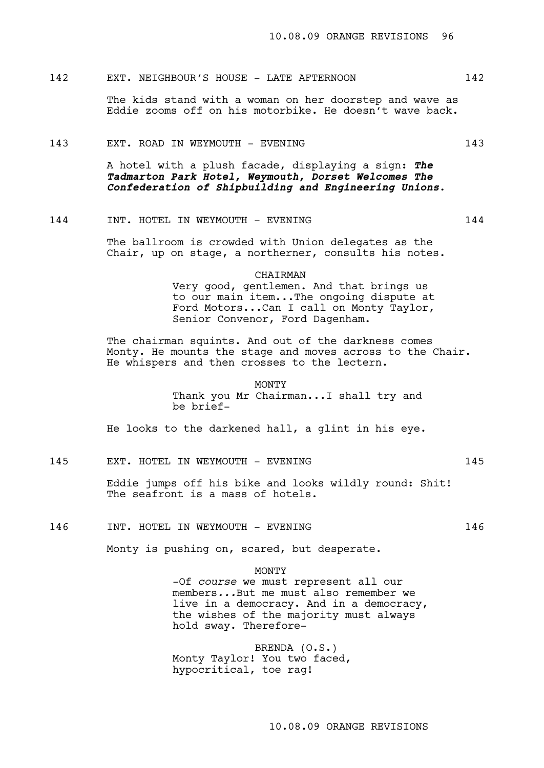142 EXT. NEIGHBOUR'S HOUSE - LATE AFTERNOON 142

The kids stand with a woman on her doorstep and wave as Eddie zooms off on his motorbike. He doesn't wave back.

143 EXT. ROAD IN WEYMOUTH - EVENING 143

A hotel with a plush facade, displaying a sign: ***The Tadmarton Park Hotel, Weymouth, Dorset Welcomes The Confederation of Shipbuilding and Engineering Unions.***

144 INT. HOTEL IN WEYMOUTH - EVENING 144

The ballroom is crowded with Union delegates as the Chair, up on stage, a northerner, consults his notes.

CHAIRMAN
Very good, gentlemen. And that brings us to our main item...The ongoing dispute at Ford Motors...Can I call on Monty Taylor, Senior Convenor, Ford Dagenham.

The chairman squints. And out of the darkness comes Monty. He mounts the stage and moves across to the Chair. He whispers and then crosses to the lectern.

MONTY
Thank you Mr Chairman...I shall try and be brief-

He looks to the darkened hall, a glint in his eye.

145 EXT. HOTEL IN WEYMOUTH - EVENING 145

Eddie jumps off his bike and looks wildly round: Shit! The seafront is a mass of hotels.

146 INT. HOTEL IN WEYMOUTH - EVENING 146

Monty is pushing on, scared, but desperate.

MONTY
-Of *course* we must represent all our members*...*But me must also remember we live in a democracy. And in a democracy, the wishes of the majority must always hold sway. Therefore-

BRENDA (O.S.)
Monty Taylor! You two faced, hypocritical, toe rag!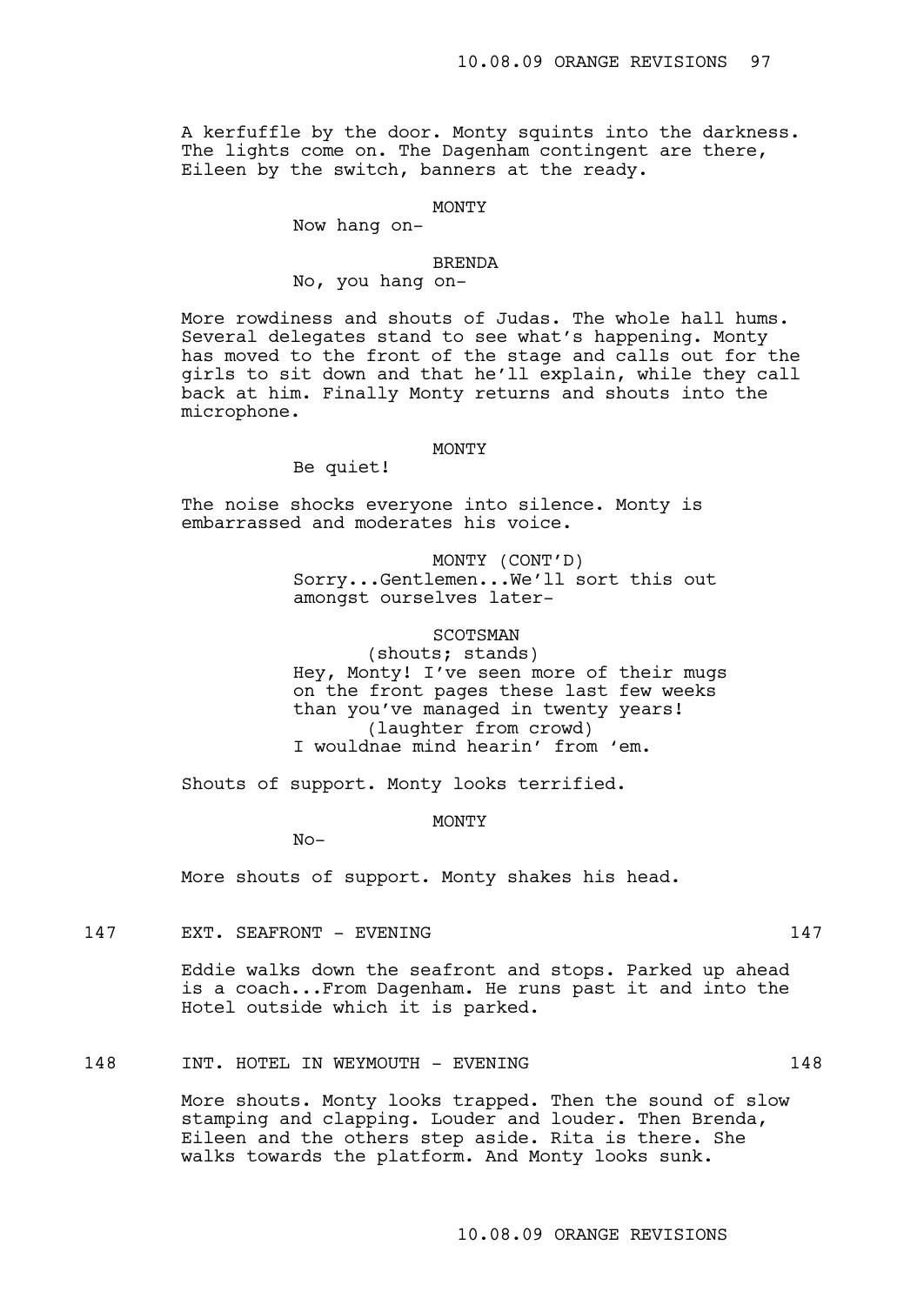A kerfuffle by the door. Monty squints into the darkness. The lights come on. The Dagenham contingent are there, Eileen by the switch, banners at the ready.

MONTY
Now hang on-

BRENDA
No, you hang on-

More rowdiness and shouts of Judas. The whole hall hums. Several delegates stand to see what's happening. Monty has moved to the front of the stage and calls out for the girls to sit down and that he'll explain, while they call back at him. Finally Monty returns and shouts into the microphone.

MONTY
Be quiet!

The noise shocks everyone into silence. Monty is embarrassed and moderates his voice.

MONTY (CONT'D)
Sorry...Gentlemen...We'll sort this out amongst ourselves later-

SCOTSMAN
(shouts; stands)
Hey, Monty! I've seen more of their mugs on the front pages these last few weeks than you've managed in twenty years!
(laughter from crowd)
I wouldnae mind hearin' from 'em.

Shouts of support. Monty looks terrified.

MONTY
No-

More shouts of support. Monty shakes his head.

147 EXT. SEAFRONT - EVENING 147

Eddie walks down the seafront and stops. Parked up ahead is a coach...From Dagenham. He runs past it and into the Hotel outside which it is parked.

148 INT. HOTEL IN WEYMOUTH - EVENING 148

More shouts. Monty looks trapped. Then the sound of slow stamping and clapping. Louder and louder. Then Brenda, Eileen and the others step aside. Rita is there. She walks towards the platform. And Monty looks sunk.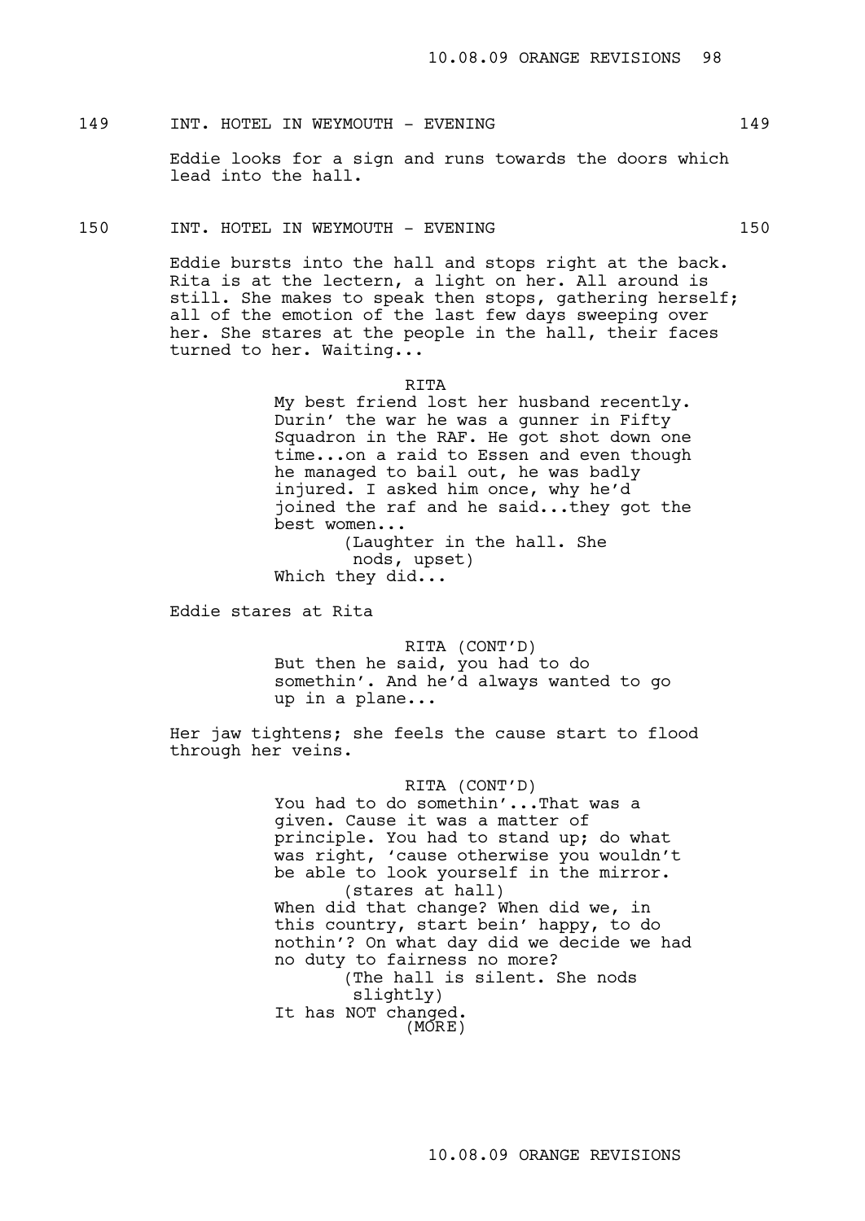149 INT. HOTEL IN WEYMOUTH - EVENING 149

Eddie looks for a sign and runs towards the doors which lead into the hall.

150 INT. HOTEL IN WEYMOUTH - EVENING 150

Eddie bursts into the hall and stops right at the back. Rita is at the lectern, a light on her. All around is still. She makes to speak then stops, gathering herself; all of the emotion of the last few days sweeping over her. She stares at the people in the hall, their faces turned to her. Waiting...

RITA
My best friend lost her husband recently. Durin' the war he was a gunner in Fifty Squadron in the RAF. He got shot down one time...on a raid to Essen and even though he managed to bail out, he was badly injured. I asked him once, why he'd joined the raf and he said...they got the best women...
(Laughter in the hall. She nods, upset)
Which they did...

Eddie stares at Rita

RITA (CONT'D)
But then he said, you had to do somethin'. And he'd always wanted to go up in a plane...

Her jaw tightens; she feels the cause start to flood through her veins.

RITA (CONT'D)
You had to do somethin'...That was a given. Cause it was a matter of principle. You had to stand up; do what was right, 'cause otherwise you wouldn't be able to look yourself in the mirror.
(stares at hall)
When did that change? When did we, in this country, start bein' happy, to do nothin'? On what day did we decide we had no duty to fairness no more?
(The hall is silent. She nods slightly)
It has NOT changed.
(MORE)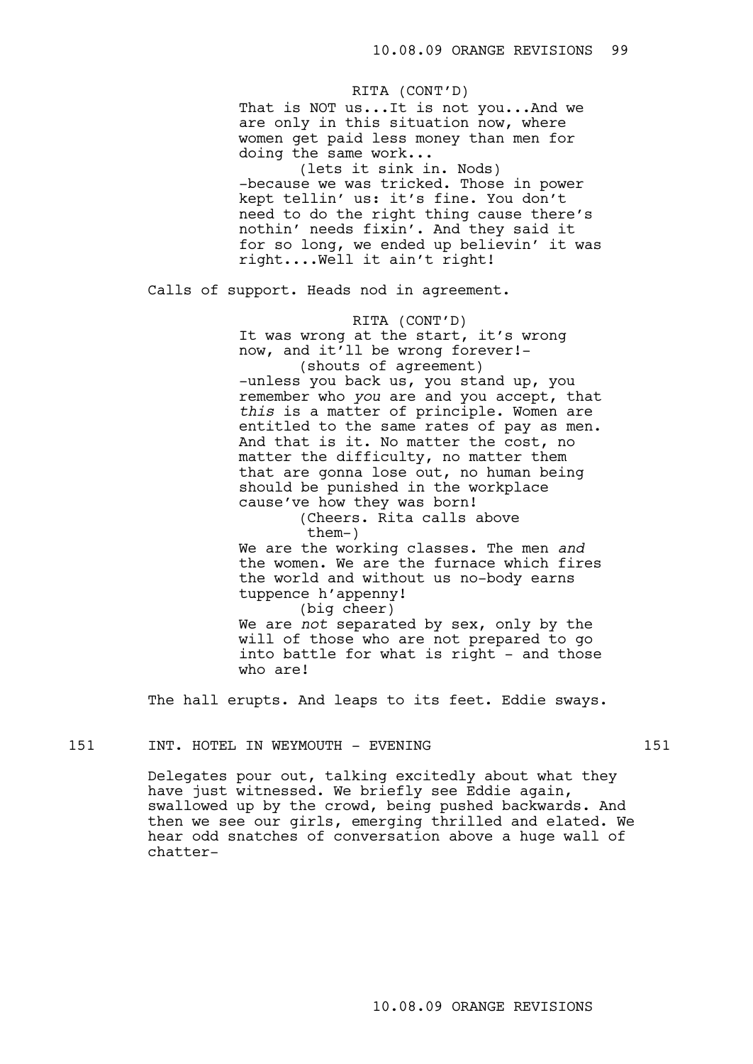RITA (CONT'D)

That is NOT us...It is not you...And we are only in this situation now, where women get paid less money than men for doing the same work...

(lets it sink in. Nods)

-because we was tricked. Those in power kept tellin' us: it's fine. You don't need to do the right thing cause there's nothin' needs fixin'. And they said it for so long, we ended up believin' it was right....Well it ain't right!

Calls of support. Heads nod in agreement.

RITA (CONT'D)

It was wrong at the start, it's wrong now, and it'll be wrong forever!-

(shouts of agreement)

-unless you back us, you stand up, you remember who *you* are and you accept, that *this* is a matter of principle. Women are entitled to the same rates of pay as men. And that is it. No matter the cost, no matter the difficulty, no matter them that are gonna lose out, no human being should be punished in the workplace cause've how they was born!

(Cheers. Rita calls above them-)

We are the working classes. The men *and* the women. We are the furnace which fires the world and without us no-body earns tuppence h'appenny!

(big cheer)

We are *not* separated by sex, only by the will of those who are not prepared to go into battle for what is right - and those who are!

The hall erupts. And leaps to its feet. Eddie sways.

151 INT. HOTEL IN WEYMOUTH - EVENING 151

Delegates pour out, talking excitedly about what they have just witnessed. We briefly see Eddie again, swallowed up by the crowd, being pushed backwards. And then we see our girls, emerging thrilled and elated. We hear odd snatches of conversation above a huge wall of chatter-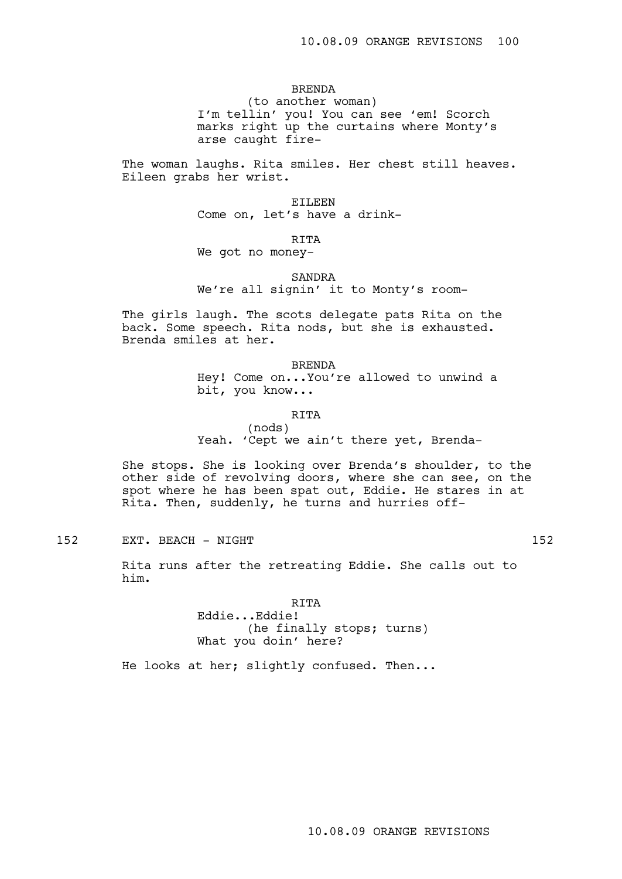BRENDA
(to another woman)
I'm tellin' you! You can see 'em! Scorch marks right up the curtains where Monty's arse caught fire-

The woman laughs. Rita smiles. Her chest still heaves. Eileen grabs her wrist.

EILEEN
Come on, let's have a drink-

RITA
We got no money-

SANDRA
We're all signin' it to Monty's room-

The girls laugh. The scots delegate pats Rita on the back. Some speech. Rita nods, but she is exhausted. Brenda smiles at her.

BRENDA
Hey! Come on...You're allowed to unwind a bit, you know...

RITA
(nods)
Yeah. 'Cept we ain't there yet, Brenda-

She stops. She is looking over Brenda's shoulder, to the other side of revolving doors, where she can see, on the spot where he has been spat out, Eddie. He stares in at Rita. Then, suddenly, he turns and hurries off-

152 EXT. BEACH - NIGHT 152

Rita runs after the retreating Eddie. She calls out to him.

RITA
Eddie...Eddie!
(he finally stops; turns)
What you doin' here?

He looks at her; slightly confused. Then...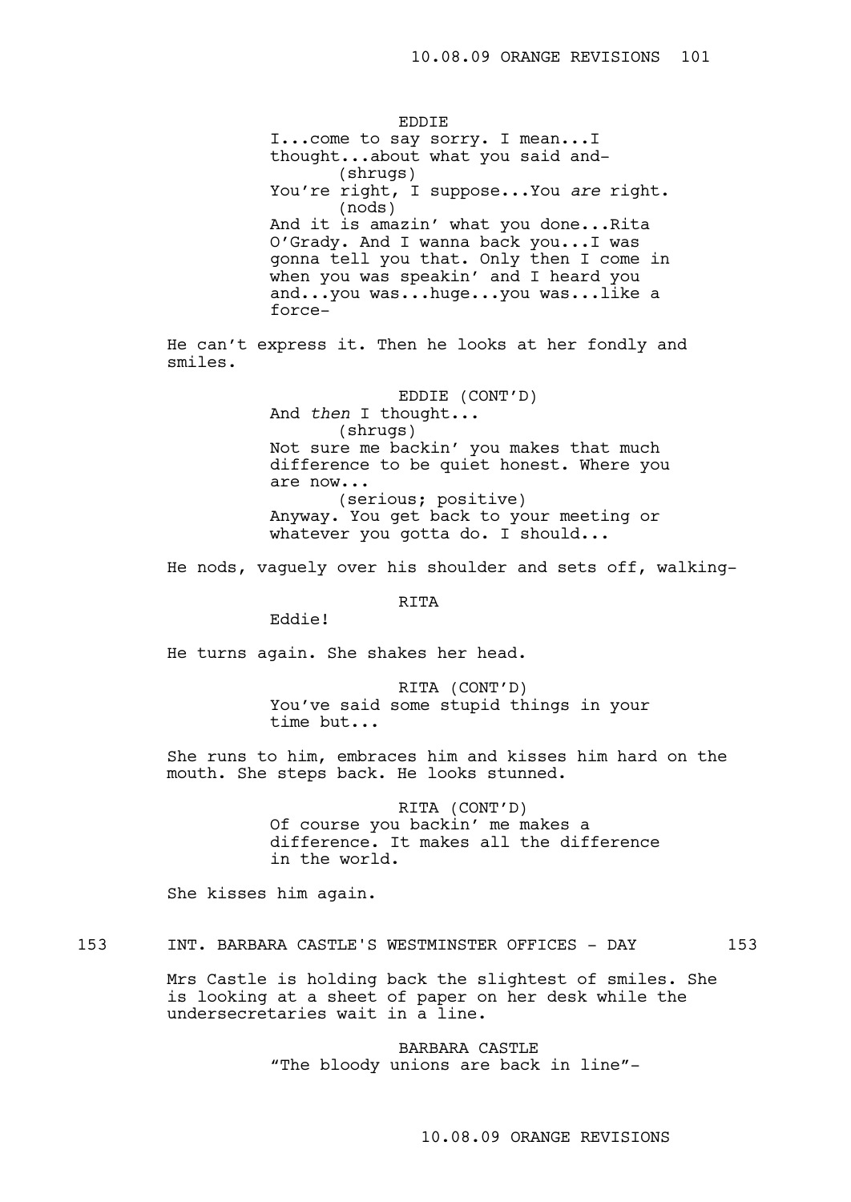EDDIE

I...come to say sorry. I mean...I thought...about what you said and-

(shrugs)

You're right, I suppose...You *are* right.

(nods)

And it is amazin' what you done...Rita O'Grady. And I wanna back you...I was gonna tell you that. Only then I come in when you was speakin' and I heard you and...you was...huge...you was...like a force-

He can't express it. Then he looks at her fondly and smiles.

EDDIE (CONT'D)

And *then* I thought...

(shrugs)

Not sure me backin' you makes that much difference to be quiet honest. Where you are now...

(serious; positive)

Anyway. You get back to your meeting or whatever you gotta do. I should...

He nods, vaguely over his shoulder and sets off, walking-

RITA

Eddie!

He turns again. She shakes her head.

RITA (CONT'D)

You've said some stupid things in your time but...

She runs to him, embraces him and kisses him hard on the mouth. She steps back. He looks stunned.

RITA (CONT'D)

Of course you backin' me makes a difference. It makes all the difference in the world.

She kisses him again.

153 INT. BARBARA CASTLE'S WESTMINSTER OFFICES - DAY 153

Mrs Castle is holding back the slightest of smiles. She is looking at a sheet of paper on her desk while the undersecretaries wait in a line.

BARBARA CASTLE

"The bloody unions are back in line"-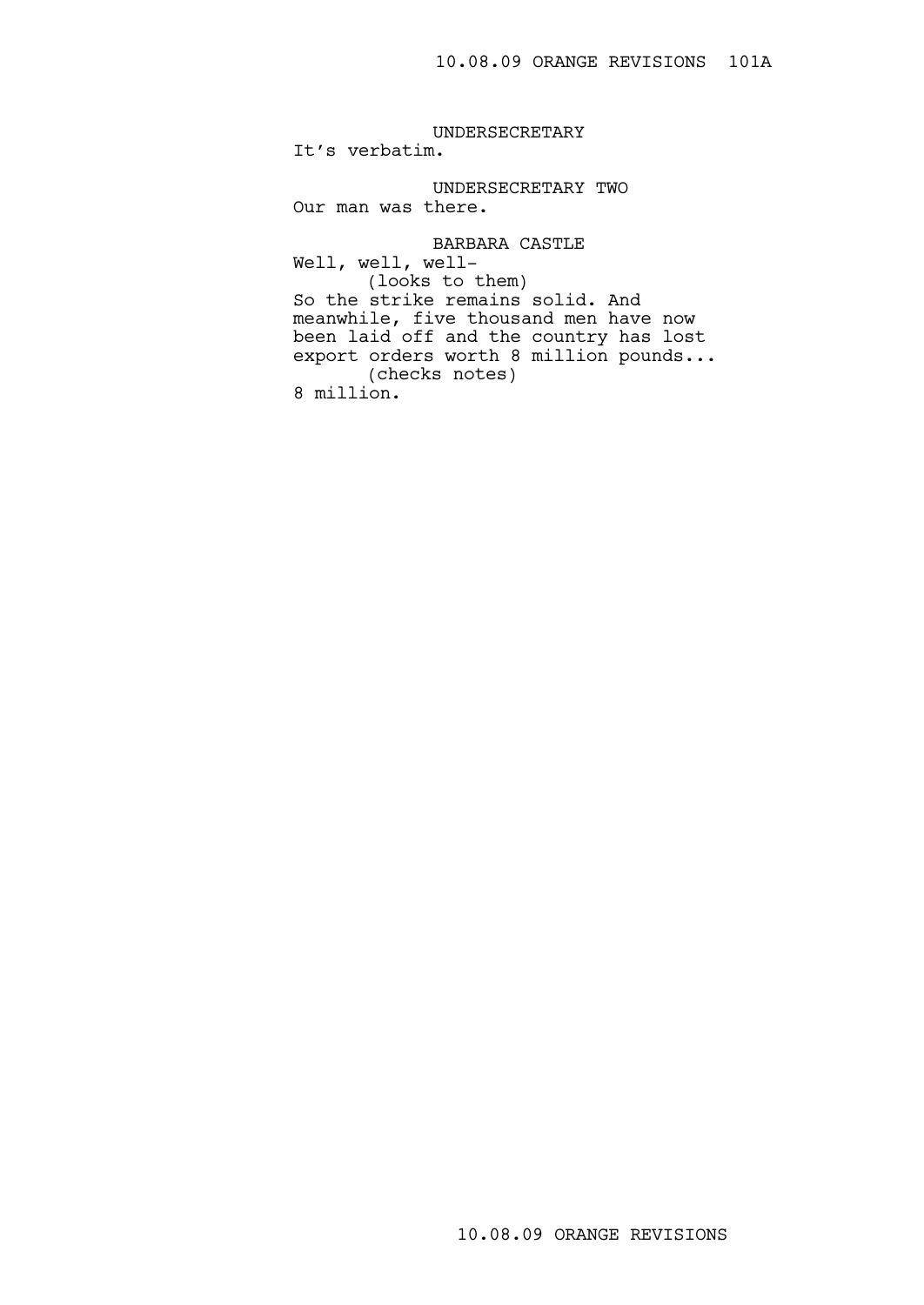UNDERSECRETARY

It's verbatim.

UNDERSECRETARY TWO

Our man was there.

BARBARA CASTLE

Well, well, well-

(looks to them)

So the strike remains solid. And meanwhile, five thousand men have now been laid off and the country has lost export orders worth 8 million pounds...

(checks notes)

8 million.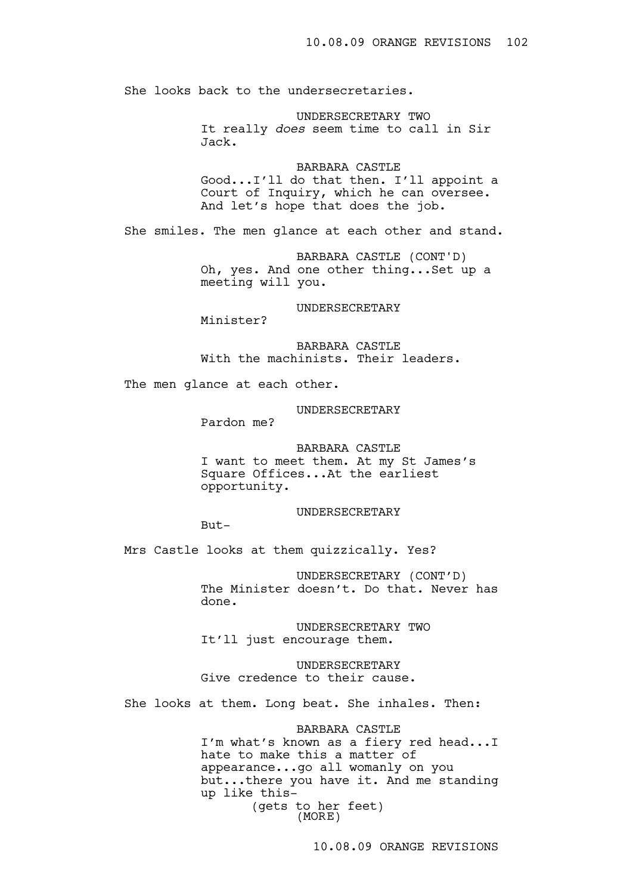She looks back to the undersecretaries.

UNDERSECRETARY TWO
It really *does* seem time to call in Sir Jack.

BARBARA CASTLE
Good...I'll do that then. I'll appoint a Court of Inquiry, which he can oversee. And let's hope that does the job.

She smiles. The men glance at each other and stand.

BARBARA CASTLE (CONT'D)
Oh, yes. And one other thing...Set up a meeting will you.

UNDERSECRETARY
Minister?

BARBARA CASTLE
With the machinists. Their leaders.

The men glance at each other.

UNDERSECRETARY
Pardon me?

BARBARA CASTLE
I want to meet them. At my St James's Square Offices...At the earliest opportunity.

UNDERSECRETARY
But-

Mrs Castle looks at them quizzically. Yes?

UNDERSECRETARY (CONT'D)
The Minister doesn't. Do that. Never has done.

UNDERSECRETARY TWO
It'll just encourage them.

UNDERSECRETARY
Give credence to their cause.

She looks at them. Long beat. She inhales. Then:

BARBARA CASTLE
I'm what's known as a fiery red head...I hate to make this a matter of appearance...go all womanly on you but...there you have it. And me standing up like this-
(gets to her feet)
(MORE)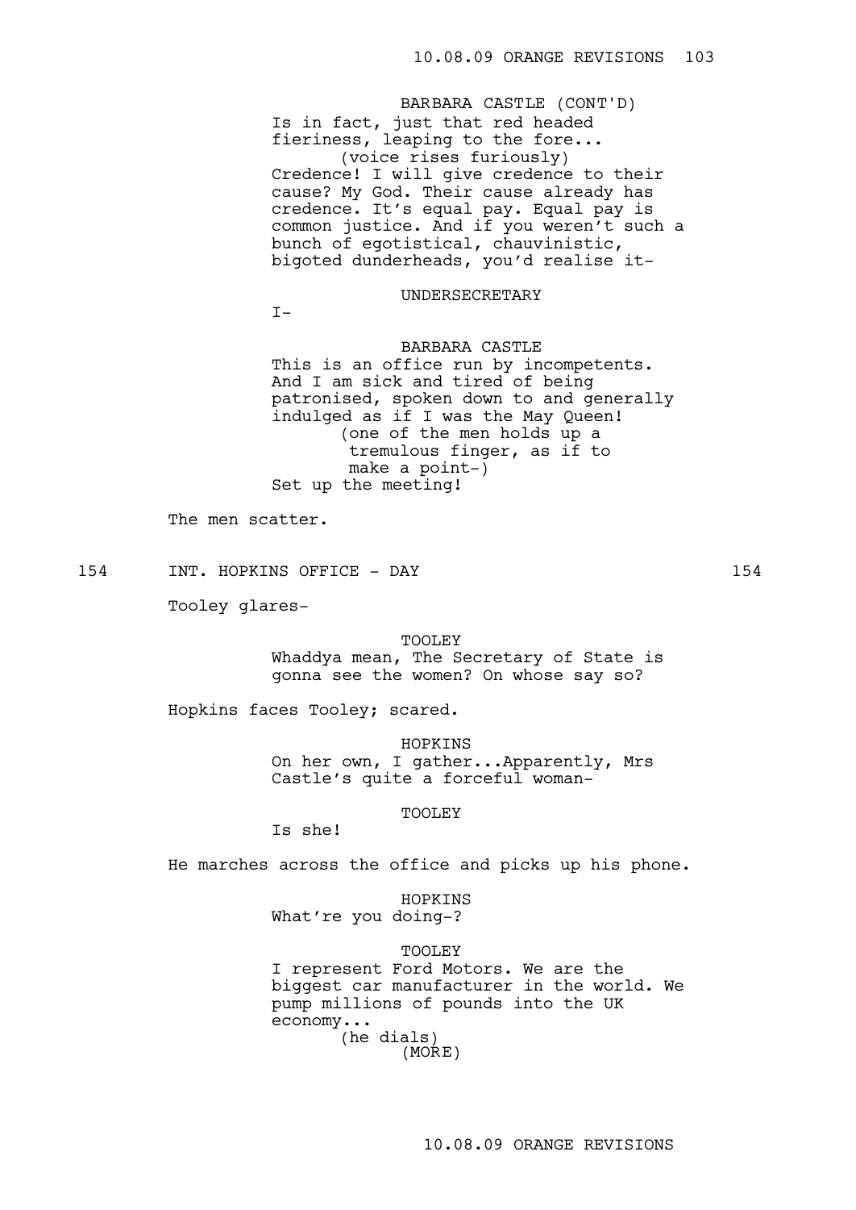BARBARA CASTLE (CONT'D)
Is in fact, just that red headed fieriness, leaping to the fore...
(voice rises furiously)
Credence! I will give credence to their cause? My God. Their cause already has credence. It's equal pay. Equal pay is common justice. And if you weren't such a bunch of egotistical, chauvinistic, bigoted dunderheads, you'd realise it-

UNDERSECRETARY
I-

BARBARA CASTLE
This is an office run by incompetents. And I am sick and tired of being patronised, spoken down to and generally indulged as if I was the May Queen!
(one of the men holds up a tremulous finger, as if to make a point-)
Set up the meeting!

The men scatter.

154 INT. HOPKINS OFFICE - DAY 154

Tooley glares-

TOOLEY
Whaddya mean, The Secretary of State is gonna see the women? On whose say so?

Hopkins faces Tooley; scared.

HOPKINS
On her own, I gather...Apparently, Mrs Castle's quite a forceful woman-

TOOLEY
Is she!

He marches across the office and picks up his phone.

HOPKINS
What're you doing-?

TOOLEY
I represent Ford Motors. We are the biggest car manufacturer in the world. We pump millions of pounds into the UK economy...
(he dials)
(MORE)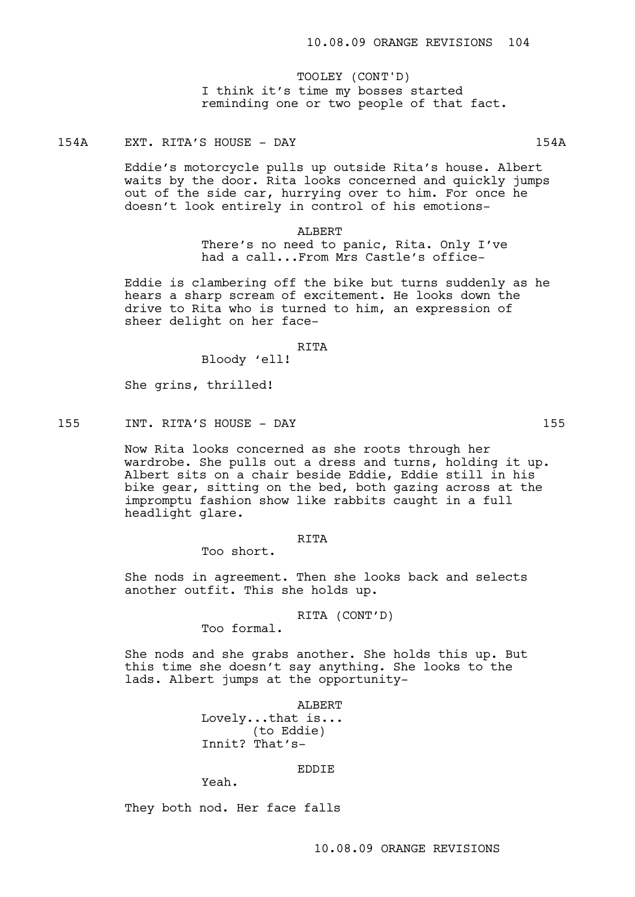TOOLEY (CONT'D)
I think it's time my bosses started reminding one or two people of that fact.

154A EXT. RITA'S HOUSE - DAY 154A

Eddie's motorcycle pulls up outside Rita's house. Albert waits by the door. Rita looks concerned and quickly jumps out of the side car, hurrying over to him. For once he doesn't look entirely in control of his emotions-

ALBERT
There's no need to panic, Rita. Only I've had a call...From Mrs Castle's office-

Eddie is clambering off the bike but turns suddenly as he hears a sharp scream of excitement. He looks down the drive to Rita who is turned to him, an expression of sheer delight on her face-

RITA
Bloody 'ell!

She grins, thrilled!

155 INT. RITA'S HOUSE - DAY 155

Now Rita looks concerned as she roots through her wardrobe. She pulls out a dress and turns, holding it up. Albert sits on a chair beside Eddie, Eddie still in his bike gear, sitting on the bed, both gazing across at the impromptu fashion show like rabbits caught in a full headlight glare.

RITA
Too short.

She nods in agreement. Then she looks back and selects another outfit. This she holds up.

RITA (CONT'D)
Too formal.

She nods and she grabs another. She holds this up. But this time she doesn't say anything. She looks to the lads. Albert jumps at the opportunity-

ALBERT
Lovely...that is...
(to Eddie)
Innit? That's-

EDDIE
Yeah.

They both nod. Her face falls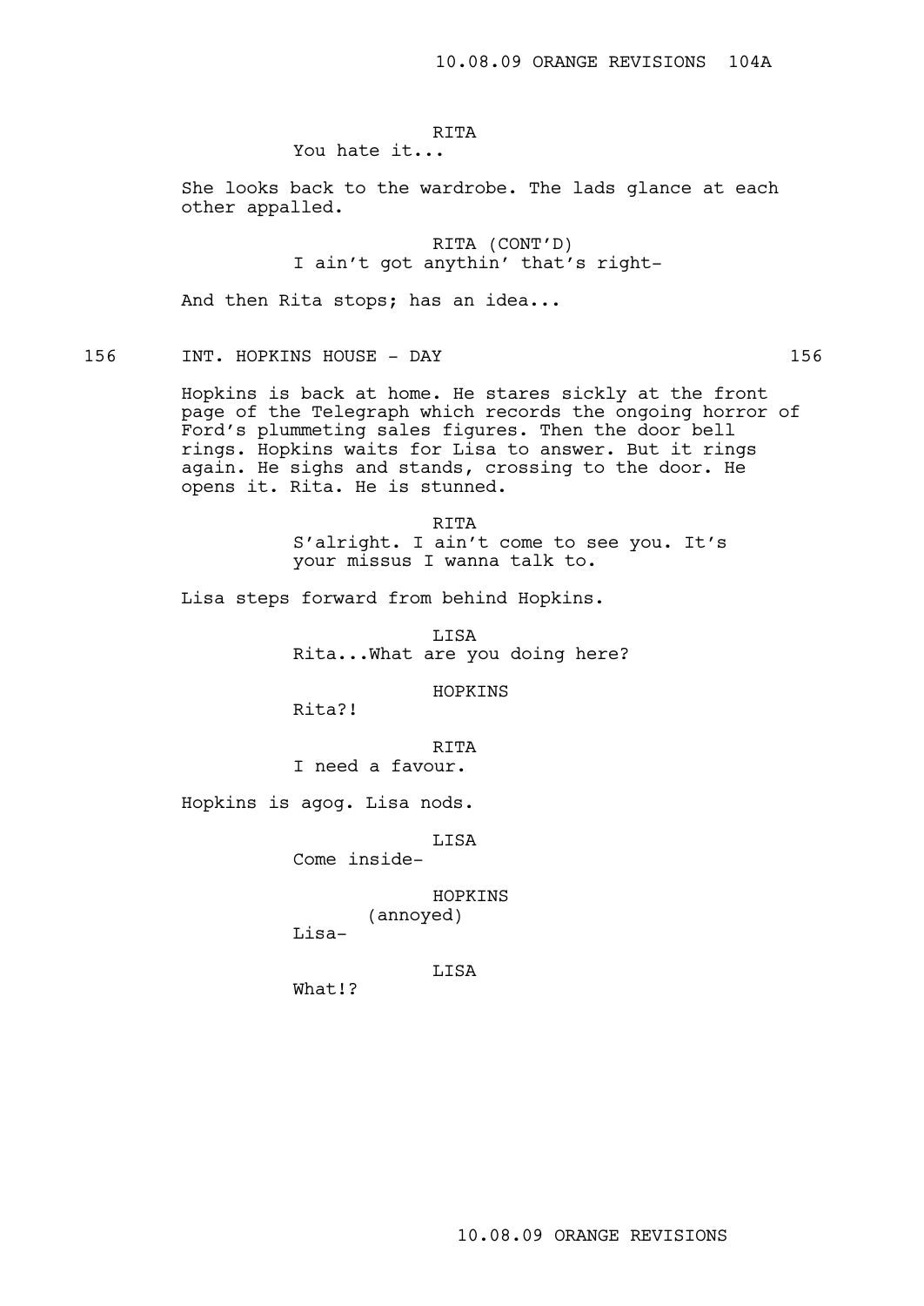RITA
You hate it...

She looks back to the wardrobe. The lads glance at each other appalled.

RITA (CONT'D)
I ain't got anythin' that's right-

And then Rita stops; has an idea...

156 INT. HOPKINS HOUSE - DAY 156

Hopkins is back at home. He stares sickly at the front page of the Telegraph which records the ongoing horror of Ford's plummeting sales figures. Then the door bell rings. Hopkins waits for Lisa to answer. But it rings again. He sighs and stands, crossing to the door. He opens it. Rita. He is stunned.

RITA
S'alright. I ain't come to see you. It's your missus I wanna talk to.

Lisa steps forward from behind Hopkins.

LISA
Rita...What are you doing here?

HOPKINS
Rita?!

RITA
I need a favour.

Hopkins is agog. Lisa nods.

LISA
Come inside-

HOPKINS
(annoyed)
Lisa-

LISA
What!?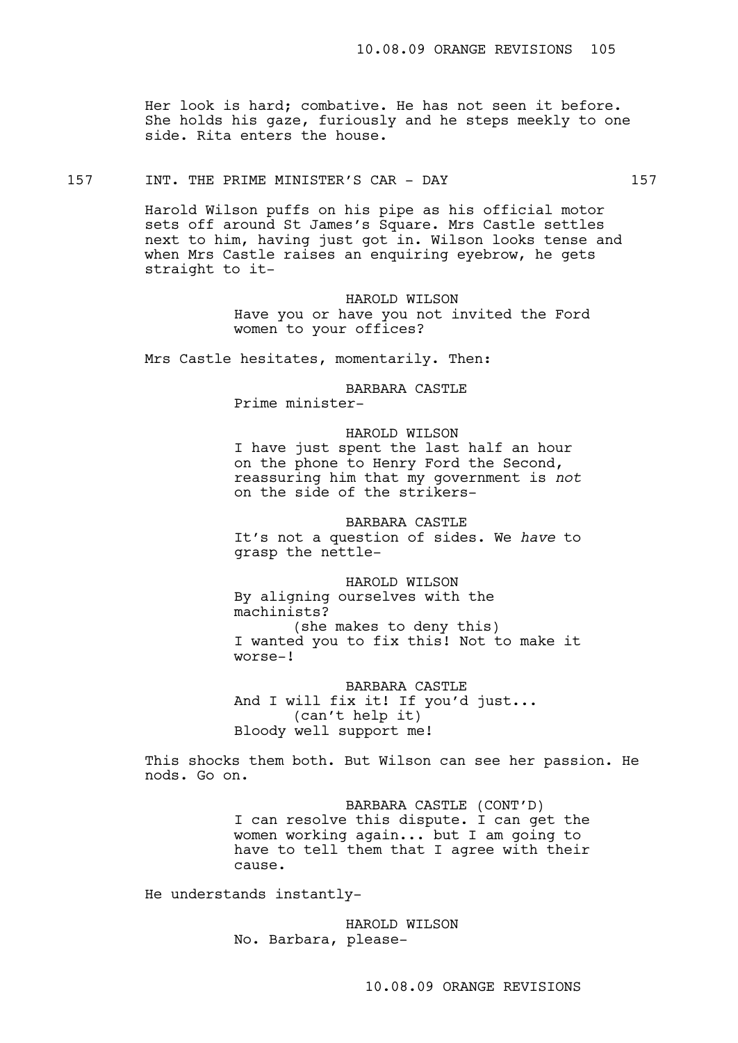Her look is hard; combative. He has not seen it before. She holds his gaze, furiously and he steps meekly to one side. Rita enters the house.

157 INT. THE PRIME MINISTER'S CAR - DAY 157

Harold Wilson puffs on his pipe as his official motor sets off around St James's Square. Mrs Castle settles next to him, having just got in. Wilson looks tense and when Mrs Castle raises an enquiring eyebrow, he gets straight to it-

HAROLD WILSON
Have you or have you not invited the Ford women to your offices?

Mrs Castle hesitates, momentarily. Then:

BARBARA CASTLE
Prime minister-

HAROLD WILSON
I have just spent the last half an hour on the phone to Henry Ford the Second, reassuring him that my government is *not* on the side of the strikers-

BARBARA CASTLE
It's not a question of sides. We *have* to grasp the nettle-

HAROLD WILSON
By aligning ourselves with the machinists?
(she makes to deny this)
I wanted you to fix this! Not to make it worse-!

BARBARA CASTLE
And I will fix it! If you'd just...
(can't help it)
Bloody well support me!

This shocks them both. But Wilson can see her passion. He nods. Go on.

BARBARA CASTLE (CONT'D)
I can resolve this dispute. I can get the women working again... but I am going to have to tell them that I agree with their cause.

He understands instantly-

HAROLD WILSON
No. Barbara, please-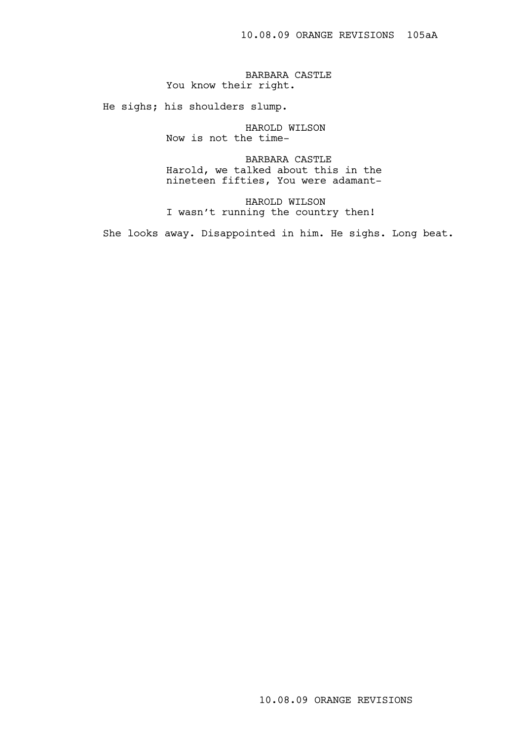BARBARA CASTLE
You know their right.

He sighs; his shoulders slump.

HAROLD WILSON
Now is not the time-

BARBARA CASTLE
Harold, we talked about this in the nineteen fifties, You were adamant-

HAROLD WILSON
I wasn't running the country then!

She looks away. Disappointed in him. He sighs. Long beat.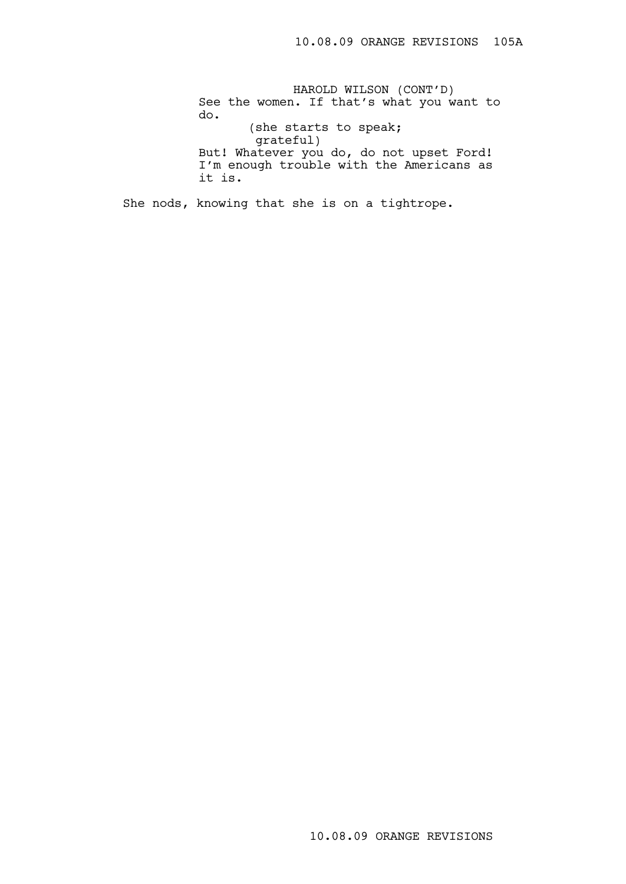HAROLD WILSON (CONT'D)

See the women. If that's what you want to do.

(she starts to speak; grateful)

But! Whatever you do, do not upset Ford! I'm enough trouble with the Americans as it is.

She nods, knowing that she is on a tightrope.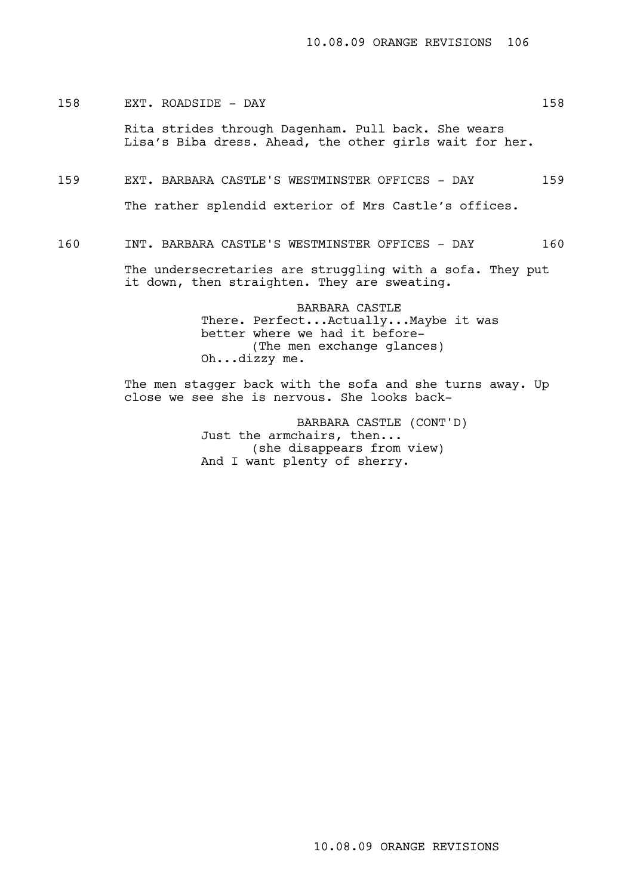158 EXT. ROADSIDE - DAY 158

Rita strides through Dagenham. Pull back. She wears Lisa's Biba dress. Ahead, the other girls wait for her.

159 EXT. BARBARA CASTLE'S WESTMINSTER OFFICES - DAY 159

The rather splendid exterior of Mrs Castle's offices.

160 INT. BARBARA CASTLE'S WESTMINSTER OFFICES - DAY 160

The undersecretaries are struggling with a sofa. They put it down, then straighten. They are sweating.

BARBARA CASTLE
There. Perfect...Actually...Maybe it was better where we had it before-
(The men exchange glances)
Oh...dizzy me.

The men stagger back with the sofa and she turns away. Up close we see she is nervous. She looks back-

BARBARA CASTLE (CONT'D)
Just the armchairs, then...
(she disappears from view)
And I want plenty of sherry.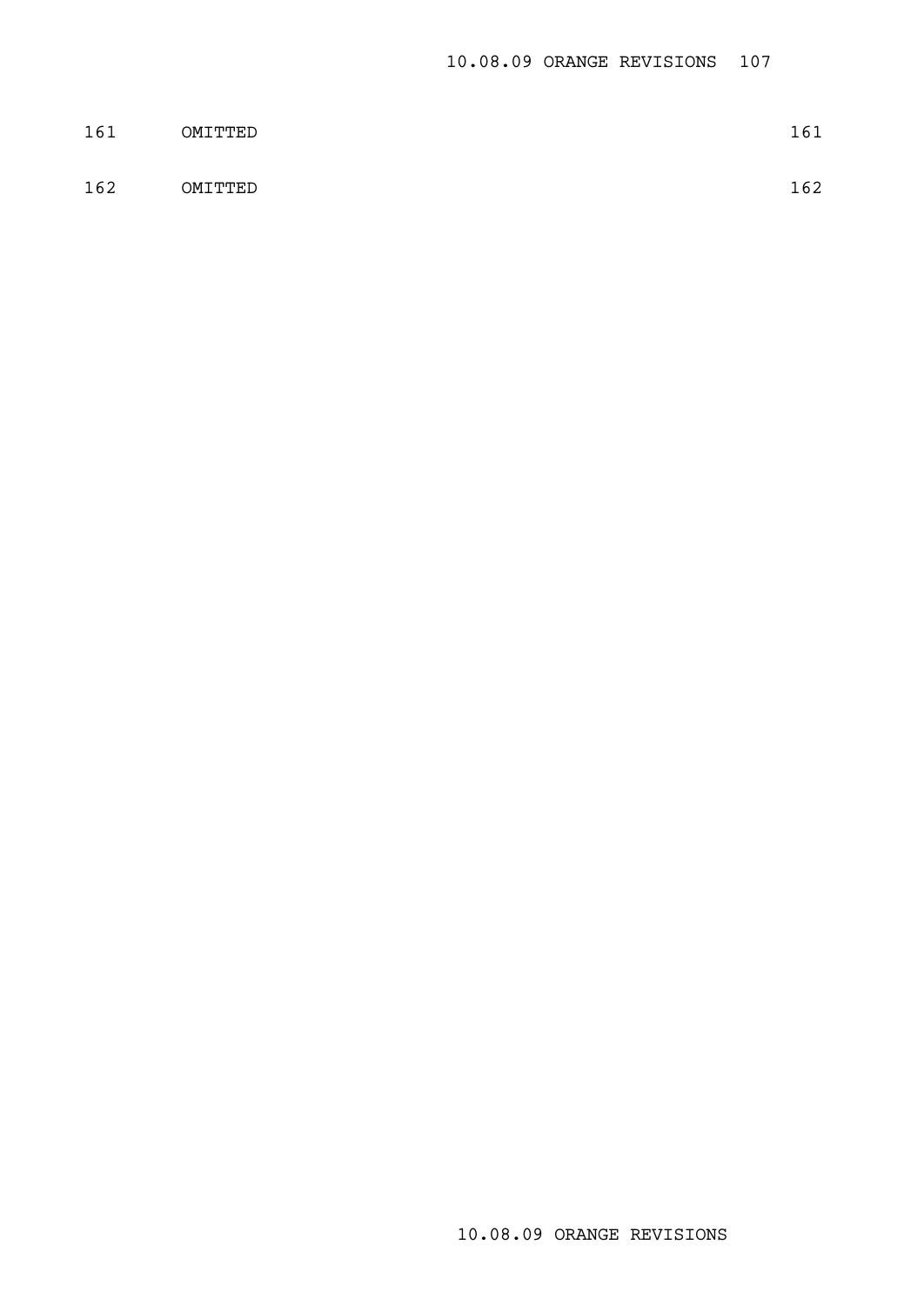161 OMITTED 161

162 OMITTED 162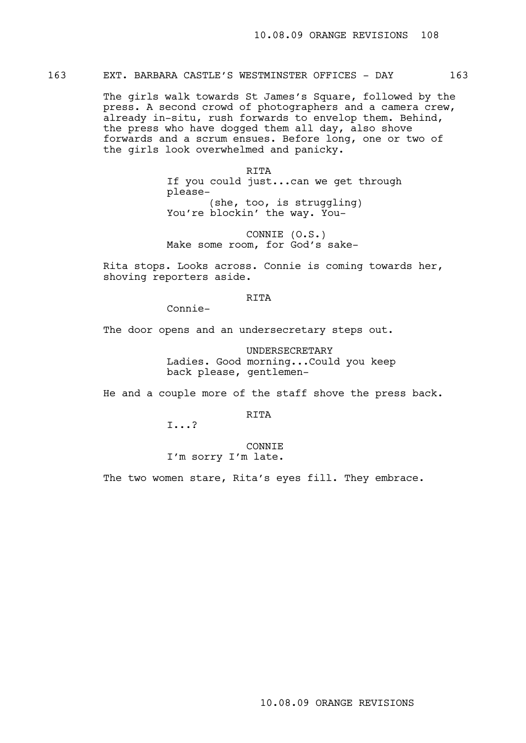163 EXT. BARBARA CASTLE'S WESTMINSTER OFFICES - DAY 163

The girls walk towards St James's Square, followed by the press. A second crowd of photographers and a camera crew, already in-situ, rush forwards to envelop them. Behind, the press who have dogged them all day, also shove forwards and a scrum ensues. Before long, one or two of the girls look overwhelmed and panicky.

RITA
If you could just...can we get through please-
(she, too, is struggling)
You're blockin' the way. You-

CONNIE (O.S.)
Make some room, for God's sake-

Rita stops. Looks across. Connie is coming towards her, shoving reporters aside.

RITA
Connie-

The door opens and an undersecretary steps out.

UNDERSECRETARY
Ladies. Good morning...Could you keep back please, gentlemen-

He and a couple more of the staff shove the press back.

RITA
I...?

CONNIE
I'm sorry I'm late.

The two women stare, Rita's eyes fill. They embrace.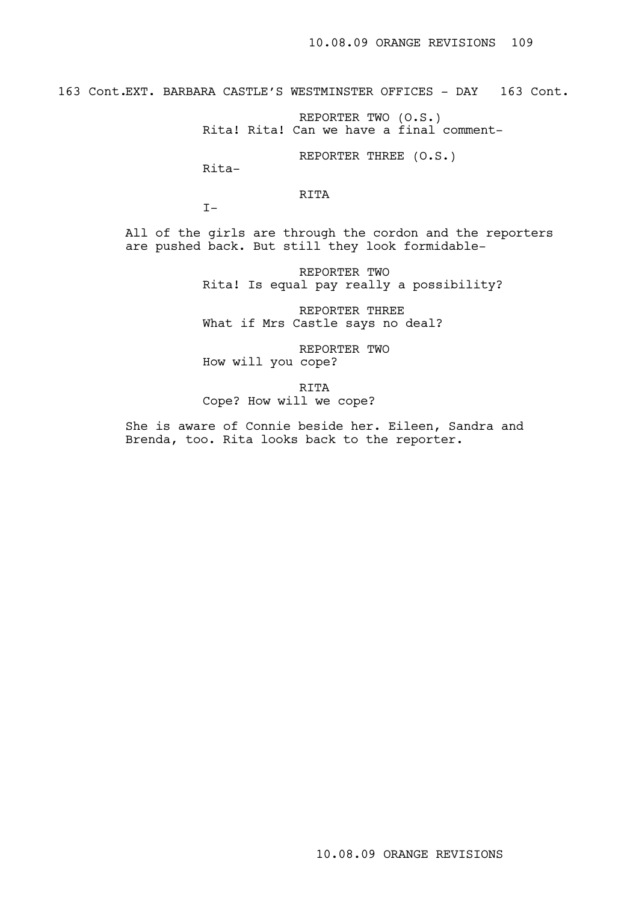163 Cont.EXT. BARBARA CASTLE'S WESTMINSTER OFFICES - DAY 163 Cont.

REPORTER TWO (O.S.)
Rita! Rita! Can we have a final comment-

REPORTER THREE (O.S.)
Rita-

RITA
I-

All of the girls are through the cordon and the reporters are pushed back. But still they look formidable-

REPORTER TWO
Rita! Is equal pay really a possibility?

REPORTER THREE
What if Mrs Castle says no deal?

REPORTER TWO
How will you cope?

RITA
Cope? How will we cope?

She is aware of Connie beside her. Eileen, Sandra and Brenda, too. Rita looks back to the reporter.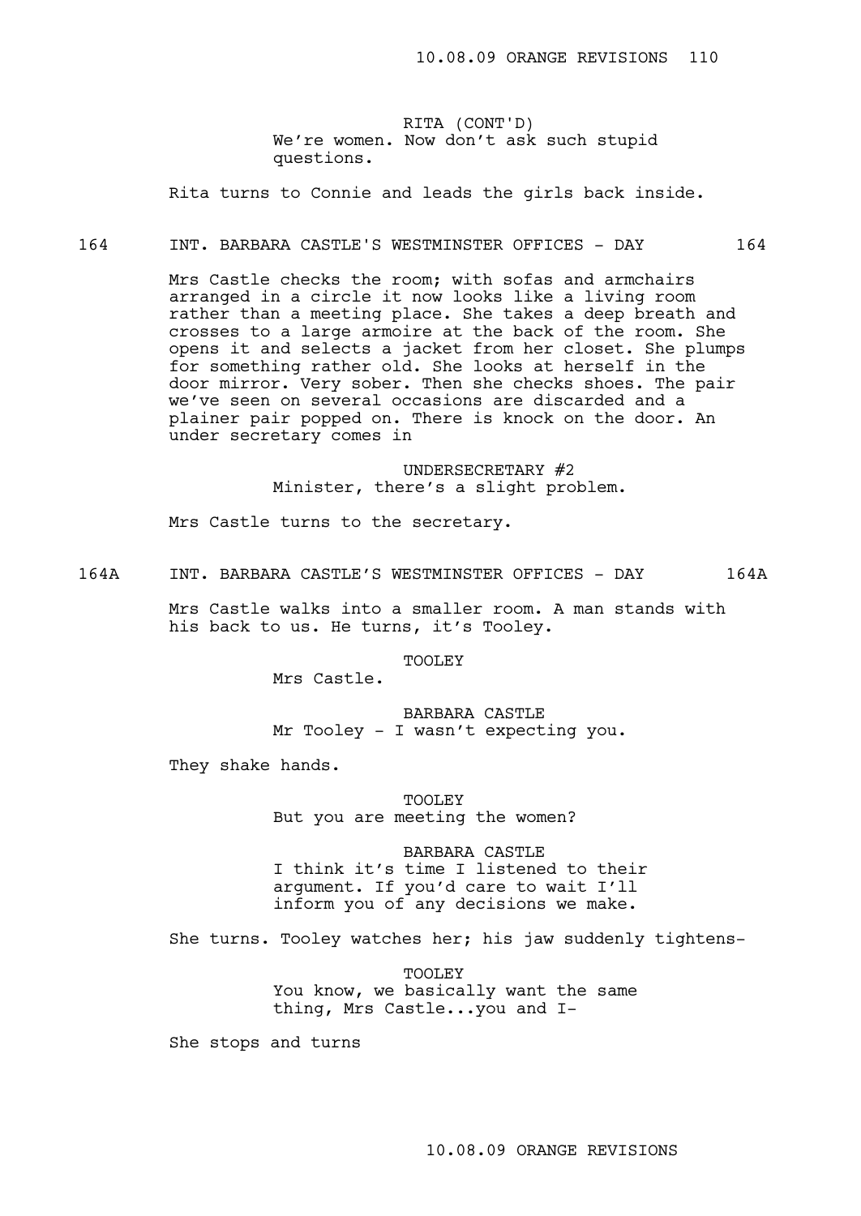RITA (CONT'D)
We're women. Now don't ask such stupid questions.

Rita turns to Connie and leads the girls back inside.

164 INT. BARBARA CASTLE'S WESTMINSTER OFFICES - DAY 164

Mrs Castle checks the room; with sofas and armchairs arranged in a circle it now looks like a living room rather than a meeting place. She takes a deep breath and crosses to a large armoire at the back of the room. She opens it and selects a jacket from her closet. She plumps for something rather old. She looks at herself in the door mirror. Very sober. Then she checks shoes. The pair we've seen on several occasions are discarded and a plainer pair popped on. There is knock on the door. An under secretary comes in

UNDERSECRETARY #2
Minister, there's a slight problem.

Mrs Castle turns to the secretary.

164A INT. BARBARA CASTLE'S WESTMINSTER OFFICES - DAY 164A

Mrs Castle walks into a smaller room. A man stands with his back to us. He turns, it's Tooley.

TOOLEY
Mrs Castle.

BARBARA CASTLE
Mr Tooley - I wasn't expecting you.

They shake hands.

TOOLEY
But you are meeting the women?

BARBARA CASTLE
I think it's time I listened to their argument. If you'd care to wait I'll inform you of any decisions we make.

She turns. Tooley watches her; his jaw suddenly tightens-

TOOLEY
You know, we basically want the same thing, Mrs Castle...you and I-

She stops and turns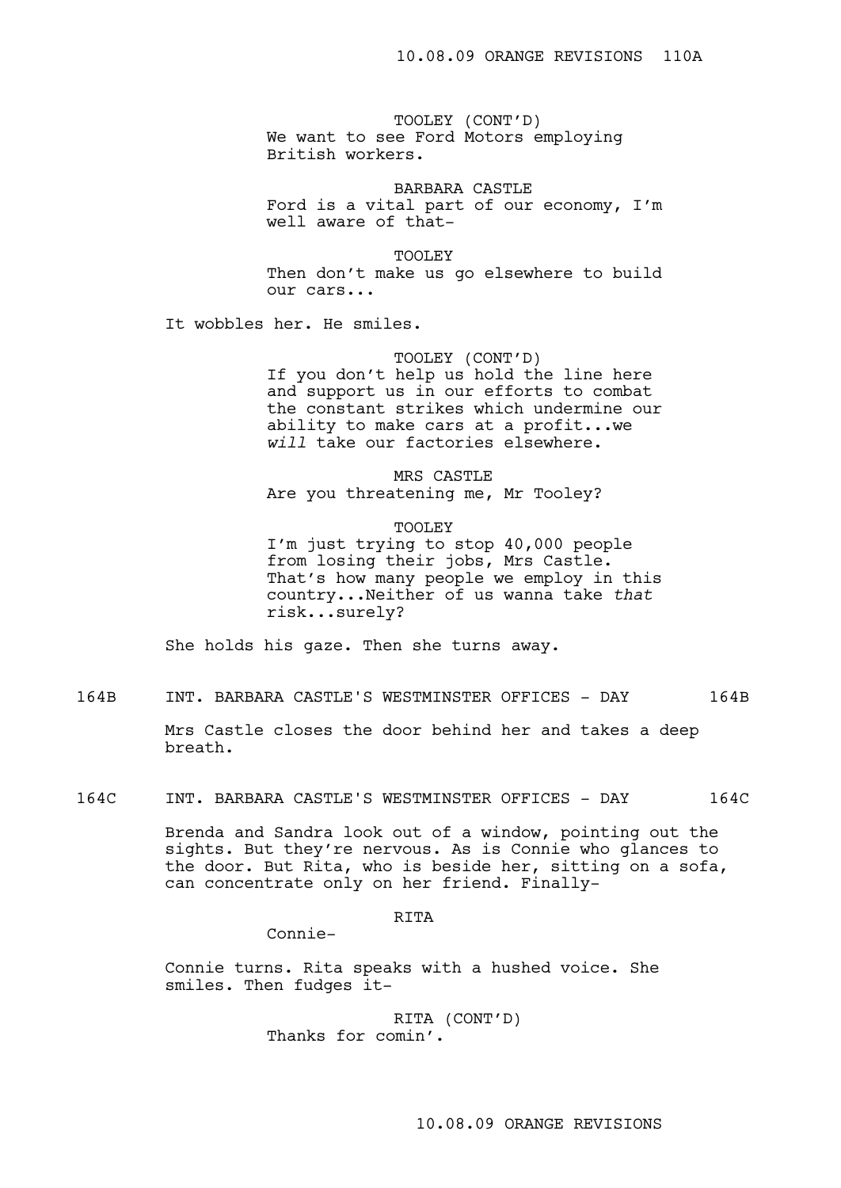TOOLEY (CONT'D)
We want to see Ford Motors employing British workers.

BARBARA CASTLE
Ford is a vital part of our economy, I'm well aware of that-

TOOLEY
Then don't make us go elsewhere to build our cars...

It wobbles her. He smiles.

TOOLEY (CONT'D)
If you don't help us hold the line here and support us in our efforts to combat the constant strikes which undermine our ability to make cars at a profit...we *will* take our factories elsewhere.

MRS CASTLE
Are you threatening me, Mr Tooley?

TOOLEY
I'm just trying to stop 40,000 people from losing their jobs, Mrs Castle. That's how many people we employ in this country...Neither of us wanna take *that* risk...surely?

She holds his gaze. Then she turns away.

164B INT. BARBARA CASTLE'S WESTMINSTER OFFICES - DAY 164B

Mrs Castle closes the door behind her and takes a deep breath.

164C INT. BARBARA CASTLE'S WESTMINSTER OFFICES - DAY 164C

Brenda and Sandra look out of a window, pointing out the sights. But they're nervous. As is Connie who glances to the door. But Rita, who is beside her, sitting on a sofa, can concentrate only on her friend. Finally-

RITA
Connie-

Connie turns. Rita speaks with a hushed voice. She smiles. Then fudges it-

RITA (CONT'D)
Thanks for comin'.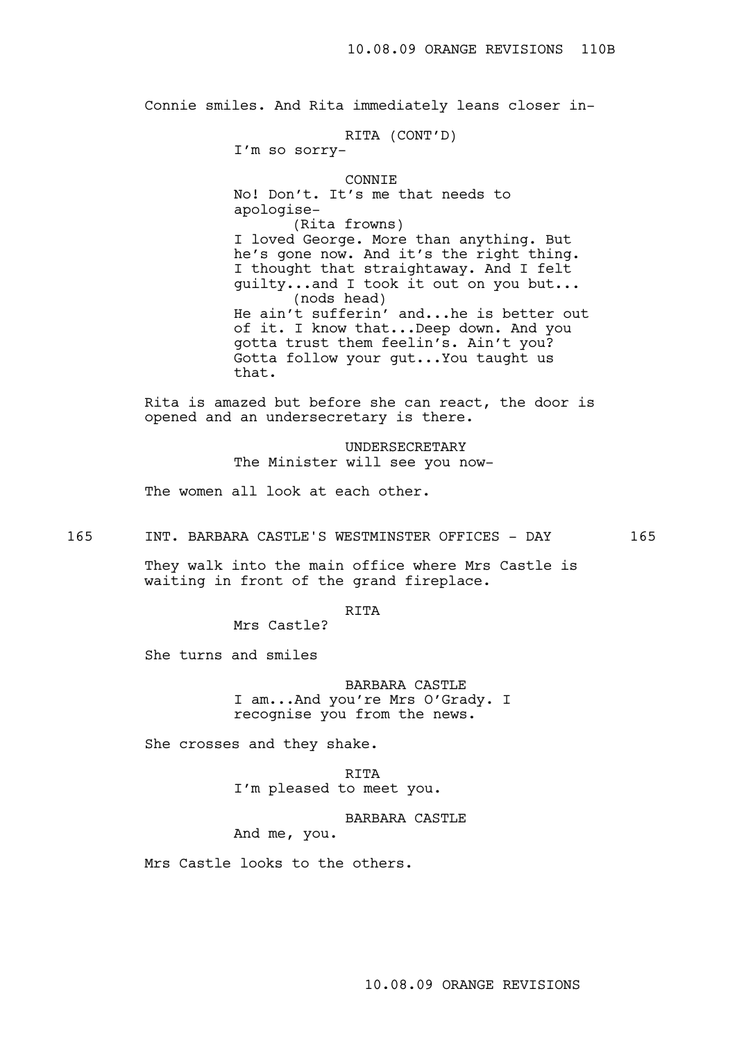Connie smiles. And Rita immediately leans closer in-

RITA (CONT'D)
I'm so sorry-

CONNIE
No! Don't. It's me that needs to apologise-
(Rita frowns)
I loved George. More than anything. But he's gone now. And it's the right thing. I thought that straightaway. And I felt guilty...and I took it out on you but...
(nods head)
He ain't sufferin' and...he is better out of it. I know that...Deep down. And you gotta trust them feelin's. Ain't you? Gotta follow your gut...You taught us that.

Rita is amazed but before she can react, the door is opened and an undersecretary is there.

UNDERSECRETARY
The Minister will see you now-

The women all look at each other.

165 INT. BARBARA CASTLE'S WESTMINSTER OFFICES - DAY 165

They walk into the main office where Mrs Castle is waiting in front of the grand fireplace.

RITA
Mrs Castle?

She turns and smiles

BARBARA CASTLE
I am...And you're Mrs O'Grady. I recognise you from the news.

She crosses and they shake.

RITA
I'm pleased to meet you.

BARBARA CASTLE
And me, you.

Mrs Castle looks to the others.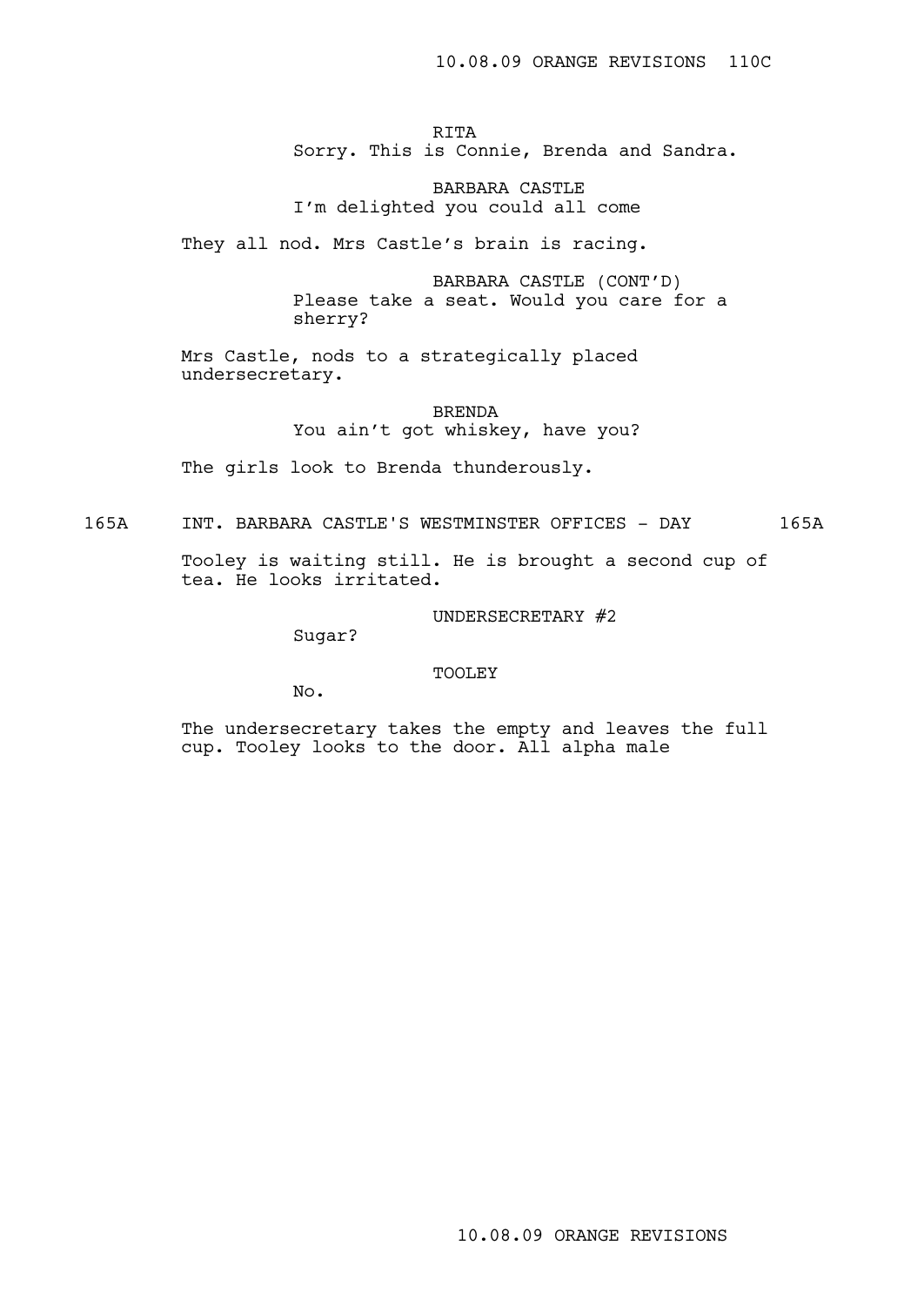RITA
Sorry. This is Connie, Brenda and Sandra.

BARBARA CASTLE
I'm delighted you could all come

They all nod. Mrs Castle's brain is racing.

BARBARA CASTLE (CONT'D)
Please take a seat. Would you care for a sherry?

Mrs Castle, nods to a strategically placed undersecretary.

BRENDA
You ain't got whiskey, have you?

The girls look to Brenda thunderously.

165A INT. BARBARA CASTLE'S WESTMINSTER OFFICES - DAY 165A

Tooley is waiting still. He is brought a second cup of tea. He looks irritated.

UNDERSECRETARY #2
Sugar?

TOOLEY
No.

The undersecretary takes the empty and leaves the full cup. Tooley looks to the door. All alpha male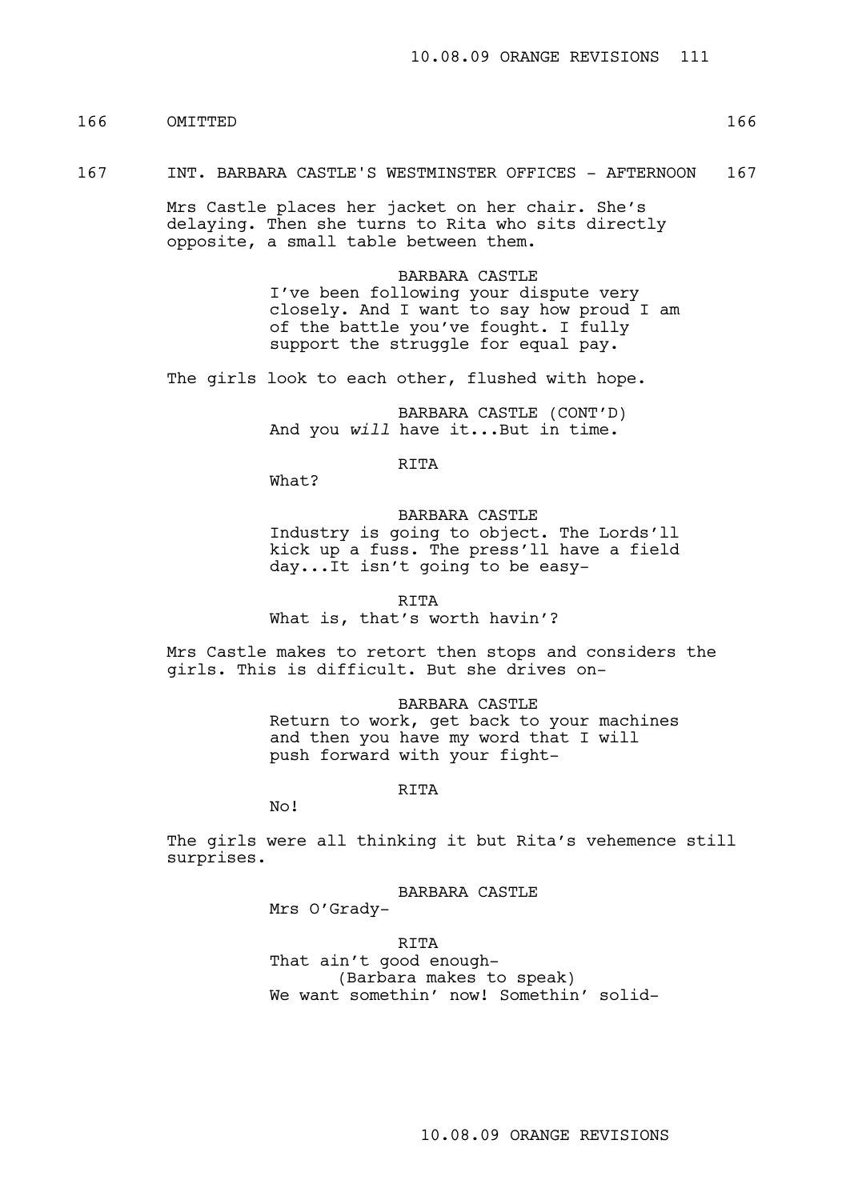166 OMITTED 166

167 INT. BARBARA CASTLE'S WESTMINSTER OFFICES - AFTERNOON 167

Mrs Castle places her jacket on her chair. She's delaying. Then she turns to Rita who sits directly opposite, a small table between them.

BARBARA CASTLE
I've been following your dispute very closely. And I want to say how proud I am of the battle you've fought. I fully support the struggle for equal pay.

The girls look to each other, flushed with hope.

BARBARA CASTLE (CONT'D)
And you *will* have it...But in time.

RITA
What?

BARBARA CASTLE
Industry is going to object. The Lords'll kick up a fuss. The press'll have a field day...It isn't going to be easy-

RITA
What is, that's worth havin'?

Mrs Castle makes to retort then stops and considers the girls. This is difficult. But she drives on-

BARBARA CASTLE
Return to work, get back to your machines and then you have my word that I will push forward with your fight-

RITA
No!

The girls were all thinking it but Rita's vehemence still surprises.

BARBARA CASTLE
Mrs O'Grady-

RITA
That ain't good enough-
(Barbara makes to speak)
We want somethin' now! Somethin' solid-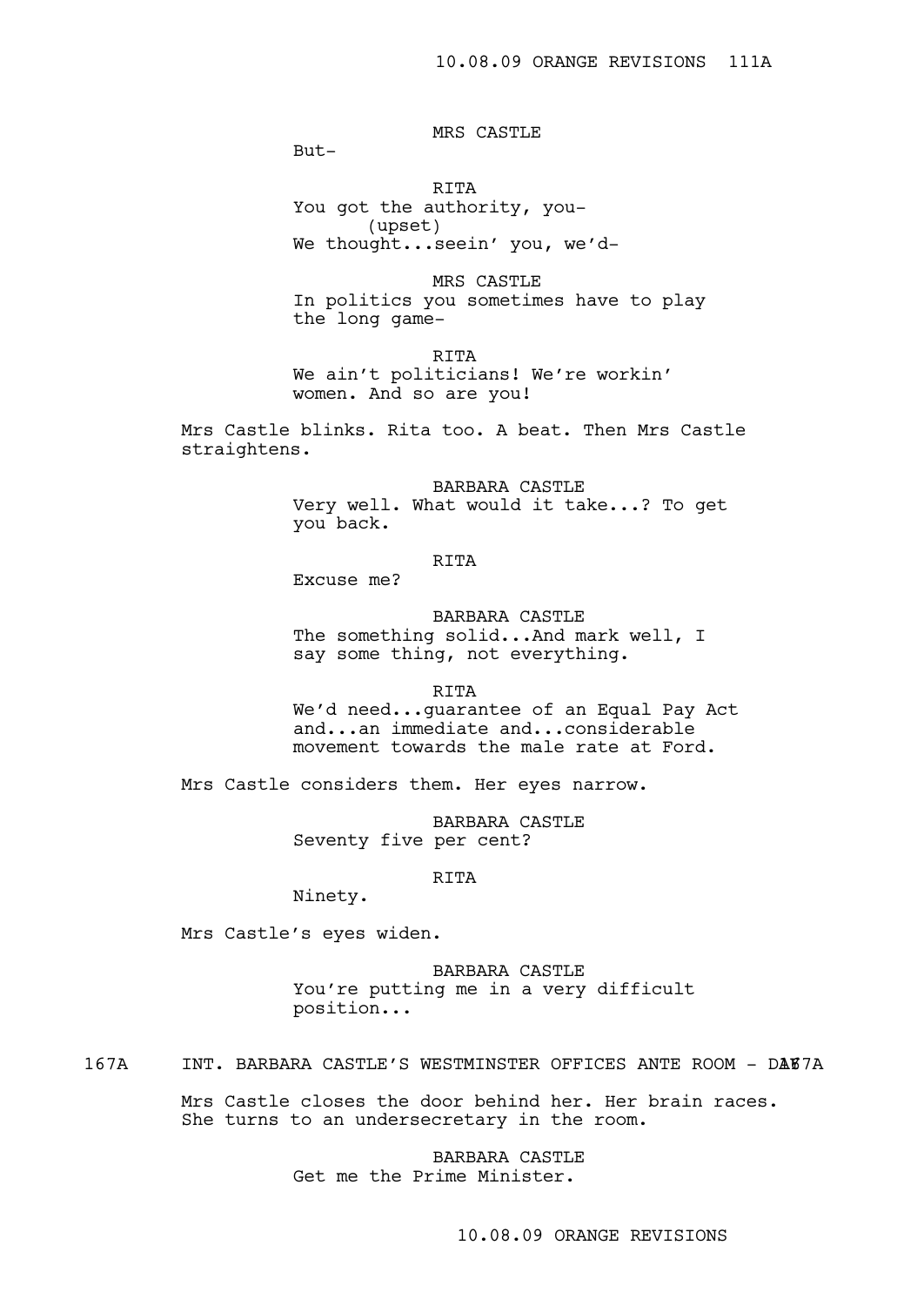MRS CASTLE

But-

RITA

You got the authority, you-

(upset)

We thought...seein' you, we'd-

MRS CASTLE

In politics you sometimes have to play the long game-

RITA

We ain't politicians! We're workin' women. And so are you!

Mrs Castle blinks. Rita too. A beat. Then Mrs Castle straightens.

BARBARA CASTLE

Very well. What would it take...? To get you back.

RITA

Excuse me?

BARBARA CASTLE

The something solid...And mark well, I say some thing, not everything.

RITA

We'd need...guarantee of an Equal Pay Act and...an immediate and...considerable movement towards the male rate at Ford.

Mrs Castle considers them. Her eyes narrow.

BARBARA CASTLE

Seventy five per cent?

RITA

Ninety.

Mrs Castle's eyes widen.

BARBARA CASTLE

You're putting me in a very difficult position...

167A INT. BARBARA CASTLE'S WESTMINSTER OFFICES ANTE ROOM - DAY 167A

Mrs Castle closes the door behind her. Her brain races. She turns to an undersecretary in the room.

BARBARA CASTLE

Get me the Prime Minister.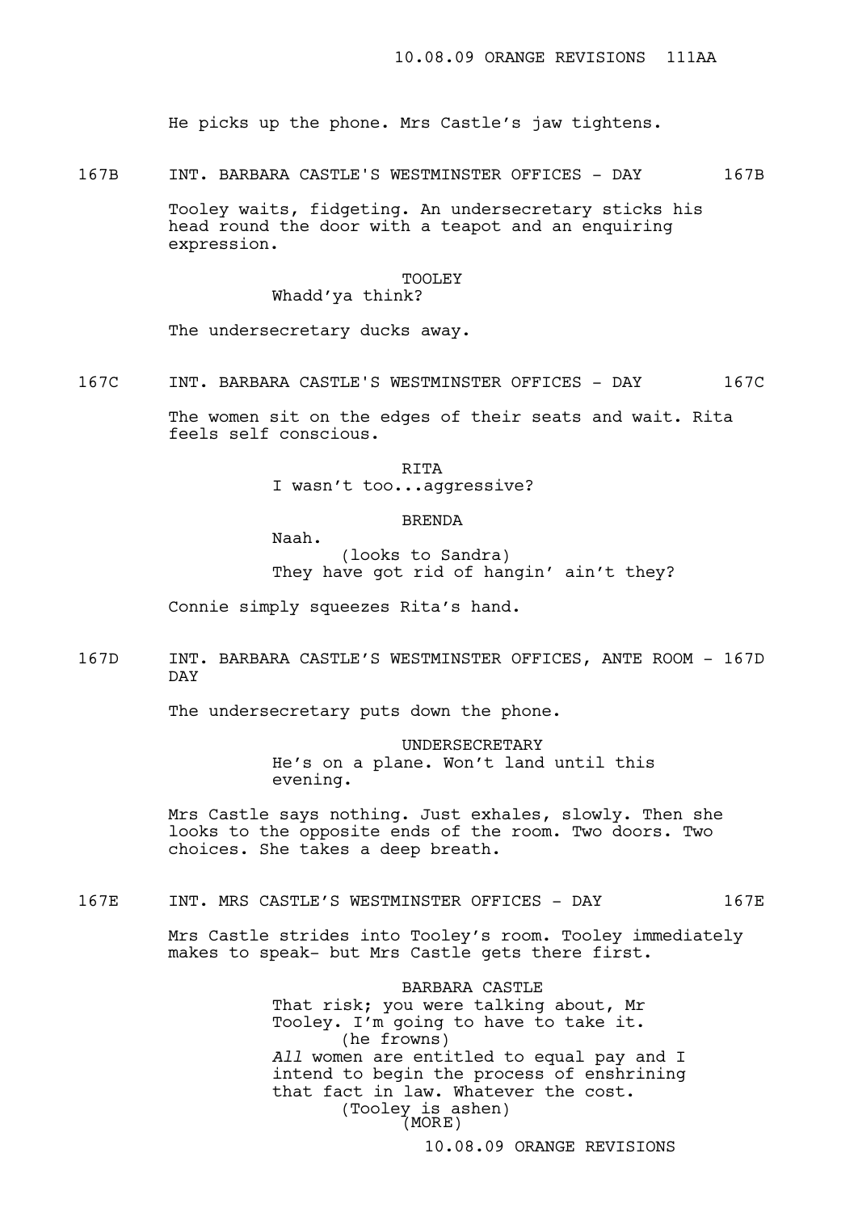He picks up the phone. Mrs Castle's jaw tightens.

167B INT. BARBARA CASTLE'S WESTMINSTER OFFICES - DAY 167B

Tooley waits, fidgeting. An undersecretary sticks his head round the door with a teapot and an enquiring expression.

TOOLEY
Whadd'ya think?

The undersecretary ducks away.

167C INT. BARBARA CASTLE'S WESTMINSTER OFFICES - DAY 167C

The women sit on the edges of their seats and wait. Rita feels self conscious.

RITA
I wasn't too...aggressive?

BRENDA
Naah.
(looks to Sandra)
They have got rid of hangin' ain't they?

Connie simply squeezes Rita's hand.

167D INT. BARBARA CASTLE'S WESTMINSTER OFFICES, ANTE ROOM - DAY 167D

The undersecretary puts down the phone.

UNDERSECRETARY
He's on a plane. Won't land until this evening.

Mrs Castle says nothing. Just exhales, slowly. Then she looks to the opposite ends of the room. Two doors. Two choices. She takes a deep breath.

167E INT. MRS CASTLE'S WESTMINSTER OFFICES - DAY 167E

Mrs Castle strides into Tooley's room. Tooley immediately makes to speak- but Mrs Castle gets there first.

BARBARA CASTLE
That risk; you were talking about, Mr Tooley. I'm going to have to take it.
(he frowns)
*All* women are entitled to equal pay and I intend to begin the process of enshrining that fact in law. Whatever the cost.
(Tooley is ashen)
(MORE)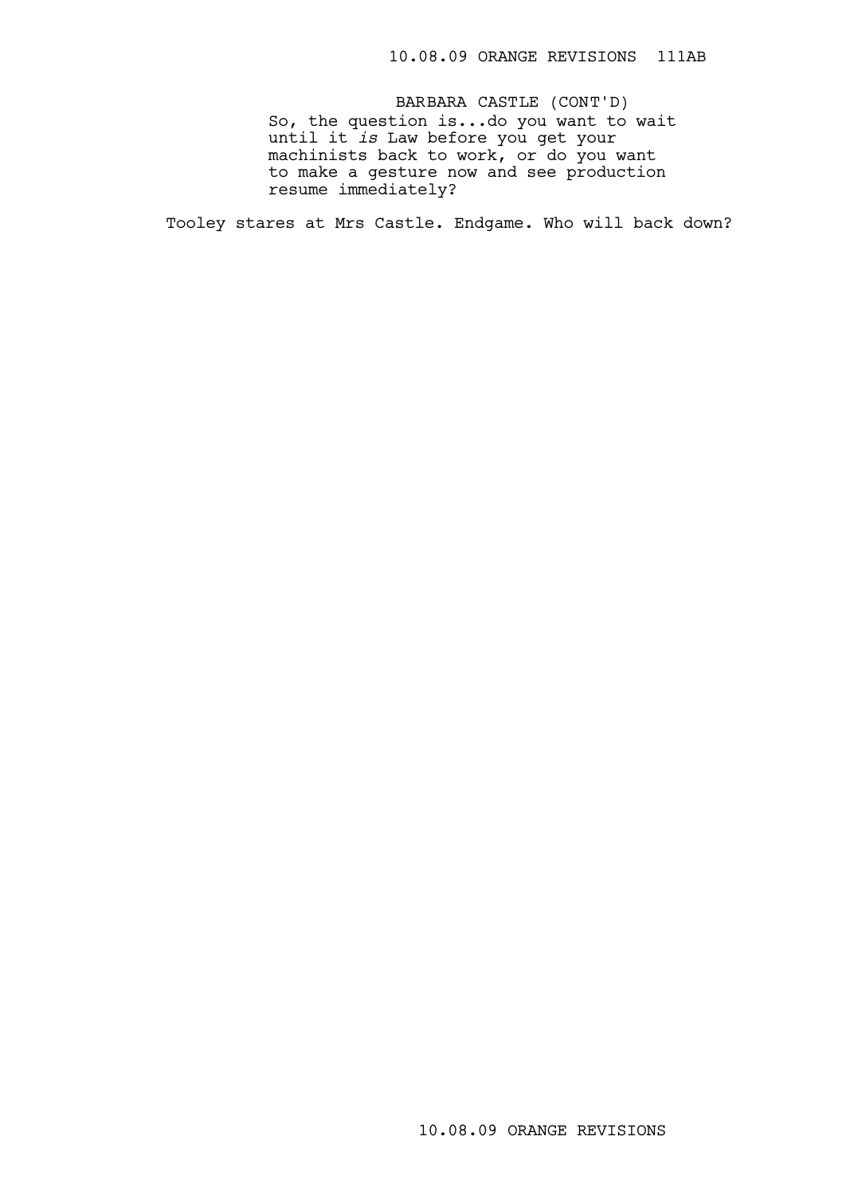BARBARA CASTLE (CONT'D)

So, the question is...do you want to wait until it *is* Law before you get your machinists back to work, or do you want to make a gesture now and see production resume immediately?

Tooley stares at Mrs Castle. Endgame. Who will back down?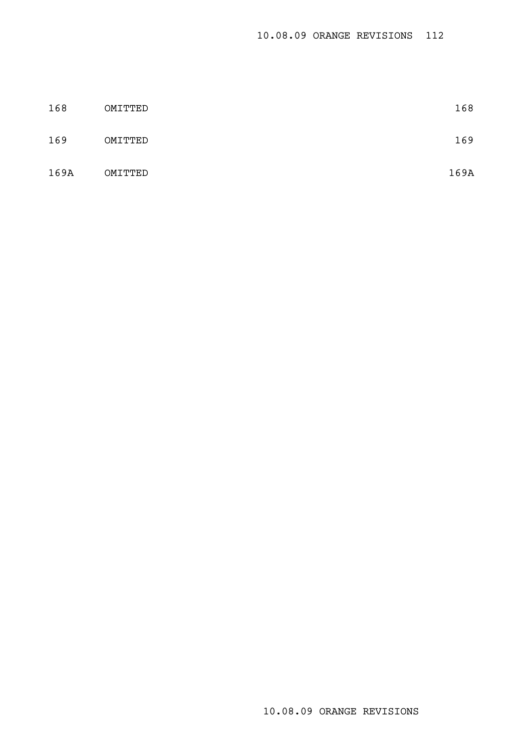168 OMITTED 168

169 OMITTED 169

169A OMITTED 169A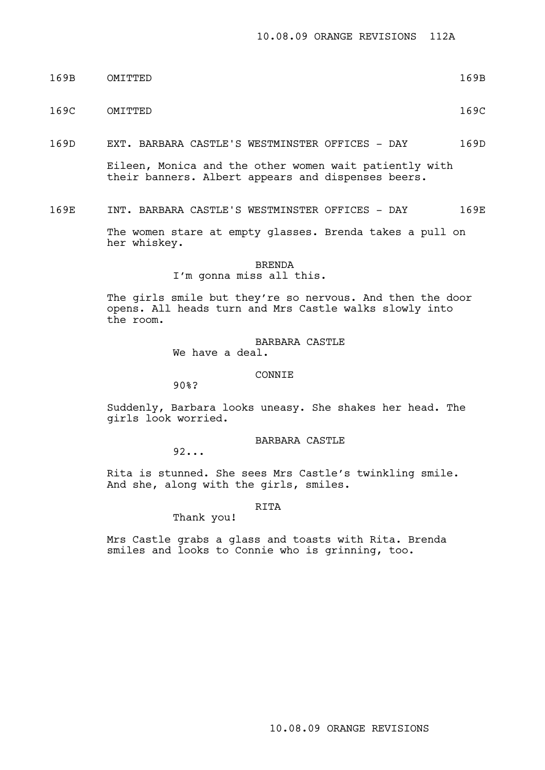169B OMITTED 169B

169C OMITTED 169C

169D EXT. BARBARA CASTLE'S WESTMINSTER OFFICES - DAY 169D

Eileen, Monica and the other women wait patiently with their banners. Albert appears and dispenses beers.

169E INT. BARBARA CASTLE'S WESTMINSTER OFFICES - DAY 169E

The women stare at empty glasses. Brenda takes a pull on her whiskey.

BRENDA
I'm gonna miss all this.

The girls smile but they're so nervous. And then the door opens. All heads turn and Mrs Castle walks slowly into the room.

BARBARA CASTLE
We have a deal.

CONNIE
90%?

Suddenly, Barbara looks uneasy. She shakes her head. The girls look worried.

BARBARA CASTLE
92...

Rita is stunned. She sees Mrs Castle's twinkling smile. And she, along with the girls, smiles.

RITA
Thank you!

Mrs Castle grabs a glass and toasts with Rita. Brenda smiles and looks to Connie who is grinning, too.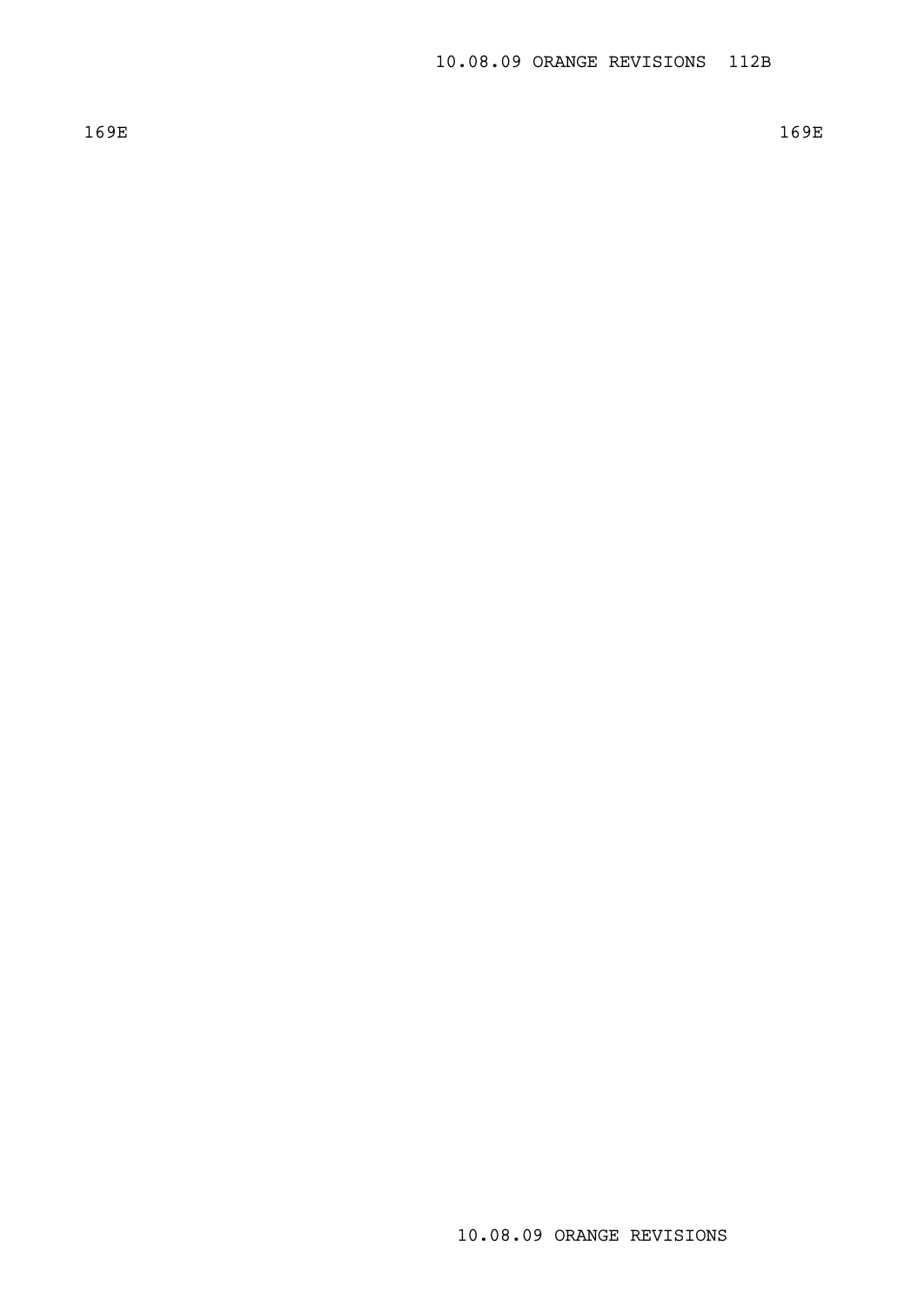169E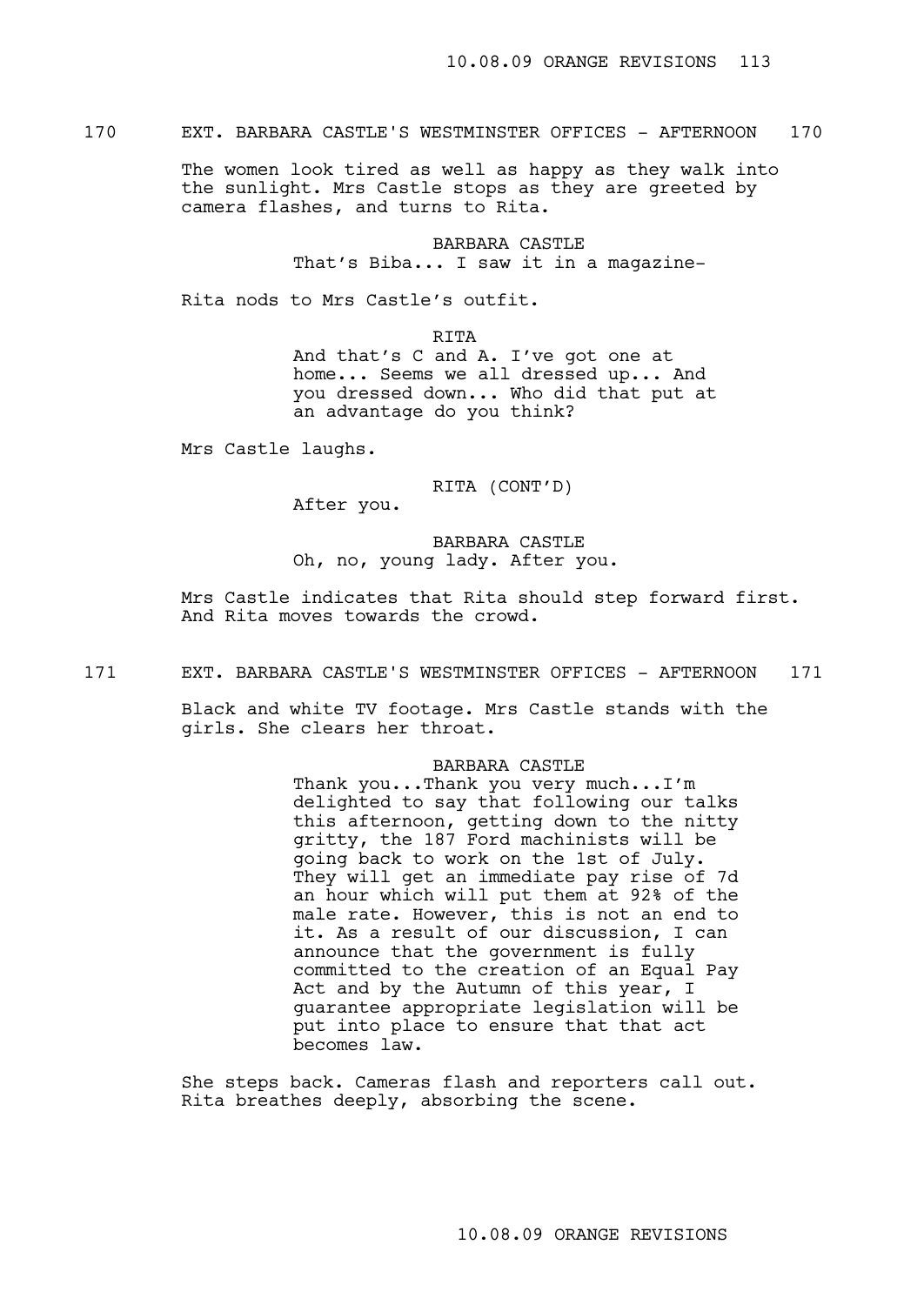170 EXT. BARBARA CASTLE'S WESTMINSTER OFFICES - AFTERNOON 170

The women look tired as well as happy as they walk into the sunlight. Mrs Castle stops as they are greeted by camera flashes, and turns to Rita.

BARBARA CASTLE
That's Biba... I saw it in a magazine-

Rita nods to Mrs Castle's outfit.

RITA
And that's C and A. I've got one at home... Seems we all dressed up... And you dressed down... Who did that put at an advantage do you think?

Mrs Castle laughs.

RITA (CONT'D)
After you.

BARBARA CASTLE
Oh, no, young lady. After you.

Mrs Castle indicates that Rita should step forward first. And Rita moves towards the crowd.

171 EXT. BARBARA CASTLE'S WESTMINSTER OFFICES - AFTERNOON 171

Black and white TV footage. Mrs Castle stands with the girls. She clears her throat.

BARBARA CASTLE
Thank you...Thank you very much...I'm delighted to say that following our talks this afternoon, getting down to the nitty gritty, the 187 Ford machinists will be going back to work on the 1st of July. They will get an immediate pay rise of 7d an hour which will put them at 92% of the male rate. However, this is not an end to it. As a result of our discussion, I can announce that the government is fully committed to the creation of an Equal Pay Act and by the Autumn of this year, I guarantee appropriate legislation will be put into place to ensure that that act becomes law.

She steps back. Cameras flash and reporters call out. Rita breathes deeply, absorbing the scene.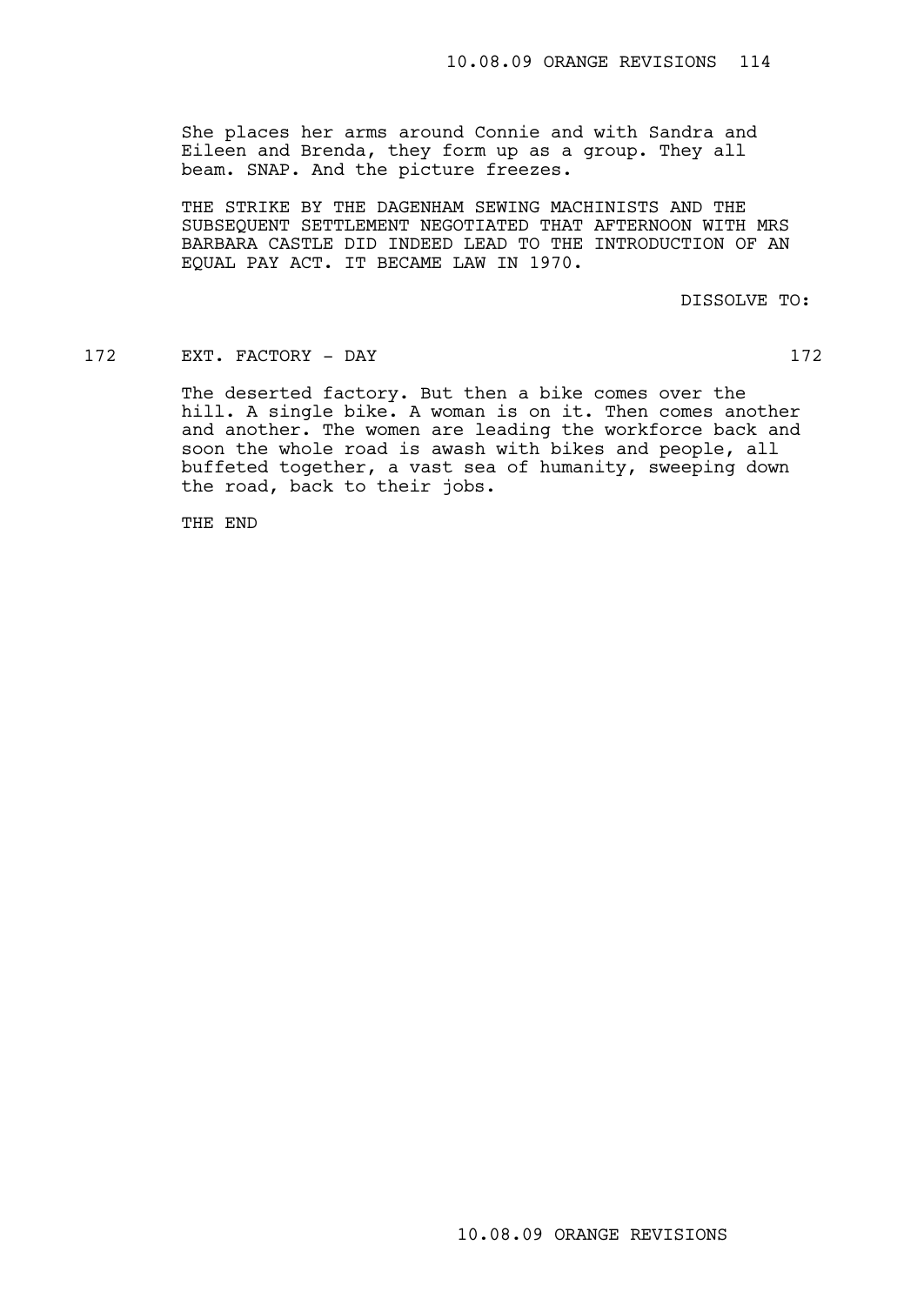She places her arms around Connie and with Sandra and Eileen and Brenda, they form up as a group. They all beam. SNAP. And the picture freezes.

THE STRIKE BY THE DAGENHAM SEWING MACHINISTS AND THE SUBSEQUENT SETTLEMENT NEGOTIATED THAT AFTERNOON WITH MRS BARBARA CASTLE DID INDEED LEAD TO THE INTRODUCTION OF AN EQUAL PAY ACT. IT BECAME LAW IN 1970.

DISSOLVE TO:

172 EXT. FACTORY - DAY 172

The deserted factory. But then a bike comes over the hill. A single bike. A woman is on it. Then comes another and another. The women are leading the workforce back and soon the whole road is awash with bikes and people, all buffeted together, a vast sea of humanity, sweeping down the road, back to their jobs.

THE END